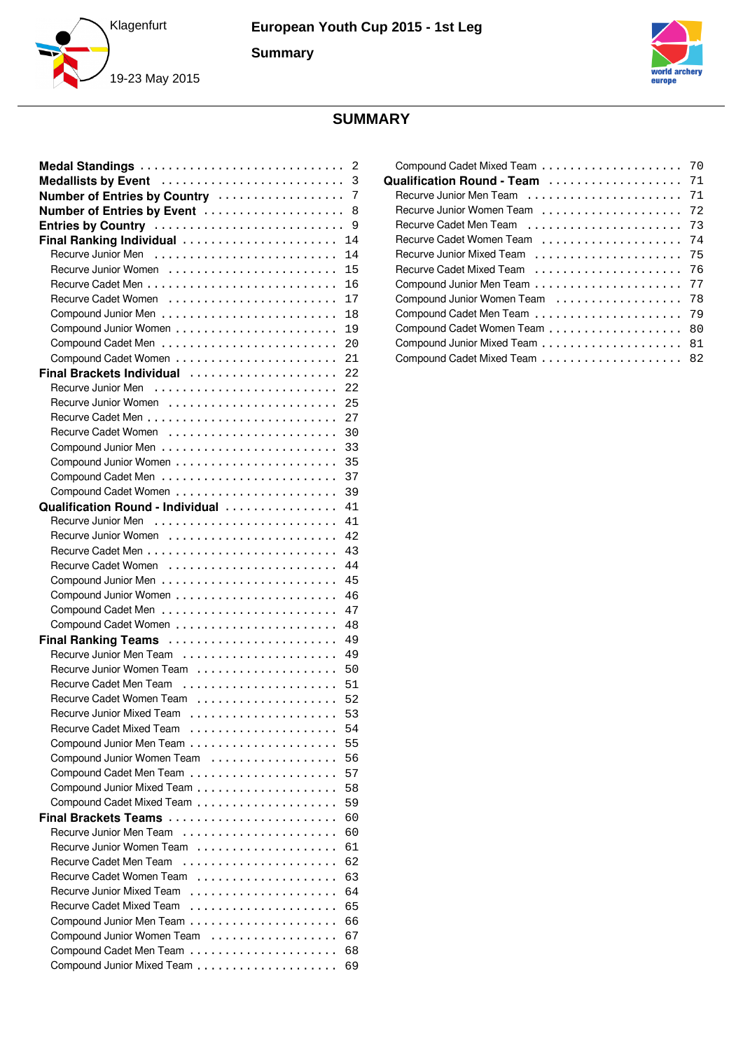Klagenfurt

19-23 May 2015

# European Youth Cup 2015 - 1st Leg

## Summary

## SUMMARY

**Medal Standings** . . . . . . . . . . . . . . . . . . . . . . . . . . . . 2
**Medallists by Event** . . . . . . . . . . . . . . . . . . . . . . . . . 3
**Number of Entries by Country** . . . . . . . . . . . . . . . . . . 7
**Number of Entries by Event** . . . . . . . . . . . . . . . . . . . . 8
**Entries by Country** . . . . . . . . . . . . . . . . . . . . . . . . . . 9
**Final Ranking Individual** . . . . . . . . . . . . . . . . . . . . . . 14
- Recurve Junior Men . . . . . . . . . . . . . . . . . . . . . . . . . 14
- Recurve Junior Women . . . . . . . . . . . . . . . . . . . . . . . 15
- Recurve Cadet Men . . . . . . . . . . . . . . . . . . . . . . . . . . 16
- Recurve Cadet Women . . . . . . . . . . . . . . . . . . . . . . . . 17
- Compound Junior Men . . . . . . . . . . . . . . . . . . . . . . . . 18
- Compound Junior Women . . . . . . . . . . . . . . . . . . . . . . 19
- Compound Cadet Men . . . . . . . . . . . . . . . . . . . . . . . . 20
- Compound Cadet Women . . . . . . . . . . . . . . . . . . . . . . 21

**Final Brackets Individual** . . . . . . . . . . . . . . . . . . . . . 22
- Recurve Junior Men . . . . . . . . . . . . . . . . . . . . . . . . . 22
- Recurve Junior Women . . . . . . . . . . . . . . . . . . . . . . . 25
- Recurve Cadet Men . . . . . . . . . . . . . . . . . . . . . . . . . . 27
- Recurve Cadet Women . . . . . . . . . . . . . . . . . . . . . . . . 30
- Compound Junior Men . . . . . . . . . . . . . . . . . . . . . . . . 33
- Compound Junior Women . . . . . . . . . . . . . . . . . . . . . . 35
- Compound Cadet Men . . . . . . . . . . . . . . . . . . . . . . . . 37
- Compound Cadet Women . . . . . . . . . . . . . . . . . . . . . . 39

**Qualification Round - Individual** . . . . . . . . . . . . . . . . 41
- Recurve Junior Men . . . . . . . . . . . . . . . . . . . . . . . . . 41
- Recurve Junior Women . . . . . . . . . . . . . . . . . . . . . . . 42
- Recurve Cadet Men . . . . . . . . . . . . . . . . . . . . . . . . . . 43
- Recurve Cadet Women . . . . . . . . . . . . . . . . . . . . . . . . 44
- Compound Junior Men . . . . . . . . . . . . . . . . . . . . . . . . 45
- Compound Junior Women . . . . . . . . . . . . . . . . . . . . . . 46
- Compound Cadet Men . . . . . . . . . . . . . . . . . . . . . . . . 47
- Compound Cadet Women . . . . . . . . . . . . . . . . . . . . . . 48

**Final Ranking Teams** . . . . . . . . . . . . . . . . . . . . . . . . 49
- Recurve Junior Men Team . . . . . . . . . . . . . . . . . . . . . 49
- Recurve Junior Women Team . . . . . . . . . . . . . . . . . . . 50
- Recurve Cadet Men Team . . . . . . . . . . . . . . . . . . . . . 51
- Recurve Cadet Women Team . . . . . . . . . . . . . . . . . . . 52
- Recurve Junior Mixed Team . . . . . . . . . . . . . . . . . . . . 53
- Recurve Cadet Mixed Team . . . . . . . . . . . . . . . . . . . . 54
- Compound Junior Men Team . . . . . . . . . . . . . . . . . . . . 55
- Compound Junior Women Team . . . . . . . . . . . . . . . . . . 56
- Compound Cadet Men Team . . . . . . . . . . . . . . . . . . . . 57
- Compound Junior Mixed Team . . . . . . . . . . . . . . . . . . . 58
- Compound Cadet Mixed Team . . . . . . . . . . . . . . . . . . . 59

**Final Brackets Teams** . . . . . . . . . . . . . . . . . . . . . . . . 60
- Recurve Junior Men Team . . . . . . . . . . . . . . . . . . . . . 60
- Recurve Junior Women Team . . . . . . . . . . . . . . . . . . . 61
- Recurve Cadet Men Team . . . . . . . . . . . . . . . . . . . . . 62
- Recurve Cadet Women Team . . . . . . . . . . . . . . . . . . . 63
- Recurve Junior Mixed Team . . . . . . . . . . . . . . . . . . . . 64
- Recurve Cadet Mixed Team . . . . . . . . . . . . . . . . . . . . 65
- Compound Junior Men Team . . . . . . . . . . . . . . . . . . . . 66
- Compound Junior Women Team . . . . . . . . . . . . . . . . . . 67
- Compound Cadet Men Team . . . . . . . . . . . . . . . . . . . . 68
- Compound Junior Mixed Team . . . . . . . . . . . . . . . . . . . 69
- Compound Cadet Mixed Team . . . . . . . . . . . . . . . . . . . 70

**Qualification Round - Team** . . . . . . . . . . . . . . . . . . . . 71
- Recurve Junior Men Team . . . . . . . . . . . . . . . . . . . . . 71
- Recurve Junior Women Team . . . . . . . . . . . . . . . . . . . 72
- Recurve Cadet Men Team . . . . . . . . . . . . . . . . . . . . . 73
- Recurve Cadet Women Team . . . . . . . . . . . . . . . . . . . 74
- Recurve Junior Mixed Team . . . . . . . . . . . . . . . . . . . . 75
- Recurve Cadet Mixed Team . . . . . . . . . . . . . . . . . . . . 76
- Compound Junior Men Team . . . . . . . . . . . . . . . . . . . . 77
- Compound Junior Women Team . . . . . . . . . . . . . . . . . . 78
- Compound Cadet Men Team . . . . . . . . . . . . . . . . . . . . 79
- Compound Cadet Women Team . . . . . . . . . . . . . . . . . . 80
- Compound Junior Mixed Team . . . . . . . . . . . . . . . . . . . 81
- Compound Cadet Mixed Team . . . . . . . . . . . . . . . . . . . 82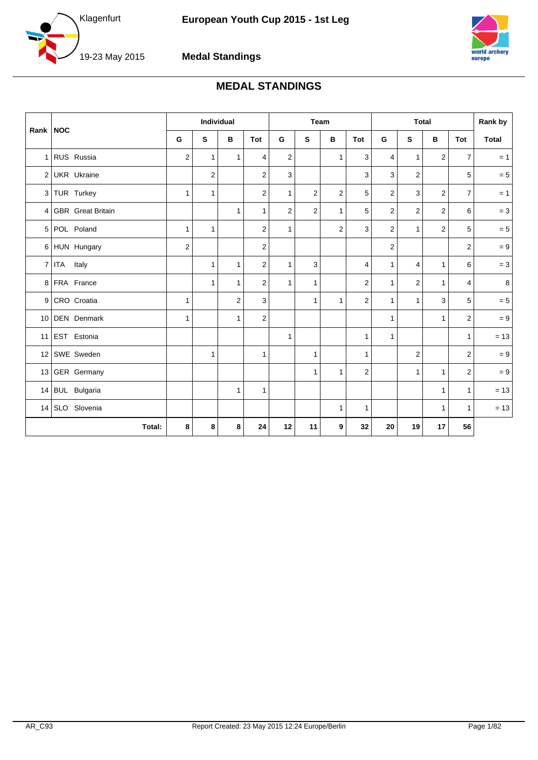# MEDAL STANDINGS

| Rank | NOC | Individual | | | | Team | | | | Total | | | | Rank by |
|---|---|---|---|---|---|---|---|---|---|---|---|---|---|---|
| | | G | S | B | Tot | G | S | B | Tot | G | S | B | Tot | Total |
| 1 | RUS Russia | 2 | 1 | 1 | 4 | 2 | | 1 | 3 | 4 | 1 | 2 | 7 | = 1 |
| 2 | UKR Ukraine | | 2 | | 2 | 3 | | | 3 | 3 | 2 | | 5 | = 5 |
| 3 | TUR Turkey | 1 | 1 | | 2 | 1 | 2 | 2 | 5 | 2 | 3 | 2 | 7 | = 1 |
| 4 | GBR Great Britain | | | 1 | 1 | 2 | 2 | 1 | 5 | 2 | 2 | 2 | 6 | = 3 |
| 5 | POL Poland | 1 | 1 | | 2 | 1 | | 2 | 3 | 2 | 1 | 2 | 5 | = 5 |
| 6 | HUN Hungary | 2 | | | 2 | | | | | 2 | | | 2 | = 9 |
| 7 | ITA Italy | | 1 | 1 | 2 | 1 | 3 | | 4 | 1 | 4 | 1 | 6 | = 3 |
| 8 | FRA France | | 1 | 1 | 2 | 1 | 1 | | 2 | 1 | 2 | 1 | 4 | 8 |
| 9 | CRO Croatia | 1 | | 2 | 3 | | 1 | 1 | 2 | 1 | 1 | 3 | 5 | = 5 |
| 10 | DEN Denmark | 1 | | 1 | 2 | | | | | 1 | | 1 | 2 | = 9 |
| 11 | EST Estonia | | | | | 1 | | | 1 | 1 | | | 1 | = 13 |
| 12 | SWE Sweden | | 1 | | 1 | | 1 | | 1 | | 2 | | 2 | = 9 |
| 13 | GER Germany | | | | | | 1 | 1 | 2 | | 1 | 1 | 2 | = 9 |
| 14 | BUL Bulgaria | | | 1 | 1 | | | | | | | 1 | 1 | = 13 |
| 14 | SLO Slovenia | | | | | | | 1 | 1 | | | 1 | 1 | = 13 |
| | **Total:** | **8** | **8** | **8** | **24** | **12** | **11** | **9** | **32** | **20** | **19** | **17** | **56** | |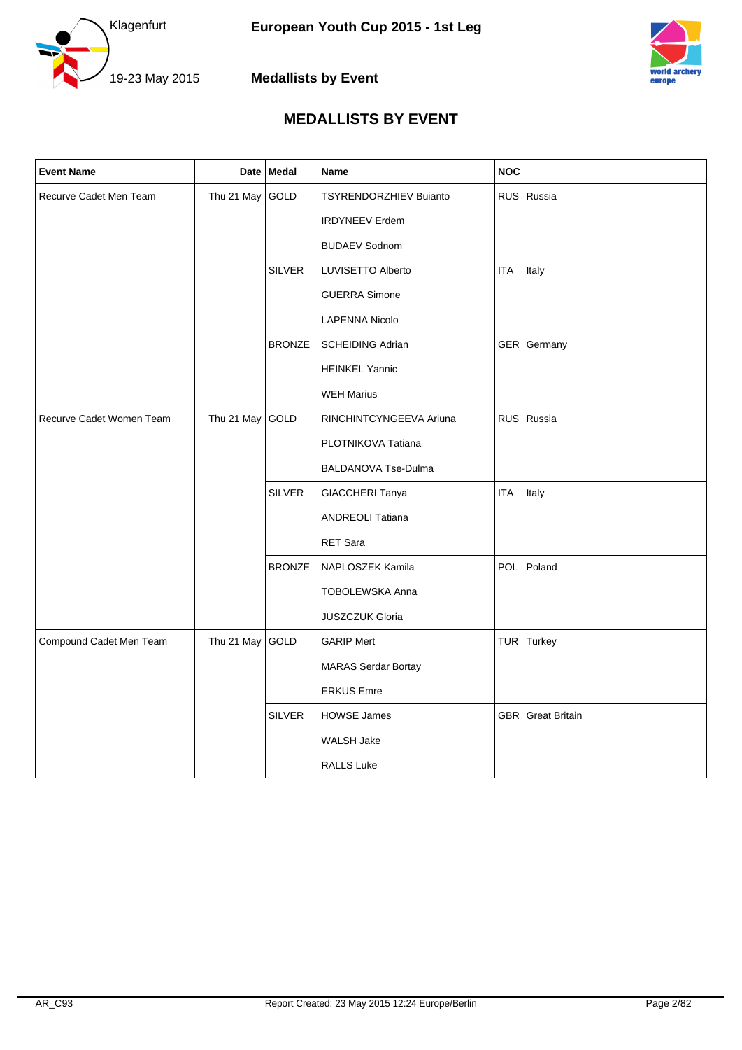# MEDALLISTS BY EVENT

| Event Name | Date | Medal | Name | NOC |
|---|---|---|---|---|
| Recurve Cadet Men Team | Thu 21 May | GOLD | TSYRENDORZHIEV Buianto | RUS Russia |
| | | | IRDYNEEV Erdem | |
| | | | BUDAEV Sodnom | |
| | | SILVER | LUVISETTO Alberto | ITA Italy |
| | | | GUERRA Simone | |
| | | | LAPENNA Nicolo | |
| | | BRONZE | SCHEIDING Adrian | GER Germany |
| | | | HEINKEL Yannic | |
| | | | WEH Marius | |
| Recurve Cadet Women Team | Thu 21 May | GOLD | RINCHINTCYNGEEVA Ariuna | RUS Russia |
| | | | PLOTNIKOVA Tatiana | |
| | | | BALDANOVA Tse-Dulma | |
| | | SILVER | GIACCHERI Tanya | ITA Italy |
| | | | ANDREOLI Tatiana | |
| | | | RET Sara | |
| | | BRONZE | NAPLOSZEK Kamila | POL Poland |
| | | | TOBOLEWSKA Anna | |
| | | | JUSZCZUK Gloria | |
| Compound Cadet Men Team | Thu 21 May | GOLD | GARIP Mert | TUR Turkey |
| | | | MARAS Serdar Bortay | |
| | | | ERKUS Emre | |
| | | SILVER | HOWSE James | GBR Great Britain |
| | | | WALSH Jake | |
| | | | RALLS Luke | |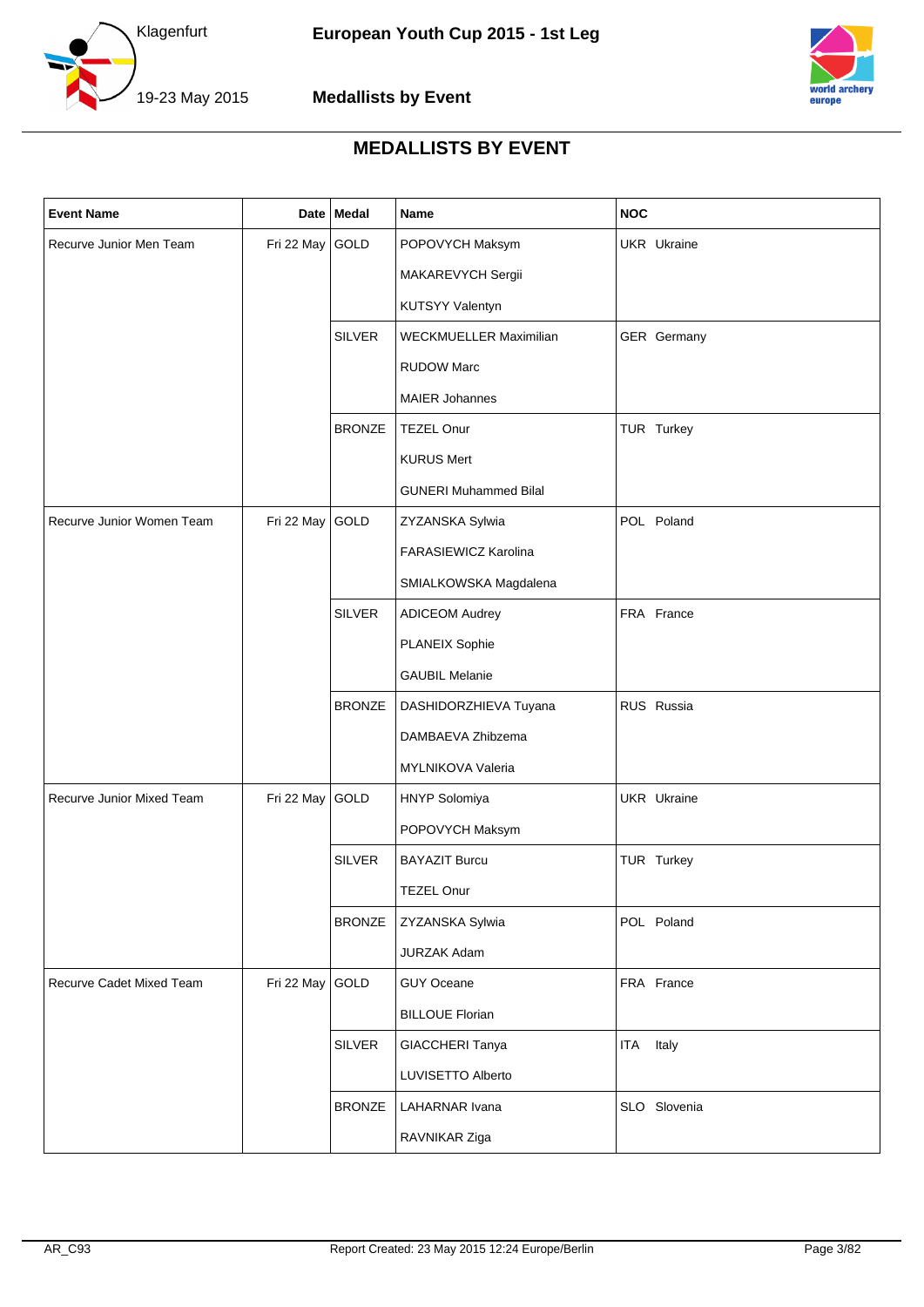# MEDALLISTS BY EVENT

| Event Name | Date | Medal | Name | NOC |
|---|---|---|---|---|
| Recurve Junior Men Team | Fri 22 May | GOLD | POPOVYCH Maksym | UKR Ukraine |
| | | | MAKAREVYCH Sergii | |
| | | | KUTSYY Valentyn | |
| | | SILVER | WECKMUELLER Maximilian | GER Germany |
| | | | RUDOW Marc | |
| | | | MAIER Johannes | |
| | | BRONZE | TEZEL Onur | TUR Turkey |
| | | | KURUS Mert | |
| | | | GUNERI Muhammed Bilal | |
| Recurve Junior Women Team | Fri 22 May | GOLD | ZYZANSKA Sylwia | POL Poland |
| | | | FARASIEWICZ Karolina | |
| | | | SMIALKOWSKA Magdalena | |
| | | SILVER | ADICEOM Audrey | FRA France |
| | | | PLANEIX Sophie | |
| | | | GAUBIL Melanie | |
| | | BRONZE | DASHIDORZHIEVA Tuyana | RUS Russia |
| | | | DAMBAEVA Zhibzema | |
| | | | MYLNIKOVA Valeria | |
| Recurve Junior Mixed Team | Fri 22 May | GOLD | HNYP Solomiya | UKR Ukraine |
| | | | POPOVYCH Maksym | |
| | | SILVER | BAYAZIT Burcu | TUR Turkey |
| | | | TEZEL Onur | |
| | | BRONZE | ZYZANSKA Sylwia | POL Poland |
| | | | JURZAK Adam | |
| Recurve Cadet Mixed Team | Fri 22 May | GOLD | GUY Oceane | FRA France |
| | | | BILLOUE Florian | |
| | | SILVER | GIACCHERI Tanya | ITA Italy |
| | | | LUVISETTO Alberto | |
| | | BRONZE | LAHARNAR Ivana | SLO Slovenia |
| | | | RAVNIKAR Ziga | |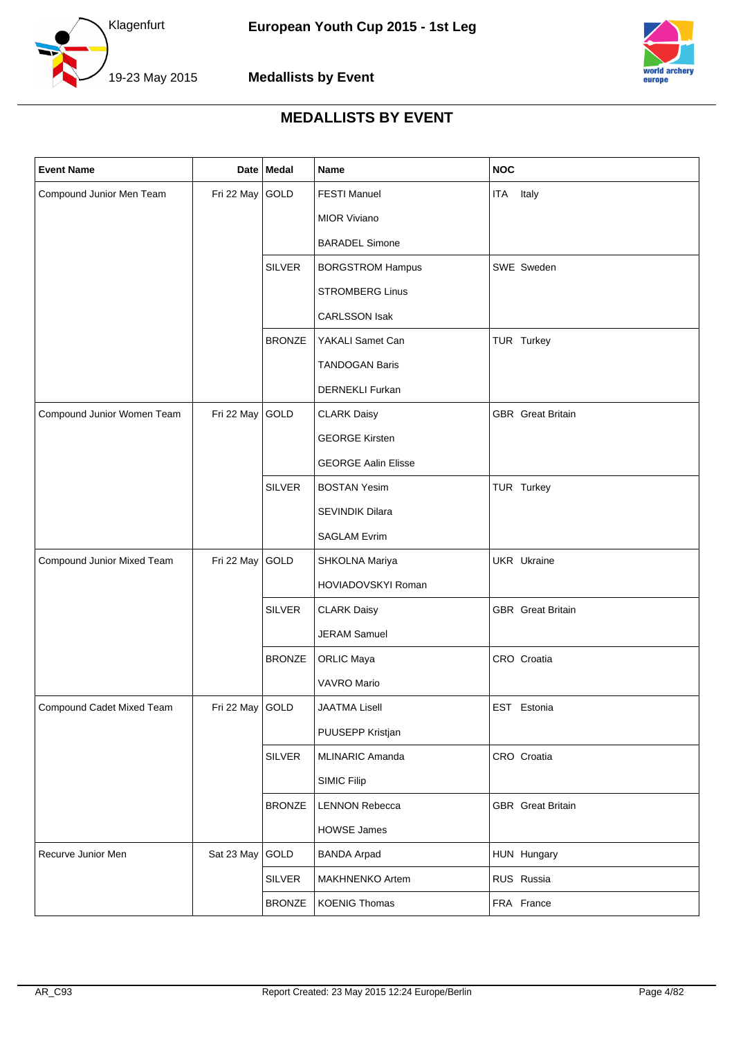# MEDALLISTS BY EVENT

| Event Name | Date | Medal | Name | NOC |
|---|---|---|---|---|
| Compound Junior Men Team | Fri 22 May | GOLD | FESTI Manuel | ITA Italy |
| | | | MIOR Viviano | |
| | | | BARADEL Simone | |
| | | SILVER | BORGSTROM Hampus | SWE Sweden |
| | | | STROMBERG Linus | |
| | | | CARLSSON Isak | |
| | | BRONZE | YAKALI Samet Can | TUR Turkey |
| | | | TANDOGAN Baris | |
| | | | DERNEKLI Furkan | |
| Compound Junior Women Team | Fri 22 May | GOLD | CLARK Daisy | GBR Great Britain |
| | | | GEORGE Kirsten | |
| | | | GEORGE Aalin Elisse | |
| | | SILVER | BOSTAN Yesim | TUR Turkey |
| | | | SEVINDIK Dilara | |
| | | | SAGLAM Evrim | |
| Compound Junior Mixed Team | Fri 22 May | GOLD | SHKOLNA Mariya | UKR Ukraine |
| | | | HOVIADOVSKYI Roman | |
| | | SILVER | CLARK Daisy | GBR Great Britain |
| | | | JERAM Samuel | |
| | | BRONZE | ORLIC Maya | CRO Croatia |
| | | | VAVRO Mario | |
| Compound Cadet Mixed Team | Fri 22 May | GOLD | JAATMA Lisell | EST Estonia |
| | | | PUUSEPP Kristjan | |
| | | SILVER | MLINARIC Amanda | CRO Croatia |
| | | | SIMIC Filip | |
| | | BRONZE | LENNON Rebecca | GBR Great Britain |
| | | | HOWSE James | |
| Recurve Junior Men | Sat 23 May | GOLD | BANDA Arpad | HUN Hungary |
| | | SILVER | MAKHNENKO Artem | RUS Russia |
| | | BRONZE | KOENIG Thomas | FRA France |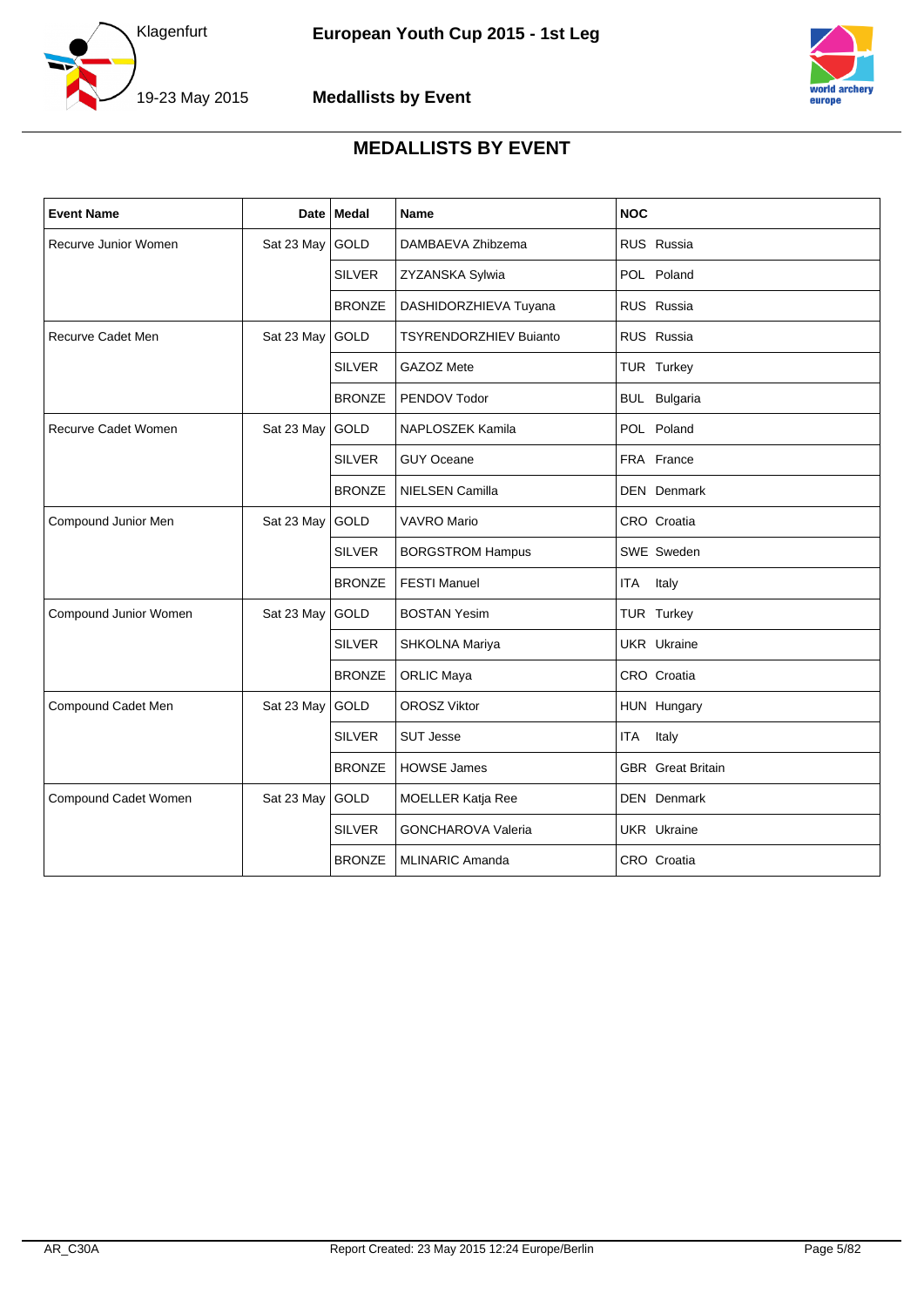# MEDALLISTS BY EVENT

| Event Name | Date | Medal | Name | NOC |
| --- | --- | --- | --- | --- |
| Recurve Junior Women | Sat 23 May | GOLD | DAMBAEVA Zhibzema | RUS Russia |
| | | SILVER | ZYZANSKA Sylwia | POL Poland |
| | | BRONZE | DASHIDORZHIEVA Tuyana | RUS Russia |
| Recurve Cadet Men | Sat 23 May | GOLD | TSYRENDORZHIEV Buianto | RUS Russia |
| | | SILVER | GAZOZ Mete | TUR Turkey |
| | | BRONZE | PENDOV Todor | BUL Bulgaria |
| Recurve Cadet Women | Sat 23 May | GOLD | NAPLOSZEK Kamila | POL Poland |
| | | SILVER | GUY Oceane | FRA France |
| | | BRONZE | NIELSEN Camilla | DEN Denmark |
| Compound Junior Men | Sat 23 May | GOLD | VAVRO Mario | CRO Croatia |
| | | SILVER | BORGSTROM Hampus | SWE Sweden |
| | | BRONZE | FESTI Manuel | ITA Italy |
| Compound Junior Women | Sat 23 May | GOLD | BOSTAN Yesim | TUR Turkey |
| | | SILVER | SHKOLNA Mariya | UKR Ukraine |
| | | BRONZE | ORLIC Maya | CRO Croatia |
| Compound Cadet Men | Sat 23 May | GOLD | OROSZ Viktor | HUN Hungary |
| | | SILVER | SUT Jesse | ITA Italy |
| | | BRONZE | HOWSE James | GBR Great Britain |
| Compound Cadet Women | Sat 23 May | GOLD | MOELLER Katja Ree | DEN Denmark |
| | | SILVER | GONCHAROVA Valeria | UKR Ukraine |
| | | BRONZE | MLINARIC Amanda | CRO Croatia |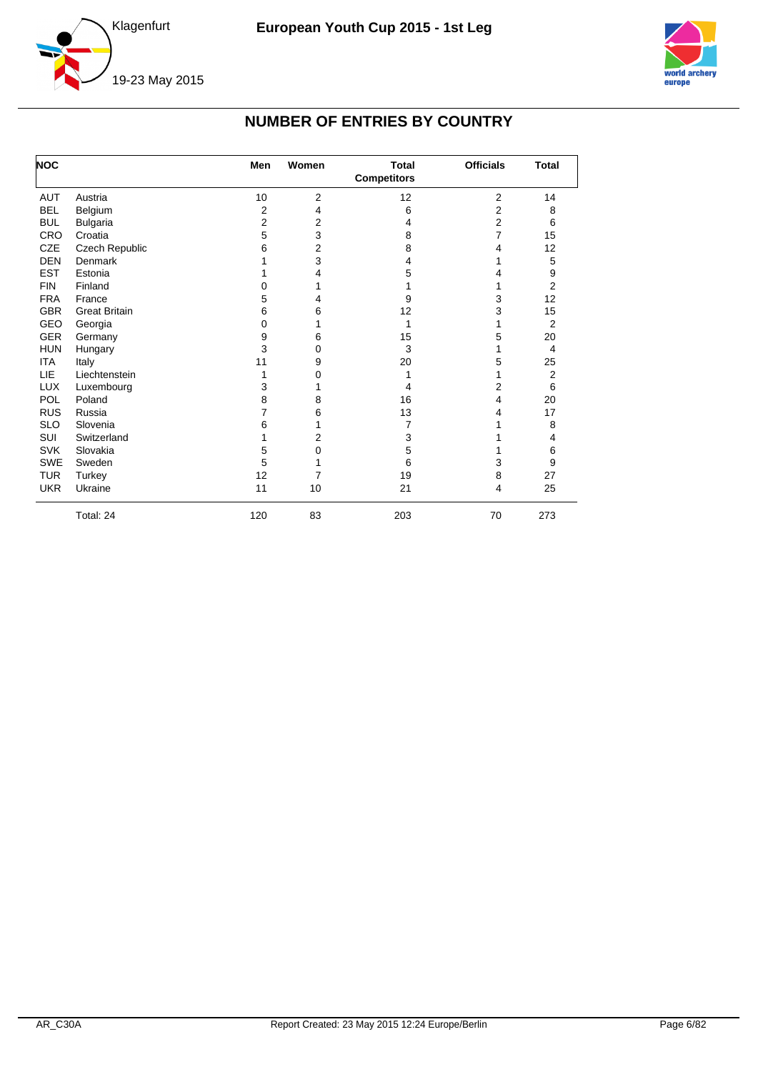## NUMBER OF ENTRIES BY COUNTRY

| NOC | | Men | Women | Total Competitors | Officials | Total |
|---|---|---|---|---|---|---|
| AUT | Austria | 10 | 2 | 12 | 2 | 14 |
| BEL | Belgium | 2 | 4 | 6 | 2 | 8 |
| BUL | Bulgaria | 2 | 2 | 4 | 2 | 6 |
| CRO | Croatia | 5 | 3 | 8 | 7 | 15 |
| CZE | Czech Republic | 6 | 2 | 8 | 4 | 12 |
| DEN | Denmark | 1 | 3 | 4 | 1 | 5 |
| EST | Estonia | 1 | 4 | 5 | 4 | 9 |
| FIN | Finland | 0 | 1 | 1 | 1 | 2 |
| FRA | France | 5 | 4 | 9 | 3 | 12 |
| GBR | Great Britain | 6 | 6 | 12 | 3 | 15 |
| GEO | Georgia | 0 | 1 | 1 | 1 | 2 |
| GER | Germany | 9 | 6 | 15 | 5 | 20 |
| HUN | Hungary | 3 | 0 | 3 | 1 | 4 |
| ITA | Italy | 11 | 9 | 20 | 5 | 25 |
| LIE | Liechtenstein | 1 | 0 | 1 | 1 | 2 |
| LUX | Luxembourg | 3 | 1 | 4 | 2 | 6 |
| POL | Poland | 8 | 8 | 16 | 4 | 20 |
| RUS | Russia | 7 | 6 | 13 | 4 | 17 |
| SLO | Slovenia | 6 | 1 | 7 | 1 | 8 |
| SUI | Switzerland | 1 | 2 | 3 | 1 | 4 |
| SVK | Slovakia | 5 | 0 | 5 | 1 | 6 |
| SWE | Sweden | 5 | 1 | 6 | 3 | 9 |
| TUR | Turkey | 12 | 7 | 19 | 8 | 27 |
| UKR | Ukraine | 11 | 10 | 21 | 4 | 25 |
| | Total: 24 | 120 | 83 | 203 | 70 | 273 |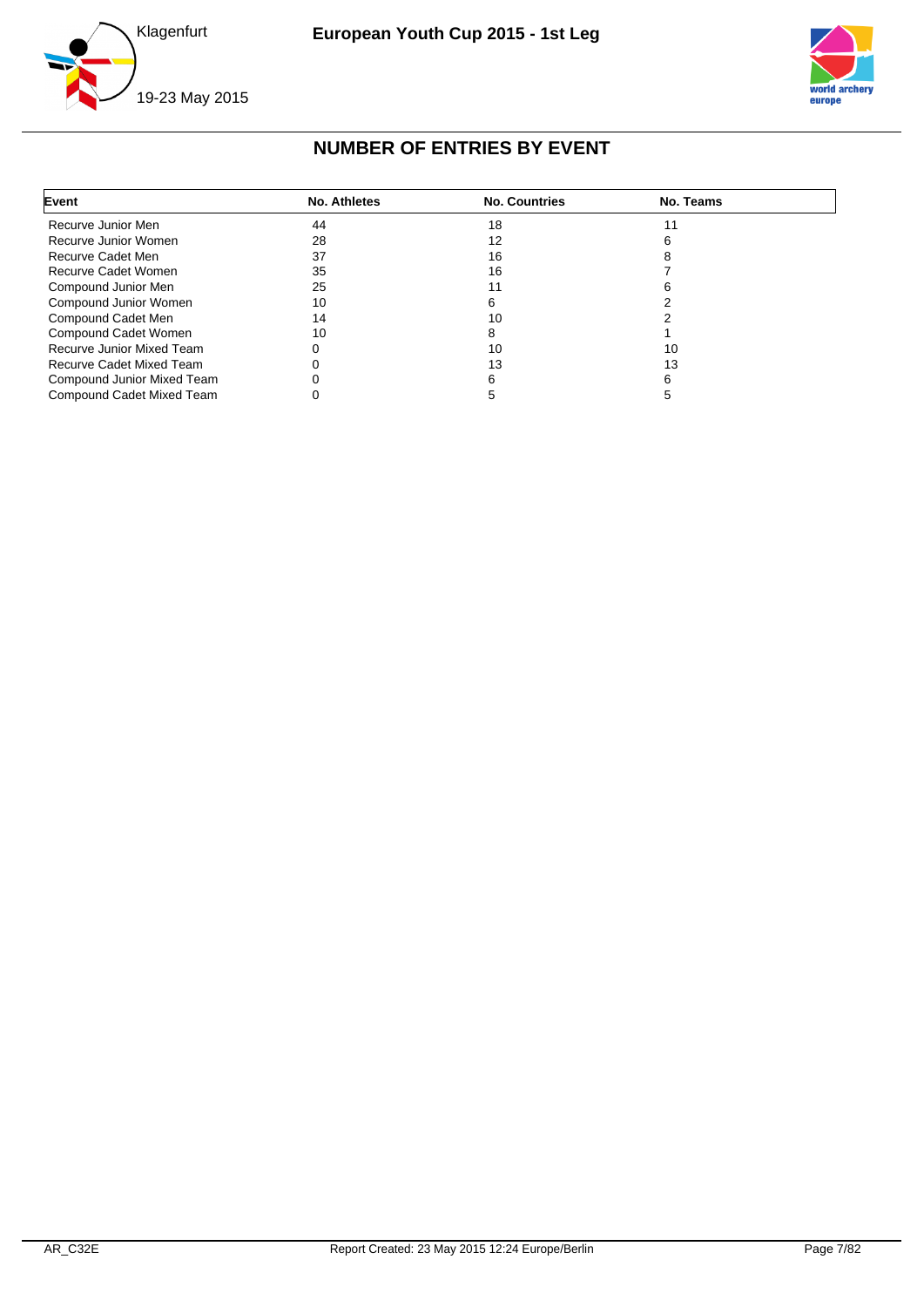## NUMBER OF ENTRIES BY EVENT

| Event | No. Athletes | No. Countries | No. Teams |
|---|---|---|---|
| Recurve Junior Men | 44 | 18 | 11 |
| Recurve Junior Women | 28 | 12 | 6 |
| Recurve Cadet Men | 37 | 16 | 8 |
| Recurve Cadet Women | 35 | 16 | 7 |
| Compound Junior Men | 25 | 11 | 6 |
| Compound Junior Women | 10 | 6 | 2 |
| Compound Cadet Men | 14 | 10 | 2 |
| Compound Cadet Women | 10 | 8 | 1 |
| Recurve Junior Mixed Team | 0 | 10 | 10 |
| Recurve Cadet Mixed Team | 0 | 13 | 13 |
| Compound Junior Mixed Team | 0 | 6 | 6 |
| Compound Cadet Mixed Team | 0 | 5 | 5 |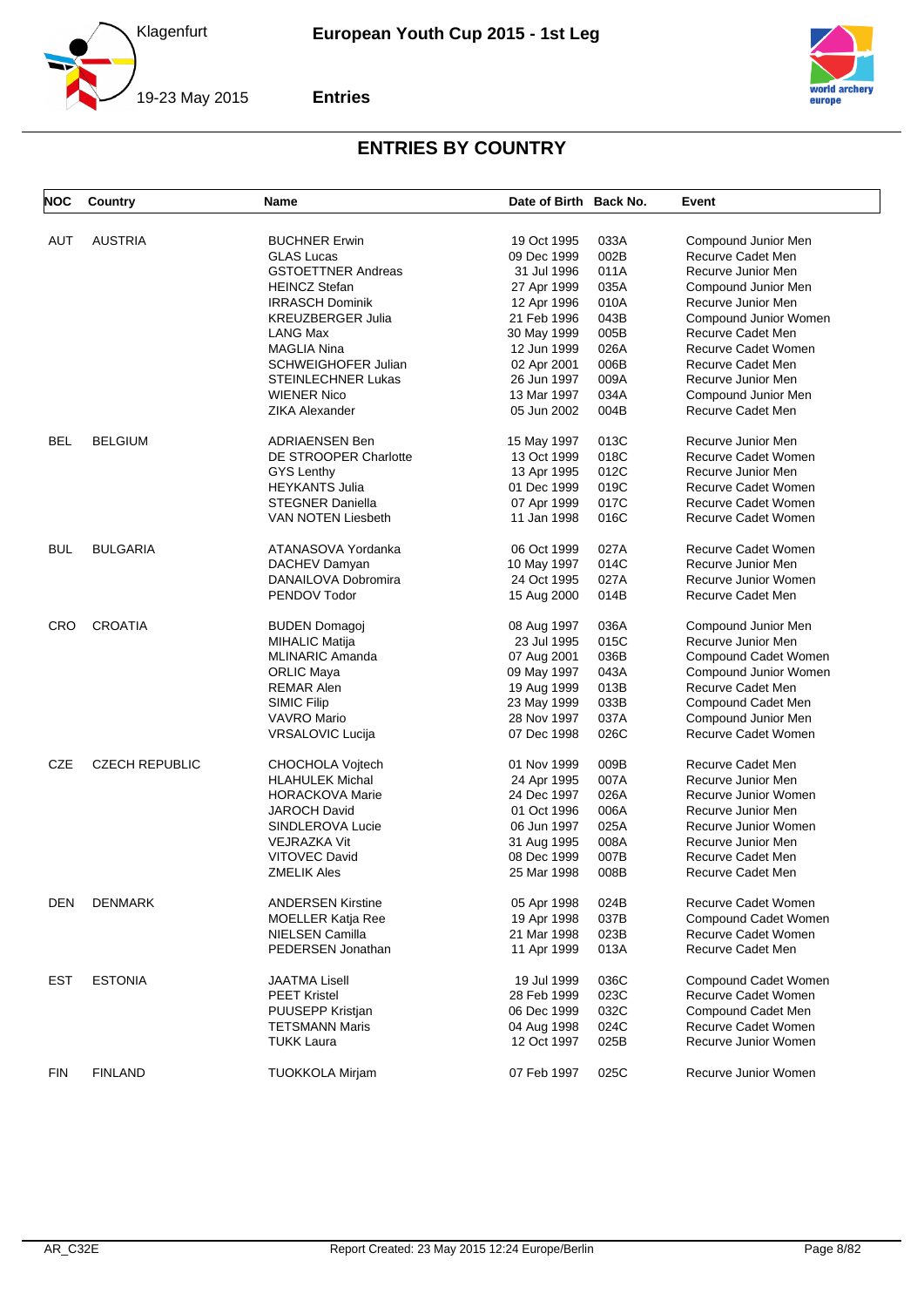# ENTRIES BY COUNTRY

| NOC | Country | Name | Date of Birth | Back No. | Event |
|---|---|---|---|---|---|
| AUT | AUSTRIA | BUCHNER Erwin | 19 Oct 1995 | 033A | Compound Junior Men |
| | | GLAS Lucas | 09 Dec 1999 | 002B | Recurve Cadet Men |
| | | GSTOETTNER Andreas | 31 Jul 1996 | 011A | Recurve Junior Men |
| | | HEINCZ Stefan | 27 Apr 1999 | 035A | Compound Junior Men |
| | | IRRASCH Dominik | 12 Apr 1996 | 010A | Recurve Junior Men |
| | | KREUZBERGER Julia | 21 Feb 1996 | 043B | Compound Junior Women |
| | | LANG Max | 30 May 1999 | 005B | Recurve Cadet Men |
| | | MAGLIA Nina | 12 Jun 1999 | 026A | Recurve Cadet Women |
| | | SCHWEIGHOFER Julian | 02 Apr 2001 | 006B | Recurve Cadet Men |
| | | STEINLECHNER Lukas | 26 Jun 1997 | 009A | Recurve Junior Men |
| | | WIENER Nico | 13 Mar 1997 | 034A | Compound Junior Men |
| | | ZIKA Alexander | 05 Jun 2002 | 004B | Recurve Cadet Men |
| BEL | BELGIUM | ADRIAENSEN Ben | 15 May 1997 | 013C | Recurve Junior Men |
| | | DE STROOPER Charlotte | 13 Oct 1999 | 018C | Recurve Cadet Women |
| | | GYS Lenthy | 13 Apr 1995 | 012C | Recurve Junior Men |
| | | HEYKANTS Julia | 01 Dec 1999 | 019C | Recurve Cadet Women |
| | | STEGNER Daniella | 07 Apr 1999 | 017C | Recurve Cadet Women |
| | | VAN NOTEN Liesbeth | 11 Jan 1998 | 016C | Recurve Cadet Women |
| BUL | BULGARIA | ATANASOVA Yordanka | 06 Oct 1999 | 027A | Recurve Cadet Women |
| | | DACHEV Damyan | 10 May 1997 | 014C | Recurve Junior Men |
| | | DANAILOVA Dobromira | 24 Oct 1995 | 027A | Recurve Junior Women |
| | | PENDOV Todor | 15 Aug 2000 | 014B | Recurve Cadet Men |
| CRO | CROATIA | BUDEN Domagoj | 08 Aug 1997 | 036A | Compound Junior Men |
| | | MIHALIC Matija | 23 Jul 1995 | 015C | Recurve Junior Men |
| | | MLINARIC Amanda | 07 Aug 2001 | 036B | Compound Cadet Women |
| | | ORLIC Maya | 09 May 1997 | 043A | Compound Junior Women |
| | | REMAR Alen | 19 Aug 1999 | 013B | Recurve Cadet Men |
| | | SIMIC Filip | 23 May 1999 | 033B | Compound Cadet Men |
| | | VAVRO Mario | 28 Nov 1997 | 037A | Compound Junior Men |
| | | VRSALOVIC Lucija | 07 Dec 1998 | 026C | Recurve Cadet Women |
| CZE | CZECH REPUBLIC | CHOCHOLA Vojtech | 01 Nov 1999 | 009B | Recurve Cadet Men |
| | | HLAHULEK Michal | 24 Apr 1995 | 007A | Recurve Junior Men |
| | | HORACKOVA Marie | 24 Dec 1997 | 026A | Recurve Junior Women |
| | | JAROCH David | 01 Oct 1996 | 006A | Recurve Junior Men |
| | | SINDLEROVA Lucie | 06 Jun 1997 | 025A | Recurve Junior Women |
| | | VEJRAZKA Vit | 31 Aug 1995 | 008A | Recurve Junior Men |
| | | VITOVEC David | 08 Dec 1999 | 007B | Recurve Cadet Men |
| | | ZMELIK Ales | 25 Mar 1998 | 008B | Recurve Cadet Men |
| DEN | DENMARK | ANDERSEN Kirstine | 05 Apr 1998 | 024B | Recurve Cadet Women |
| | | MOELLER Katja Ree | 19 Apr 1998 | 037B | Compound Cadet Women |
| | | NIELSEN Camilla | 21 Mar 1998 | 023B | Recurve Cadet Women |
| | | PEDERSEN Jonathan | 11 Apr 1999 | 013A | Recurve Cadet Men |
| EST | ESTONIA | JAATMA Lisell | 19 Jul 1999 | 036C | Compound Cadet Women |
| | | PEET Kristel | 28 Feb 1999 | 023C | Recurve Cadet Women |
| | | PUUSEPP Kristjan | 06 Dec 1999 | 032C | Compound Cadet Men |
| | | TETSMANN Maris | 04 Aug 1998 | 024C | Recurve Cadet Women |
| | | TUKK Laura | 12 Oct 1997 | 025B | Recurve Junior Women |
| FIN | FINLAND | TUOKKOLA Mirjam | 07 Feb 1997 | 025C | Recurve Junior Women |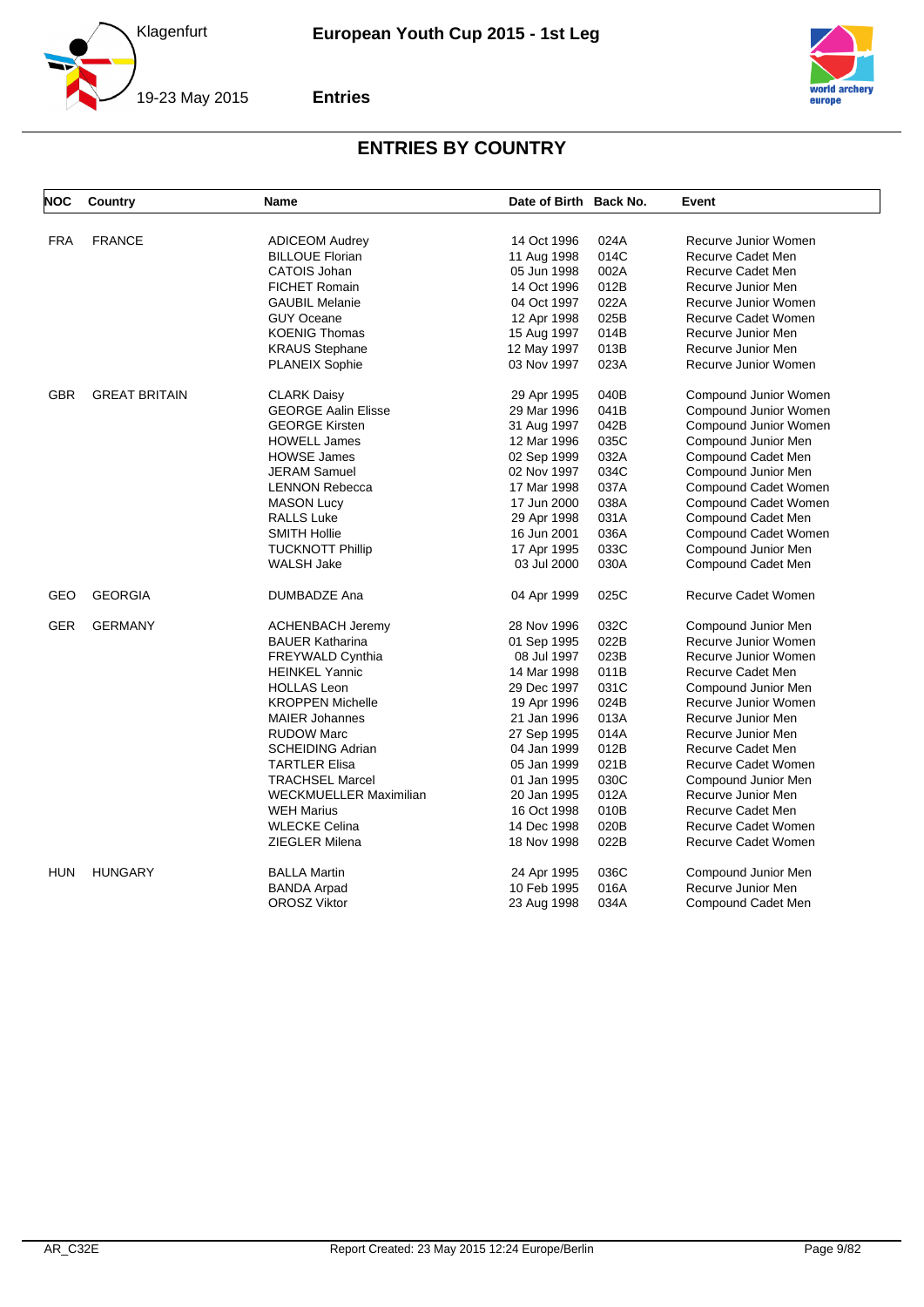## ENTRIES BY COUNTRY

| NOC | Country | Name | Date of Birth | Back No. | Event |
|---|---|---|---|---|---|
| FRA | FRANCE | ADICEOM Audrey | 14 Oct 1996 | 024A | Recurve Junior Women |
| | | BILLOUE Florian | 11 Aug 1998 | 014C | Recurve Cadet Men |
| | | CATOIS Johan | 05 Jun 1998 | 002A | Recurve Cadet Men |
| | | FICHET Romain | 14 Oct 1996 | 012B | Recurve Junior Men |
| | | GAUBIL Melanie | 04 Oct 1997 | 022A | Recurve Junior Women |
| | | GUY Oceane | 12 Apr 1998 | 025B | Recurve Cadet Women |
| | | KOENIG Thomas | 15 Aug 1997 | 014B | Recurve Junior Men |
| | | KRAUS Stephane | 12 May 1997 | 013B | Recurve Junior Men |
| | | PLANEIX Sophie | 03 Nov 1997 | 023A | Recurve Junior Women |
| GBR | GREAT BRITAIN | CLARK Daisy | 29 Apr 1995 | 040B | Compound Junior Women |
| | | GEORGE Aalin Elisse | 29 Mar 1996 | 041B | Compound Junior Women |
| | | GEORGE Kirsten | 31 Aug 1997 | 042B | Compound Junior Women |
| | | HOWELL James | 12 Mar 1996 | 035C | Compound Junior Men |
| | | HOWSE James | 02 Sep 1999 | 032A | Compound Cadet Men |
| | | JERAM Samuel | 02 Nov 1997 | 034C | Compound Junior Men |
| | | LENNON Rebecca | 17 Mar 1998 | 037A | Compound Cadet Women |
| | | MASON Lucy | 17 Jun 2000 | 038A | Compound Cadet Women |
| | | RALLS Luke | 29 Apr 1998 | 031A | Compound Cadet Men |
| | | SMITH Hollie | 16 Jun 2001 | 036A | Compound Cadet Women |
| | | TUCKNOTT Phillip | 17 Apr 1995 | 033C | Compound Junior Men |
| | | WALSH Jake | 03 Jul 2000 | 030A | Compound Cadet Men |
| GEO | GEORGIA | DUMBADZE Ana | 04 Apr 1999 | 025C | Recurve Cadet Women |
| GER | GERMANY | ACHENBACH Jeremy | 28 Nov 1996 | 032C | Compound Junior Men |
| | | BAUER Katharina | 01 Sep 1995 | 022B | Recurve Junior Women |
| | | FREYWALD Cynthia | 08 Jul 1997 | 023B | Recurve Junior Women |
| | | HEINKEL Yannic | 14 Mar 1998 | 011B | Recurve Cadet Men |
| | | HOLLAS Leon | 29 Dec 1997 | 031C | Compound Junior Men |
| | | KROPPEN Michelle | 19 Apr 1996 | 024B | Recurve Junior Women |
| | | MAIER Johannes | 21 Jan 1996 | 013A | Recurve Junior Men |
| | | RUDOW Marc | 27 Sep 1995 | 014A | Recurve Junior Men |
| | | SCHEIDING Adrian | 04 Jan 1999 | 012B | Recurve Cadet Men |
| | | TARTLER Elisa | 05 Jan 1999 | 021B | Recurve Cadet Women |
| | | TRACHSEL Marcel | 01 Jan 1995 | 030C | Compound Junior Men |
| | | WECKMUELLER Maximilian | 20 Jan 1995 | 012A | Recurve Junior Men |
| | | WEH Marius | 16 Oct 1998 | 010B | Recurve Cadet Men |
| | | WLECKE Celina | 14 Dec 1998 | 020B | Recurve Cadet Women |
| | | ZIEGLER Milena | 18 Nov 1998 | 022B | Recurve Cadet Women |
| HUN | HUNGARY | BALLA Martin | 24 Apr 1995 | 036C | Compound Junior Men |
| | | BANDA Arpad | 10 Feb 1995 | 016A | Recurve Junior Men |
| | | OROSZ Viktor | 23 Aug 1998 | 034A | Compound Cadet Men |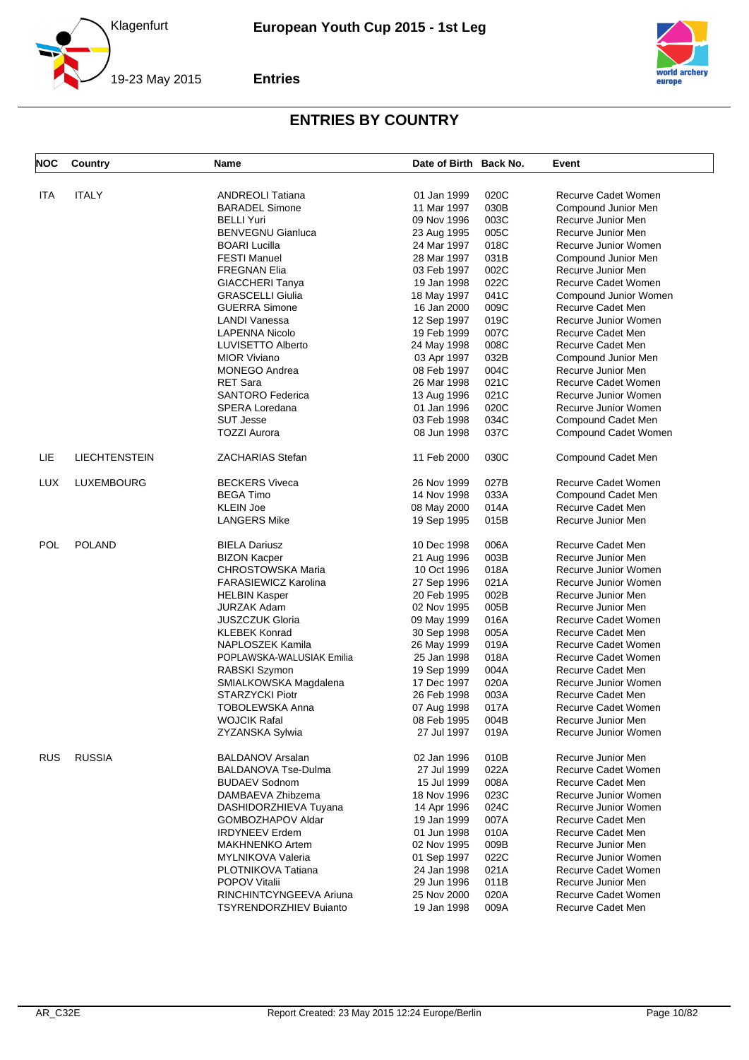## ENTRIES BY COUNTRY

| NOC | Country | Name | Date of Birth | Back No. | Event |
|---|---|---|---|---|---|
| ITA | ITALY | ANDREOLI Tatiana | 01 Jan 1999 | 020C | Recurve Cadet Women |
| | | BARADEL Simone | 11 Mar 1997 | 030B | Compound Junior Men |
| | | BELLI Yuri | 09 Nov 1996 | 003C | Recurve Junior Men |
| | | BENVEGNU Gianluca | 23 Aug 1995 | 005C | Recurve Junior Men |
| | | BOARI Lucilla | 24 Mar 1997 | 018C | Recurve Junior Women |
| | | FESTI Manuel | 28 Mar 1997 | 031B | Compound Junior Men |
| | | FREGNAN Elia | 03 Feb 1997 | 002C | Recurve Junior Men |
| | | GIACCHERI Tanya | 19 Jan 1998 | 022C | Recurve Cadet Women |
| | | GRASCELLI Giulia | 18 May 1997 | 041C | Compound Junior Women |
| | | GUERRA Simone | 16 Jan 2000 | 009C | Recurve Cadet Men |
| | | LANDI Vanessa | 12 Sep 1997 | 019C | Recurve Junior Women |
| | | LAPENNA Nicolo | 19 Feb 1999 | 007C | Recurve Cadet Men |
| | | LUVISETTO Alberto | 24 May 1998 | 008C | Recurve Cadet Men |
| | | MIOR Viviano | 03 Apr 1997 | 032B | Compound Junior Men |
| | | MONEGO Andrea | 08 Feb 1997 | 004C | Recurve Junior Men |
| | | RET Sara | 26 Mar 1998 | 021C | Recurve Cadet Women |
| | | SANTORO Federica | 13 Aug 1996 | 021C | Recurve Junior Women |
| | | SPERA Loredana | 01 Jan 1996 | 020C | Recurve Junior Women |
| | | SUT Jesse | 03 Feb 1998 | 034C | Compound Cadet Men |
| | | TOZZI Aurora | 08 Jun 1998 | 037C | Compound Cadet Women |
| LIE | LIECHTENSTEIN | ZACHARIAS Stefan | 11 Feb 2000 | 030C | Compound Cadet Men |
| LUX | LUXEMBOURG | BECKERS Viveca | 26 Nov 1999 | 027B | Recurve Cadet Women |
| | | BEGA Timo | 14 Nov 1998 | 033A | Compound Cadet Men |
| | | KLEIN Joe | 08 May 2000 | 014A | Recurve Cadet Men |
| | | LANGERS Mike | 19 Sep 1995 | 015B | Recurve Junior Men |
| POL | POLAND | BIELA Dariusz | 10 Dec 1998 | 006A | Recurve Cadet Men |
| | | BIZON Kacper | 21 Aug 1996 | 003B | Recurve Junior Men |
| | | CHROSTOWSKA Maria | 10 Oct 1996 | 018A | Recurve Junior Women |
| | | FARASIEWICZ Karolina | 27 Sep 1996 | 021A | Recurve Junior Women |
| | | HELBIN Kasper | 20 Feb 1995 | 002B | Recurve Junior Men |
| | | JURZAK Adam | 02 Nov 1995 | 005B | Recurve Junior Men |
| | | JUSZCZUK Gloria | 09 May 1999 | 016A | Recurve Cadet Women |
| | | KLEBEK Konrad | 30 Sep 1998 | 005A | Recurve Cadet Men |
| | | NAPLOSZEK Kamila | 26 May 1999 | 019A | Recurve Cadet Women |
| | | POPLAWSKA-WALUSIAK Emilia | 25 Jan 1998 | 018A | Recurve Cadet Women |
| | | RABSKI Szymon | 19 Sep 1999 | 004A | Recurve Cadet Men |
| | | SMIALKOWSKA Magdalena | 17 Dec 1997 | 020A | Recurve Junior Women |
| | | STARZYCKI Piotr | 26 Feb 1998 | 003A | Recurve Cadet Men |
| | | TOBOLEWSKA Anna | 07 Aug 1998 | 017A | Recurve Cadet Women |
| | | WOJCIK Rafal | 08 Feb 1995 | 004B | Recurve Junior Men |
| | | ZYZANSKA Sylwia | 27 Jul 1997 | 019A | Recurve Junior Women |
| RUS | RUSSIA | BALDANOV Arsalan | 02 Jan 1996 | 010B | Recurve Junior Men |
| | | BALDANOVA Tse-Dulma | 27 Jul 1999 | 022A | Recurve Cadet Women |
| | | BUDAEV Sodnom | 15 Jul 1999 | 008A | Recurve Cadet Men |
| | | DAMBAEVA Zhibzema | 18 Nov 1996 | 023C | Recurve Junior Women |
| | | DASHIDORZHIEVA Tuyana | 14 Apr 1996 | 024C | Recurve Junior Women |
| | | GOMBOZHAPOV Aldar | 19 Jan 1999 | 007A | Recurve Cadet Men |
| | | IRDYNEEV Erdem | 01 Jun 1998 | 010A | Recurve Cadet Men |
| | | MAKHNENKO Artem | 02 Nov 1995 | 009B | Recurve Junior Men |
| | | MYLNIKOVA Valeria | 01 Sep 1997 | 022C | Recurve Junior Women |
| | | PLOTNIKOVA Tatiana | 24 Jan 1998 | 021A | Recurve Cadet Women |
| | | POPOV Vitalii | 29 Jun 1996 | 011B | Recurve Junior Men |
| | | RINCHINTCYNGEEVA Ariuna | 25 Nov 2000 | 020A | Recurve Cadet Women |
| | | TSYRENDORZHIEV Buianto | 19 Jan 1998 | 009A | Recurve Cadet Men |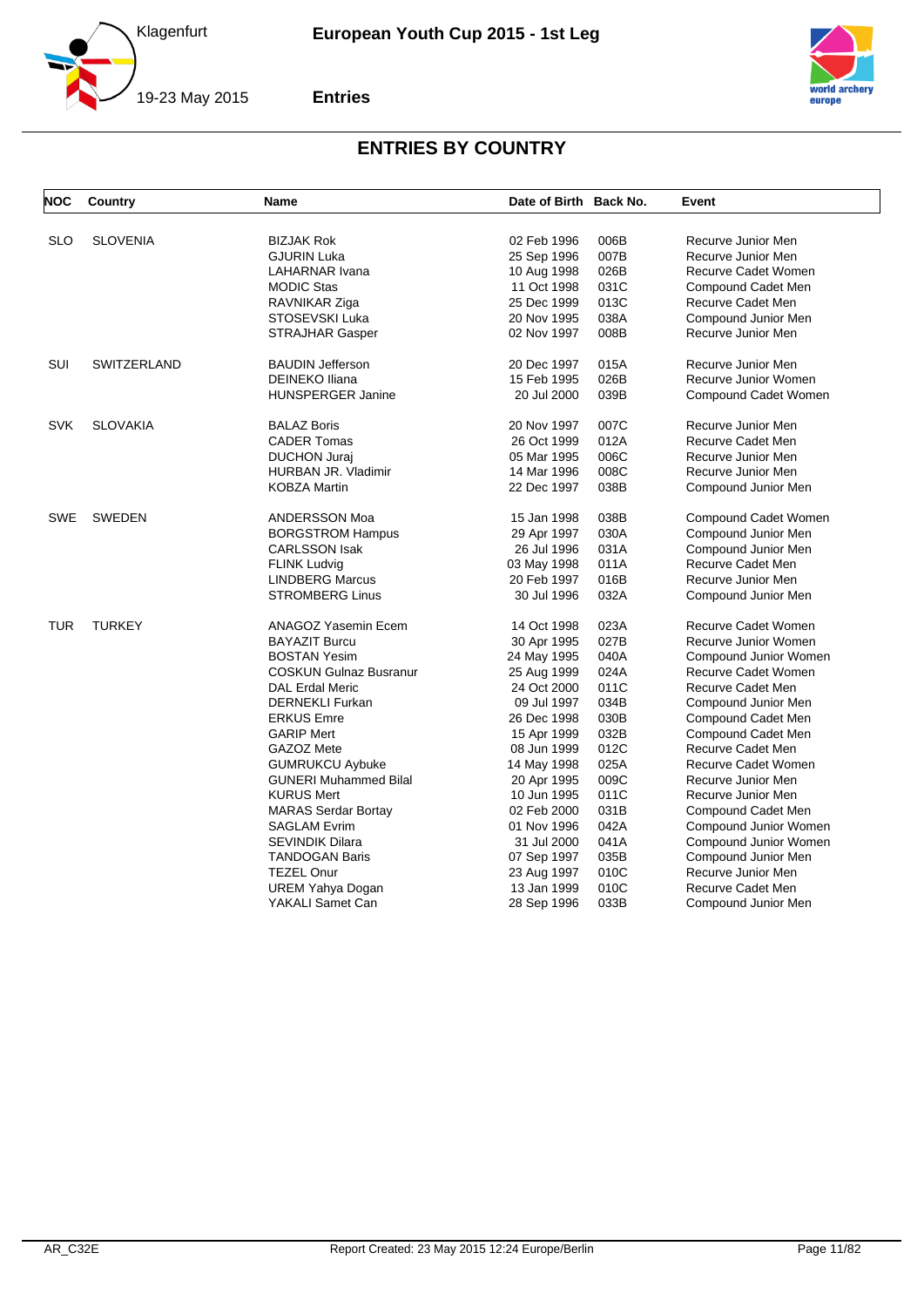# European Youth Cup 2015 - 1st Leg

Klagenfurt
19-23 May 2015

**Entries**

## ENTRIES BY COUNTRY

| NOC | Country | Name | Date of Birth | Back No. | Event |
|---|---|---|---|---|---|
| SLO | SLOVENIA | BIZJAK Rok | 02 Feb 1996 | 006B | Recurve Junior Men |
| | | GJURIN Luka | 25 Sep 1996 | 007B | Recurve Junior Men |
| | | LAHARNAR Ivana | 10 Aug 1998 | 026B | Recurve Cadet Women |
| | | MODIC Stas | 11 Oct 1998 | 031C | Compound Cadet Men |
| | | RAVNIKAR Ziga | 25 Dec 1999 | 013C | Recurve Cadet Men |
| | | STOSEVSKI Luka | 20 Nov 1995 | 038A | Compound Junior Men |
| | | STRAJHAR Gasper | 02 Nov 1997 | 008B | Recurve Junior Men |
| SUI | SWITZERLAND | BAUDIN Jefferson | 20 Dec 1997 | 015A | Recurve Junior Men |
| | | DEINEKO Iliana | 15 Feb 1995 | 026B | Recurve Junior Women |
| | | HUNSPERGER Janine | 20 Jul 2000 | 039B | Compound Cadet Women |
| SVK | SLOVAKIA | BALAZ Boris | 20 Nov 1997 | 007C | Recurve Junior Men |
| | | CADER Tomas | 26 Oct 1999 | 012A | Recurve Cadet Men |
| | | DUCHON Juraj | 05 Mar 1995 | 006C | Recurve Junior Men |
| | | HURBAN JR. Vladimir | 14 Mar 1996 | 008C | Recurve Junior Men |
| | | KOBZA Martin | 22 Dec 1997 | 038B | Compound Junior Men |
| SWE | SWEDEN | ANDERSSON Moa | 15 Jan 1998 | 038B | Compound Cadet Women |
| | | BORGSTROM Hampus | 29 Apr 1997 | 030A | Compound Junior Men |
| | | CARLSSON Isak | 26 Jul 1996 | 031A | Compound Junior Men |
| | | FLINK Ludvig | 03 May 1998 | 011A | Recurve Cadet Men |
| | | LINDBERG Marcus | 20 Feb 1997 | 016B | Recurve Junior Men |
| | | STROMBERG Linus | 30 Jul 1996 | 032A | Compound Junior Men |
| TUR | TURKEY | ANAGOZ Yasemin Ecem | 14 Oct 1998 | 023A | Recurve Cadet Women |
| | | BAYAZIT Burcu | 30 Apr 1995 | 027B | Recurve Junior Women |
| | | BOSTAN Yesim | 24 May 1995 | 040A | Compound Junior Women |
| | | COSKUN Gulnaz Busranur | 25 Aug 1999 | 024A | Recurve Cadet Women |
| | | DAL Erdal Meric | 24 Oct 2000 | 011C | Recurve Cadet Men |
| | | DERNEKLI Furkan | 09 Jul 1997 | 034B | Compound Junior Men |
| | | ERKUS Emre | 26 Dec 1998 | 030B | Compound Cadet Men |
| | | GARIP Mert | 15 Apr 1999 | 032B | Compound Cadet Men |
| | | GAZOZ Mete | 08 Jun 1999 | 012C | Recurve Cadet Men |
| | | GUMRUKCU Aybuke | 14 May 1998 | 025A | Recurve Cadet Women |
| | | GUNERI Muhammed Bilal | 20 Apr 1995 | 009C | Recurve Junior Men |
| | | KURUS Mert | 10 Jun 1995 | 011C | Recurve Junior Men |
| | | MARAS Serdar Bortay | 02 Feb 2000 | 031B | Compound Cadet Men |
| | | SAGLAM Evrim | 01 Nov 1996 | 042A | Compound Junior Women |
| | | SEVINDIK Dilara | 31 Jul 2000 | 041A | Compound Junior Women |
| | | TANDOGAN Baris | 07 Sep 1997 | 035B | Compound Junior Men |
| | | TEZEL Onur | 23 Aug 1997 | 010C | Recurve Junior Men |
| | | UREM Yahya Dogan | 13 Jan 1999 | 010C | Recurve Cadet Men |
| | | YAKALI Samet Can | 28 Sep 1996 | 033B | Compound Junior Men |

AR_C32E Report Created: 23 May 2015 12:24 Europe/Berlin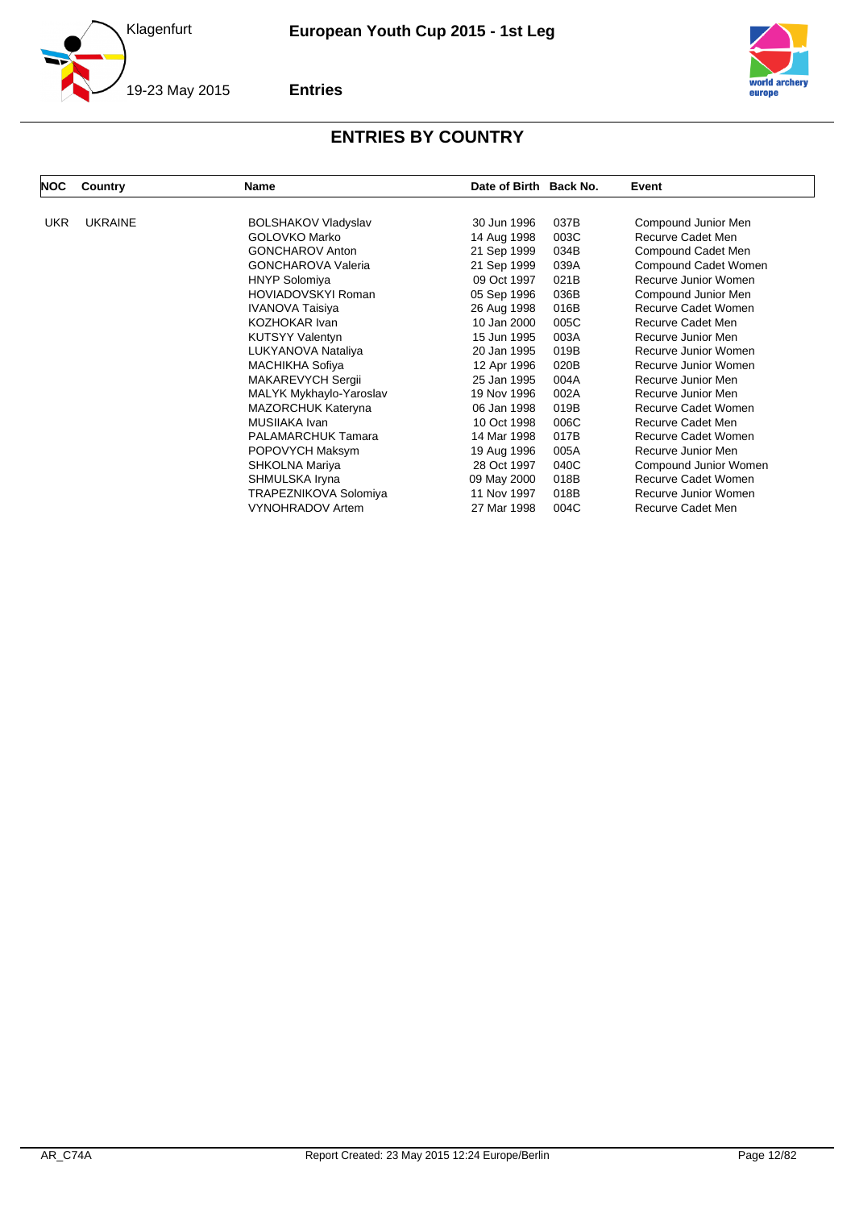# ENTRIES BY COUNTRY

| NOC | Country | Name | Date of Birth | Back No. | Event |
|---|---|---|---|---|---|
| UKR | UKRAINE | BOLSHAKOV Vladyslav | 30 Jun 1996 | 037B | Compound Junior Men |
| | | GOLOVKO Marko | 14 Aug 1998 | 003C | Recurve Cadet Men |
| | | GONCHAROV Anton | 21 Sep 1999 | 034B | Compound Cadet Men |
| | | GONCHAROVA Valeria | 21 Sep 1999 | 039A | Compound Cadet Women |
| | | HNYP Solomiya | 09 Oct 1997 | 021B | Recurve Junior Women |
| | | HOVIADOVSKYI Roman | 05 Sep 1996 | 036B | Compound Junior Men |
| | | IVANOVA Taisiya | 26 Aug 1998 | 016B | Recurve Cadet Women |
| | | KOZHOKAR Ivan | 10 Jan 2000 | 005C | Recurve Cadet Men |
| | | KUTSYY Valentyn | 15 Jun 1995 | 003A | Recurve Junior Men |
| | | LUKYANOVA Nataliya | 20 Jan 1995 | 019B | Recurve Junior Women |
| | | MACHIKHA Sofiya | 12 Apr 1996 | 020B | Recurve Junior Women |
| | | MAKAREVYCH Sergii | 25 Jan 1995 | 004A | Recurve Junior Men |
| | | MALYK Mykhaylo-Yaroslav | 19 Nov 1996 | 002A | Recurve Junior Men |
| | | MAZORCHUK Kateryna | 06 Jan 1998 | 019B | Recurve Cadet Women |
| | | MUSIIAKA Ivan | 10 Oct 1998 | 006C | Recurve Cadet Men |
| | | PALAMARCHUK Tamara | 14 Mar 1998 | 017B | Recurve Cadet Women |
| | | POPOVYCH Maksym | 19 Aug 1996 | 005A | Recurve Junior Men |
| | | SHKOLNA Mariya | 28 Oct 1997 | 040C | Compound Junior Women |
| | | SHMULSKA Iryna | 09 May 2000 | 018B | Recurve Cadet Women |
| | | TRAPEZNIKOVA Solomiya | 11 Nov 1997 | 018B | Recurve Junior Women |
| | | VYNOHRADOV Artem | 27 Mar 1998 | 004C | Recurve Cadet Men |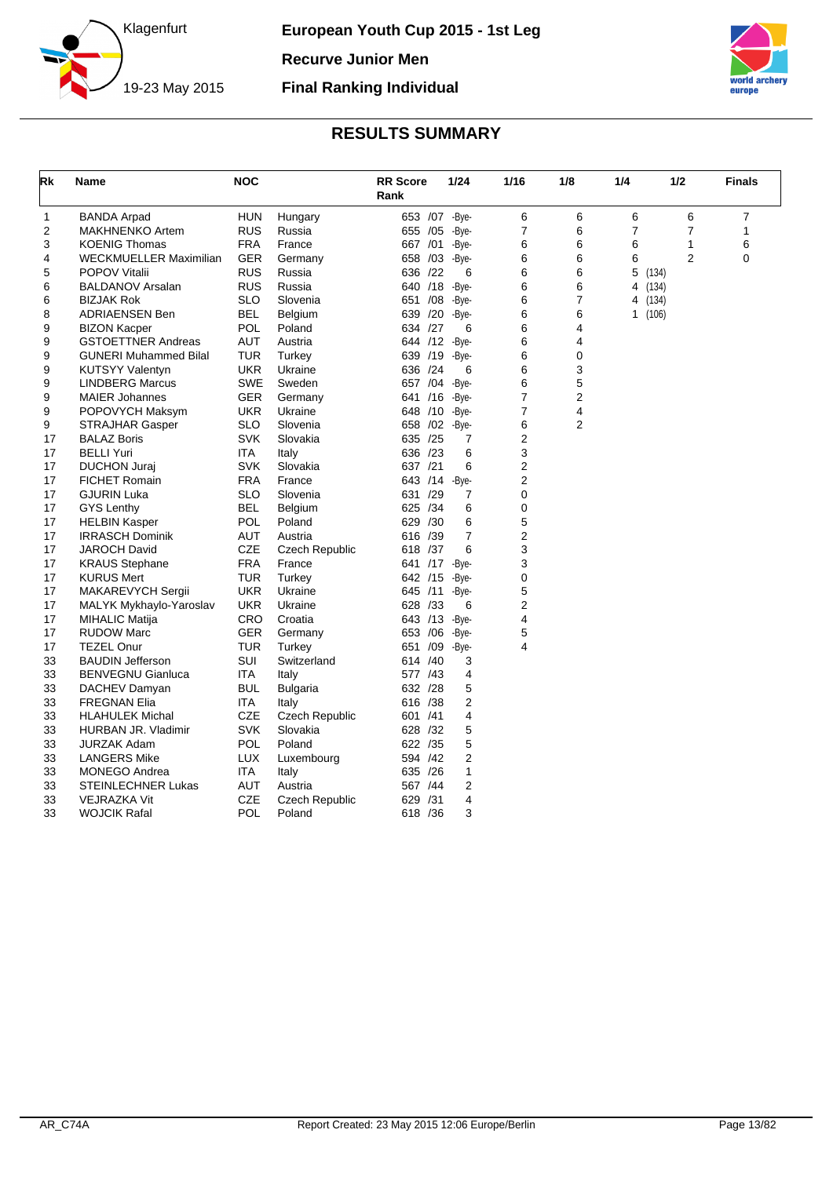European Youth Cup 2015 - 1st Leg

Recurve Junior Men

Final Ranking Individual

Klagenfurt

19-23 May 2015

## RESULTS SUMMARY

| Rk | Name | NOC | | RR Score Rank | 1/24 | 1/16 | 1/8 | 1/4 | 1/2 | Finals |
|---|---|---|---|---|---|---|---|---|---|---|
| 1 | BANDA Arpad | HUN | Hungary | 653 /07 | -Bye- | 6 | 6 | 6 | 6 | 7 |
| 2 | MAKHNENKO Artem | RUS | Russia | 655 /05 | -Bye- | 7 | 6 | 7 | 7 | 1 |
| 3 | KOENIG Thomas | FRA | France | 667 /01 | -Bye- | 6 | 6 | 6 | 1 | 6 |
| 4 | WECKMUELLER Maximilian | GER | Germany | 658 /03 | -Bye- | 6 | 6 | 6 | 2 | 0 |
| 5 | POPOV Vitalii | RUS | Russia | 636 /22 | 6 | 6 | 6 | 5 (134) | | |
| 6 | BALDANOV Arsalan | RUS | Russia | 640 /18 | -Bye- | 6 | 6 | 4 (134) | | |
| 6 | BIZJAK Rok | SLO | Slovenia | 651 /08 | -Bye- | 6 | 7 | 4 (134) | | |
| 8 | ADRIAENSEN Ben | BEL | Belgium | 639 /20 | -Bye- | 6 | 6 | 1 (106) | | |
| 9 | BIZON Kacper | POL | Poland | 634 /27 | 6 | 6 | 4 | | | |
| 9 | GSTOETTNER Andreas | AUT | Austria | 644 /12 | -Bye- | 6 | 4 | | | |
| 9 | GUNERI Muhammed Bilal | TUR | Turkey | 639 /19 | -Bye- | 6 | 0 | | | |
| 9 | KUTSYY Valentyn | UKR | Ukraine | 636 /24 | 6 | 6 | 3 | | | |
| 9 | LINDBERG Marcus | SWE | Sweden | 657 /04 | -Bye- | 6 | 5 | | | |
| 9 | MAIER Johannes | GER | Germany | 641 /16 | -Bye- | 7 | 2 | | | |
| 9 | POPOVYCH Maksym | UKR | Ukraine | 648 /10 | -Bye- | 7 | 4 | | | |
| 9 | STRAJHAR Gasper | SLO | Slovenia | 658 /02 | -Bye- | 6 | 2 | | | |
| 17 | BALAZ Boris | SVK | Slovakia | 635 /25 | 7 | 2 | | | | |
| 17 | BELLI Yuri | ITA | Italy | 636 /23 | 6 | 3 | | | | |
| 17 | DUCHON Juraj | SVK | Slovakia | 637 /21 | 6 | 2 | | | | |
| 17 | FICHET Romain | FRA | France | 643 /14 | -Bye- | 2 | | | | |
| 17 | GJURIN Luka | SLO | Slovenia | 631 /29 | 7 | 0 | | | | |
| 17 | GYS Lenthy | BEL | Belgium | 625 /34 | 6 | 0 | | | | |
| 17 | HELBIN Kasper | POL | Poland | 629 /30 | 6 | 5 | | | | |
| 17 | IRRASCH Dominik | AUT | Austria | 616 /39 | 7 | 2 | | | | |
| 17 | JAROCH David | CZE | Czech Republic | 618 /37 | 6 | 3 | | | | |
| 17 | KRAUS Stephane | FRA | France | 641 /17 | -Bye- | 3 | | | | |
| 17 | KURUS Mert | TUR | Turkey | 642 /15 | -Bye- | 0 | | | | |
| 17 | MAKAREVYCH Sergii | UKR | Ukraine | 645 /11 | -Bye- | 5 | | | | |
| 17 | MALYK Mykhaylo-Yaroslav | UKR | Ukraine | 628 /33 | 6 | 2 | | | | |
| 17 | MIHALIC Matija | CRO | Croatia | 643 /13 | -Bye- | 4 | | | | |
| 17 | RUDOW Marc | GER | Germany | 653 /06 | -Bye- | 5 | | | | |
| 17 | TEZEL Onur | TUR | Turkey | 651 /09 | -Bye- | 4 | | | | |
| 33 | BAUDIN Jefferson | SUI | Switzerland | 614 /40 | 3 | | | | | |
| 33 | BENVEGNU Gianluca | ITA | Italy | 577 /43 | 4 | | | | | |
| 33 | DACHEV Damyan | BUL | Bulgaria | 632 /28 | 5 | | | | | |
| 33 | FREGNAN Elia | ITA | Italy | 616 /38 | 2 | | | | | |
| 33 | HLAHULEK Michal | CZE | Czech Republic | 601 /41 | 4 | | | | | |
| 33 | HURBAN JR. Vladimir | SVK | Slovakia | 628 /32 | 5 | | | | | |
| 33 | JURZAK Adam | POL | Poland | 622 /35 | 5 | | | | | |
| 33 | LANGERS Mike | LUX | Luxembourg | 594 /42 | 2 | | | | | |
| 33 | MONEGO Andrea | ITA | Italy | 635 /26 | 1 | | | | | |
| 33 | STEINLECHNER Lukas | AUT | Austria | 567 /44 | 2 | | | | | |
| 33 | VEJRAZKA Vit | CZE | Czech Republic | 629 /31 | 4 | | | | | |
| 33 | WOJCIK Rafal | POL | Poland | 618 /36 | 3 | | | | | |

AR_C74A Report Created: 23 May 2015 12:06 Europe/Berlin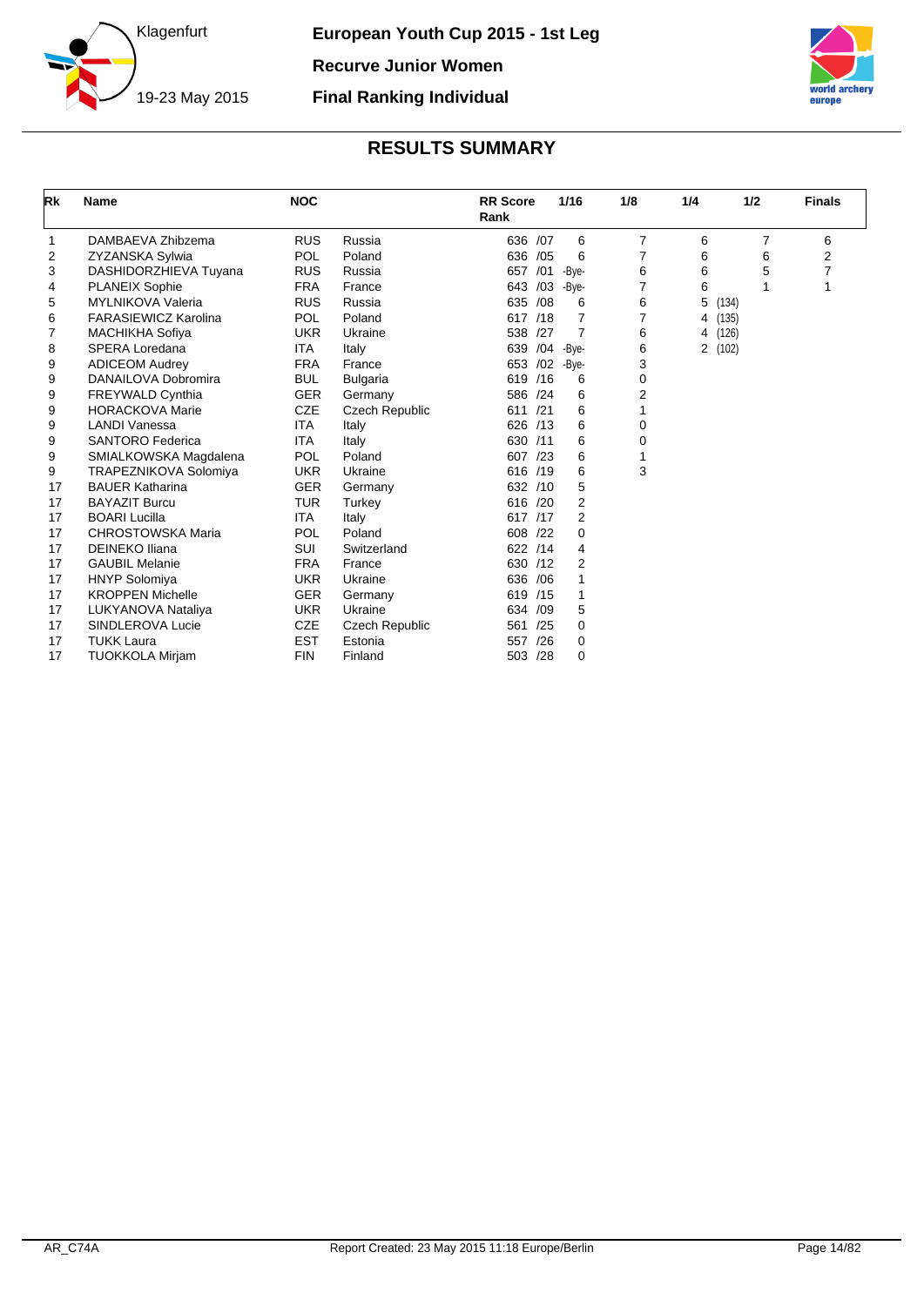**European Youth Cup 2015 - 1st Leg**

**Recurve Junior Women**

**Final Ranking Individual**

Klagenfurt

19-23 May 2015

## RESULTS SUMMARY

| Rk | Name | NOC | | RR Score Rank | 1/16 | 1/8 | 1/4 | 1/2 | Finals |
|---|---|---|---|---|---|---|---|---|---|
| 1 | DAMBAEVA Zhibzema | RUS | Russia | 636 /07 | 6 | 7 | 6 | 7 | 6 |
| 2 | ZYZANSKA Sylwia | POL | Poland | 636 /05 | 6 | 7 | 6 | 6 | 2 |
| 3 | DASHIDORZHIEVA Tuyana | RUS | Russia | 657 /01 | -Bye- | 6 | 6 | 5 | 7 |
| 4 | PLANEIX Sophie | FRA | France | 643 /03 | -Bye- | 7 | 6 | 1 | 1 |
| 5 | MYLNIKOVA Valeria | RUS | Russia | 635 /08 | 6 | 6 | 5 (134) | | |
| 6 | FARASIEWICZ Karolina | POL | Poland | 617 /18 | 7 | 7 | 4 (135) | | |
| 7 | MACHIKHA Sofiya | UKR | Ukraine | 538 /27 | 7 | 6 | 4 (126) | | |
| 8 | SPERA Loredana | ITA | Italy | 639 /04 | -Bye- | 6 | 2 (102) | | |
| 9 | ADICEOM Audrey | FRA | France | 653 /02 | -Bye- | 3 | | | |
| 9 | DANAILOVA Dobromira | BUL | Bulgaria | 619 /16 | 6 | 0 | | | |
| 9 | FREYWALD Cynthia | GER | Germany | 586 /24 | 6 | 2 | | | |
| 9 | HORACKOVA Marie | CZE | Czech Republic | 611 /21 | 6 | 1 | | | |
| 9 | LANDI Vanessa | ITA | Italy | 626 /13 | 6 | 0 | | | |
| 9 | SANTORO Federica | ITA | Italy | 630 /11 | 6 | 0 | | | |
| 9 | SMIALKOWSKA Magdalena | POL | Poland | 607 /23 | 6 | 1 | | | |
| 9 | TRAPEZNIKOVA Solomiya | UKR | Ukraine | 616 /19 | 6 | 3 | | | |
| 17 | BAUER Katharina | GER | Germany | 632 /10 | 5 | | | | |
| 17 | BAYAZIT Burcu | TUR | Turkey | 616 /20 | 2 | | | | |
| 17 | BOARI Lucilla | ITA | Italy | 617 /17 | 2 | | | | |
| 17 | CHROSTOWSKA Maria | POL | Poland | 608 /22 | 0 | | | | |
| 17 | DEINEKO Iliana | SUI | Switzerland | 622 /14 | 4 | | | | |
| 17 | GAUBIL Melanie | FRA | France | 630 /12 | 2 | | | | |
| 17 | HNYP Solomiya | UKR | Ukraine | 636 /06 | 1 | | | | |
| 17 | KROPPEN Michelle | GER | Germany | 619 /15 | 1 | | | | |
| 17 | LUKYANOVA Nataliya | UKR | Ukraine | 634 /09 | 5 | | | | |
| 17 | SINDLEROVA Lucie | CZE | Czech Republic | 561 /25 | 0 | | | | |
| 17 | TUKK Laura | EST | Estonia | 557 /26 | 0 | | | | |
| 17 | TUOKKOLA Mirjam | FIN | Finland | 503 /28 | 0 | | | | |

AR_C74A Report Created: 23 May 2015 11:18 Europe/Berlin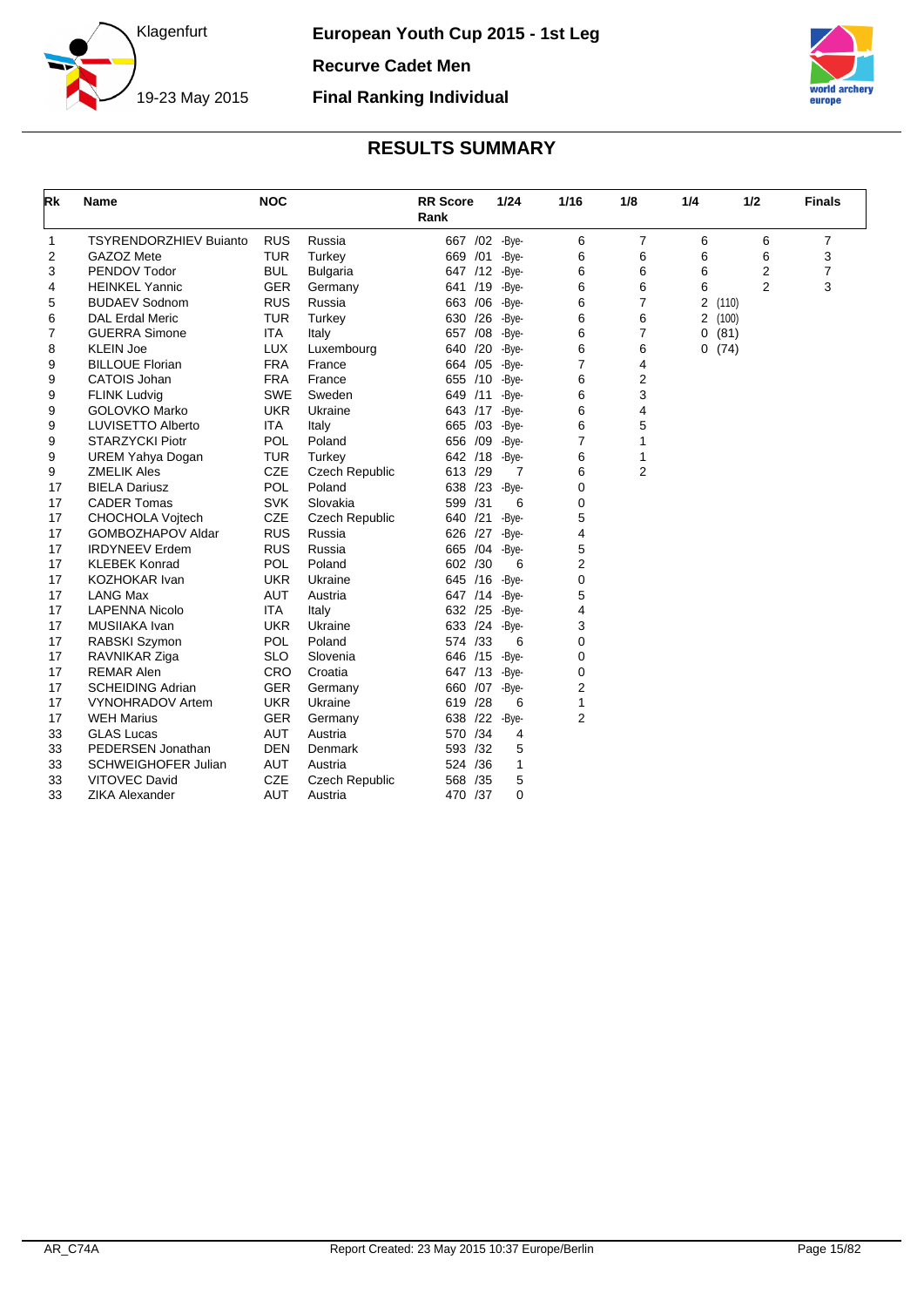Klagenfurt

19-23 May 2015

**European Youth Cup 2015 - 1st Leg**

**Recurve Cadet Men**

**Final Ranking Individual**

## RESULTS SUMMARY

| Rk | Name | NOC | | RR Score Rank | 1/24 | 1/16 | 1/8 | 1/4 | 1/2 | Finals |
|---|---|---|---|---|---|---|---|---|---|---|
| 1 | TSYRENDORZHIEV Buianto | RUS | Russia | 667 /02 | -Bye- | 6 | 7 | 6 | 6 | 7 |
| 2 | GAZOZ Mete | TUR | Turkey | 669 /01 | -Bye- | 6 | 6 | 6 | 6 | 3 |
| 3 | PENDOV Todor | BUL | Bulgaria | 647 /12 | -Bye- | 6 | 6 | 6 | 2 | 7 |
| 4 | HEINKEL Yannic | GER | Germany | 641 /19 | -Bye- | 6 | 6 | 6 | 2 | 3 |
| 5 | BUDAEV Sodnom | RUS | Russia | 663 /06 | -Bye- | 6 | 7 | 2 (110) | | |
| 6 | DAL Erdal Meric | TUR | Turkey | 630 /26 | -Bye- | 6 | 6 | 2 (100) | | |
| 7 | GUERRA Simone | ITA | Italy | 657 /08 | -Bye- | 6 | 7 | 0 (81) | | |
| 8 | KLEIN Joe | LUX | Luxembourg | 640 /20 | -Bye- | 6 | 6 | 0 (74) | | |
| 9 | BILLOUE Florian | FRA | France | 664 /05 | -Bye- | 7 | 4 | | | |
| 9 | CATOIS Johan | FRA | France | 655 /10 | -Bye- | 6 | 2 | | | |
| 9 | FLINK Ludvig | SWE | Sweden | 649 /11 | -Bye- | 6 | 3 | | | |
| 9 | GOLOVKO Marko | UKR | Ukraine | 643 /17 | -Bye- | 6 | 4 | | | |
| 9 | LUVISETTO Alberto | ITA | Italy | 665 /03 | -Bye- | 6 | 5 | | | |
| 9 | STARZYCKI Piotr | POL | Poland | 656 /09 | -Bye- | 7 | 1 | | | |
| 9 | UREM Yahya Dogan | TUR | Turkey | 642 /18 | -Bye- | 6 | 1 | | | |
| 9 | ZMELIK Ales | CZE | Czech Republic | 613 /29 | 7 | 6 | 2 | | | |
| 17 | BIELA Dariusz | POL | Poland | 638 /23 | -Bye- | 0 | | | | |
| 17 | CADER Tomas | SVK | Slovakia | 599 /31 | 6 | 0 | | | | |
| 17 | CHOCHOLA Vojtech | CZE | Czech Republic | 640 /21 | -Bye- | 5 | | | | |
| 17 | GOMBOZHAPOV Aldar | RUS | Russia | 626 /27 | -Bye- | 4 | | | | |
| 17 | IRDYNEEV Erdem | RUS | Russia | 665 /04 | -Bye- | 5 | | | | |
| 17 | KLEBEK Konrad | POL | Poland | 602 /30 | 6 | 2 | | | | |
| 17 | KOZHOKAR Ivan | UKR | Ukraine | 645 /16 | -Bye- | 0 | | | | |
| 17 | LANG Max | AUT | Austria | 647 /14 | -Bye- | 5 | | | | |
| 17 | LAPENNA Nicolo | ITA | Italy | 632 /25 | -Bye- | 4 | | | | |
| 17 | MUSIIAKA Ivan | UKR | Ukraine | 633 /24 | -Bye- | 3 | | | | |
| 17 | RABSKI Szymon | POL | Poland | 574 /33 | 6 | 0 | | | | |
| 17 | RAVNIKAR Ziga | SLO | Slovenia | 646 /15 | -Bye- | 0 | | | | |
| 17 | REMAR Alen | CRO | Croatia | 647 /13 | -Bye- | 0 | | | | |
| 17 | SCHEIDING Adrian | GER | Germany | 660 /07 | -Bye- | 2 | | | | |
| 17 | VYNOHRADOV Artem | UKR | Ukraine | 619 /28 | 6 | 1 | | | | |
| 17 | WEH Marius | GER | Germany | 638 /22 | -Bye- | 2 | | | | |
| 33 | GLAS Lucas | AUT | Austria | 570 /34 | 4 | | | | | |
| 33 | PEDERSEN Jonathan | DEN | Denmark | 593 /32 | 5 | | | | | |
| 33 | SCHWEIGHOFER Julian | AUT | Austria | 524 /36 | 1 | | | | | |
| 33 | VITOVEC David | CZE | Czech Republic | 568 /35 | 5 | | | | | |
| 33 | ZIKA Alexander | AUT | Austria | 470 /37 | 0 | | | | | |

AR_C74A Report Created: 23 May 2015 10:37 Europe/Berlin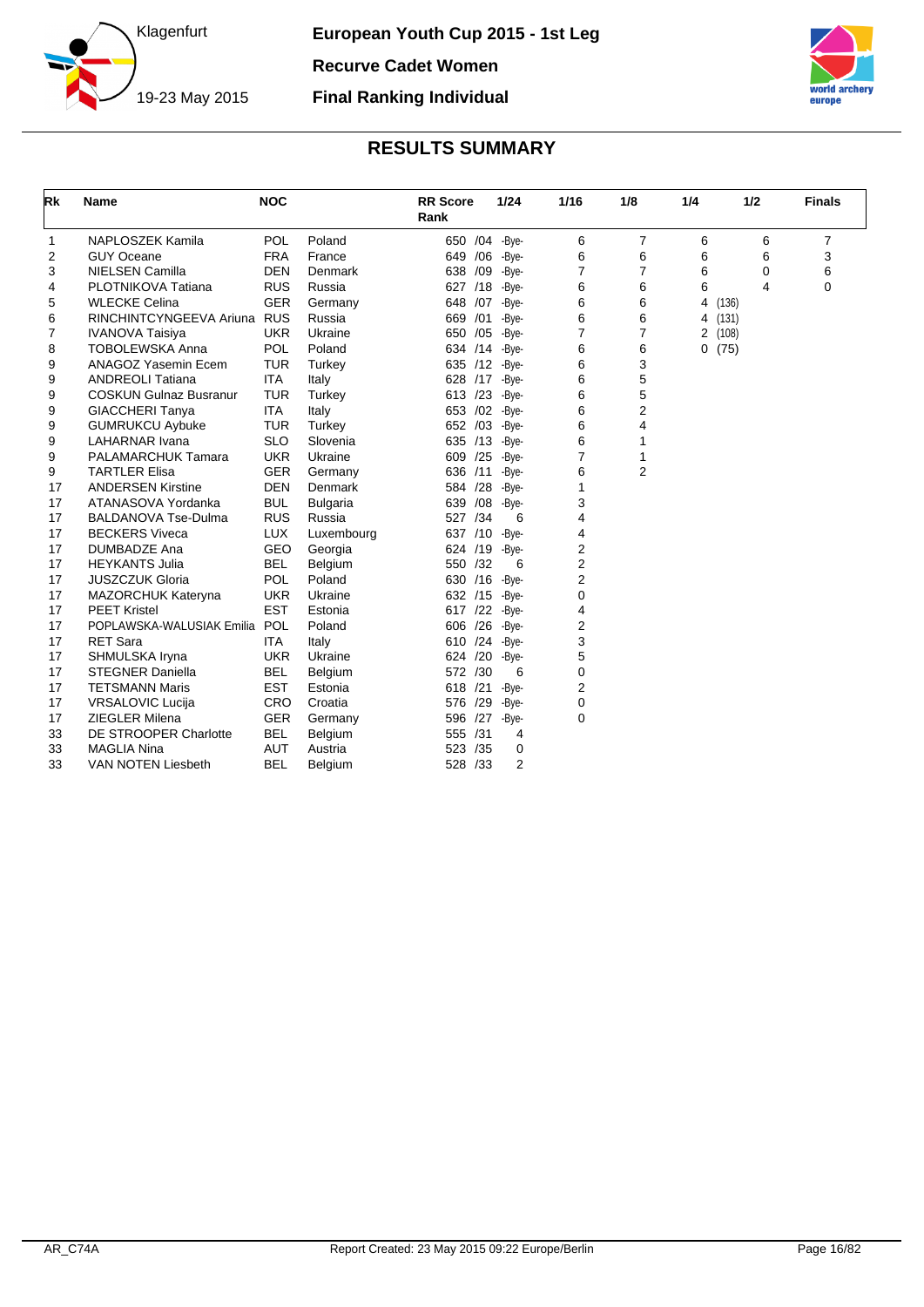# European Youth Cup 2015 - 1st Leg

Klagenfurt

19-23 May 2015

**Recurve Cadet Women**

**Final Ranking Individual**

## RESULTS SUMMARY

| Rk | Name | NOC | | RR Score | Rank | 1/24 | 1/16 | 1/8 | 1/4 | 1/2 | Finals |
|---|---|---|---|---|---|---|---|---|---|---|---|
| 1 | NAPLOSZEK Kamila | POL | Poland | 650 | /04 | -Bye- | 6 | 7 | 6 | 6 | 7 |
| 2 | GUY Oceane | FRA | France | 649 | /06 | -Bye- | 6 | 6 | 6 | 6 | 3 |
| 3 | NIELSEN Camilla | DEN | Denmark | 638 | /09 | -Bye- | 7 | 7 | 6 | 0 | 6 |
| 4 | PLOTNIKOVA Tatiana | RUS | Russia | 627 | /18 | -Bye- | 6 | 6 | 6 | 4 | 0 |
| 5 | WLECKE Celina | GER | Germany | 648 | /07 | -Bye- | 6 | 6 | 4 (136) | | |
| 6 | RINCHINTCYNGEEVA Ariuna | RUS | Russia | 669 | /01 | -Bye- | 6 | 6 | 4 (131) | | |
| 7 | IVANOVA Taisiya | UKR | Ukraine | 650 | /05 | -Bye- | 7 | 7 | 2 (108) | | |
| 8 | TOBOLEWSKA Anna | POL | Poland | 634 | /14 | -Bye- | 6 | 6 | 0 (75) | | |
| 9 | ANAGOZ Yasemin Ecem | TUR | Turkey | 635 | /12 | -Bye- | 6 | 3 | | | |
| 9 | ANDREOLI Tatiana | ITA | Italy | 628 | /17 | -Bye- | 6 | 5 | | | |
| 9 | COSKUN Gulnaz Busranur | TUR | Turkey | 613 | /23 | -Bye- | 6 | 5 | | | |
| 9 | GIACCHERI Tanya | ITA | Italy | 653 | /02 | -Bye- | 6 | 2 | | | |
| 9 | GUMRUKCU Aybuke | TUR | Turkey | 652 | /03 | -Bye- | 6 | 4 | | | |
| 9 | LAHARNAR Ivana | SLO | Slovenia | 635 | /13 | -Bye- | 6 | 1 | | | |
| 9 | PALAMARCHUK Tamara | UKR | Ukraine | 609 | /25 | -Bye- | 7 | 1 | | | |
| 9 | TARTLER Elisa | GER | Germany | 636 | /11 | -Bye- | 6 | 2 | | | |
| 17 | ANDERSEN Kirstine | DEN | Denmark | 584 | /28 | -Bye- | 1 | | | | |
| 17 | ATANASOVA Yordanka | BUL | Bulgaria | 639 | /08 | -Bye- | 3 | | | | |
| 17 | BALDANOVA Tse-Dulma | RUS | Russia | 527 | /34 | 6 | 4 | | | | |
| 17 | BECKERS Viveca | LUX | Luxembourg | 637 | /10 | -Bye- | 4 | | | | |
| 17 | DUMBADZE Ana | GEO | Georgia | 624 | /19 | -Bye- | 2 | | | | |
| 17 | HEYKANTS Julia | BEL | Belgium | 550 | /32 | 6 | 2 | | | | |
| 17 | JUSZCZUK Gloria | POL | Poland | 630 | /16 | -Bye- | 2 | | | | |
| 17 | MAZORCHUK Kateryna | UKR | Ukraine | 632 | /15 | -Bye- | 0 | | | | |
| 17 | PEET Kristel | EST | Estonia | 617 | /22 | -Bye- | 4 | | | | |
| 17 | POPLAWSKA-WALUSIAK Emilia | POL | Poland | 606 | /26 | -Bye- | 2 | | | | |
| 17 | RET Sara | ITA | Italy | 610 | /24 | -Bye- | 3 | | | | |
| 17 | SHMULSKA Iryna | UKR | Ukraine | 624 | /20 | -Bye- | 5 | | | | |
| 17 | STEGNER Daniella | BEL | Belgium | 572 | /30 | 6 | 0 | | | | |
| 17 | TETSMANN Maris | EST | Estonia | 618 | /21 | -Bye- | 2 | | | | |
| 17 | VRSALOVIC Lucija | CRO | Croatia | 576 | /29 | -Bye- | 0 | | | | |
| 17 | ZIEGLER Milena | GER | Germany | 596 | /27 | -Bye- | 0 | | | | |
| 33 | DE STROOPER Charlotte | BEL | Belgium | 555 | /31 | 4 | | | | | |
| 33 | MAGLIA Nina | AUT | Austria | 523 | /35 | 0 | | | | | |
| 33 | VAN NOTEN Liesbeth | BEL | Belgium | 528 | /33 | 2 | | | | | |

AR_C74A Report Created: 23 May 2015 09:22 Europe/Berlin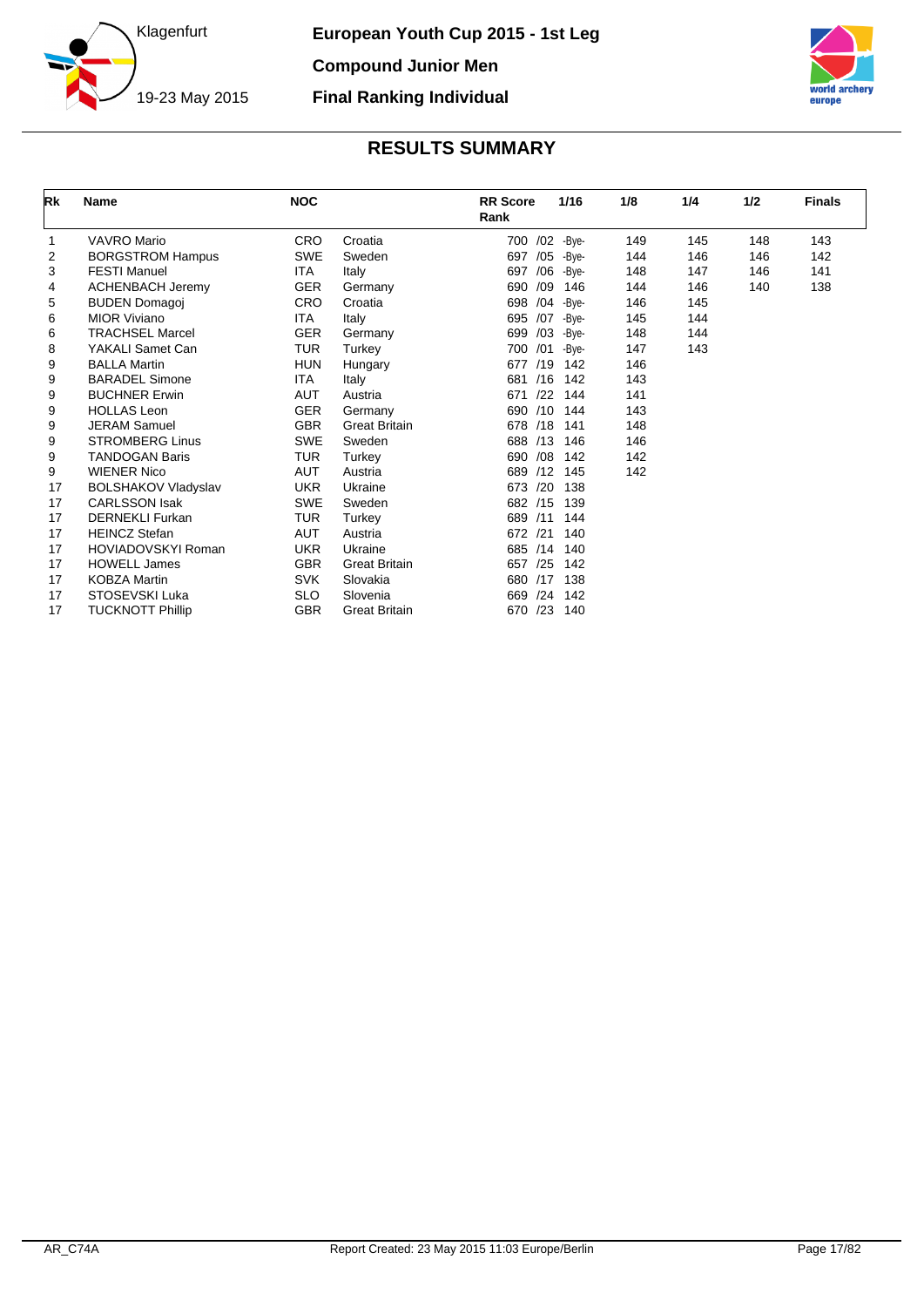# European Youth Cup 2015 - 1st Leg

## Compound Junior Men

## Final Ranking Individual

Klagenfurt

19-23 May 2015

## RESULTS SUMMARY

| Rk | Name | NOC | | RR Score Rank | 1/16 | 1/8 | 1/4 | 1/2 | Finals |
|---|---|---|---|---|---|---|---|---|---|
| 1 | VAVRO Mario | CRO | Croatia | 700 /02 | -Bye- | 149 | 145 | 148 | 143 |
| 2 | BORGSTROM Hampus | SWE | Sweden | 697 /05 | -Bye- | 144 | 146 | 146 | 142 |
| 3 | FESTI Manuel | ITA | Italy | 697 /06 | -Bye- | 148 | 147 | 146 | 141 |
| 4 | ACHENBACH Jeremy | GER | Germany | 690 /09 | 146 | 144 | 146 | 140 | 138 |
| 5 | BUDEN Domagoj | CRO | Croatia | 698 /04 | -Bye- | 146 | 145 | | |
| 6 | MIOR Viviano | ITA | Italy | 695 /07 | -Bye- | 145 | 144 | | |
| 6 | TRACHSEL Marcel | GER | Germany | 699 /03 | -Bye- | 148 | 144 | | |
| 8 | YAKALI Samet Can | TUR | Turkey | 700 /01 | -Bye- | 147 | 143 | | |
| 9 | BALLA Martin | HUN | Hungary | 677 /19 | 142 | 146 | | | |
| 9 | BARADEL Simone | ITA | Italy | 681 /16 | 142 | 143 | | | |
| 9 | BUCHNER Erwin | AUT | Austria | 671 /22 | 144 | 141 | | | |
| 9 | HOLLAS Leon | GER | Germany | 690 /10 | 144 | 143 | | | |
| 9 | JERAM Samuel | GBR | Great Britain | 678 /18 | 141 | 148 | | | |
| 9 | STROMBERG Linus | SWE | Sweden | 688 /13 | 146 | 146 | | | |
| 9 | TANDOGAN Baris | TUR | Turkey | 690 /08 | 142 | 142 | | | |
| 9 | WIENER Nico | AUT | Austria | 689 /12 | 145 | 142 | | | |
| 17 | BOLSHAKOV Vladyslav | UKR | Ukraine | 673 /20 | 138 | | | | |
| 17 | CARLSSON Isak | SWE | Sweden | 682 /15 | 139 | | | | |
| 17 | DERNEKLI Furkan | TUR | Turkey | 689 /11 | 144 | | | | |
| 17 | HEINCZ Stefan | AUT | Austria | 672 /21 | 140 | | | | |
| 17 | HOVIADOVSKYI Roman | UKR | Ukraine | 685 /14 | 140 | | | | |
| 17 | HOWELL James | GBR | Great Britain | 657 /25 | 142 | | | | |
| 17 | KOBZA Martin | SVK | Slovakia | 680 /17 | 138 | | | | |
| 17 | STOSEVSKI Luka | SLO | Slovenia | 669 /24 | 142 | | | | |
| 17 | TUCKNOTT Phillip | GBR | Great Britain | 670 /23 | 140 | | | | |

AR_C74A Report Created: 23 May 2015 11:03 Europe/Berlin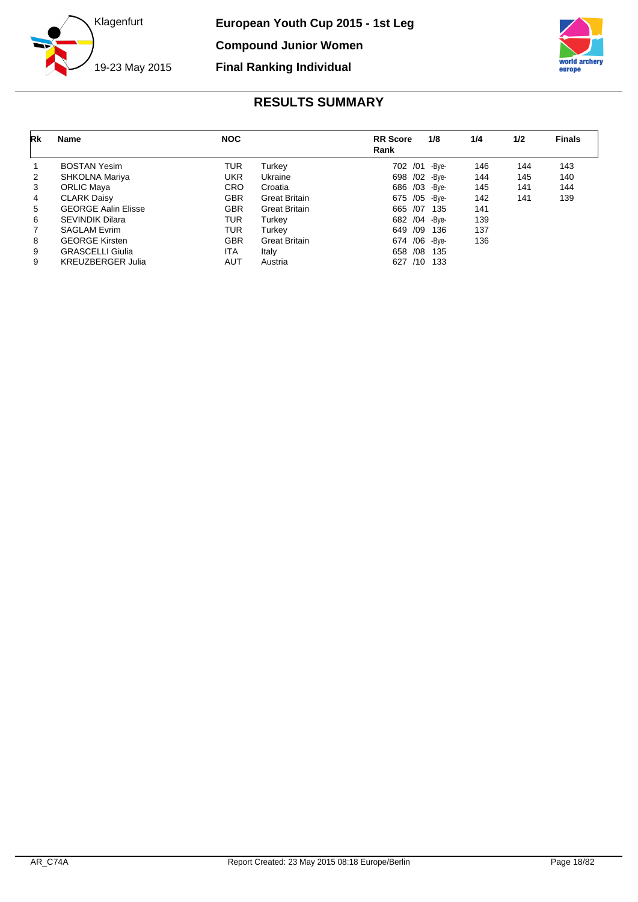Klagenfurt

19-23 May 2015

**European Youth Cup 2015 - 1st Leg**

**Compound Junior Women**

**Final Ranking Individual**

## RESULTS SUMMARY

| Rk | Name | NOC | | RR Score Rank | 1/8 | 1/4 | 1/2 | Finals |
|---|---|---|---|---|---|---|---|---|
| 1 | BOSTAN Yesim | TUR | Turkey | 702 /01 | -Bye- | 146 | 144 | 143 |
| 2 | SHKOLNA Mariya | UKR | Ukraine | 698 /02 | -Bye- | 144 | 145 | 140 |
| 3 | ORLIC Maya | CRO | Croatia | 686 /03 | -Bye- | 145 | 141 | 144 |
| 4 | CLARK Daisy | GBR | Great Britain | 675 /05 | -Bye- | 142 | 141 | 139 |
| 5 | GEORGE Aalin Elisse | GBR | Great Britain | 665 /07 | 135 | 141 | | |
| 6 | SEVINDIK Dilara | TUR | Turkey | 682 /04 | -Bye- | 139 | | |
| 7 | SAGLAM Evrim | TUR | Turkey | 649 /09 | 136 | 137 | | |
| 8 | GEORGE Kirsten | GBR | Great Britain | 674 /06 | -Bye- | 136 | | |
| 9 | GRASCELLI Giulia | ITA | Italy | 658 /08 | 135 | | | |
| 9 | KREUZBERGER Julia | AUT | Austria | 627 /10 | 133 | | | |

AR_C74A Report Created: 23 May 2015 08:18 Europe/Berlin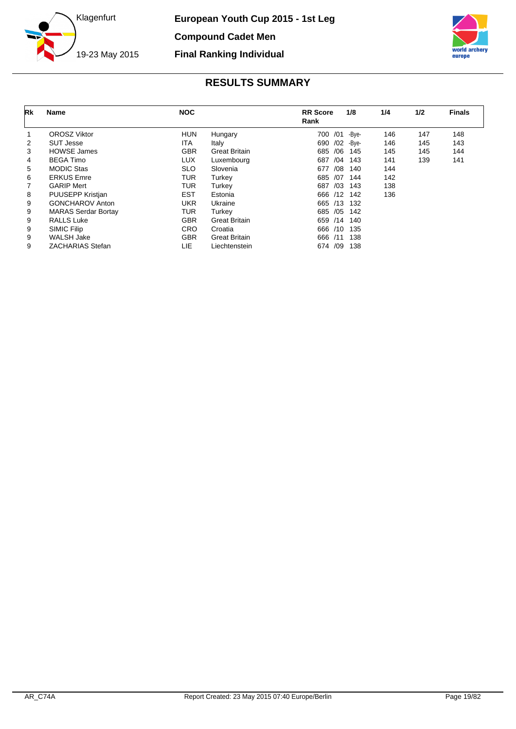# European Youth Cup 2015 - 1st Leg

## Compound Cadet Men

## Final Ranking Individual

Klagenfurt
19-23 May 2015

### RESULTS SUMMARY

| Rk | Name | NOC | | RR Score Rank | 1/8 | 1/4 | 1/2 | Finals |
|---|---|---|---|---|---|---|---|---|
| 1 | OROSZ Viktor | HUN | Hungary | 700 /01 | -Bye- | 146 | 147 | 148 |
| 2 | SUT Jesse | ITA | Italy | 690 /02 | -Bye- | 146 | 145 | 143 |
| 3 | HOWSE James | GBR | Great Britain | 685 /06 | 145 | 145 | 145 | 144 |
| 4 | BEGA Timo | LUX | Luxembourg | 687 /04 | 143 | 141 | 139 | 141 |
| 5 | MODIC Stas | SLO | Slovenia | 677 /08 | 140 | 144 | | |
| 6 | ERKUS Emre | TUR | Turkey | 685 /07 | 144 | 142 | | |
| 7 | GARIP Mert | TUR | Turkey | 687 /03 | 143 | 138 | | |
| 8 | PUUSEPP Kristjan | EST | Estonia | 666 /12 | 142 | 136 | | |
| 9 | GONCHAROV Anton | UKR | Ukraine | 665 /13 | 132 | | | |
| 9 | MARAS Serdar Bortay | TUR | Turkey | 685 /05 | 142 | | | |
| 9 | RALLS Luke | GBR | Great Britain | 659 /14 | 140 | | | |
| 9 | SIMIC Filip | CRO | Croatia | 666 /10 | 135 | | | |
| 9 | WALSH Jake | GBR | Great Britain | 666 /11 | 138 | | | |
| 9 | ZACHARIAS Stefan | LIE | Liechtenstein | 674 /09 | 138 | | | |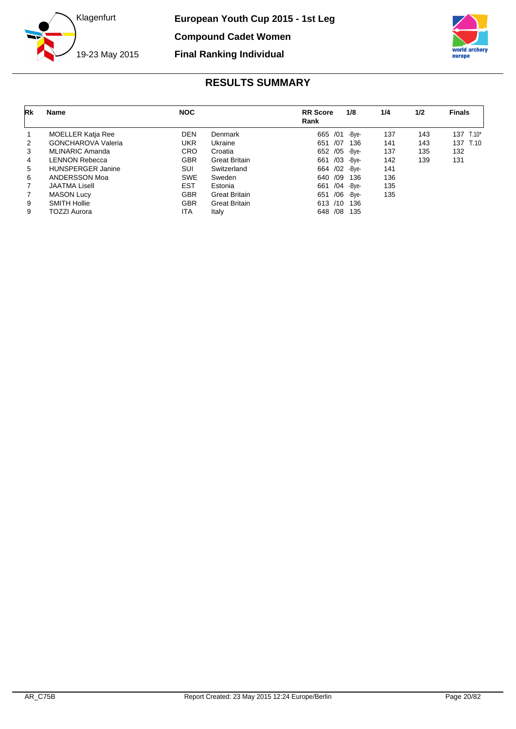# European Youth Cup 2015 - 1st Leg

## Compound Cadet Women

## Final Ranking Individual

Klagenfurt

19-23 May 2015

### RESULTS SUMMARY

| Rk | Name | NOC | | RR Score Rank | 1/8 | 1/4 | 1/2 | Finals |
|---|---|---|---|---|---|---|---|---|
| 1 | MOELLER Katja Ree | DEN | Denmark | 665 /01 | -Bye- | 137 | 143 | 137 T.10* |
| 2 | GONCHAROVA Valeria | UKR | Ukraine | 651 /07 | 136 | 141 | 143 | 137 T.10 |
| 3 | MLINARIC Amanda | CRO | Croatia | 652 /05 | -Bye- | 137 | 135 | 132 |
| 4 | LENNON Rebecca | GBR | Great Britain | 661 /03 | -Bye- | 142 | 139 | 131 |
| 5 | HUNSPERGER Janine | SUI | Switzerland | 664 /02 | -Bye- | 141 | | |
| 6 | ANDERSSON Moa | SWE | Sweden | 640 /09 | 136 | 136 | | |
| 7 | JAATMA Lisell | EST | Estonia | 661 /04 | -Bye- | 135 | | |
| 7 | MASON Lucy | GBR | Great Britain | 651 /06 | -Bye- | 135 | | |
| 9 | SMITH Hollie | GBR | Great Britain | 613 /10 | 136 | | | |
| 9 | TOZZI Aurora | ITA | Italy | 648 /08 | 135 | | | |

AR_C75B

Report Created: 23 May 2015 12:24 Europe/Berlin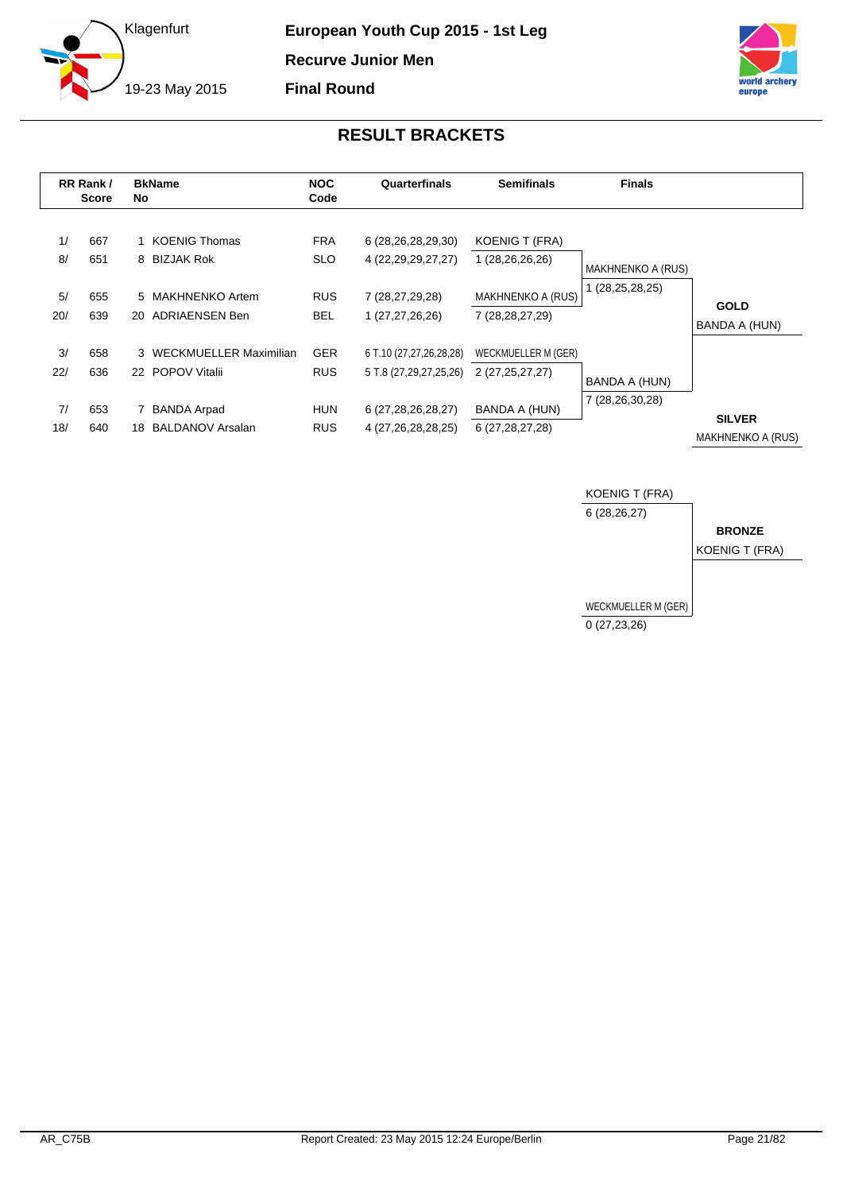Klagenfurt

19-23 May 2015

**European Youth Cup 2015 - 1st Leg**

**Recurve Junior Men**

**Final Round**

# RESULT BRACKETS

| RR Rank / Score | | BkName No | | NOC Code | Quarterfinals | Semifinals | Finals | |
|---|---|---|---|---|---|---|---|---|
| 1/ | 667 | 1 | KOENIG Thomas | FRA | 6 (28,26,28,29,30) | KOENIG T (FRA) | | |
| 8/ | 651 | 8 | BIZJAK Rok | SLO | 4 (22,29,29,27,27) | 1 (28,26,26,26) | MAKHNENKO A (RUS) | |
| | | | | | | | 1 (28,25,28,25) | |
| 5/ | 655 | 5 | MAKHNENKO Artem | RUS | 7 (28,27,29,28) | MAKHNENKO A (RUS) | | **GOLD** |
| 20/ | 639 | 20 | ADRIAENSEN Ben | BEL | 1 (27,27,26,26) | 7 (28,28,27,29) | | BANDA A (HUN) |
| 3/ | 658 | 3 | WECKMUELLER Maximilian | GER | 6 T.10 (27,27,26,28,28) | WECKMUELLER M (GER) | | |
| 22/ | 636 | 22 | POPOV Vitalii | RUS | 5 T.8 (27,29,27,25,26) | 2 (27,25,27,27) | BANDA A (HUN) | |
| | | | | | | | 7 (28,26,30,28) | |
| 7/ | 653 | 7 | BANDA Arpad | HUN | 6 (27,28,26,28,27) | BANDA A (HUN) | | **SILVER** |
| 18/ | 640 | 18 | BALDANOV Arsalan | RUS | 4 (27,26,28,28,25) | 6 (27,28,27,28) | | MAKHNENKO A (RUS) |

| Bronze Match | |
|---|---|
| KOENIG T (FRA) | |
| 6 (28,26,27) | **BRONZE** |
| | KOENIG T (FRA) |
| WECKMUELLER M (GER) | |
| 0 (27,23,26) | |

AR_C75B

Report Created: 23 May 2015 12:24 Europe/Berlin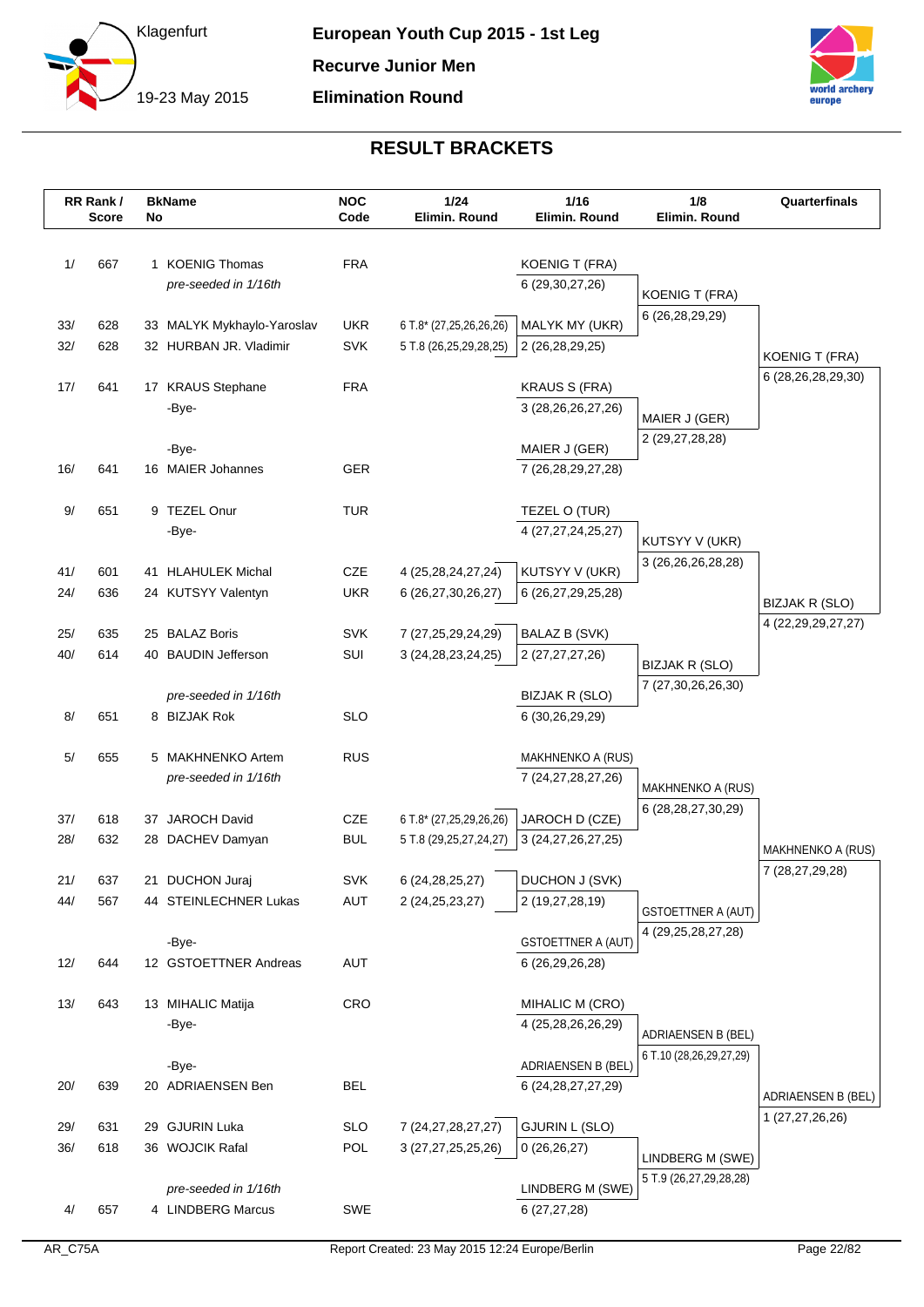# European Youth Cup 2015 - 1st Leg

**Recurve Junior Men**

**Elimination Round**

Klagenfurt

19-23 May 2015

## RESULT BRACKETS

| RR Rank / Score | | BkNo | Name | NOC Code | 1/24 Elimin. Round | 1/16 Elimin. Round | 1/8 Elimin. Round | Quarterfinals |
|---|---|---|---|---|---|---|---|---|
| 1/ | 667 | 1 | KOENIG Thomas | FRA | | KOENIG T (FRA) | | |
| | | | *pre-seeded in 1/16th* | | | 6 (29,30,27,26) | KOENIG T (FRA) | |
| 33/ | 628 | 33 | MALYK Mykhaylo-Yaroslav | UKR | 6 T.8* (27,25,26,26,26) | MALYK MY (UKR) | 6 (26,28,29,29) | |
| 32/ | 628 | 32 | HURBAN JR. Vladimir | SVK | 5 T.8 (26,25,29,28,25) | 2 (26,28,29,25) | | KOENIG T (FRA) |
| 17/ | 641 | 17 | KRAUS Stephane | FRA | | KRAUS S (FRA) | | 6 (28,26,28,29,30) |
| | | | -Bye- | | | 3 (28,26,26,27,26) | MAIER J (GER) | |
| | | | -Bye- | | | MAIER J (GER) | 2 (29,27,28,28) | |
| 16/ | 641 | 16 | MAIER Johannes | GER | | 7 (26,28,29,27,28) | | |
| 9/ | 651 | 9 | TEZEL Onur | TUR | | TEZEL O (TUR) | | |
| | | | -Bye- | | | 4 (27,27,24,25,27) | KUTSYY V (UKR) | |
| 41/ | 601 | 41 | HLAHULEK Michal | CZE | 4 (25,28,24,27,24) | KUTSYY V (UKR) | 3 (26,26,26,28,28) | |
| 24/ | 636 | 24 | KUTSYY Valentyn | UKR | 6 (26,27,30,26,27) | 6 (26,27,29,25,28) | | BIZJAK R (SLO) |
| 25/ | 635 | 25 | BALAZ Boris | SVK | 7 (27,25,29,24,29) | BALAZ B (SVK) | | 4 (22,29,29,27,27) |
| 40/ | 614 | 40 | BAUDIN Jefferson | SUI | 3 (24,28,23,24,25) | 2 (27,27,27,26) | BIZJAK R (SLO) | |
| | | | *pre-seeded in 1/16th* | | | BIZJAK R (SLO) | 7 (27,30,26,26,30) | |
| 8/ | 651 | 8 | BIZJAK Rok | SLO | | 6 (30,26,29,29) | | |
| 5/ | 655 | 5 | MAKHNENKO Artem | RUS | | MAKHNENKO A (RUS) | | |
| | | | *pre-seeded in 1/16th* | | | 7 (24,27,28,27,26) | MAKHNENKO A (RUS) | |
| 37/ | 618 | 37 | JAROCH David | CZE | 6 T.8* (27,25,29,26,26) | JAROCH D (CZE) | 6 (28,28,27,30,29) | |
| 28/ | 632 | 28 | DACHEV Damyan | BUL | 5 T.8 (29,25,27,24,27) | 3 (24,27,26,27,25) | | MAKHNENKO A (RUS) |
| 21/ | 637 | 21 | DUCHON Juraj | SVK | 6 (24,28,25,27) | DUCHON J (SVK) | | 7 (28,27,29,28) |
| 44/ | 567 | 44 | STEINLECHNER Lukas | AUT | 2 (24,25,23,27) | 2 (19,27,28,19) | GSTOETTNER A (AUT) | |
| | | | -Bye- | | | GSTOETTNER A (AUT) | 4 (29,25,28,27,28) | |
| 12/ | 644 | 12 | GSTOETTNER Andreas | AUT | | 6 (26,29,26,28) | | |
| 13/ | 643 | 13 | MIHALIC Matija | CRO | | MIHALIC M (CRO) | | |
| | | | -Bye- | | | 4 (25,28,26,26,29) | ADRIAENSEN B (BEL) | |
| | | | -Bye- | | | ADRIAENSEN B (BEL) | 6 T.10 (28,26,29,27,29) | |
| 20/ | 639 | 20 | ADRIAENSEN Ben | BEL | | 6 (24,28,27,27,29) | | ADRIAENSEN B (BEL) |
| 29/ | 631 | 29 | GJURIN Luka | SLO | 7 (24,27,28,27,27) | GJURIN L (SLO) | | 1 (27,27,26,26) |
| 36/ | 618 | 36 | WOJCIK Rafal | POL | 3 (27,27,25,25,26) | 0 (26,26,27) | LINDBERG M (SWE) | |
| | | | *pre-seeded in 1/16th* | | | LINDBERG M (SWE) | 5 T.9 (26,27,29,28,28) | |
| 4/ | 657 | 4 | LINDBERG Marcus | SWE | | 6 (27,27,28) | | |

AR_C75A

Report Created: 23 May 2015 12:24 Europe/Berlin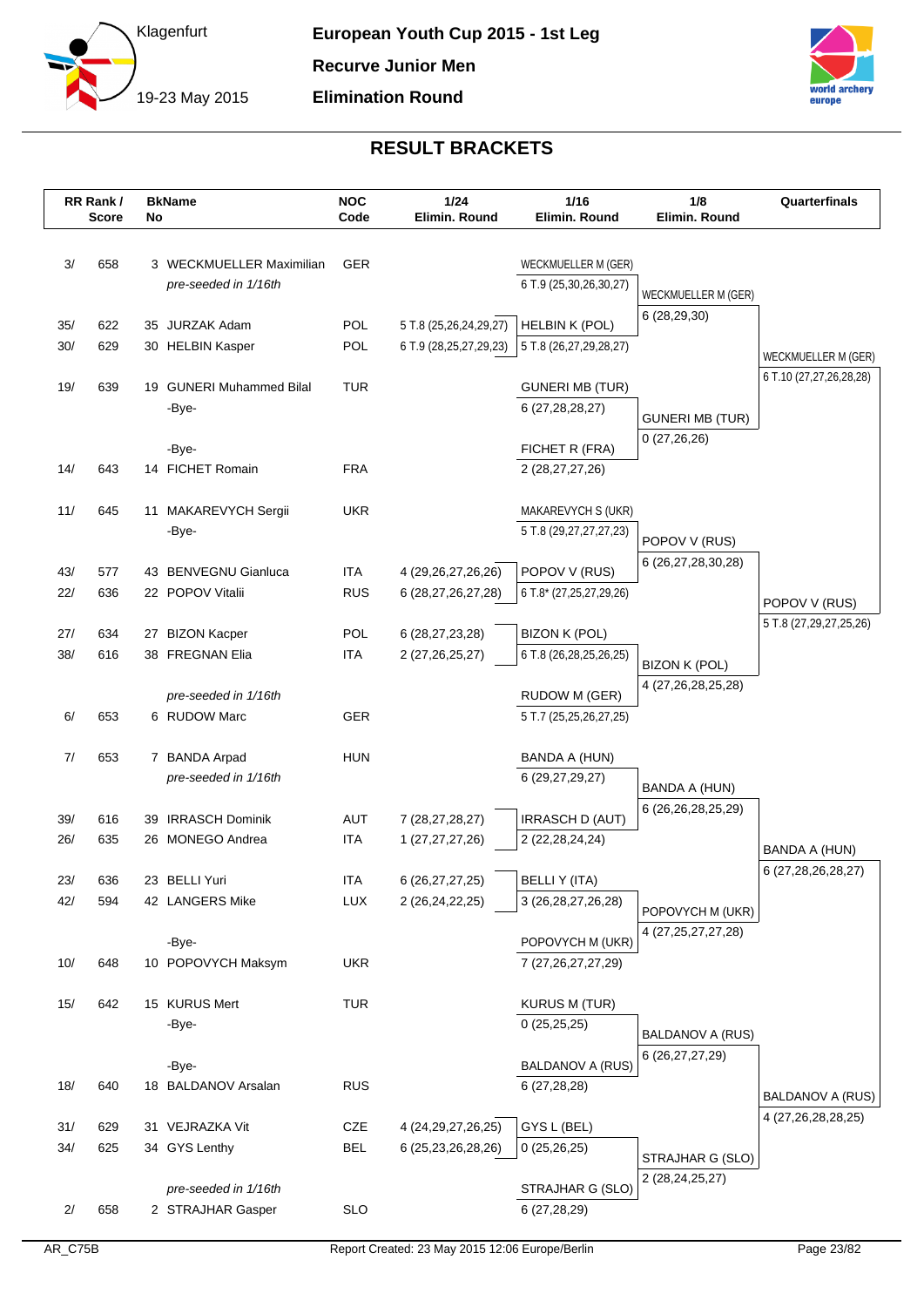# European Youth Cup 2015 - 1st Leg

**Recurve Junior Men**

**Elimination Round**

Klagenfurt

19-23 May 2015

## RESULT BRACKETS

| RR Rank / Score | | BkNo | Name | NOC Code | 1/24 Elimin. Round | 1/16 Elimin. Round | 1/8 Elimin. Round | Quarterfinals |
|---|---|---|---|---|---|---|---|---|
| 3/ | 658 | 3 | WECKMUELLER Maximilian | GER | | WECKMUELLER M (GER) | | |
| | | | *pre-seeded in 1/16th* | | | 6 T.9 (25,30,26,30,27) | WECKMUELLER M (GER) | |
| | | | | | | | 6 (28,29,30) | |
| 35/ | 622 | 35 | JURZAK Adam | POL | 5 T.8 (25,26,24,29,27) | HELBIN K (POL) | | |
| 30/ | 629 | 30 | HELBIN Kasper | POL | 6 T.9 (28,25,27,29,23) | 5 T.8 (26,27,29,28,27) | | WECKMUELLER M (GER) |
| | | | | | | | | 6 T.10 (27,27,26,28,28) |
| 19/ | 639 | 19 | GUNERI Muhammed Bilal | TUR | | GUNERI MB (TUR) | | |
| | | | -Bye- | | | 6 (27,28,28,27) | GUNERI MB (TUR) | |
| | | | | | | | 0 (27,26,26) | |
| | | | -Bye- | | | FICHET R (FRA) | | |
| 14/ | 643 | 14 | FICHET Romain | FRA | | 2 (28,27,27,26) | | |
| 11/ | 645 | 11 | MAKAREVYCH Sergii | UKR | | MAKAREVYCH S (UKR) | | |
| | | | -Bye- | | | 5 T.8 (29,27,27,27,23) | POPOV V (RUS) | |
| | | | | | | | 6 (26,27,28,30,28) | |
| 43/ | 577 | 43 | BENVEGNU Gianluca | ITA | 4 (29,26,27,26,26) | POPOV V (RUS) | | |
| 22/ | 636 | 22 | POPOV Vitalii | RUS | 6 (28,27,26,27,28) | 6 T.8* (27,25,27,29,26) | | POPOV V (RUS) |
| | | | | | | | | 5 T.8 (27,29,27,25,26) |
| 27/ | 634 | 27 | BIZON Kacper | POL | 6 (28,27,23,28) | BIZON K (POL) | | |
| 38/ | 616 | 38 | FREGNAN Elia | ITA | 2 (27,26,25,27) | 6 T.8 (26,28,25,26,25) | BIZON K (POL) | |
| | | | | | | | 4 (27,26,28,25,28) | |
| | | | *pre-seeded in 1/16th* | | | RUDOW M (GER) | | |
| 6/ | 653 | 6 | RUDOW Marc | GER | | 5 T.7 (25,25,26,27,25) | | |
| 7/ | 653 | 7 | BANDA Arpad | HUN | | BANDA A (HUN) | | |
| | | | *pre-seeded in 1/16th* | | | 6 (29,27,29,27) | BANDA A (HUN) | |
| | | | | | | | 6 (26,26,28,25,29) | |
| 39/ | 616 | 39 | IRRASCH Dominik | AUT | 7 (28,27,28,27) | IRRASCH D (AUT) | | |
| 26/ | 635 | 26 | MONEGO Andrea | ITA | 1 (27,27,27,26) | 2 (22,28,24,24) | | BANDA A (HUN) |
| | | | | | | | | 6 (27,28,26,28,27) |
| 23/ | 636 | 23 | BELLI Yuri | ITA | 6 (26,27,27,25) | BELLI Y (ITA) | | |
| 42/ | 594 | 42 | LANGERS Mike | LUX | 2 (26,24,22,25) | 3 (26,28,27,26,28) | POPOVYCH M (UKR) | |
| | | | | | | | 4 (27,25,27,27,28) | |
| | | | -Bye- | | | POPOVYCH M (UKR) | | |
| 10/ | 648 | 10 | POPOVYCH Maksym | UKR | | 7 (27,26,27,27,29) | | |
| 15/ | 642 | 15 | KURUS Mert | TUR | | KURUS M (TUR) | | |
| | | | -Bye- | | | 0 (25,25,25) | BALDANOV A (RUS) | |
| | | | | | | | 6 (26,27,27,29) | |
| | | | -Bye- | | | BALDANOV A (RUS) | | |
| 18/ | 640 | 18 | BALDANOV Arsalan | RUS | | 6 (27,28,28) | | BALDANOV A (RUS) |
| | | | | | | | | 4 (27,26,28,28,25) |
| 31/ | 629 | 31 | VEJRAZKA Vit | CZE | 4 (24,29,27,26,25) | GYS L (BEL) | | |
| 34/ | 625 | 34 | GYS Lenthy | BEL | 6 (25,23,26,28,26) | 0 (25,26,25) | STRAJHAR G (SLO) | |
| | | | | | | | 2 (28,24,25,27) | |
| | | | *pre-seeded in 1/16th* | | | STRAJHAR G (SLO) | | |
| 2/ | 658 | 2 | STRAJHAR Gasper | SLO | | 6 (27,28,29) | | |

AR_C75B

Report Created: 23 May 2015 12:06 Europe/Berlin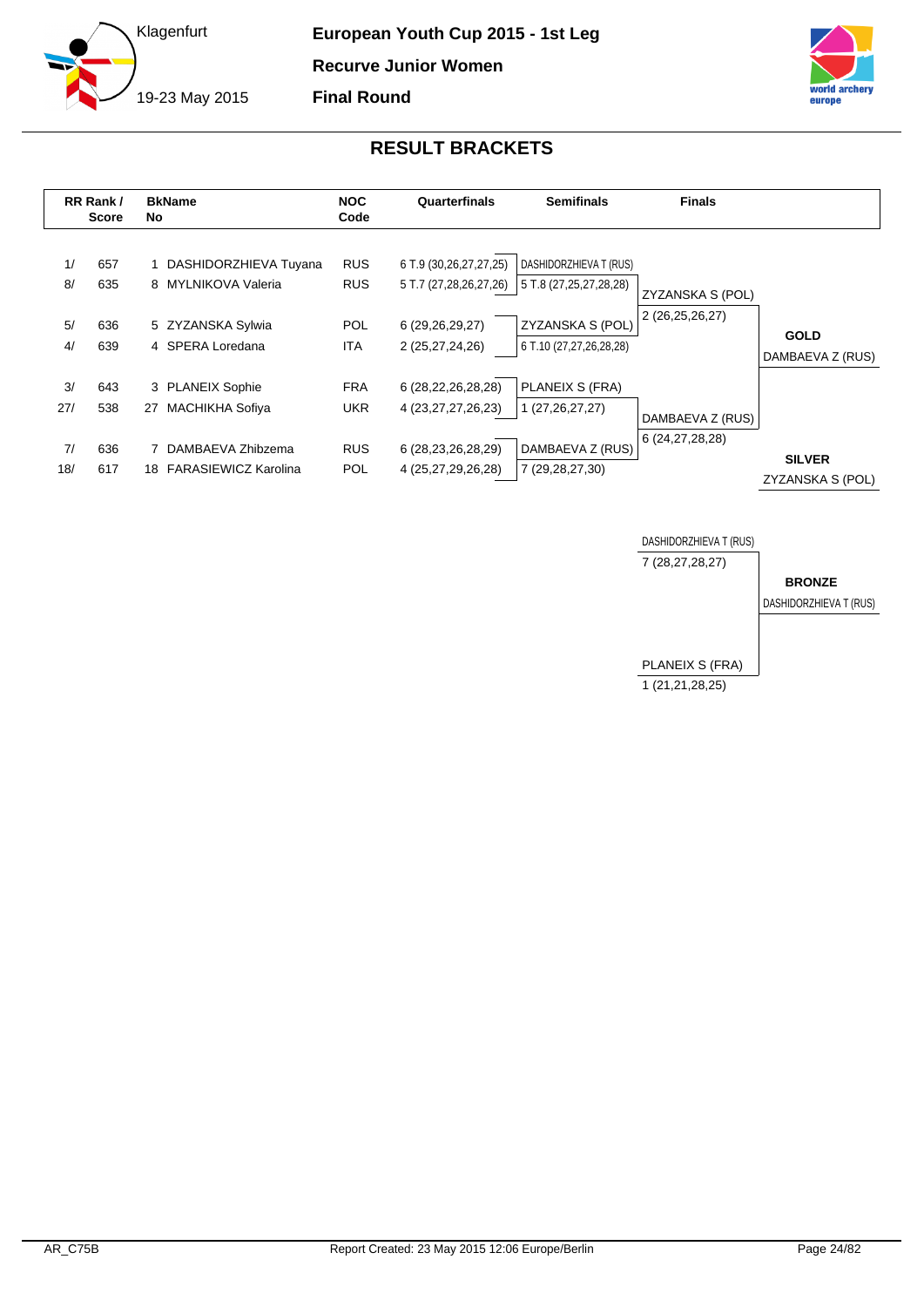European Youth Cup 2015 - 1st Leg

Recurve Junior Women

Final Round

Klagenfurt

19-23 May 2015

## RESULT BRACKETS

| RR Rank / Score | | BkName No | | NOC Code | Quarterfinals | Semifinals | Finals | |
|---|---|---|---|---|---|---|---|---|
| 1/ | 657 | 1 | DASHIDORZHIEVA Tuyana | RUS | 6 T.9 (30,26,27,27,25) | DASHIDORZHIEVA T (RUS) | | |
| 8/ | 635 | 8 | MYLNIKOVA Valeria | RUS | 5 T.7 (27,28,26,27,26) | 5 T.8 (27,25,27,28,28) | ZYZANSKA S (POL) | |
| 5/ | 636 | 5 | ZYZANSKA Sylwia | POL | 6 (29,26,29,27) | ZYZANSKA S (POL) | 2 (26,25,26,27) | **GOLD** |
| 4/ | 639 | 4 | SPERA Loredana | ITA | 2 (25,27,24,26) | 6 T.10 (27,27,26,28,28) | | DAMBAEVA Z (RUS) |
| 3/ | 643 | 3 | PLANEIX Sophie | FRA | 6 (28,22,26,28,28) | PLANEIX S (FRA) | | |
| 27/ | 538 | 27 | MACHIKHA Sofiya | UKR | 4 (23,27,27,26,23) | 1 (27,26,27,27) | DAMBAEVA Z (RUS) | |
| 7/ | 636 | 7 | DAMBAEVA Zhibzema | RUS | 6 (28,23,26,28,29) | DAMBAEVA Z (RUS) | 6 (24,27,28,28) | **SILVER** |
| 18/ | 617 | 18 | FARASIEWICZ Karolina | POL | 4 (25,27,29,26,28) | 7 (29,28,27,30) | | ZYZANSKA S (POL) |

**Bronze Match**

| Finals | |
|---|---|
| DASHIDORZHIEVA T (RUS) | |
| 7 (28,27,28,27) | **BRONZE** |
| | DASHIDORZHIEVA T (RUS) |
| PLANEIX S (FRA) | |
| 1 (21,21,28,25) | |

AR_C75B

Report Created: 23 May 2015 12:06 Europe/Berlin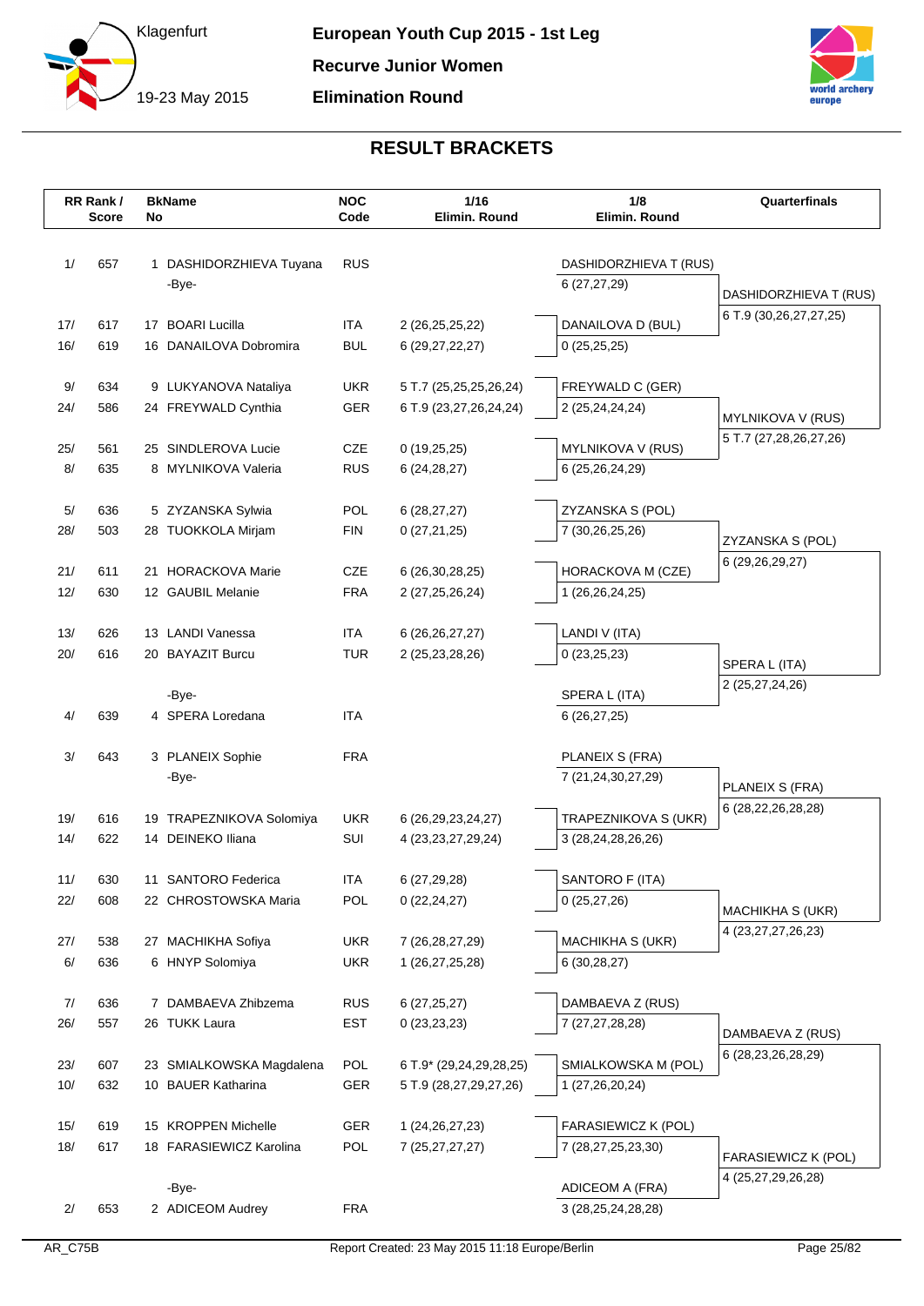# European Youth Cup 2015 - 1st Leg

**Recurve Junior Women**

**Elimination Round**

Klagenfurt

19-23 May 2015

## RESULT BRACKETS

| RR Rank / Score | | BkNo | Name | NOC Code | 1/16 Elimin. Round | 1/8 Elimin. Round | Quarterfinals |
|---|---|---|---|---|---|---|---|
| 1/ | 657 | 1 | DASHIDORZHIEVA Tuyana | RUS | | DASHIDORZHIEVA T (RUS) | |
| | | | -Bye- | | | 6 (27,27,29) | DASHIDORZHIEVA T (RUS) |
| | | | | | | | 6 T.9 (30,26,27,27,25) |
| 17/ | 617 | 17 | BOARI Lucilla | ITA | 2 (26,25,25,22) | DANAILOVA D (BUL) | |
| 16/ | 619 | 16 | DANAILOVA Dobromira | BUL | 6 (29,27,22,27) | 0 (25,25,25) | |
| 9/ | 634 | 9 | LUKYANOVA Nataliya | UKR | 5 T.7 (25,25,25,26,24) | FREYWALD C (GER) | |
| 24/ | 586 | 24 | FREYWALD Cynthia | GER | 6 T.9 (23,27,26,24,24) | 2 (25,24,24,24) | MYLNIKOVA V (RUS) |
| | | | | | | | 5 T.7 (27,28,26,27,26) |
| 25/ | 561 | 25 | SINDLEROVA Lucie | CZE | 0 (19,25,25) | MYLNIKOVA V (RUS) | |
| 8/ | 635 | 8 | MYLNIKOVA Valeria | RUS | 6 (24,28,27) | 6 (25,26,24,29) | |
| 5/ | 636 | 5 | ZYZANSKA Sylwia | POL | 6 (28,27,27) | ZYZANSKA S (POL) | |
| 28/ | 503 | 28 | TUOKKOLA Mirjam | FIN | 0 (27,21,25) | 7 (30,26,25,26) | ZYZANSKA S (POL) |
| | | | | | | | 6 (29,26,29,27) |
| 21/ | 611 | 21 | HORACKOVA Marie | CZE | 6 (26,30,28,25) | HORACKOVA M (CZE) | |
| 12/ | 630 | 12 | GAUBIL Melanie | FRA | 2 (27,25,26,24) | 1 (26,26,24,25) | |
| 13/ | 626 | 13 | LANDI Vanessa | ITA | 6 (26,26,27,27) | LANDI V (ITA) | |
| 20/ | 616 | 20 | BAYAZIT Burcu | TUR | 2 (25,23,28,26) | 0 (23,25,23) | SPERA L (ITA) |
| | | | | | | | 2 (25,27,24,26) |
| | | | -Bye- | | | SPERA L (ITA) | |
| 4/ | 639 | 4 | SPERA Loredana | ITA | | 6 (26,27,25) | |
| 3/ | 643 | 3 | PLANEIX Sophie | FRA | | PLANEIX S (FRA) | |
| | | | -Bye- | | | 7 (21,24,30,27,29) | PLANEIX S (FRA) |
| | | | | | | | 6 (28,22,26,28,28) |
| 19/ | 616 | 19 | TRAPEZNIKOVA Solomiya | UKR | 6 (26,29,23,24,27) | TRAPEZNIKOVA S (UKR) | |
| 14/ | 622 | 14 | DEINEKO Iliana | SUI | 4 (23,23,27,29,24) | 3 (28,24,28,26,26) | |
| 11/ | 630 | 11 | SANTORO Federica | ITA | 6 (27,29,28) | SANTORO F (ITA) | |
| 22/ | 608 | 22 | CHROSTOWSKA Maria | POL | 0 (22,24,27) | 0 (25,27,26) | MACHIKHA S (UKR) |
| | | | | | | | 4 (23,27,27,26,23) |
| 27/ | 538 | 27 | MACHIKHA Sofiya | UKR | 7 (26,28,27,29) | MACHIKHA S (UKR) | |
| 6/ | 636 | 6 | HNYP Solomiya | UKR | 1 (26,27,25,28) | 6 (30,28,27) | |
| 7/ | 636 | 7 | DAMBAEVA Zhibzema | RUS | 6 (27,25,27) | DAMBAEVA Z (RUS) | |
| 26/ | 557 | 26 | TUKK Laura | EST | 0 (23,23,23) | 7 (27,27,28,28) | DAMBAEVA Z (RUS) |
| | | | | | | | 6 (28,23,26,28,29) |
| 23/ | 607 | 23 | SMIALKOWSKA Magdalena | POL | 6 T.9* (29,24,29,28,25) | SMIALKOWSKA M (POL) | |
| 10/ | 632 | 10 | BAUER Katharina | GER | 5 T.9 (28,27,29,27,26) | 1 (27,26,20,24) | |
| 15/ | 619 | 15 | KROPPEN Michelle | GER | 1 (24,26,27,23) | FARASIEWICZ K (POL) | |
| 18/ | 617 | 18 | FARASIEWICZ Karolina | POL | 7 (25,27,27,27) | 7 (28,27,25,23,30) | FARASIEWICZ K (POL) |
| | | | | | | | 4 (25,27,29,26,28) |
| | | | -Bye- | | | ADICEOM A (FRA) | |
| 2/ | 653 | 2 | ADICEOM Audrey | FRA | | 3 (28,25,24,28,28) | |

AR_C75B

Report Created: 23 May 2015 11:18 Europe/Berlin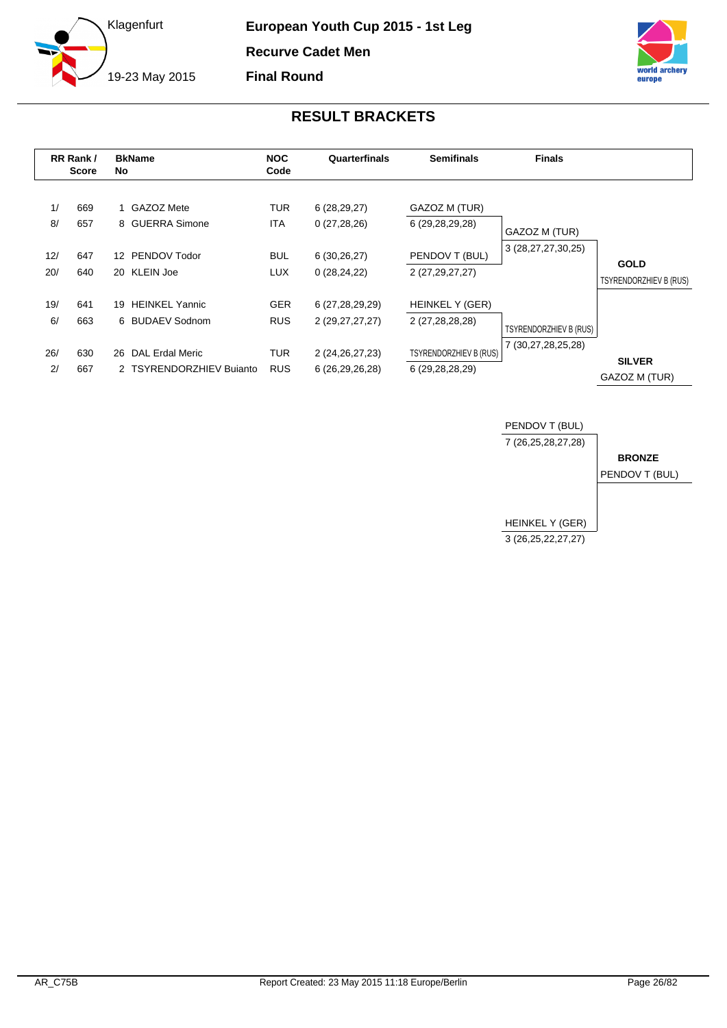# European Youth Cup 2015 - 1st Leg

Klagenfurt

19-23 May 2015

**Recurve Cadet Men**

**Final Round**

## RESULT BRACKETS

| RR Rank / Score | | BkName No | | NOC Code | Quarterfinals | Semifinals | Finals | |
|---|---|---|---|---|---|---|---|---|
| 1/ | 669 | 1 | GAZOZ Mete | TUR | 6 (28,29,27) | GAZOZ M (TUR) | | |
| 8/ | 657 | 8 | GUERRA Simone | ITA | 0 (27,28,26) | 6 (29,28,29,28) | GAZOZ M (TUR) | |
| | | | | | | | 3 (28,27,27,30,25) | **GOLD** |
| 12/ | 647 | 12 | PENDOV Todor | BUL | 6 (30,26,27) | PENDOV T (BUL) | | TSYRENDORZHIEV B (RUS) |
| 20/ | 640 | 20 | KLEIN Joe | LUX | 0 (28,24,22) | 2 (27,29,27,27) | | |
| 19/ | 641 | 19 | HEINKEL Yannic | GER | 6 (27,28,29,29) | HEINKEL Y (GER) | | |
| 6/ | 663 | 6 | BUDAEV Sodnom | RUS | 2 (29,27,27,27) | 2 (27,28,28,28) | TSYRENDORZHIEV B (RUS) | |
| | | | | | | | 7 (30,27,28,25,28) | **SILVER** |
| 26/ | 630 | 26 | DAL Erdal Meric | TUR | 2 (24,26,27,23) | TSYRENDORZHIEV B (RUS) | | GAZOZ M (TUR) |
| 2/ | 667 | 2 | TSYRENDORZHIEV Buianto | RUS | 6 (26,29,26,28) | 6 (29,28,28,29) | | |

| Bronze Match | | |
|---|---|---|
| PENDOV T (BUL) | 7 (26,25,28,27,28) | **BRONZE** |
| HEINKEL Y (GER) | 3 (26,25,22,27,27) | PENDOV T (BUL) |

AR_C75B

Report Created: 23 May 2015 11:18 Europe/Berlin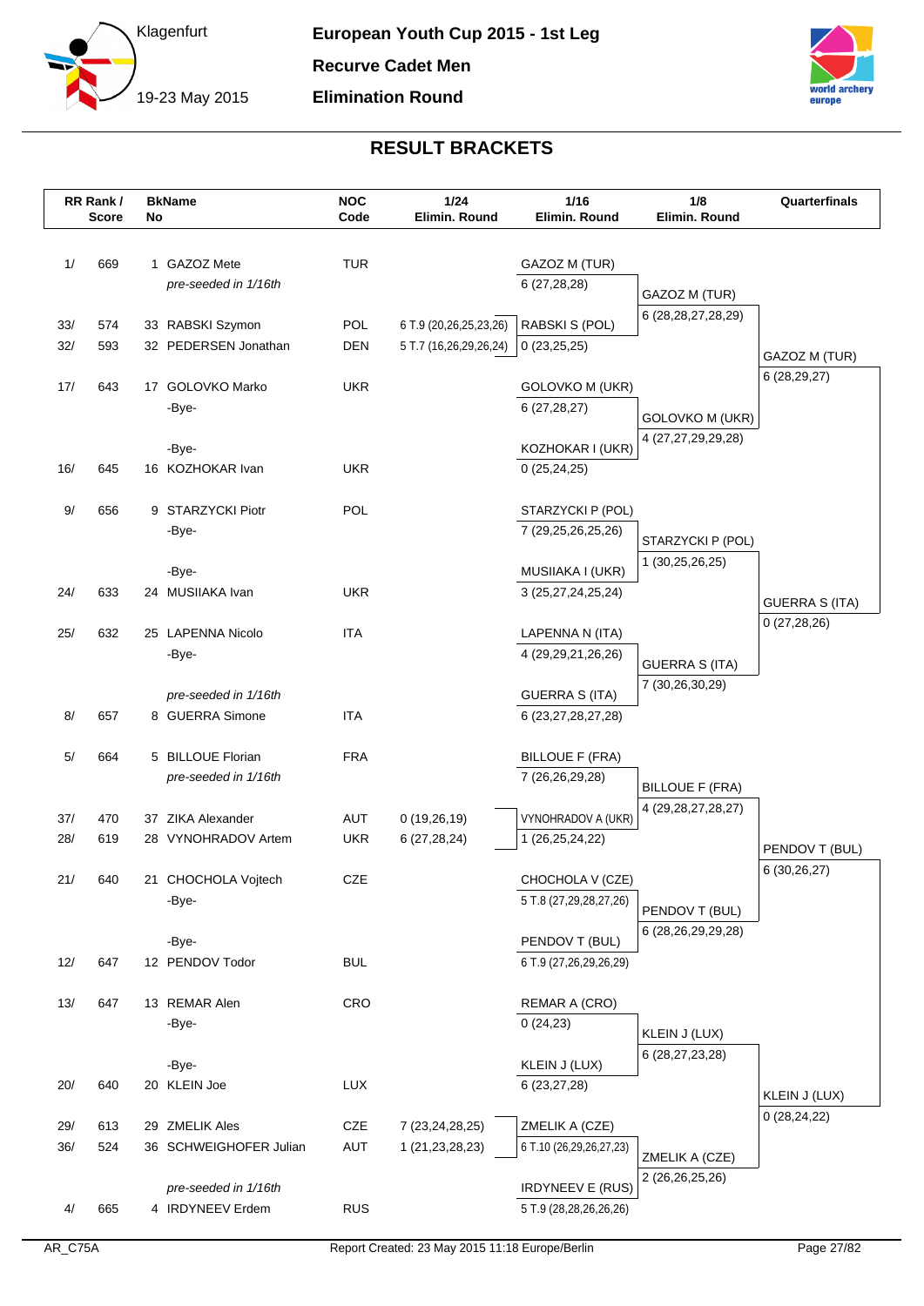**European Youth Cup 2015 - 1st Leg**

**Recurve Cadet Men**

**Elimination Round**

Klagenfurt

19-23 May 2015

## RESULT BRACKETS

| RR Rank / Score | BkName No | NOC Code | 1/24 Elimin. Round | 1/16 Elimin. Round | 1/8 Elimin. Round | Quarterfinals |
|---|---|---|---|---|---|---|
| 1/ 669 | 1 GAZOZ Mete | TUR | | GAZOZ M (TUR) | | |
| | *pre-seeded in 1/16th* | | | 6 (27,28,28) | GAZOZ M (TUR) | |
| 33/ 574 | 33 RABSKI Szymon | POL | 6 T.9 (20,26,25,23,26) | RABSKI S (POL) | 6 (28,28,27,28,29) | |
| 32/ 593 | 32 PEDERSEN Jonathan | DEN | 5 T.7 (16,26,29,26,24) | 0 (23,25,25) | | GAZOZ M (TUR) |
| 17/ 643 | 17 GOLOVKO Marko | UKR | | GOLOVKO M (UKR) | | 6 (28,29,27) |
| | -Bye- | | | 6 (27,28,27) | GOLOVKO M (UKR) | |
| | -Bye- | | | KOZHOKAR I (UKR) | 4 (27,27,29,29,28) | |
| 16/ 645 | 16 KOZHOKAR Ivan | UKR | | 0 (25,24,25) | | |
| 9/ 656 | 9 STARZYCKI Piotr | POL | | STARZYCKI P (POL) | | |
| | -Bye- | | | 7 (29,25,26,25,26) | STARZYCKI P (POL) | |
| | -Bye- | | | MUSIIAKA I (UKR) | 1 (30,25,26,25) | |
| 24/ 633 | 24 MUSIIAKA Ivan | UKR | | 3 (25,27,24,25,24) | | GUERRA S (ITA) |
| 25/ 632 | 25 LAPENNA Nicolo | ITA | | LAPENNA N (ITA) | | 0 (27,28,26) |
| | -Bye- | | | 4 (29,29,21,26,26) | GUERRA S (ITA) | |
| | *pre-seeded in 1/16th* | | | GUERRA S (ITA) | 7 (30,26,30,29) | |
| 8/ 657 | 8 GUERRA Simone | ITA | | 6 (23,27,28,27,28) | | |
| 5/ 664 | 5 BILLOUE Florian | FRA | | BILLOUE F (FRA) | | |
| | *pre-seeded in 1/16th* | | | 7 (26,26,29,28) | BILLOUE F (FRA) | |
| 37/ 470 | 37 ZIKA Alexander | AUT | 0 (19,26,19) | VYNOHRADOV A (UKR) | 4 (29,28,27,28,27) | |
| 28/ 619 | 28 VYNOHRADOV Artem | UKR | 6 (27,28,24) | 1 (26,25,24,22) | | PENDOV T (BUL) |
| 21/ 640 | 21 CHOCHOLA Vojtech | CZE | | CHOCHOLA V (CZE) | | 6 (30,26,27) |
| | -Bye- | | | 5 T.8 (27,29,28,27,26) | PENDOV T (BUL) | |
| | -Bye- | | | PENDOV T (BUL) | 6 (28,26,29,29,28) | |
| 12/ 647 | 12 PENDOV Todor | BUL | | 6 T.9 (27,26,29,26,29) | | |
| 13/ 647 | 13 REMAR Alen | CRO | | REMAR A (CRO) | | |
| | -Bye- | | | 0 (24,23) | KLEIN J (LUX) | |
| | -Bye- | | | KLEIN J (LUX) | 6 (28,27,23,28) | |
| 20/ 640 | 20 KLEIN Joe | LUX | | 6 (23,27,28) | | KLEIN J (LUX) |
| 29/ 613 | 29 ZMELIK Ales | CZE | 7 (23,24,28,25) | ZMELIK A (CZE) | | 0 (28,24,22) |
| 36/ 524 | 36 SCHWEIGHOFER Julian | AUT | 1 (21,23,28,23) | 6 T.10 (26,29,26,27,23) | ZMELIK A (CZE) | |
| | *pre-seeded in 1/16th* | | | IRDYNEEV E (RUS) | 2 (26,26,25,26) | |
| 4/ 665 | 4 IRDYNEEV Erdem | RUS | | 5 T.9 (28,28,26,26,26) | | |

AR_C75A

Report Created: 23 May 2015 11:18 Europe/Berlin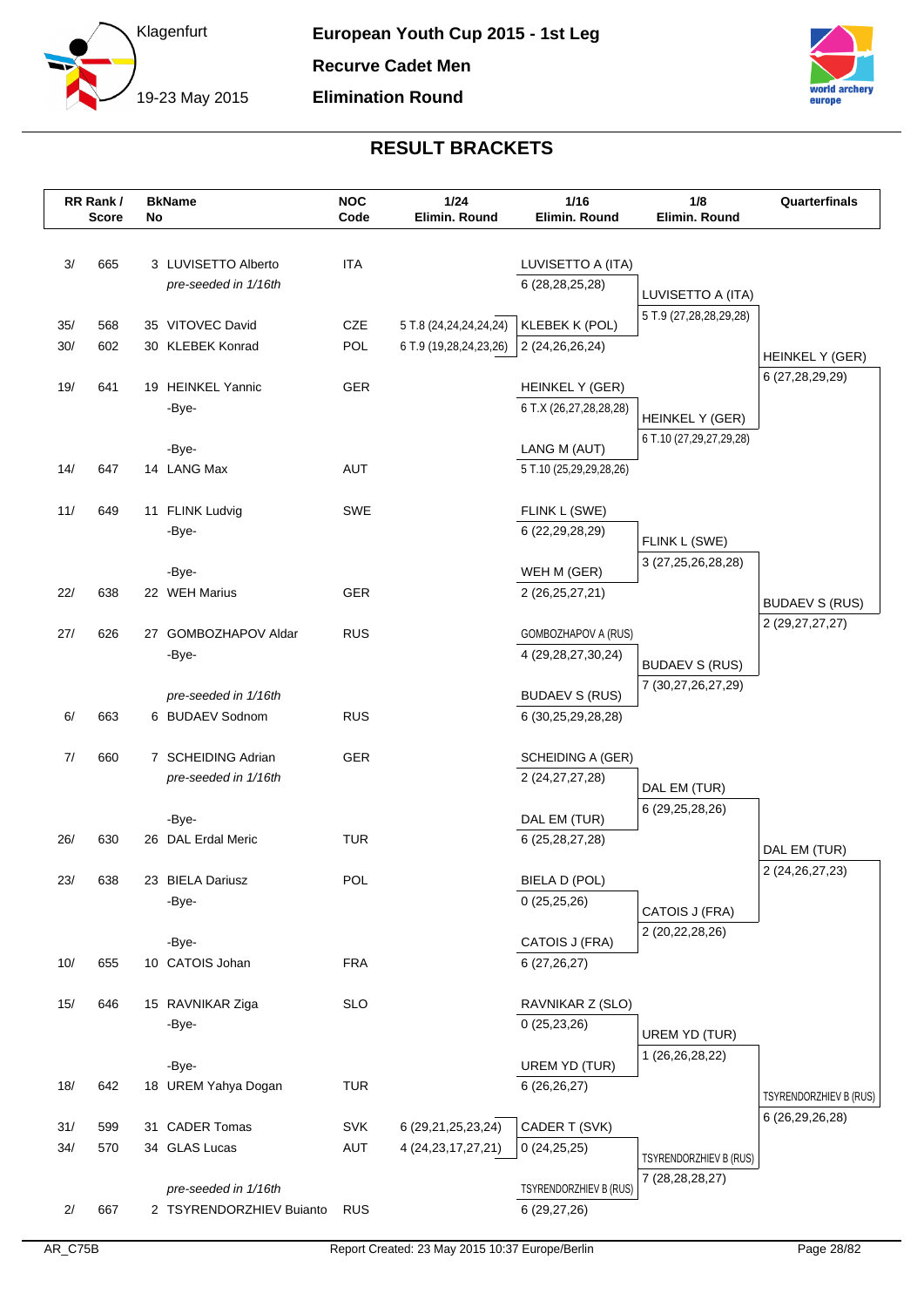# European Youth Cup 2015 - 1st Leg

**Recurve Cadet Men**

**Elimination Round**

Klagenfurt

19-23 May 2015

## RESULT BRACKETS

| RR Rank / Score | | BkName No | | NOC Code | 1/24 Elimin. Round | 1/16 Elimin. Round | 1/8 Elimin. Round | Quarterfinals |
|---|---|---|---|---|---|---|---|---|
| 3/ | 665 | 3 | LUVISETTO Alberto | ITA | | LUVISETTO A (ITA) | | |
| | | | *pre-seeded in 1/16th* | | | 6 (28,28,25,28) | LUVISETTO A (ITA) | |
| 35/ | 568 | 35 | VITOVEC David | CZE | 5 T.8 (24,24,24,24,24) | KLEBEK K (POL) | 5 T.9 (27,28,28,29,28) | |
| 30/ | 602 | 30 | KLEBEK Konrad | POL | 6 T.9 (19,28,24,23,26) | 2 (24,26,26,24) | | HEINKEL Y (GER) |
| 19/ | 641 | 19 | HEINKEL Yannic | GER | | HEINKEL Y (GER) | | 6 (27,28,29,29) |
| | | | -Bye- | | | 6 T.X (26,27,28,28,28) | HEINKEL Y (GER) | |
| | | | -Bye- | | | LANG M (AUT) | 6 T.10 (27,29,27,29,28) | |
| 14/ | 647 | 14 | LANG Max | AUT | | 5 T.10 (25,29,29,28,26) | | |
| 11/ | 649 | 11 | FLINK Ludvig | SWE | | FLINK L (SWE) | | |
| | | | -Bye- | | | 6 (22,29,28,29) | FLINK L (SWE) | |
| | | | -Bye- | | | WEH M (GER) | 3 (27,25,26,28,28) | |
| 22/ | 638 | 22 | WEH Marius | GER | | 2 (26,25,27,21) | | BUDAEV S (RUS) |
| 27/ | 626 | 27 | GOMBOZHAPOV Aldar | RUS | | GOMBOZHAPOV A (RUS) | | 2 (29,27,27,27) |
| | | | -Bye- | | | 4 (29,28,27,30,24) | BUDAEV S (RUS) | |
| | | | *pre-seeded in 1/16th* | | | BUDAEV S (RUS) | 7 (30,27,26,27,29) | |
| 6/ | 663 | 6 | BUDAEV Sodnom | RUS | | 6 (30,25,29,28,28) | | |
| 7/ | 660 | 7 | SCHEIDING Adrian | GER | | SCHEIDING A (GER) | | |
| | | | *pre-seeded in 1/16th* | | | 2 (24,27,27,28) | DAL EM (TUR) | |
| | | | -Bye- | | | DAL EM (TUR) | 6 (29,25,28,26) | |
| 26/ | 630 | 26 | DAL Erdal Meric | TUR | | 6 (25,28,27,28) | | DAL EM (TUR) |
| 23/ | 638 | 23 | BIELA Dariusz | POL | | BIELA D (POL) | | 2 (24,26,27,23) |
| | | | -Bye- | | | 0 (25,25,26) | CATOIS J (FRA) | |
| | | | -Bye- | | | CATOIS J (FRA) | 2 (20,22,28,26) | |
| 10/ | 655 | 10 | CATOIS Johan | FRA | | 6 (27,26,27) | | |
| 15/ | 646 | 15 | RAVNIKAR Ziga | SLO | | RAVNIKAR Z (SLO) | | |
| | | | -Bye- | | | 0 (25,23,26) | UREM YD (TUR) | |
| | | | -Bye- | | | UREM YD (TUR) | 1 (26,26,28,22) | |
| 18/ | 642 | 18 | UREM Yahya Dogan | TUR | | 6 (26,26,27) | | TSYRENDORZHIEV B (RUS) |
| 31/ | 599 | 31 | CADER Tomas | SVK | 6 (29,21,25,23,24) | CADER T (SVK) | | 6 (26,29,26,28) |
| 34/ | 570 | 34 | GLAS Lucas | AUT | 4 (24,23,17,27,21) | 0 (24,25,25) | TSYRENDORZHIEV B (RUS) | |
| | | | *pre-seeded in 1/16th* | | | TSYRENDORZHIEV B (RUS) | 7 (28,28,28,27) | |
| 2/ | 667 | 2 | TSYRENDORZHIEV Buianto | RUS | | 6 (29,27,26) | | |

AR_C75B — Report Created: 23 May 2015 10:37 Europe/Berlin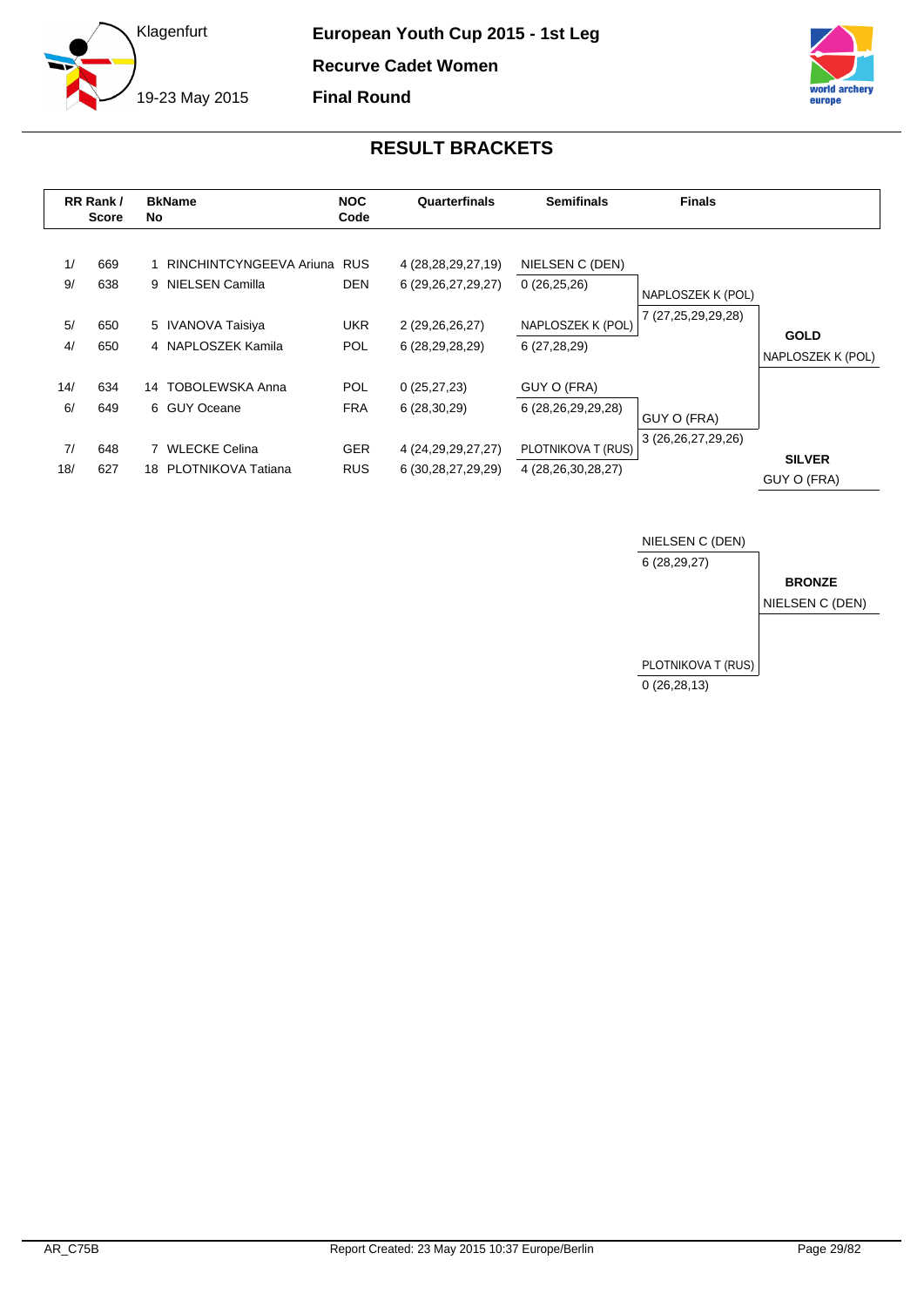**European Youth Cup 2015 - 1st Leg**

**Recurve Cadet Women**

**Final Round**

Klagenfurt

19-23 May 2015

## RESULT BRACKETS

| RR Rank / | Score | BkNo | Name | NOC Code | Quarterfinals | Semifinals | Finals |
|---|---|---|---|---|---|---|---|
| 1/ | 669 | 1 | RINCHINTCYNGEEVA Ariuna | RUS | 4 (28,28,29,27,19) | NIELSEN C (DEN) | |
| 9/ | 638 | 9 | NIELSEN Camilla | DEN | 6 (29,26,27,29,27) | 0 (26,25,26) | NAPLOSZEK K (POL) |
| 5/ | 650 | 5 | IVANOVA Taisiya | UKR | 2 (29,26,26,27) | NAPLOSZEK K (POL) | 7 (27,25,29,29,28) |
| 4/ | 650 | 4 | NAPLOSZEK Kamila | POL | 6 (28,29,28,29) | 6 (27,28,29) | |
| 14/ | 634 | 14 | TOBOLEWSKA Anna | POL | 0 (25,27,23) | GUY O (FRA) | |
| 6/ | 649 | 6 | GUY Oceane | FRA | 6 (28,30,29) | 6 (28,26,29,29,28) | GUY O (FRA) |
| 7/ | 648 | 7 | WLECKE Celina | GER | 4 (24,29,29,27,27) | PLOTNIKOVA T (RUS) | 3 (26,26,27,29,26) |
| 18/ | 627 | 18 | PLOTNIKOVA Tatiana | RUS | 6 (30,28,27,29,29) | 4 (28,26,30,28,27) | |

**GOLD**
NAPLOSZEK K (POL)

**SILVER**
GUY O (FRA)

**Bronze match**

| Bronze Final | |
|---|---|
| NIELSEN C (DEN) | 6 (28,29,27) |
| PLOTNIKOVA T (RUS) | 0 (26,28,13) |

**BRONZE**
NIELSEN C (DEN)

AR_C75B

Report Created: 23 May 2015 10:37 Europe/Berlin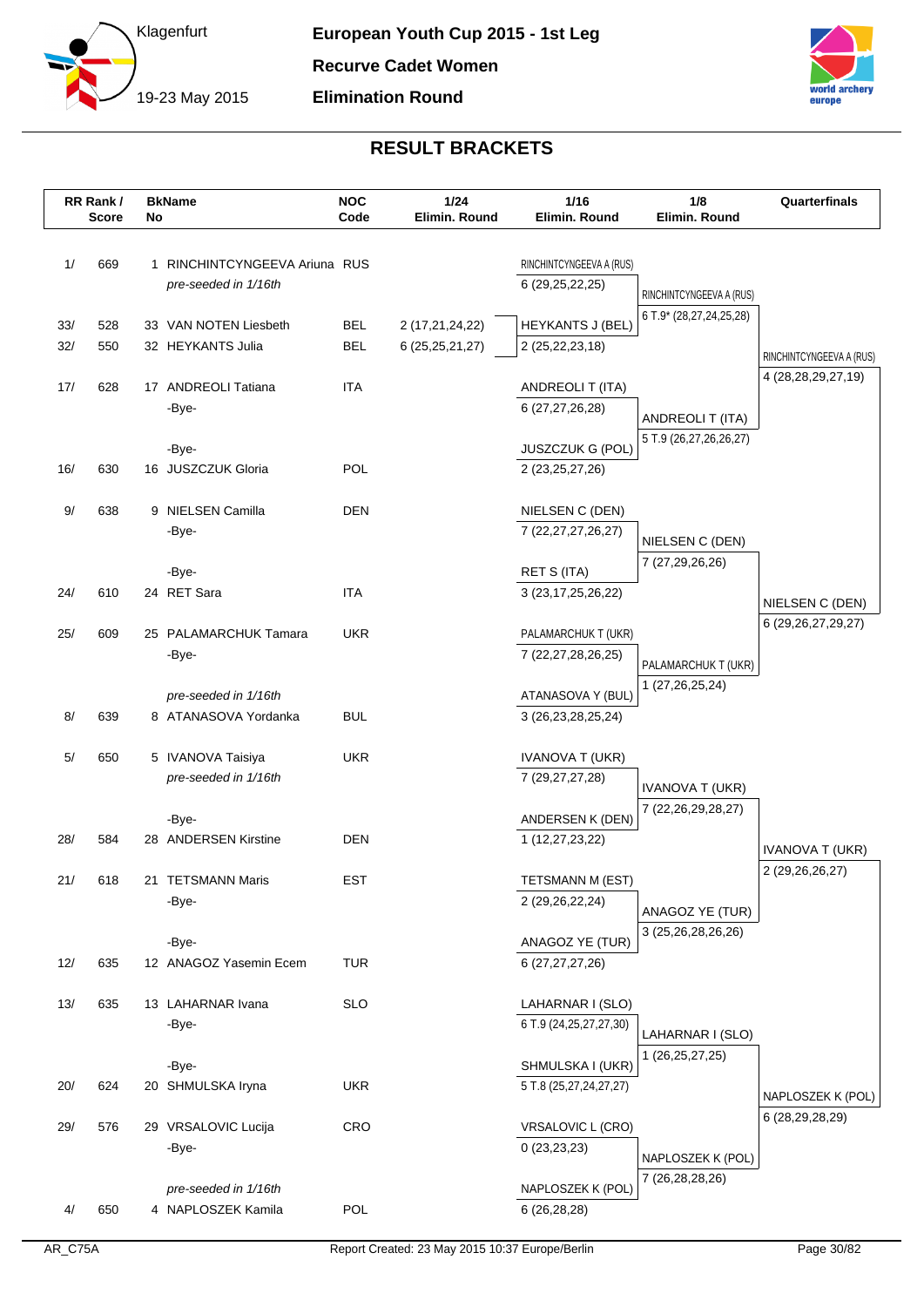# European Youth Cup 2015 - 1st Leg

Klagenfurt
19-23 May 2015

**Recurve Cadet Women**

**Elimination Round**

## RESULT BRACKETS

| RR Rank / Score | | BkNo | Name | NOC Code | 1/24 Elimin. Round | 1/16 Elimin. Round | 1/8 Elimin. Round | Quarterfinals |
|---|---|---|---|---|---|---|---|---|
| 1/ | 669 | 1 | RINCHINTCYNGEEVA Ariuna | RUS | | RINCHINTCYNGEEVA A (RUS) | | |
| | | | *pre-seeded in 1/16th* | | | 6 (29,25,22,25) | RINCHINTCYNGEEVA A (RUS) | |
| | | | | | | | 6 T.9* (28,27,24,25,28) | |
| 33/ | 528 | 33 | VAN NOTEN Liesbeth | BEL | 2 (17,21,24,22) | HEYKANTS J (BEL) | | |
| 32/ | 550 | 32 | HEYKANTS Julia | BEL | 6 (25,25,21,27) | 2 (25,22,23,18) | | RINCHINTCYNGEEVA A (RUS) |
| | | | | | | | | 4 (28,28,29,27,19) |
| 17/ | 628 | 17 | ANDREOLI Tatiana | ITA | | ANDREOLI T (ITA) | | |
| | | | -Bye- | | | 6 (27,27,26,28) | ANDREOLI T (ITA) | |
| | | | | | | | 5 T.9 (26,27,26,26,27) | |
| | | | -Bye- | | | JUSZCZUK G (POL) | | |
| 16/ | 630 | 16 | JUSZCZUK Gloria | POL | | 2 (23,25,27,26) | | |
| 9/ | 638 | 9 | NIELSEN Camilla | DEN | | NIELSEN C (DEN) | | |
| | | | -Bye- | | | 7 (22,27,27,26,27) | NIELSEN C (DEN) | |
| | | | | | | | 7 (27,29,26,26) | |
| | | | -Bye- | | | RET S (ITA) | | |
| 24/ | 610 | 24 | RET Sara | ITA | | 3 (23,17,25,26,22) | | NIELSEN C (DEN) |
| | | | | | | | | 6 (29,26,27,29,27) |
| 25/ | 609 | 25 | PALAMARCHUK Tamara | UKR | | PALAMARCHUK T (UKR) | | |
| | | | -Bye- | | | 7 (22,27,28,26,25) | PALAMARCHUK T (UKR) | |
| | | | | | | | 1 (27,26,25,24) | |
| | | | *pre-seeded in 1/16th* | | | ATANASOVA Y (BUL) | | |
| 8/ | 639 | 8 | ATANASOVA Yordanka | BUL | | 3 (26,23,28,25,24) | | |
| 5/ | 650 | 5 | IVANOVA Taisiya | UKR | | IVANOVA T (UKR) | | |
| | | | *pre-seeded in 1/16th* | | | 7 (29,27,27,28) | IVANOVA T (UKR) | |
| | | | | | | | 7 (22,26,29,28,27) | |
| | | | -Bye- | | | ANDERSEN K (DEN) | | |
| 28/ | 584 | 28 | ANDERSEN Kirstine | DEN | | 1 (12,27,23,22) | | IVANOVA T (UKR) |
| | | | | | | | | 2 (29,26,26,27) |
| 21/ | 618 | 21 | TETSMANN Maris | EST | | TETSMANN M (EST) | | |
| | | | -Bye- | | | 2 (29,26,22,24) | ANAGOZ YE (TUR) | |
| | | | | | | | 3 (25,26,28,26,26) | |
| | | | -Bye- | | | ANAGOZ YE (TUR) | | |
| 12/ | 635 | 12 | ANAGOZ Yasemin Ecem | TUR | | 6 (27,27,27,26) | | |
| 13/ | 635 | 13 | LAHARNAR Ivana | SLO | | LAHARNAR I (SLO) | | |
| | | | -Bye- | | | 6 T.9 (24,25,27,27,30) | LAHARNAR I (SLO) | |
| | | | | | | | 1 (26,25,27,25) | |
| | | | -Bye- | | | SHMULSKA I (UKR) | | |
| 20/ | 624 | 20 | SHMULSKA Iryna | UKR | | 5 T.8 (25,27,24,27,27) | | NAPLOSZEK K (POL) |
| | | | | | | | | 6 (28,29,28,29) |
| 29/ | 576 | 29 | VRSALOVIC Lucija | CRO | | VRSALOVIC L (CRO) | | |
| | | | -Bye- | | | 0 (23,23,23) | NAPLOSZEK K (POL) | |
| | | | | | | | 7 (26,28,28,26) | |
| | | | *pre-seeded in 1/16th* | | | NAPLOSZEK K (POL) | | |
| 4/ | 650 | 4 | NAPLOSZEK Kamila | POL | | 6 (26,28,28) | | |

AR_C75A    Report Created: 23 May 2015 10:37 Europe/Berlin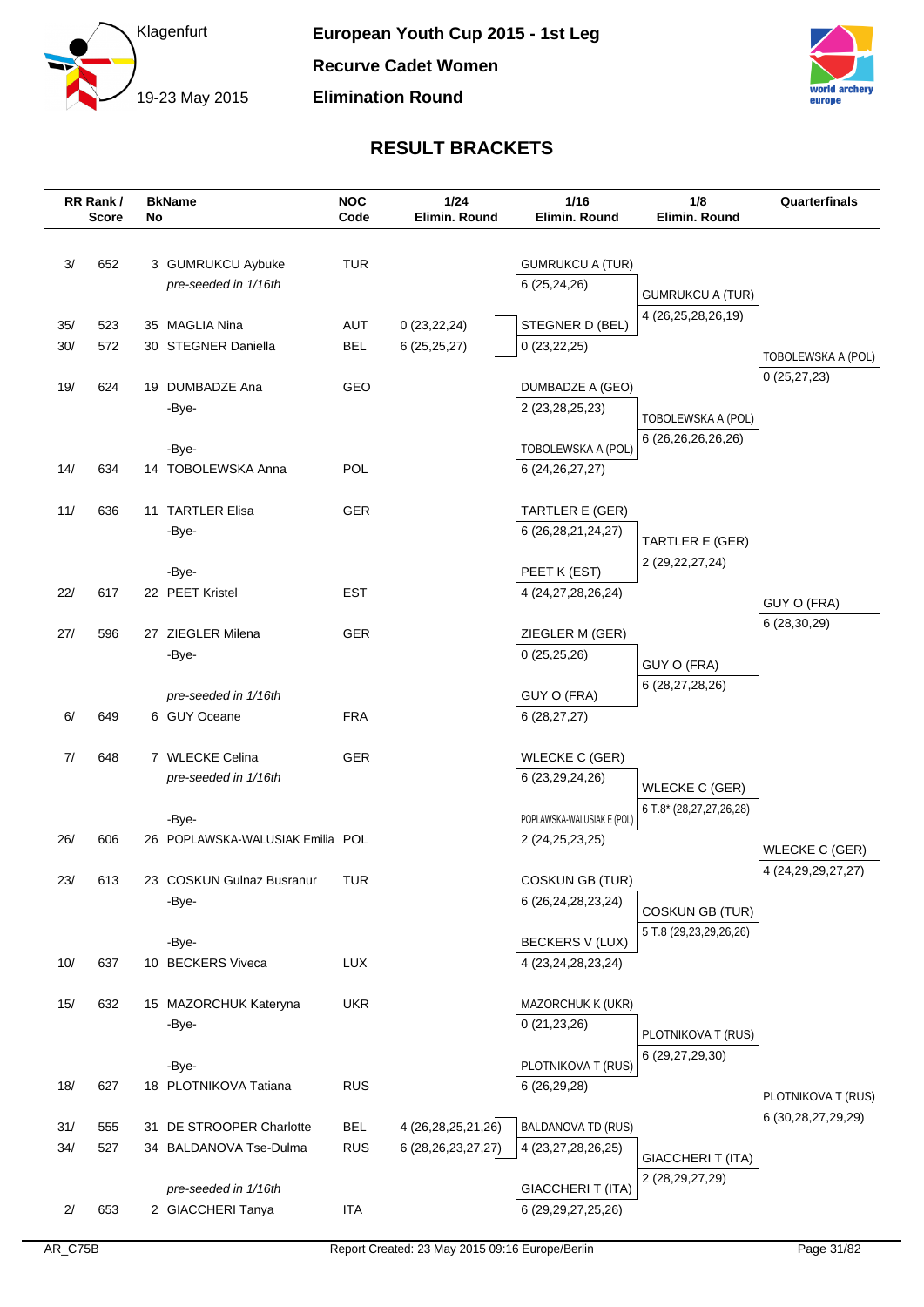# European Youth Cup 2015 - 1st Leg

**Recurve Cadet Women**

**Elimination Round**

Klagenfurt

19-23 May 2015

## RESULT BRACKETS

| RR Rank / Score | | BkName No | | NOC Code | 1/24 Elimin. Round | 1/16 Elimin. Round | 1/8 Elimin. Round | Quarterfinals |
|---|---|---|---|---|---|---|---|---|
| 3/ | 652 | 3 | GUMRUKCU Aybuke | TUR | | GUMRUKCU A (TUR) | | |
| | | | *pre-seeded in 1/16th* | | | 6 (25,24,26) | GUMRUKCU A (TUR) | |
| | | | | | | | 4 (26,25,28,26,19) | |
| 35/ | 523 | 35 | MAGLIA Nina | AUT | 0 (23,22,24) | STEGNER D (BEL) | | |
| 30/ | 572 | 30 | STEGNER Daniella | BEL | 6 (25,25,27) | 0 (23,22,25) | | TOBOLEWSKA A (POL) |
| | | | | | | | | 0 (25,27,23) |
| 19/ | 624 | 19 | DUMBADZE Ana | GEO | | DUMBADZE A (GEO) | | |
| | | | -Bye- | | | 2 (23,28,25,23) | TOBOLEWSKA A (POL) | |
| | | | | | | | 6 (26,26,26,26,26) | |
| | | | -Bye- | | | TOBOLEWSKA A (POL) | | |
| 14/ | 634 | 14 | TOBOLEWSKA Anna | POL | | 6 (24,26,27,27) | | |
| 11/ | 636 | 11 | TARTLER Elisa | GER | | TARTLER E (GER) | | |
| | | | -Bye- | | | 6 (26,28,21,24,27) | TARTLER E (GER) | |
| | | | | | | | 2 (29,22,27,24) | |
| | | | -Bye- | | | PEET K (EST) | | |
| 22/ | 617 | 22 | PEET Kristel | EST | | 4 (24,27,28,26,24) | | GUY O (FRA) |
| | | | | | | | | 6 (28,30,29) |
| 27/ | 596 | 27 | ZIEGLER Milena | GER | | ZIEGLER M (GER) | | |
| | | | -Bye- | | | 0 (25,25,26) | GUY O (FRA) | |
| | | | | | | | 6 (28,27,28,26) | |
| | | | *pre-seeded in 1/16th* | | | GUY O (FRA) | | |
| 6/ | 649 | 6 | GUY Oceane | FRA | | 6 (28,27,27) | | |
| 7/ | 648 | 7 | WLECKE Celina | GER | | WLECKE C (GER) | | |
| | | | *pre-seeded in 1/16th* | | | 6 (23,29,24,26) | WLECKE C (GER) | |
| | | | | | | | 6 T.8* (28,27,27,26,28) | |
| | | | -Bye- | | | POPLAWSKA-WALUSIAK E (POL) | | |
| 26/ | 606 | 26 | POPLAWSKA-WALUSIAK Emilia | POL | | 2 (24,25,23,25) | | WLECKE C (GER) |
| | | | | | | | | 4 (24,29,29,27,27) |
| 23/ | 613 | 23 | COSKUN Gulnaz Busranur | TUR | | COSKUN GB (TUR) | | |
| | | | -Bye- | | | 6 (26,24,28,23,24) | COSKUN GB (TUR) | |
| | | | | | | | 5 T.8 (29,23,29,26,26) | |
| | | | -Bye- | | | BECKERS V (LUX) | | |
| 10/ | 637 | 10 | BECKERS Viveca | LUX | | 4 (23,24,28,23,24) | | |
| 15/ | 632 | 15 | MAZORCHUK Kateryna | UKR | | MAZORCHUK K (UKR) | | |
| | | | -Bye- | | | 0 (21,23,26) | PLOTNIKOVA T (RUS) | |
| | | | | | | | 6 (29,27,29,30) | |
| | | | -Bye- | | | PLOTNIKOVA T (RUS) | | |
| 18/ | 627 | 18 | PLOTNIKOVA Tatiana | RUS | | 6 (26,29,28) | | PLOTNIKOVA T (RUS) |
| | | | | | | | | 6 (30,28,27,29,29) |
| 31/ | 555 | 31 | DE STROOPER Charlotte | BEL | 4 (26,28,25,21,26) | BALDANOVA TD (RUS) | | |
| 34/ | 527 | 34 | BALDANOVA Tse-Dulma | RUS | 6 (28,26,23,27,27) | 4 (23,27,28,26,25) | GIACCHERI T (ITA) | |
| | | | | | | | 2 (28,29,27,29) | |
| | | | *pre-seeded in 1/16th* | | | GIACCHERI T (ITA) | | |
| 2/ | 653 | 2 | GIACCHERI Tanya | ITA | | 6 (29,29,27,25,26) | | |

AR_C75B

Report Created: 23 May 2015 09:16 Europe/Berlin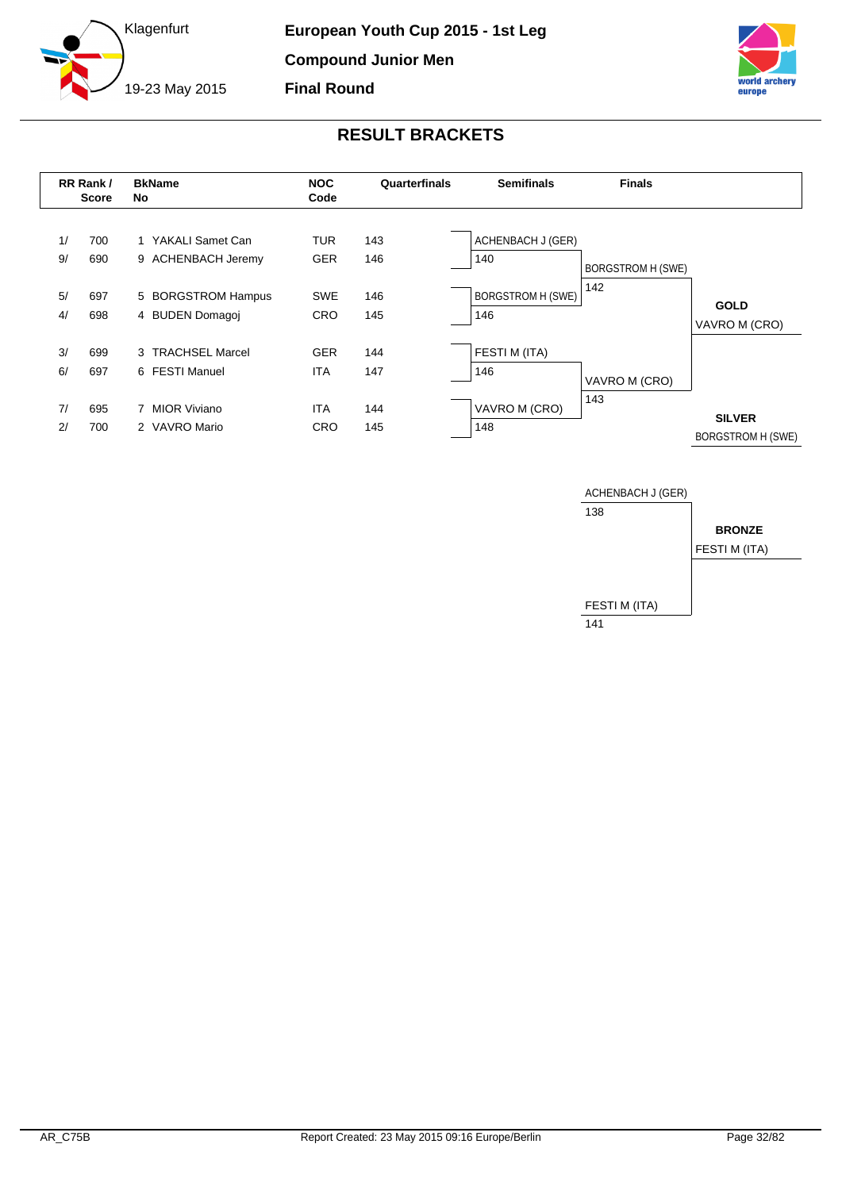Klagenfurt

19-23 May 2015

**European Youth Cup 2015 - 1st Leg**

**Compound Junior Men**

**Final Round**

## RESULT BRACKETS

| RR Rank / | Score | BkName No | NOC Code | Quarterfinals |
|---|---|---|---|---|
| 1/ | 700 | 1 YAKALI Samet Can | TUR | 143 |
| 9/ | 690 | 9 ACHENBACH Jeremy | GER | 146 |
| 5/ | 697 | 5 BORGSTROM Hampus | SWE | 146 |
| 4/ | 698 | 4 BUDEN Domagoj | CRO | 145 |
| 3/ | 699 | 3 TRACHSEL Marcel | GER | 144 |
| 6/ | 697 | 6 FESTI Manuel | ITA | 147 |
| 7/ | 695 | 7 MIOR Viviano | ITA | 144 |
| 2/ | 700 | 2 VAVRO Mario | CRO | 145 |

**Semifinals**

| Match | Athlete | Score |
|---|---|---|
| 1 | ACHENBACH J (GER) | 140 |
| 1 | BORGSTROM H (SWE) | 146 |
| 2 | FESTI M (ITA) | 146 |
| 2 | VAVRO M (CRO) | 148 |

**Finals**

| Athlete | Score |
|---|---|
| BORGSTROM H (SWE) | 142 |
| VAVRO M (CRO) | 143 |

**GOLD**: VAVRO M (CRO)

**SILVER**: BORGSTROM H (SWE)

**Bronze Match**

| Athlete | Score |
|---|---|
| ACHENBACH J (GER) | 138 |
| FESTI M (ITA) | 141 |

**BRONZE**: FESTI M (ITA)

AR_C75B

Report Created: 23 May 2015 09:16 Europe/Berlin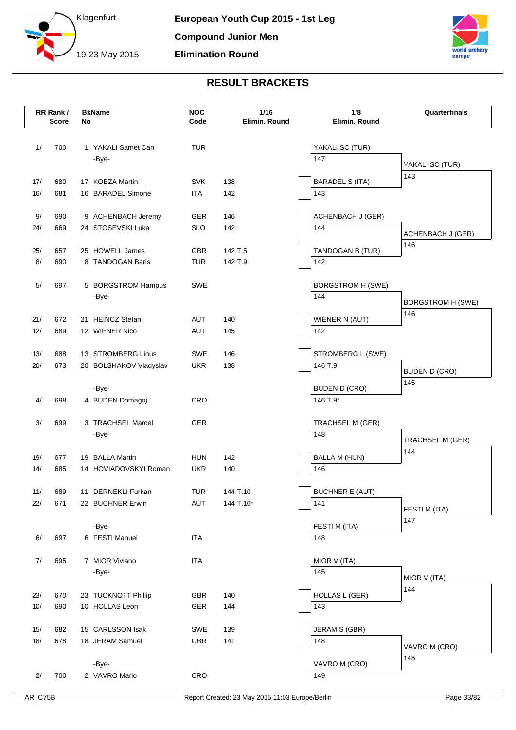# European Youth Cup 2015 - 1st Leg

**Klagenfurt**
**19-23 May 2015**

**Compound Junior Men**

**Elimination Round**

## RESULT BRACKETS

| RR Rank / Score | | BkName No | | NOC Code | 1/16 Elimin. Round | 1/8 Elimin. Round | Quarterfinals |
|---|---|---|---|---|---|---|---|
| 1/ | 700 | 1 | YAKALI Samet Can | TUR | | YAKALI SC (TUR) | |
| | | | -Bye- | | | 147 | YAKALI SC (TUR) |
| 17/ | 680 | 17 | KOBZA Martin | SVK | 138 | BARADEL S (ITA) | 143 |
| 16/ | 681 | 16 | BARADEL Simone | ITA | 142 | 143 | |
| 9/ | 690 | 9 | ACHENBACH Jeremy | GER | 146 | ACHENBACH J (GER) | |
| 24/ | 669 | 24 | STOSEVSKI Luka | SLO | 142 | 144 | ACHENBACH J (GER) |
| 25/ | 657 | 25 | HOWELL James | GBR | 142 T.5 | TANDOGAN B (TUR) | 146 |
| 8/ | 690 | 8 | TANDOGAN Baris | TUR | 142 T.9 | 142 | |
| 5/ | 697 | 5 | BORGSTROM Hampus | SWE | | BORGSTROM H (SWE) | |
| | | | -Bye- | | | 144 | BORGSTROM H (SWE) |
| 21/ | 672 | 21 | HEINCZ Stefan | AUT | 140 | WIENER N (AUT) | 146 |
| 12/ | 689 | 12 | WIENER Nico | AUT | 145 | 142 | |
| 13/ | 688 | 13 | STROMBERG Linus | SWE | 146 | STROMBERG L (SWE) | |
| 20/ | 673 | 20 | BOLSHAKOV Vladyslav | UKR | 138 | 146 T.9 | BUDEN D (CRO) |
| | | | -Bye- | | | BUDEN D (CRO) | 145 |
| 4/ | 698 | 4 | BUDEN Domagoj | CRO | | 146 T.9* | |
| 3/ | 699 | 3 | TRACHSEL Marcel | GER | | TRACHSEL M (GER) | |
| | | | -Bye- | | | 148 | TRACHSEL M (GER) |
| 19/ | 677 | 19 | BALLA Martin | HUN | 142 | BALLA M (HUN) | 144 |
| 14/ | 685 | 14 | HOVIADOVSKYI Roman | UKR | 140 | 146 | |
| 11/ | 689 | 11 | DERNEKLI Furkan | TUR | 144 T.10 | BUCHNER E (AUT) | |
| 22/ | 671 | 22 | BUCHNER Erwin | AUT | 144 T.10* | 141 | FESTI M (ITA) |
| | | | -Bye- | | | FESTI M (ITA) | 147 |
| 6/ | 697 | 6 | FESTI Manuel | ITA | | 148 | |
| 7/ | 695 | 7 | MIOR Viviano | ITA | | MIOR V (ITA) | |
| | | | -Bye- | | | 145 | MIOR V (ITA) |
| 23/ | 670 | 23 | TUCKNOTT Phillip | GBR | 140 | HOLLAS L (GER) | 144 |
| 10/ | 690 | 10 | HOLLAS Leon | GER | 144 | 143 | |
| 15/ | 682 | 15 | CARLSSON Isak | SWE | 139 | JERAM S (GBR) | |
| 18/ | 678 | 18 | JERAM Samuel | GBR | 141 | 148 | VAVRO M (CRO) |
| | | | -Bye- | | | VAVRO M (CRO) | 145 |
| 2/ | 700 | 2 | VAVRO Mario | CRO | | 149 | |

AR_C75B

Report Created: 23 May 2015 11:03 Europe/Berlin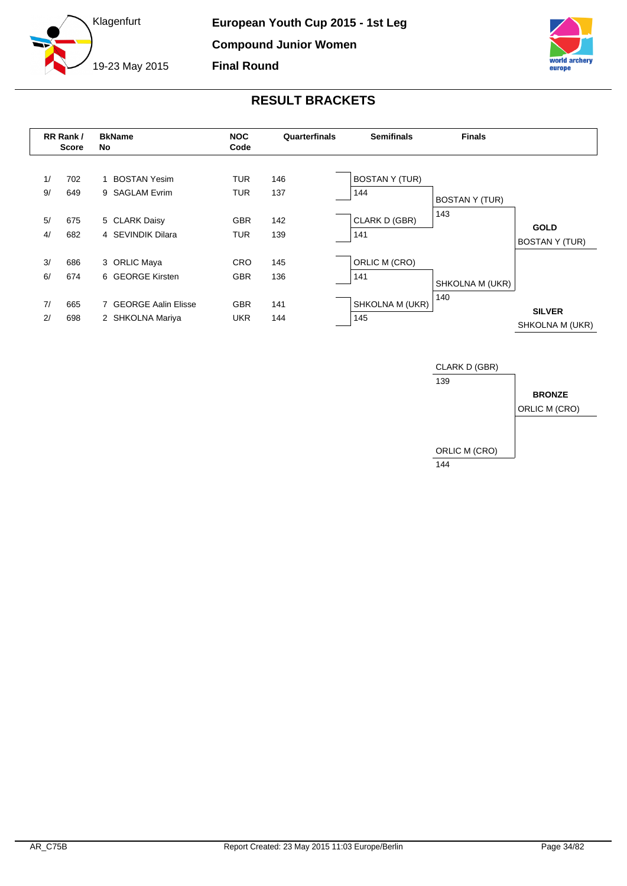**European Youth Cup 2015 - 1st Leg**

**Compound Junior Women**

**Final Round**

Klagenfurt

19-23 May 2015

## RESULT BRACKETS

| RR Rank / | Score | BkName No | NOC Code | Quarterfinals | Semifinals | Finals | |
|---|---|---|---|---|---|---|---|
| 1/ | 702 | 1 BOSTAN Yesim | TUR | 146 | BOSTAN Y (TUR) | | |
| 9/ | 649 | 9 SAGLAM Evrim | TUR | 137 | 144 | BOSTAN Y (TUR) | |
| 5/ | 675 | 5 CLARK Daisy | GBR | 142 | CLARK D (GBR) | 143 | **GOLD** |
| 4/ | 682 | 4 SEVINDIK Dilara | TUR | 139 | 141 | | BOSTAN Y (TUR) |
| 3/ | 686 | 3 ORLIC Maya | CRO | 145 | ORLIC M (CRO) | | |
| 6/ | 674 | 6 GEORGE Kirsten | GBR | 136 | 141 | SHKOLNA M (UKR) | |
| 7/ | 665 | 7 GEORGE Aalin Elisse | GBR | 141 | SHKOLNA M (UKR) | 140 | **SILVER** |
| 2/ | 698 | 2 SHKOLNA Mariya | UKR | 144 | 145 | | SHKOLNA M (UKR) |

| Bronze Match | | |
|---|---|---|
| CLARK D (GBR) | 139 | **BRONZE** |
| ORLIC M (CRO) | 144 | ORLIC M (CRO) |

AR_C75B

Report Created: 23 May 2015 11:03 Europe/Berlin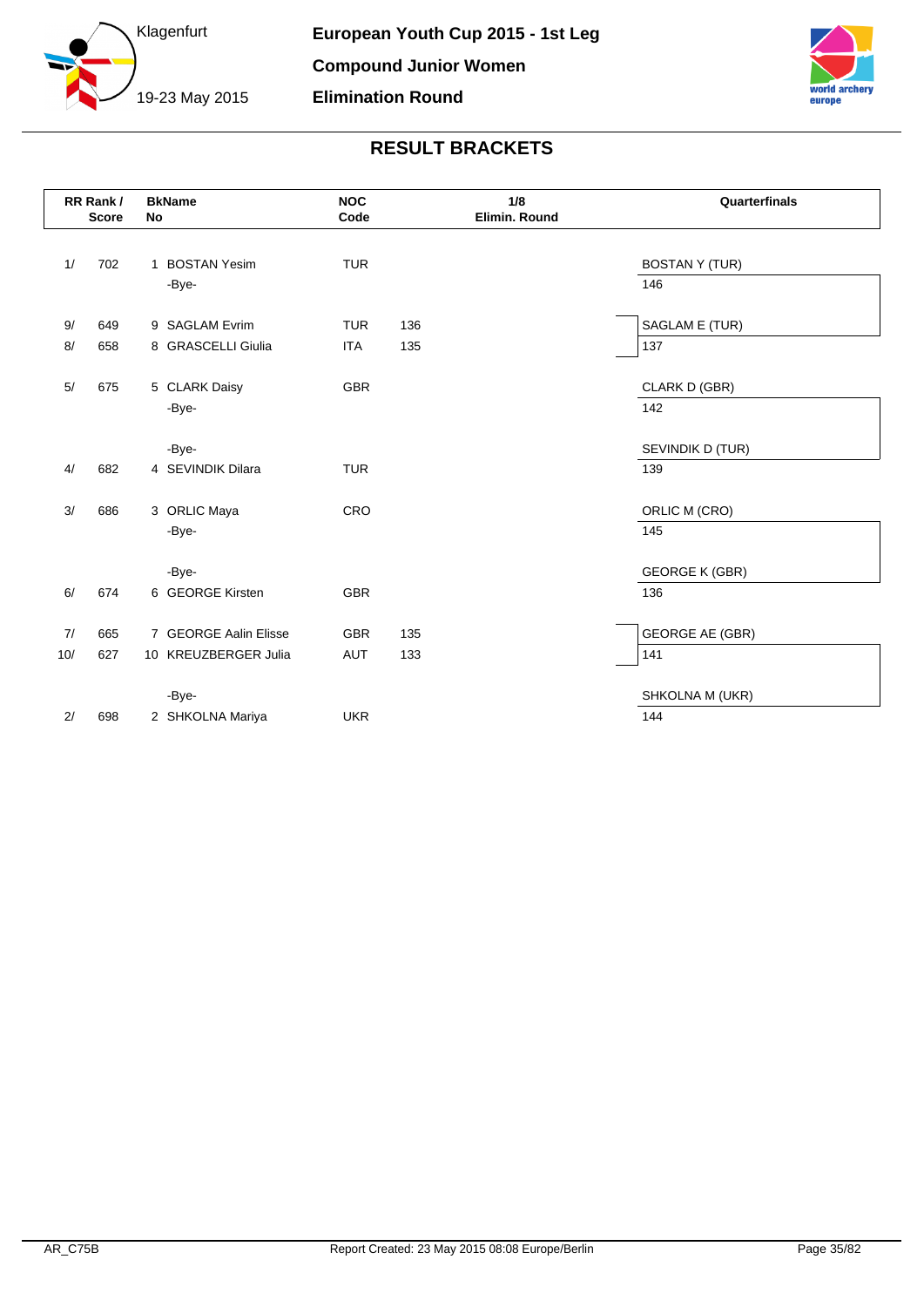**European Youth Cup 2015 - 1st Leg**

**Compound Junior Women**

**Elimination Round**

Klagenfurt

19-23 May 2015

## RESULT BRACKETS

| RR Rank / | Score | BkNo | Name | NOC Code | 1/8 Elimin. Round | Quarterfinals |
|---|---|---|---|---|---|---|
| 1/ | 702 | 1 | BOSTAN Yesim | TUR | | BOSTAN Y (TUR) |
| | | | -Bye- | | | 146 |
| 9/ | 649 | 9 | SAGLAM Evrim | TUR | 136 | SAGLAM E (TUR) |
| 8/ | 658 | 8 | GRASCELLI Giulia | ITA | 135 | 137 |
| 5/ | 675 | 5 | CLARK Daisy | GBR | | CLARK D (GBR) |
| | | | -Bye- | | | 142 |
| | | | -Bye- | | | SEVINDIK D (TUR) |
| 4/ | 682 | 4 | SEVINDIK Dilara | TUR | | 139 |
| 3/ | 686 | 3 | ORLIC Maya | CRO | | ORLIC M (CRO) |
| | | | -Bye- | | | 145 |
| | | | -Bye- | | | GEORGE K (GBR) |
| 6/ | 674 | 6 | GEORGE Kirsten | GBR | | 136 |
| 7/ | 665 | 7 | GEORGE Aalin Elisse | GBR | 135 | GEORGE AE (GBR) |
| 10/ | 627 | 10 | KREUZBERGER Julia | AUT | 133 | 141 |
| | | | -Bye- | | | SHKOLNA M (UKR) |
| 2/ | 698 | 2 | SHKOLNA Mariya | UKR | | 144 |

AR_C75B

Report Created: 23 May 2015 08:08 Europe/Berlin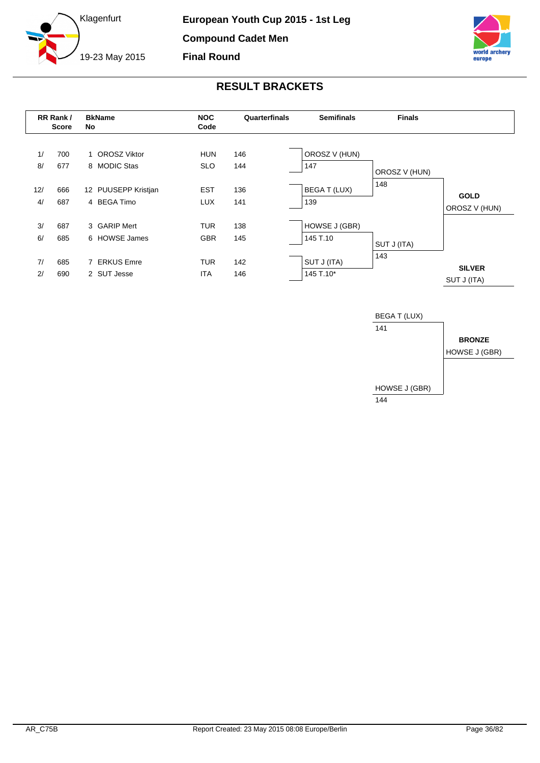**European Youth Cup 2015 - 1st Leg**

**Compound Cadet Men**

**Final Round**

Klagenfurt

19-23 May 2015

## RESULT BRACKETS

| RR Rank / Score | | BkName No | | NOC Code | Quarterfinals | Semifinals | Finals | |
|---|---|---|---|---|---|---|---|---|
| 1/ | 700 | 1 | OROSZ Viktor | HUN | 146 | OROSZ V (HUN) | | |
| 8/ | 677 | 8 | MODIC Stas | SLO | 144 | 147 | OROSZ V (HUN) | |
| | | | | | | | 148 | **GOLD** |
| 12/ | 666 | 12 | PUUSEPP Kristjan | EST | 136 | BEGA T (LUX) | | OROSZ V (HUN) |
| 4/ | 687 | 4 | BEGA Timo | LUX | 141 | 139 | | |
| 3/ | 687 | 3 | GARIP Mert | TUR | 138 | HOWSE J (GBR) | | |
| 6/ | 685 | 6 | HOWSE James | GBR | 145 | 145 T.10 | SUT J (ITA) | |
| | | | | | | | 143 | **SILVER** |
| 7/ | 685 | 7 | ERKUS Emre | TUR | 142 | SUT J (ITA) | | SUT J (ITA) |
| 2/ | 690 | 2 | SUT Jesse | ITA | 146 | 145 T.10* | | |

**Bronze Match**

| Finals | |
|---|---|
| BEGA T (LUX) | |
| 141 | **BRONZE** |
| | HOWSE J (GBR) |
| HOWSE J (GBR) | |
| 144 | |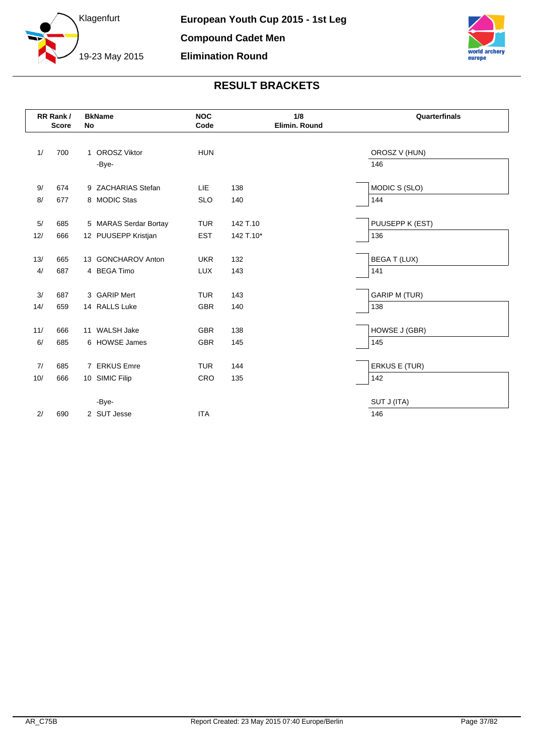# European Youth Cup 2015 - 1st Leg

Klagenfurt

19-23 May 2015

## Compound Cadet Men

## Elimination Round

## RESULT BRACKETS

| RR Rank / | Score | BkNo | Name | NOC Code | 1/8 Elimin. Round | Quarterfinals |
|---|---|---|---|---|---|---|
| 1/ | 700 | 1 | OROSZ Viktor | HUN | | OROSZ V (HUN) |
| | | | -Bye- | | | 146 |
| 9/ | 674 | 9 | ZACHARIAS Stefan | LIE | 138 | MODIC S (SLO) |
| 8/ | 677 | 8 | MODIC Stas | SLO | 140 | 144 |
| 5/ | 685 | 5 | MARAS Serdar Bortay | TUR | 142 T.10 | PUUSEPP K (EST) |
| 12/ | 666 | 12 | PUUSEPP Kristjan | EST | 142 T.10* | 136 |
| 13/ | 665 | 13 | GONCHAROV Anton | UKR | 132 | BEGA T (LUX) |
| 4/ | 687 | 4 | BEGA Timo | LUX | 143 | 141 |
| 3/ | 687 | 3 | GARIP Mert | TUR | 143 | GARIP M (TUR) |
| 14/ | 659 | 14 | RALLS Luke | GBR | 140 | 138 |
| 11/ | 666 | 11 | WALSH Jake | GBR | 138 | HOWSE J (GBR) |
| 6/ | 685 | 6 | HOWSE James | GBR | 145 | 145 |
| 7/ | 685 | 7 | ERKUS Emre | TUR | 144 | ERKUS E (TUR) |
| 10/ | 666 | 10 | SIMIC Filip | CRO | 135 | 142 |
| | | | -Bye- | | | SUT J (ITA) |
| 2/ | 690 | 2 | SUT Jesse | ITA | | 146 |

AR_C75B

Report Created: 23 May 2015 07:40 Europe/Berlin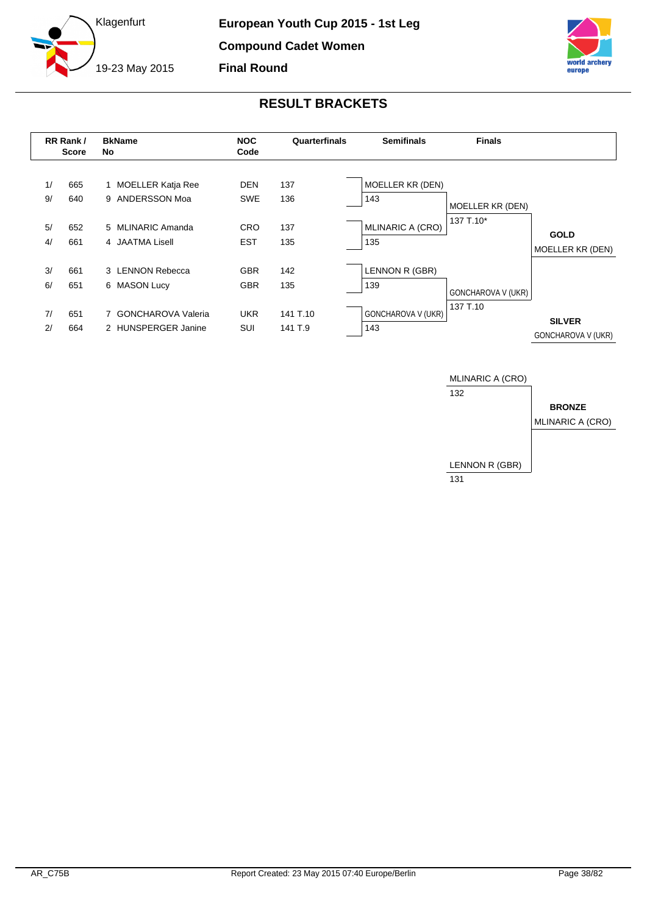# European Youth Cup 2015 - 1st Leg

Klagenfurt
19-23 May 2015

**Compound Cadet Women**

**Final Round**

## RESULT BRACKETS

| RR Rank / Score | | BkName No | NOC Code | Quarterfinals | Semifinals | Finals | |
|---|---|---|---|---|---|---|---|
| 1/ | 665 | 1 MOELLER Katja Ree | DEN | 137 | MOELLER KR (DEN) | | |
| 9/ | 640 | 9 ANDERSSON Moa | SWE | 136 | 143 | MOELLER KR (DEN) | |
| 5/ | 652 | 5 MLINARIC Amanda | CRO | 137 | MLINARIC A (CRO) | 137 T.10* | **GOLD** |
| 4/ | 661 | 4 JAATMA Lisell | EST | 135 | 135 | | MOELLER KR (DEN) |
| 3/ | 661 | 3 LENNON Rebecca | GBR | 142 | LENNON R (GBR) | | |
| 6/ | 651 | 6 MASON Lucy | GBR | 135 | 139 | GONCHAROVA V (UKR) | |
| 7/ | 651 | 7 GONCHAROVA Valeria | UKR | 141 T.10 | GONCHAROVA V (UKR) | 137 T.10 | **SILVER** |
| 2/ | 664 | 2 HUNSPERGER Janine | SUI | 141 T.9 | 143 | | GONCHAROVA V (UKR) |

| Bronze Match | | |
|---|---|---|
| MLINARIC A (CRO) | 132 | **BRONZE** |
| LENNON R (GBR) | 131 | MLINARIC A (CRO) |

AR_C75B

Report Created: 23 May 2015 07:40 Europe/Berlin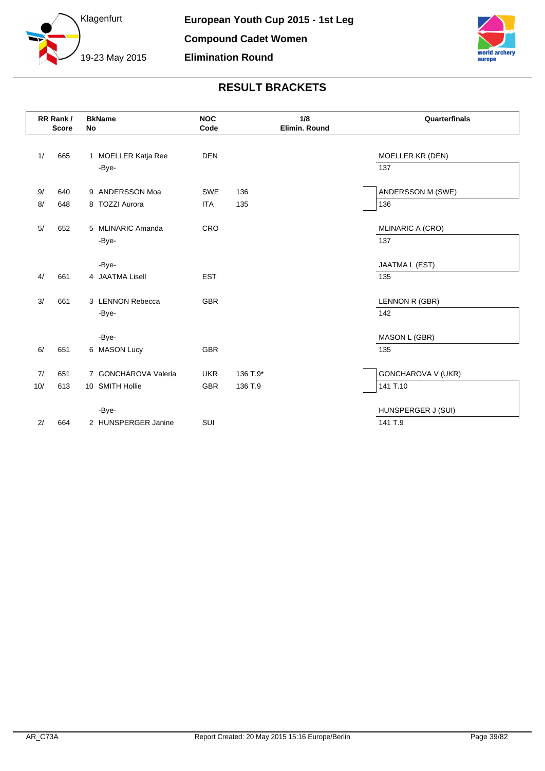# European Youth Cup 2015 - 1st Leg

**Compound Cadet Women**

**Elimination Round**

Klagenfurt

19-23 May 2015

## RESULT BRACKETS

| RR Rank / | Score | BkNo | Name | NOC Code | 1/8 Elimin. Round | Quarterfinals |
|---|---|---|---|---|---|---|
| 1/ | 665 | 1 | MOELLER Katja Ree | DEN | | MOELLER KR (DEN) |
| | | | -Bye- | | | 137 |
| 9/ | 640 | 9 | ANDERSSON Moa | SWE | 136 | ANDERSSON M (SWE) |
| 8/ | 648 | 8 | TOZZI Aurora | ITA | 135 | 136 |
| 5/ | 652 | 5 | MLINARIC Amanda | CRO | | MLINARIC A (CRO) |
| | | | -Bye- | | | 137 |
| | | | -Bye- | | | JAATMA L (EST) |
| 4/ | 661 | 4 | JAATMA Lisell | EST | | 135 |
| 3/ | 661 | 3 | LENNON Rebecca | GBR | | LENNON R (GBR) |
| | | | -Bye- | | | 142 |
| | | | -Bye- | | | MASON L (GBR) |
| 6/ | 651 | 6 | MASON Lucy | GBR | | 135 |
| 7/ | 651 | 7 | GONCHAROVA Valeria | UKR | 136 T.9* | GONCHAROVA V (UKR) |
| 10/ | 613 | 10 | SMITH Hollie | GBR | 136 T.9 | 141 T.10 |
| | | | -Bye- | | | HUNSPERGER J (SUI) |
| 2/ | 664 | 2 | HUNSPERGER Janine | SUI | | 141 T.9 |

AR_C73A Report Created: 20 May 2015 15:16 Europe/Berlin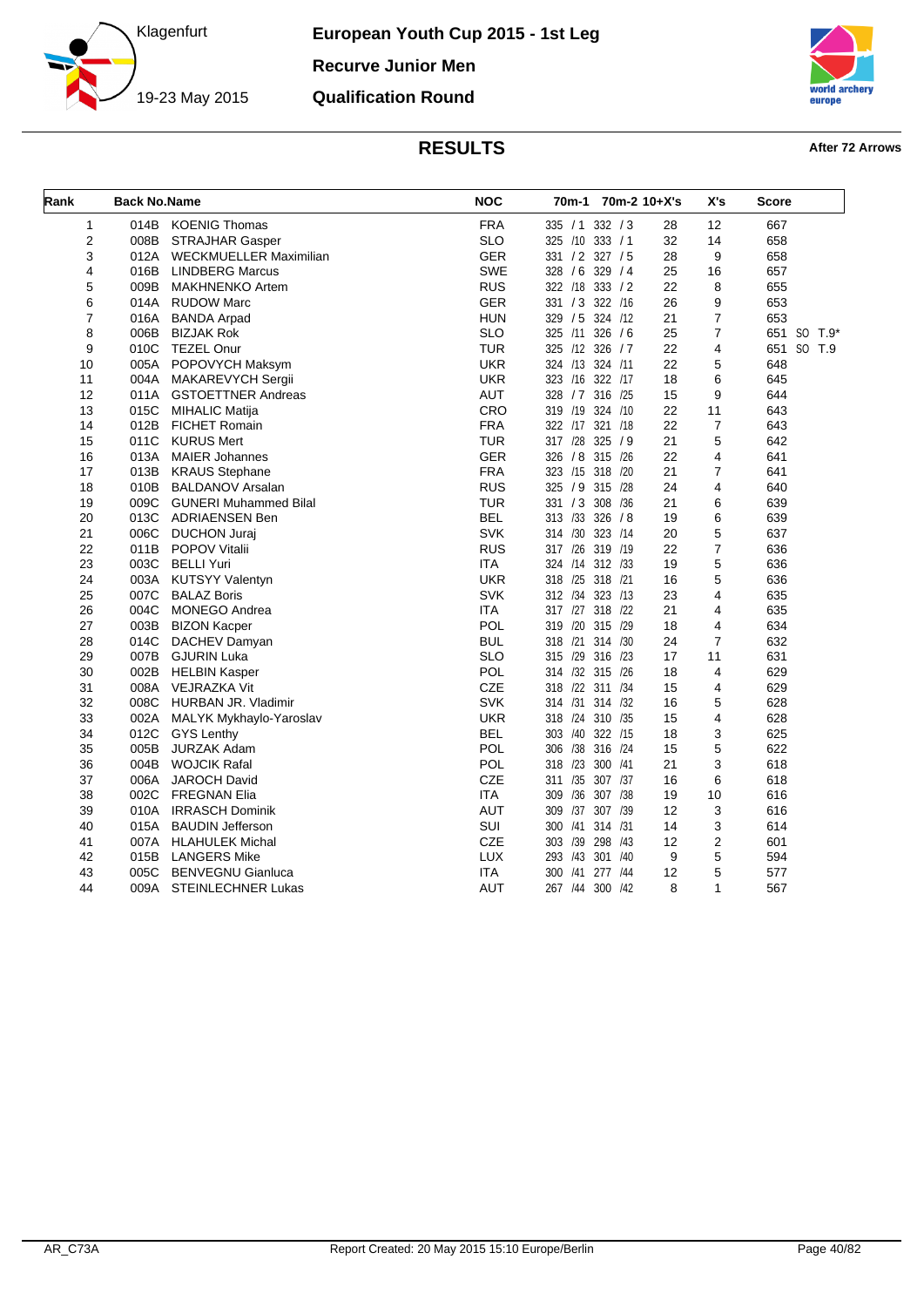Klagenfurt

19-23 May 2015

# European Youth Cup 2015 - 1st Leg

## Recurve Junior Men

## Qualification Round

### RESULTS

**After 72 Arrows**

| Rank | Back No. | Name | NOC | 70m-1 | 70m-2 | 10+X's | X's | Score |
|---|---|---|---|---|---|---|---|---|
| 1 | 014B | KOENIG Thomas | FRA | 335 / 1 | 332 / 3 | 28 | 12 | 667 |
| 2 | 008B | STRAJHAR Gasper | SLO | 325 /10 | 333 / 1 | 32 | 14 | 658 |
| 3 | 012A | WECKMUELLER Maximilian | GER | 331 / 2 | 327 / 5 | 28 | 9 | 658 |
| 4 | 016B | LINDBERG Marcus | SWE | 328 / 6 | 329 / 4 | 25 | 16 | 657 |
| 5 | 009B | MAKHNENKO Artem | RUS | 322 /18 | 333 / 2 | 22 | 8 | 655 |
| 6 | 014A | RUDOW Marc | GER | 331 / 3 | 322 /16 | 26 | 9 | 653 |
| 7 | 016A | BANDA Arpad | HUN | 329 / 5 | 324 /12 | 21 | 7 | 653 |
| 8 | 006B | BIZJAK Rok | SLO | 325 /11 | 326 / 6 | 25 | 7 | 651 SO T.9* |
| 9 | 010C | TEZEL Onur | TUR | 325 /12 | 326 / 7 | 22 | 4 | 651 SO T.9 |
| 10 | 005A | POPOVYCH Maksym | UKR | 324 /13 | 324 /11 | 22 | 5 | 648 |
| 11 | 004A | MAKAREVYCH Sergii | UKR | 323 /16 | 322 /17 | 18 | 6 | 645 |
| 12 | 011A | GSTOETTNER Andreas | AUT | 328 / 7 | 316 /25 | 15 | 9 | 644 |
| 13 | 015C | MIHALIC Matija | CRO | 319 /19 | 324 /10 | 22 | 11 | 643 |
| 14 | 012B | FICHET Romain | FRA | 322 /17 | 321 /18 | 22 | 7 | 643 |
| 15 | 011C | KURUS Mert | TUR | 317 /28 | 325 / 9 | 21 | 5 | 642 |
| 16 | 013A | MAIER Johannes | GER | 326 / 8 | 315 /26 | 22 | 4 | 641 |
| 17 | 013B | KRAUS Stephane | FRA | 323 /15 | 318 /20 | 21 | 7 | 641 |
| 18 | 010B | BALDANOV Arsalan | RUS | 325 / 9 | 315 /28 | 24 | 4 | 640 |
| 19 | 009C | GUNERI Muhammed Bilal | TUR | 331 / 3 | 308 /36 | 21 | 6 | 639 |
| 20 | 013C | ADRIAENSEN Ben | BEL | 313 /33 | 326 / 8 | 19 | 6 | 639 |
| 21 | 006C | DUCHON Juraj | SVK | 314 /30 | 323 /14 | 20 | 5 | 637 |
| 22 | 011B | POPOV Vitalii | RUS | 317 /26 | 319 /19 | 22 | 7 | 636 |
| 23 | 003C | BELLI Yuri | ITA | 324 /14 | 312 /33 | 19 | 5 | 636 |
| 24 | 003A | KUTSYY Valentyn | UKR | 318 /25 | 318 /21 | 16 | 5 | 636 |
| 25 | 007C | BALAZ Boris | SVK | 312 /34 | 323 /13 | 23 | 4 | 635 |
| 26 | 004C | MONEGO Andrea | ITA | 317 /27 | 318 /22 | 21 | 4 | 635 |
| 27 | 003B | BIZON Kacper | POL | 319 /20 | 315 /29 | 18 | 4 | 634 |
| 28 | 014C | DACHEV Damyan | BUL | 318 /21 | 314 /30 | 24 | 7 | 632 |
| 29 | 007B | GJURIN Luka | SLO | 315 /29 | 316 /23 | 17 | 11 | 631 |
| 30 | 002B | HELBIN Kasper | POL | 314 /32 | 315 /26 | 18 | 4 | 629 |
| 31 | 008A | VEJRAZKA Vit | CZE | 318 /22 | 311 /34 | 15 | 4 | 629 |
| 32 | 008C | HURBAN JR. Vladimir | SVK | 314 /31 | 314 /32 | 16 | 5 | 628 |
| 33 | 002A | MALYK Mykhaylo-Yaroslav | UKR | 318 /24 | 310 /35 | 15 | 4 | 628 |
| 34 | 012C | GYS Lenthy | BEL | 303 /40 | 322 /15 | 18 | 3 | 625 |
| 35 | 005B | JURZAK Adam | POL | 306 /38 | 316 /24 | 15 | 5 | 622 |
| 36 | 004B | WOJCIK Rafal | POL | 318 /23 | 300 /41 | 21 | 3 | 618 |
| 37 | 006A | JAROCH David | CZE | 311 /35 | 307 /37 | 16 | 6 | 618 |
| 38 | 002C | FREGNAN Elia | ITA | 309 /36 | 307 /38 | 19 | 10 | 616 |
| 39 | 010A | IRRASCH Dominik | AUT | 309 /37 | 307 /39 | 12 | 3 | 616 |
| 40 | 015A | BAUDIN Jefferson | SUI | 300 /41 | 314 /31 | 14 | 3 | 614 |
| 41 | 007A | HLAHULEK Michal | CZE | 303 /39 | 298 /43 | 12 | 2 | 601 |
| 42 | 015B | LANGERS Mike | LUX | 293 /43 | 301 /40 | 9 | 5 | 594 |
| 43 | 005C | BENVEGNU Gianluca | ITA | 300 /41 | 277 /44 | 12 | 5 | 577 |
| 44 | 009A | STEINLECHNER Lukas | AUT | 267 /44 | 300 /42 | 8 | 1 | 567 |

AR_C73A Report Created: 20 May 2015 15:10 Europe/Berlin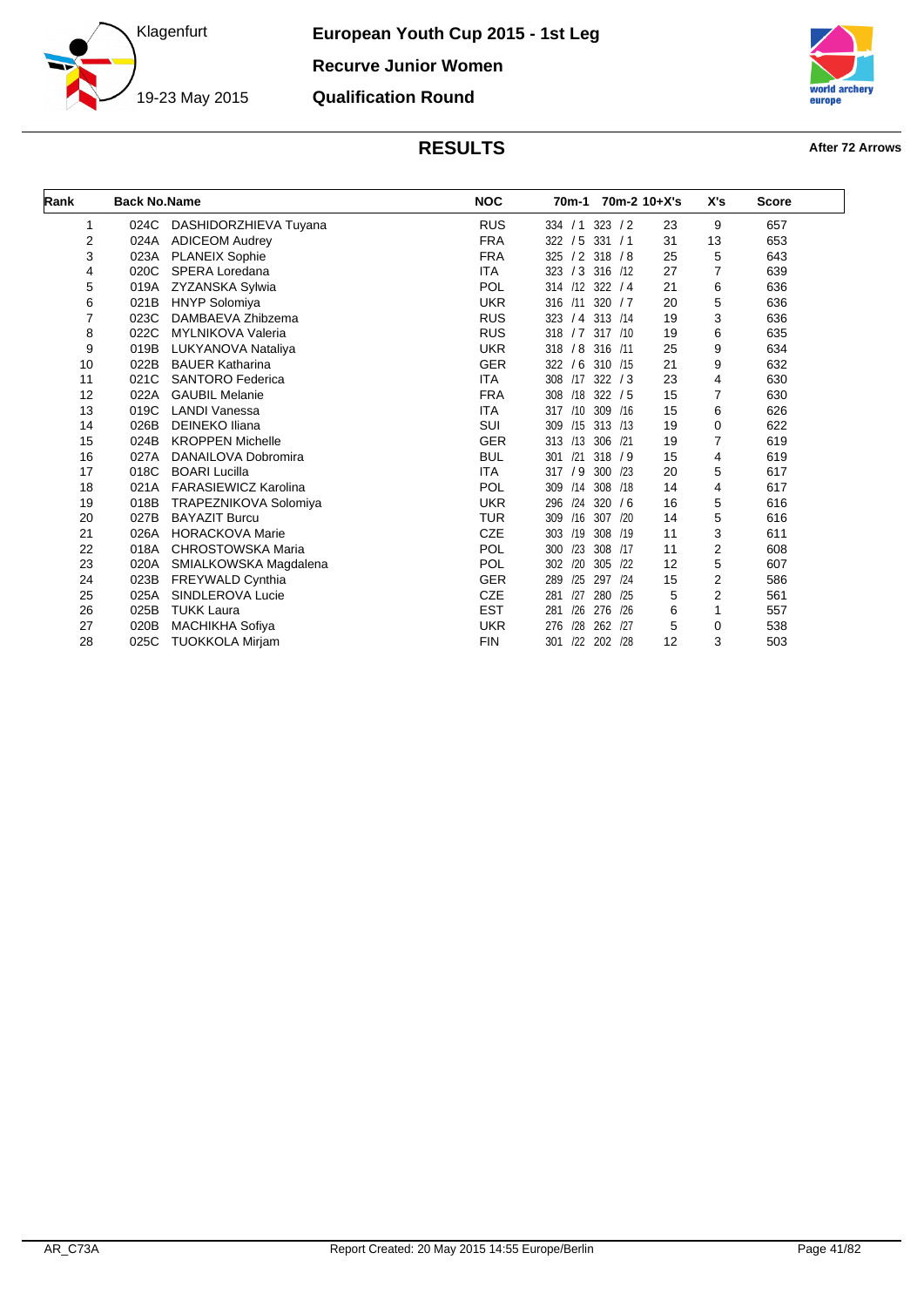# European Youth Cup 2015 - 1st Leg

Klagenfurt

19-23 May 2015

## Recurve Junior Women

## Qualification Round

## RESULTS

**After 72 Arrows**

| Rank | Back No. | Name | NOC | 70m-1 | 70m-2 | 10+X's | X's | Score |
|---|---|---|---|---|---|---|---|---|
| 1 | 024C | DASHIDORZHIEVA Tuyana | RUS | 334 / 1 | 323 / 2 | 23 | 9 | 657 |
| 2 | 024A | ADICEOM Audrey | FRA | 322 / 5 | 331 / 1 | 31 | 13 | 653 |
| 3 | 023A | PLANEIX Sophie | FRA | 325 / 2 | 318 / 8 | 25 | 5 | 643 |
| 4 | 020C | SPERA Loredana | ITA | 323 / 3 | 316 /12 | 27 | 7 | 639 |
| 5 | 019A | ZYZANSKA Sylwia | POL | 314 /12 | 322 / 4 | 21 | 6 | 636 |
| 6 | 021B | HNYP Solomiya | UKR | 316 /11 | 320 / 7 | 20 | 5 | 636 |
| 7 | 023C | DAMBAEVA Zhibzema | RUS | 323 / 4 | 313 /14 | 19 | 3 | 636 |
| 8 | 022C | MYLNIKOVA Valeria | RUS | 318 / 7 | 317 /10 | 19 | 6 | 635 |
| 9 | 019B | LUKYANOVA Nataliya | UKR | 318 / 8 | 316 /11 | 25 | 9 | 634 |
| 10 | 022B | BAUER Katharina | GER | 322 / 6 | 310 /15 | 21 | 9 | 632 |
| 11 | 021C | SANTORO Federica | ITA | 308 /17 | 322 / 3 | 23 | 4 | 630 |
| 12 | 022A | GAUBIL Melanie | FRA | 308 /18 | 322 / 5 | 15 | 7 | 630 |
| 13 | 019C | LANDI Vanessa | ITA | 317 /10 | 309 /16 | 15 | 6 | 626 |
| 14 | 026B | DEINEKO Iliana | SUI | 309 /15 | 313 /13 | 19 | 0 | 622 |
| 15 | 024B | KROPPEN Michelle | GER | 313 /13 | 306 /21 | 19 | 7 | 619 |
| 16 | 027A | DANAILOVA Dobromira | BUL | 301 /21 | 318 / 9 | 15 | 4 | 619 |
| 17 | 018C | BOARI Lucilla | ITA | 317 / 9 | 300 /23 | 20 | 5 | 617 |
| 18 | 021A | FARASIEWICZ Karolina | POL | 309 /14 | 308 /18 | 14 | 4 | 617 |
| 19 | 018B | TRAPEZNIKOVA Solomiya | UKR | 296 /24 | 320 / 6 | 16 | 5 | 616 |
| 20 | 027B | BAYAZIT Burcu | TUR | 309 /16 | 307 /20 | 14 | 5 | 616 |
| 21 | 026A | HORACKOVA Marie | CZE | 303 /19 | 308 /19 | 11 | 3 | 611 |
| 22 | 018A | CHROSTOWSKA Maria | POL | 300 /23 | 308 /17 | 11 | 2 | 608 |
| 23 | 020A | SMIALKOWSKA Magdalena | POL | 302 /20 | 305 /22 | 12 | 5 | 607 |
| 24 | 023B | FREYWALD Cynthia | GER | 289 /25 | 297 /24 | 15 | 2 | 586 |
| 25 | 025A | SINDLEROVA Lucie | CZE | 281 /27 | 280 /25 | 5 | 2 | 561 |
| 26 | 025B | TUKK Laura | EST | 281 /26 | 276 /26 | 6 | 1 | 557 |
| 27 | 020B | MACHIKHA Sofiya | UKR | 276 /28 | 262 /27 | 5 | 0 | 538 |
| 28 | 025C | TUOKKOLA Mirjam | FIN | 301 /22 | 202 /28 | 12 | 3 | 503 |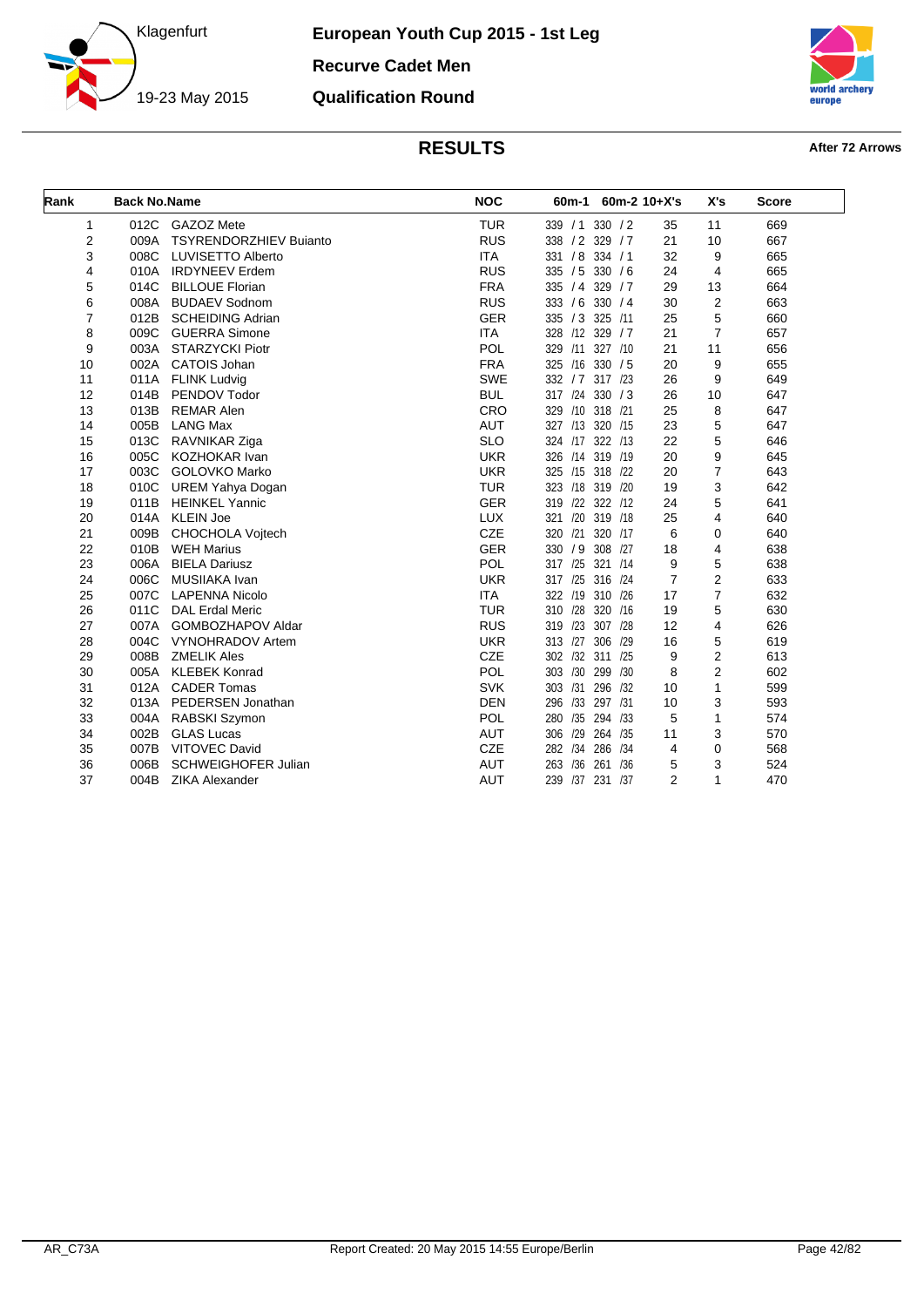# European Youth Cup 2015 - 1st Leg

Klagenfurt, 19-23 May 2015

## Recurve Cadet Men

## Qualification Round

## RESULTS

**After 72 Arrows**

| Rank | Back No. | Name | NOC | 60m-1 | 60m-2 | 10+X's | X's | Score |
|---|---|---|---|---|---|---|---|---|
| 1 | 012C | GAZOZ Mete | TUR | 339 / 1 | 330 / 2 | 35 | 11 | 669 |
| 2 | 009A | TSYRENDORZHIEV Buianto | RUS | 338 / 2 | 329 / 7 | 21 | 10 | 667 |
| 3 | 008C | LUVISETTO Alberto | ITA | 331 / 8 | 334 / 1 | 32 | 9 | 665 |
| 4 | 010A | IRDYNEEV Erdem | RUS | 335 / 5 | 330 / 6 | 24 | 4 | 665 |
| 5 | 014C | BILLOUE Florian | FRA | 335 / 4 | 329 / 7 | 29 | 13 | 664 |
| 6 | 008A | BUDAEV Sodnom | RUS | 333 / 6 | 330 / 4 | 30 | 2 | 663 |
| 7 | 012B | SCHEIDING Adrian | GER | 335 / 3 | 325 /11 | 25 | 5 | 660 |
| 8 | 009C | GUERRA Simone | ITA | 328 /12 | 329 / 7 | 21 | 7 | 657 |
| 9 | 003A | STARZYCKI Piotr | POL | 329 /11 | 327 /10 | 21 | 11 | 656 |
| 10 | 002A | CATOIS Johan | FRA | 325 /16 | 330 / 5 | 20 | 9 | 655 |
| 11 | 011A | FLINK Ludvig | SWE | 332 / 7 | 317 /23 | 26 | 9 | 649 |
| 12 | 014B | PENDOV Todor | BUL | 317 /24 | 330 / 3 | 26 | 10 | 647 |
| 13 | 013B | REMAR Alen | CRO | 329 /10 | 318 /21 | 25 | 8 | 647 |
| 14 | 005B | LANG Max | AUT | 327 /13 | 320 /15 | 23 | 5 | 647 |
| 15 | 013C | RAVNIKAR Ziga | SLO | 324 /17 | 322 /13 | 22 | 5 | 646 |
| 16 | 005C | KOZHOKAR Ivan | UKR | 326 /14 | 319 /19 | 20 | 9 | 645 |
| 17 | 003C | GOLOVKO Marko | UKR | 325 /15 | 318 /22 | 20 | 7 | 643 |
| 18 | 010C | UREM Yahya Dogan | TUR | 323 /18 | 319 /20 | 19 | 3 | 642 |
| 19 | 011B | HEINKEL Yannic | GER | 319 /22 | 322 /12 | 24 | 5 | 641 |
| 20 | 014A | KLEIN Joe | LUX | 321 /20 | 319 /18 | 25 | 4 | 640 |
| 21 | 009B | CHOCHOLA Vojtech | CZE | 320 /21 | 320 /17 | 6 | 0 | 640 |
| 22 | 010B | WEH Marius | GER | 330 / 9 | 308 /27 | 18 | 4 | 638 |
| 23 | 006A | BIELA Dariusz | POL | 317 /25 | 321 /14 | 9 | 5 | 638 |
| 24 | 006C | MUSIIAKA Ivan | UKR | 317 /25 | 316 /24 | 7 | 2 | 633 |
| 25 | 007C | LAPENNA Nicolo | ITA | 322 /19 | 310 /26 | 17 | 7 | 632 |
| 26 | 011C | DAL Erdal Meric | TUR | 310 /28 | 320 /16 | 19 | 5 | 630 |
| 27 | 007A | GOMBOZHAPOV Aldar | RUS | 319 /23 | 307 /28 | 12 | 4 | 626 |
| 28 | 004C | VYNOHRADOV Artem | UKR | 313 /27 | 306 /29 | 16 | 5 | 619 |
| 29 | 008B | ZMELIK Ales | CZE | 302 /32 | 311 /25 | 9 | 2 | 613 |
| 30 | 005A | KLEBEK Konrad | POL | 303 /30 | 299 /30 | 8 | 2 | 602 |
| 31 | 012A | CADER Tomas | SVK | 303 /31 | 296 /32 | 10 | 1 | 599 |
| 32 | 013A | PEDERSEN Jonathan | DEN | 296 /33 | 297 /31 | 10 | 3 | 593 |
| 33 | 004A | RABSKI Szymon | POL | 280 /35 | 294 /33 | 5 | 1 | 574 |
| 34 | 002B | GLAS Lucas | AUT | 306 /29 | 264 /35 | 11 | 3 | 570 |
| 35 | 007B | VITOVEC David | CZE | 282 /34 | 286 /34 | 4 | 0 | 568 |
| 36 | 006B | SCHWEIGHOFER Julian | AUT | 263 /36 | 261 /36 | 5 | 3 | 524 |
| 37 | 004B | ZIKA Alexander | AUT | 239 /37 | 231 /37 | 2 | 1 | 470 |

AR_C73A — Report Created: 20 May 2015 14:55 Europe/Berlin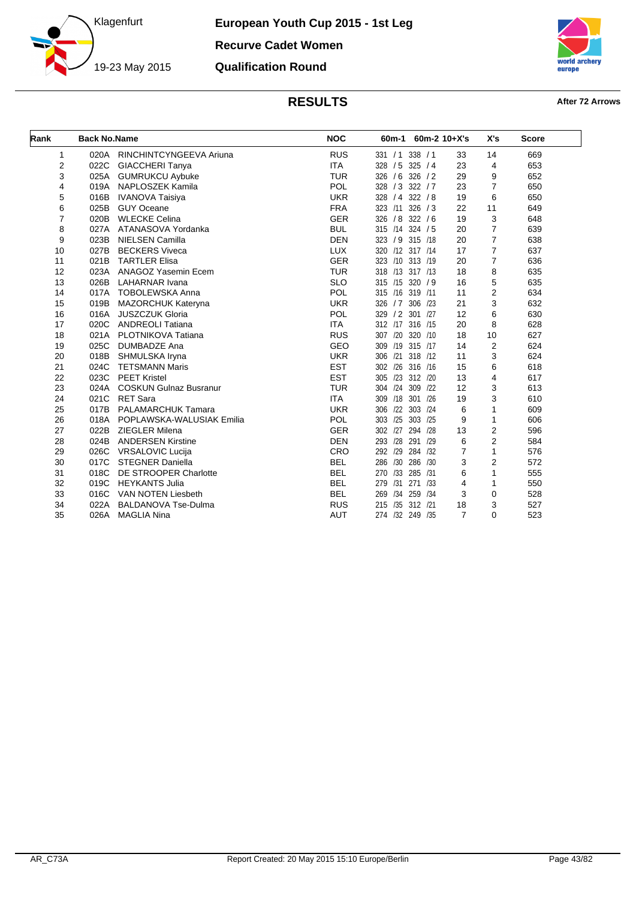# European Youth Cup 2015 - 1st Leg

## Recurve Cadet Women

## Qualification Round

Klagenfurt

19-23 May 2015

## RESULTS

After 72 Arrows

| Rank | Back No. | Name | NOC | 60m-1 | 60m-2 | 10+X's | X's | Score |
|---|---|---|---|---|---|---|---|---|
| 1 | 020A | RINCHINTCYNGEEVA Ariuna | RUS | 331 / 1 | 338 / 1 | 33 | 14 | 669 |
| 2 | 022C | GIACCHERI Tanya | ITA | 328 / 5 | 325 / 4 | 23 | 4 | 653 |
| 3 | 025A | GUMRUKCU Aybuke | TUR | 326 / 6 | 326 / 2 | 29 | 9 | 652 |
| 4 | 019A | NAPLOSZEK Kamila | POL | 328 / 3 | 322 / 7 | 23 | 7 | 650 |
| 5 | 016B | IVANOVA Taisiya | UKR | 328 / 4 | 322 / 8 | 19 | 6 | 650 |
| 6 | 025B | GUY Oceane | FRA | 323 /11 | 326 / 3 | 22 | 11 | 649 |
| 7 | 020B | WLECKE Celina | GER | 326 / 8 | 322 / 6 | 19 | 3 | 648 |
| 8 | 027A | ATANASOVA Yordanka | BUL | 315 /14 | 324 / 5 | 20 | 7 | 639 |
| 9 | 023B | NIELSEN Camilla | DEN | 323 / 9 | 315 /18 | 20 | 7 | 638 |
| 10 | 027B | BECKERS Viveca | LUX | 320 /12 | 317 /14 | 17 | 7 | 637 |
| 11 | 021B | TARTLER Elisa | GER | 323 /10 | 313 /19 | 20 | 7 | 636 |
| 12 | 023A | ANAGOZ Yasemin Ecem | TUR | 318 /13 | 317 /13 | 18 | 8 | 635 |
| 13 | 026B | LAHARNAR Ivana | SLO | 315 /15 | 320 / 9 | 16 | 5 | 635 |
| 14 | 017A | TOBOLEWSKA Anna | POL | 315 /16 | 319 /11 | 11 | 2 | 634 |
| 15 | 019B | MAZORCHUK Kateryna | UKR | 326 / 7 | 306 /23 | 21 | 3 | 632 |
| 16 | 016A | JUSZCZUK Gloria | POL | 329 / 2 | 301 /27 | 12 | 6 | 630 |
| 17 | 020C | ANDREOLI Tatiana | ITA | 312 /17 | 316 /15 | 20 | 8 | 628 |
| 18 | 021A | PLOTNIKOVA Tatiana | RUS | 307 /20 | 320 /10 | 18 | 10 | 627 |
| 19 | 025C | DUMBADZE Ana | GEO | 309 /19 | 315 /17 | 14 | 2 | 624 |
| 20 | 018B | SHMULSKA Iryna | UKR | 306 /21 | 318 /12 | 11 | 3 | 624 |
| 21 | 024C | TETSMANN Maris | EST | 302 /26 | 316 /16 | 15 | 6 | 618 |
| 22 | 023C | PEET Kristel | EST | 305 /23 | 312 /20 | 13 | 4 | 617 |
| 23 | 024A | COSKUN Gulnaz Busranur | TUR | 304 /24 | 309 /22 | 12 | 3 | 613 |
| 24 | 021C | RET Sara | ITA | 309 /18 | 301 /26 | 19 | 3 | 610 |
| 25 | 017B | PALAMARCHUK Tamara | UKR | 306 /22 | 303 /24 | 6 | 1 | 609 |
| 26 | 018A | POPLAWSKA-WALUSIAK Emilia | POL | 303 /25 | 303 /25 | 9 | 1 | 606 |
| 27 | 022B | ZIEGLER Milena | GER | 302 /27 | 294 /28 | 13 | 2 | 596 |
| 28 | 024B | ANDERSEN Kirstine | DEN | 293 /28 | 291 /29 | 6 | 2 | 584 |
| 29 | 026C | VRSALOVIC Lucija | CRO | 292 /29 | 284 /32 | 7 | 1 | 576 |
| 30 | 017C | STEGNER Daniella | BEL | 286 /30 | 286 /30 | 3 | 2 | 572 |
| 31 | 018C | DE STROOPER Charlotte | BEL | 270 /33 | 285 /31 | 6 | 1 | 555 |
| 32 | 019C | HEYKANTS Julia | BEL | 279 /31 | 271 /33 | 4 | 1 | 550 |
| 33 | 016C | VAN NOTEN Liesbeth | BEL | 269 /34 | 259 /34 | 3 | 0 | 528 |
| 34 | 022A | BALDANOVA Tse-Dulma | RUS | 215 /35 | 312 /21 | 18 | 3 | 527 |
| 35 | 026A | MAGLIA Nina | AUT | 274 /32 | 249 /35 | 7 | 0 | 523 |

AR_C73A Report Created: 20 May 2015 15:10 Europe/Berlin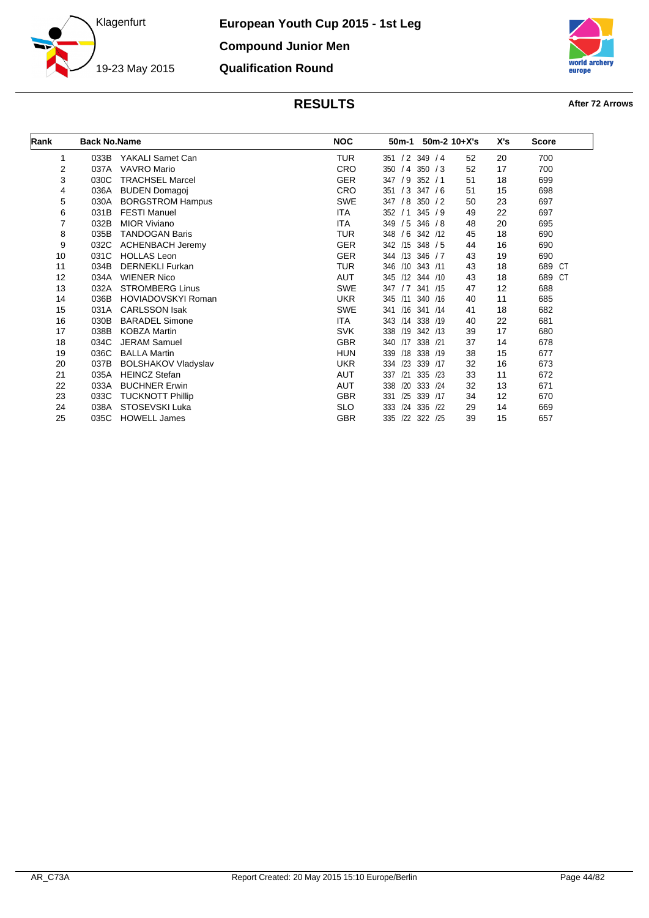Klagenfurt

19-23 May 2015

**European Youth Cup 2015 - 1st Leg**

**Compound Junior Men**

**Qualification Round**

## RESULTS

After 72 Arrows

| Rank | Back No. | Name | NOC | 50m-1 | 50m-2 | 10+X's | X's | Score |
|---|---|---|---|---|---|---|---|---|
| 1 | 033B | YAKALI Samet Can | TUR | 351 / 2 | 349 / 4 | 52 | 20 | 700 |
| 2 | 037A | VAVRO Mario | CRO | 350 / 4 | 350 / 3 | 52 | 17 | 700 |
| 3 | 030C | TRACHSEL Marcel | GER | 347 / 9 | 352 / 1 | 51 | 18 | 699 |
| 4 | 036A | BUDEN Domagoj | CRO | 351 / 3 | 347 / 6 | 51 | 15 | 698 |
| 5 | 030A | BORGSTROM Hampus | SWE | 347 / 8 | 350 / 2 | 50 | 23 | 697 |
| 6 | 031B | FESTI Manuel | ITA | 352 / 1 | 345 / 9 | 49 | 22 | 697 |
| 7 | 032B | MIOR Viviano | ITA | 349 / 5 | 346 / 8 | 48 | 20 | 695 |
| 8 | 035B | TANDOGAN Baris | TUR | 348 / 6 | 342 /12 | 45 | 18 | 690 |
| 9 | 032C | ACHENBACH Jeremy | GER | 342 /15 | 348 / 5 | 44 | 16 | 690 |
| 10 | 031C | HOLLAS Leon | GER | 344 /13 | 346 / 7 | 43 | 19 | 690 |
| 11 | 034B | DERNEKLI Furkan | TUR | 346 /10 | 343 /11 | 43 | 18 | 689 CT |
| 12 | 034A | WIENER Nico | AUT | 345 /12 | 344 /10 | 43 | 18 | 689 CT |
| 13 | 032A | STROMBERG Linus | SWE | 347 / 7 | 341 /15 | 47 | 12 | 688 |
| 14 | 036B | HOVIADOVSKYI Roman | UKR | 345 /11 | 340 /16 | 40 | 11 | 685 |
| 15 | 031A | CARLSSON Isak | SWE | 341 /16 | 341 /14 | 41 | 18 | 682 |
| 16 | 030B | BARADEL Simone | ITA | 343 /14 | 338 /19 | 40 | 22 | 681 |
| 17 | 038B | KOBZA Martin | SVK | 338 /19 | 342 /13 | 39 | 17 | 680 |
| 18 | 034C | JERAM Samuel | GBR | 340 /17 | 338 /21 | 37 | 14 | 678 |
| 19 | 036C | BALLA Martin | HUN | 339 /18 | 338 /19 | 38 | 15 | 677 |
| 20 | 037B | BOLSHAKOV Vladyslav | UKR | 334 /23 | 339 /17 | 32 | 16 | 673 |
| 21 | 035A | HEINCZ Stefan | AUT | 337 /21 | 335 /23 | 33 | 11 | 672 |
| 22 | 033A | BUCHNER Erwin | AUT | 338 /20 | 333 /24 | 32 | 13 | 671 |
| 23 | 033C | TUCKNOTT Phillip | GBR | 331 /25 | 339 /17 | 34 | 12 | 670 |
| 24 | 038A | STOSEVSKI Luka | SLO | 333 /24 | 336 /22 | 29 | 14 | 669 |
| 25 | 035C | HOWELL James | GBR | 335 /22 | 322 /25 | 39 | 15 | 657 |

AR_C73A

Report Created: 20 May 2015 15:10 Europe/Berlin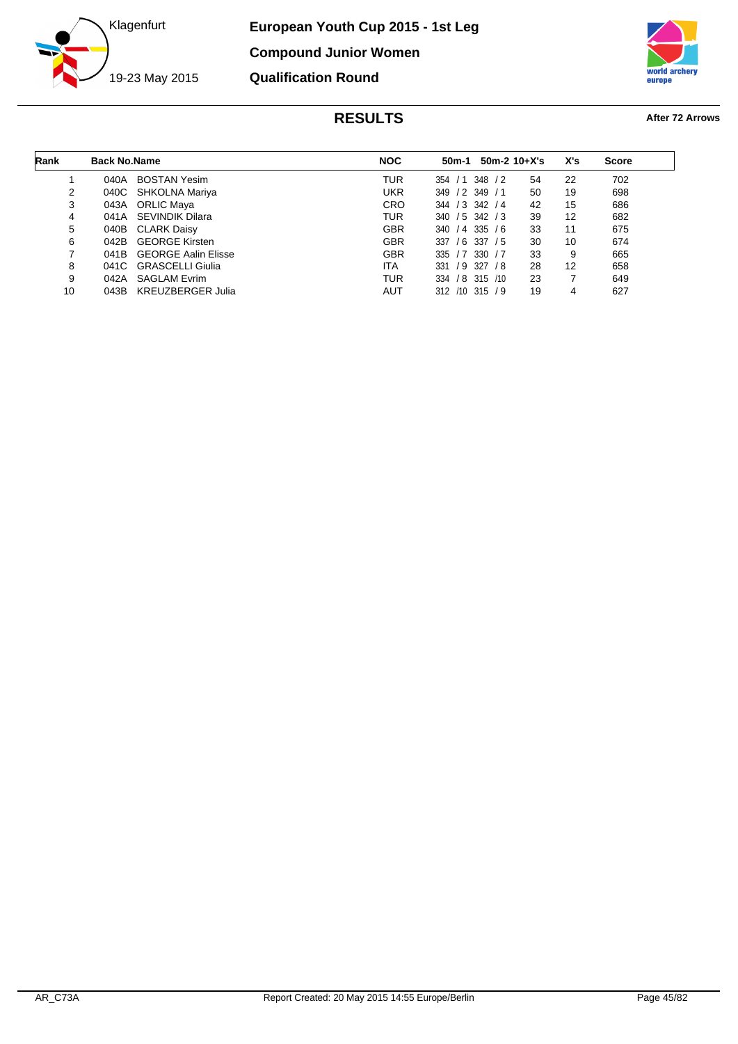**Klagenfurt**

**19-23 May 2015**

**European Youth Cup 2015 - 1st Leg**

**Compound Junior Women**

**Qualification Round**

## RESULTS

**After 72 Arrows**

| Rank | Back No. | Name | NOC | 50m-1 | 50m-2 | 10+X's | X's | Score |
|---|---|---|---|---|---|---|---|---|
| 1 | 040A | BOSTAN Yesim | TUR | 354 / 1 | 348 / 2 | 54 | 22 | 702 |
| 2 | 040C | SHKOLNA Mariya | UKR | 349 / 2 | 349 / 1 | 50 | 19 | 698 |
| 3 | 043A | ORLIC Maya | CRO | 344 / 3 | 342 / 4 | 42 | 15 | 686 |
| 4 | 041A | SEVINDIK Dilara | TUR | 340 / 5 | 342 / 3 | 39 | 12 | 682 |
| 5 | 040B | CLARK Daisy | GBR | 340 / 4 | 335 / 6 | 33 | 11 | 675 |
| 6 | 042B | GEORGE Kirsten | GBR | 337 / 6 | 337 / 5 | 30 | 10 | 674 |
| 7 | 041B | GEORGE Aalin Elisse | GBR | 335 / 7 | 330 / 7 | 33 | 9 | 665 |
| 8 | 041C | GRASCELLI Giulia | ITA | 331 / 9 | 327 / 8 | 28 | 12 | 658 |
| 9 | 042A | SAGLAM Evrim | TUR | 334 / 8 | 315 /10 | 23 | 7 | 649 |
| 10 | 043B | KREUZBERGER Julia | AUT | 312 /10 | 315 / 9 | 19 | 4 | 627 |

AR_C73A Report Created: 20 May 2015 14:55 Europe/Berlin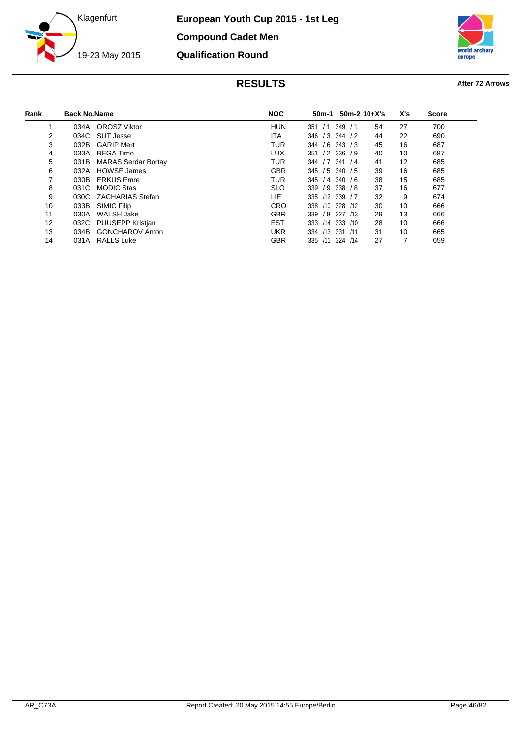# European Youth Cup 2015 - 1st Leg

Klagenfurt

19-23 May 2015

## Compound Cadet Men

## Qualification Round

## RESULTS

**After 72 Arrows**

| Rank | Back No. | Name | NOC | 50m-1 | 50m-2 | 10+X's | X's | Score |
|---|---|---|---|---|---|---|---|---|
| 1 | 034A | OROSZ Viktor | HUN | 351 / 1 | 349 / 1 | 54 | 27 | 700 |
| 2 | 034C | SUT Jesse | ITA | 346 / 3 | 344 / 2 | 44 | 22 | 690 |
| 3 | 032B | GARIP Mert | TUR | 344 / 6 | 343 / 3 | 45 | 16 | 687 |
| 4 | 033A | BEGA Timo | LUX | 351 / 2 | 336 / 9 | 40 | 10 | 687 |
| 5 | 031B | MARAS Serdar Bortay | TUR | 344 / 7 | 341 / 4 | 41 | 12 | 685 |
| 6 | 032A | HOWSE James | GBR | 345 / 5 | 340 / 5 | 39 | 16 | 685 |
| 7 | 030B | ERKUS Emre | TUR | 345 / 4 | 340 / 6 | 38 | 15 | 685 |
| 8 | 031C | MODIC Stas | SLO | 339 / 9 | 338 / 8 | 37 | 16 | 677 |
| 9 | 030C | ZACHARIAS Stefan | LIE | 335 /12 | 339 / 7 | 32 | 9 | 674 |
| 10 | 033B | SIMIC Filip | CRO | 338 /10 | 328 /12 | 30 | 10 | 666 |
| 11 | 030A | WALSH Jake | GBR | 339 / 8 | 327 /13 | 29 | 13 | 666 |
| 12 | 032C | PUUSEPP Kristjan | EST | 333 /14 | 333 /10 | 28 | 10 | 666 |
| 13 | 034B | GONCHAROV Anton | UKR | 334 /13 | 331 /11 | 31 | 10 | 665 |
| 14 | 031A | RALLS Luke | GBR | 335 /11 | 324 /14 | 27 | 7 | 659 |

AR_C73A

Report Created: 20 May 2015 14:55 Europe/Berlin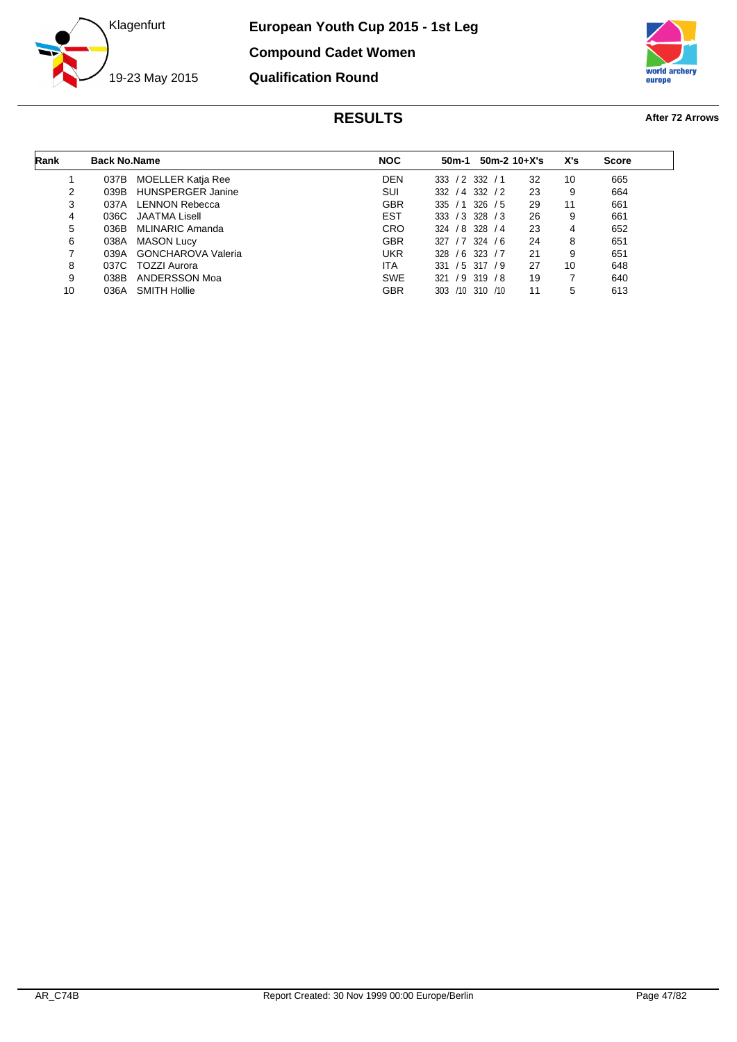# European Youth Cup 2015 - 1st Leg

Klagenfurt

19-23 May 2015

## Compound Cadet Women

## Qualification Round

## RESULTS

**After 72 Arrows**

| Rank | Back No. | Name | NOC | 50m-1 | 50m-2 | 10+X's | X's | Score |
|---|---|---|---|---|---|---|---|---|
| 1 | 037B | MOELLER Katja Ree | DEN | 333 / 2 | 332 / 1 | 32 | 10 | 665 |
| 2 | 039B | HUNSPERGER Janine | SUI | 332 / 4 | 332 / 2 | 23 | 9 | 664 |
| 3 | 037A | LENNON Rebecca | GBR | 335 / 1 | 326 / 5 | 29 | 11 | 661 |
| 4 | 036C | JAATMA Lisell | EST | 333 / 3 | 328 / 3 | 26 | 9 | 661 |
| 5 | 036B | MLINARIC Amanda | CRO | 324 / 8 | 328 / 4 | 23 | 4 | 652 |
| 6 | 038A | MASON Lucy | GBR | 327 / 7 | 324 / 6 | 24 | 8 | 651 |
| 7 | 039A | GONCHAROVA Valeria | UKR | 328 / 6 | 323 / 7 | 21 | 9 | 651 |
| 8 | 037C | TOZZI Aurora | ITA | 331 / 5 | 317 / 9 | 27 | 10 | 648 |
| 9 | 038B | ANDERSSON Moa | SWE | 321 / 9 | 319 / 8 | 19 | 7 | 640 |
| 10 | 036A | SMITH Hollie | GBR | 303 /10 | 310 /10 | 11 | 5 | 613 |

AR_C74B — Report Created: 30 Nov 1999 00:00 Europe/Berlin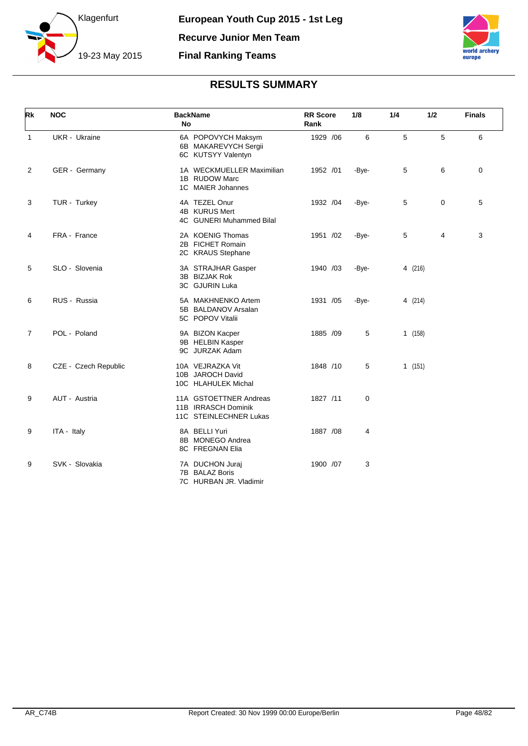European Youth Cup 2015 - 1st Leg

Recurve Junior Men Team

Final Ranking Teams

Klagenfurt

19-23 May 2015

## RESULTS SUMMARY

| Rk | NOC | BackName No | RR Score Rank | 1/8 | 1/4 | 1/2 | Finals |
|---|---|---|---|---|---|---|---|
| 1 | UKR - Ukraine | 6A POPOVYCH Maksym<br>6B MAKAREVYCH Sergii<br>6C KUTSYY Valentyn | 1929 /06 | 6 | 5 | 5 | 6 |
| 2 | GER - Germany | 1A WECKMUELLER Maximilian<br>1B RUDOW Marc<br>1C MAIER Johannes | 1952 /01 | -Bye- | 5 | 6 | 0 |
| 3 | TUR - Turkey | 4A TEZEL Onur<br>4B KURUS Mert<br>4C GUNERI Muhammed Bilal | 1932 /04 | -Bye- | 5 | 0 | 5 |
| 4 | FRA - France | 2A KOENIG Thomas<br>2B FICHET Romain<br>2C KRAUS Stephane | 1951 /02 | -Bye- | 5 | 4 | 3 |
| 5 | SLO - Slovenia | 3A STRAJHAR Gasper<br>3B BIZJAK Rok<br>3C GJURIN Luka | 1940 /03 | -Bye- | 4 (216) | | |
| 6 | RUS - Russia | 5A MAKHNENKO Artem<br>5B BALDANOV Arsalan<br>5C POPOV Vitalii | 1931 /05 | -Bye- | 4 (214) | | |
| 7 | POL - Poland | 9A BIZON Kacper<br>9B HELBIN Kasper<br>9C JURZAK Adam | 1885 /09 | 5 | 1 (158) | | |
| 8 | CZE - Czech Republic | 10A VEJRAZKA Vit<br>10B JAROCH David<br>10C HLAHULEK Michal | 1848 /10 | 5 | 1 (151) | | |
| 9 | AUT - Austria | 11A GSTOETTNER Andreas<br>11B IRRASCH Dominik<br>11C STEINLECHNER Lukas | 1827 /11 | 0 | | | |
| 9 | ITA - Italy | 8A BELLI Yuri<br>8B MONEGO Andrea<br>8C FREGNAN Elia | 1887 /08 | 4 | | | |
| 9 | SVK - Slovakia | 7A DUCHON Juraj<br>7B BALAZ Boris<br>7C HURBAN JR. Vladimir | 1900 /07 | 3 | | | |

AR_C74B

Report Created: 30 Nov 1999 00:00 Europe/Berlin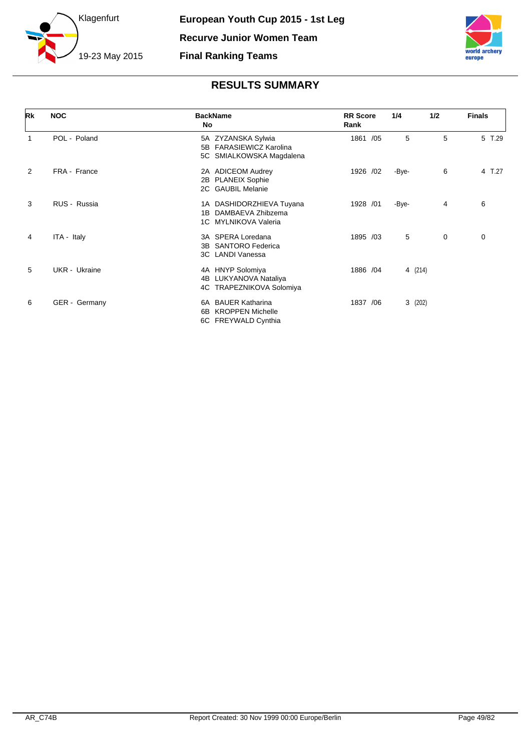Klagenfurt

19-23 May 2015

**European Youth Cup 2015 - 1st Leg**

**Recurve Junior Women Team**

**Final Ranking Teams**

## RESULTS SUMMARY

| Rk | NOC | BackName No | RR Score Rank | 1/4 | 1/2 | Finals |
|---|---|---|---|---|---|---|
| 1 | POL - Poland | 5A ZYZANSKA Sylwia<br>5B FARASIEWICZ Karolina<br>5C SMIALKOWSKA Magdalena | 1861 /05 | 5 | 5 | 5 T.29 |
| 2 | FRA - France | 2A ADICEOM Audrey<br>2B PLANEIX Sophie<br>2C GAUBIL Melanie | 1926 /02 | -Bye- | 6 | 4 T.27 |
| 3 | RUS - Russia | 1A DASHIDORZHIEVA Tuyana<br>1B DAMBAEVA Zhibzema<br>1C MYLNIKOVA Valeria | 1928 /01 | -Bye- | 4 | 6 |
| 4 | ITA - Italy | 3A SPERA Loredana<br>3B SANTORO Federica<br>3C LANDI Vanessa | 1895 /03 | 5 | 0 | 0 |
| 5 | UKR - Ukraine | 4A HNYP Solomiya<br>4B LUKYANOVA Nataliya<br>4C TRAPEZNIKOVA Solomiya | 1886 /04 | 4 (214) | | |
| 6 | GER - Germany | 6A BAUER Katharina<br>6B KROPPEN Michelle<br>6C FREYWALD Cynthia | 1837 /06 | 3 (202) | | |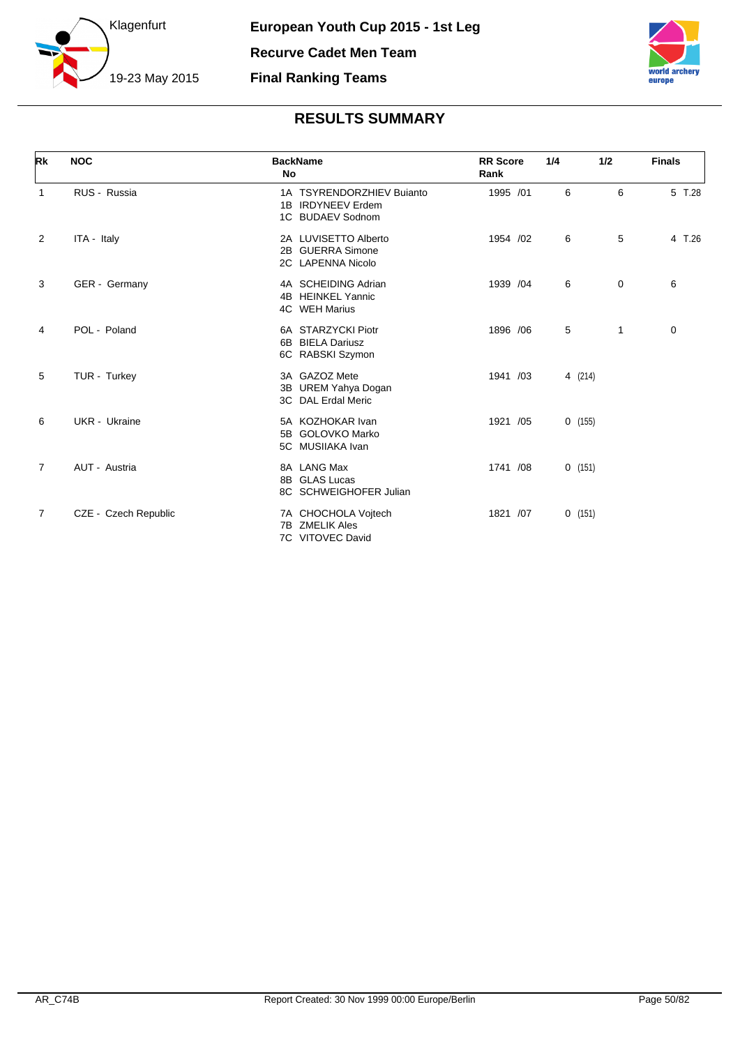# European Youth Cup 2015 - 1st Leg

Klagenfurt

19-23 May 2015

**Recurve Cadet Men Team**

**Final Ranking Teams**

## RESULTS SUMMARY

| Rk | NOC | BackName No | RR Score Rank | 1/4 | 1/2 | Finals |
|---|---|---|---|---|---|---|
| 1 | RUS - Russia | 1A TSYRENDORZHIEV Buianto<br>1B IRDYNEEV Erdem<br>1C BUDAEV Sodnom | 1995 /01 | 6 | 6 | 5 T.28 |
| 2 | ITA - Italy | 2A LUVISETTO Alberto<br>2B GUERRA Simone<br>2C LAPENNA Nicolo | 1954 /02 | 6 | 5 | 4 T.26 |
| 3 | GER - Germany | 4A SCHEIDING Adrian<br>4B HEINKEL Yannic<br>4C WEH Marius | 1939 /04 | 6 | 0 | 6 |
| 4 | POL - Poland | 6A STARZYCKI Piotr<br>6B BIELA Dariusz<br>6C RABSKI Szymon | 1896 /06 | 5 | 1 | 0 |
| 5 | TUR - Turkey | 3A GAZOZ Mete<br>3B UREM Yahya Dogan<br>3C DAL Erdal Meric | 1941 /03 | 4 (214) | | |
| 6 | UKR - Ukraine | 5A KOZHOKAR Ivan<br>5B GOLOVKO Marko<br>5C MUSIIAKA Ivan | 1921 /05 | 0 (155) | | |
| 7 | AUT - Austria | 8A LANG Max<br>8B GLAS Lucas<br>8C SCHWEIGHOFER Julian | 1741 /08 | 0 (151) | | |
| 7 | CZE - Czech Republic | 7A CHOCHOLA Vojtech<br>7B ZMELIK Ales<br>7C VITOVEC David | 1821 /07 | 0 (151) | | |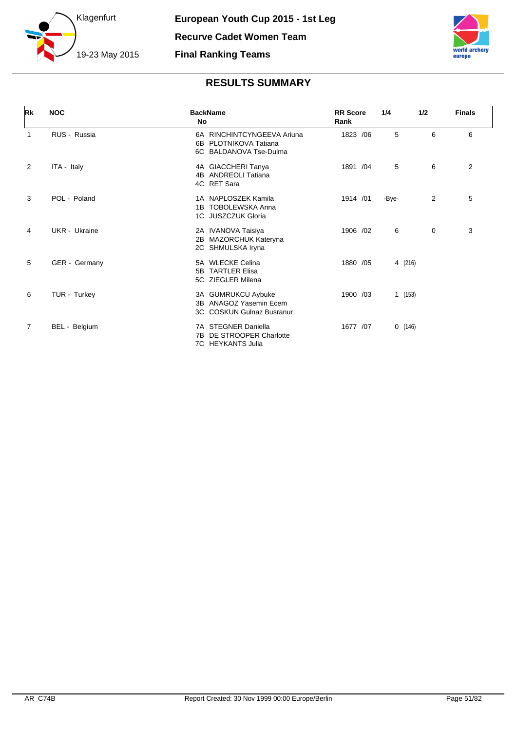# European Youth Cup 2015 - 1st Leg

## Recurve Cadet Women Team

## Final Ranking Teams

Klagenfurt

19-23 May 2015

### RESULTS SUMMARY

| Rk | NOC | BackName No | RR Score Rank | 1/4 | 1/2 | Finals |
|---|---|---|---|---|---|---|
| 1 | RUS - Russia | 6A RINCHINTCYNGEEVA Ariuna<br>6B PLOTNIKOVA Tatiana<br>6C BALDANOVA Tse-Dulma | 1823 /06 | 5 | 6 | 6 |
| 2 | ITA - Italy | 4A GIACCHERI Tanya<br>4B ANDREOLI Tatiana<br>4C RET Sara | 1891 /04 | 5 | 6 | 2 |
| 3 | POL - Poland | 1A NAPLOSZEK Kamila<br>1B TOBOLEWSKA Anna<br>1C JUSZCZUK Gloria | 1914 /01 | -Bye- | 2 | 5 |
| 4 | UKR - Ukraine | 2A IVANOVA Taisiya<br>2B MAZORCHUK Kateryna<br>2C SHMULSKA Iryna | 1906 /02 | 6 | 0 | 3 |
| 5 | GER - Germany | 5A WLECKE Celina<br>5B TARTLER Elisa<br>5C ZIEGLER Milena | 1880 /05 | 4 (216) | | |
| 6 | TUR - Turkey | 3A GUMRUKCU Aybuke<br>3B ANAGOZ Yasemin Ecem<br>3C COSKUN Gulnaz Busranur | 1900 /03 | 1 (153) | | |
| 7 | BEL - Belgium | 7A STEGNER Daniella<br>7B DE STROOPER Charlotte<br>7C HEYKANTS Julia | 1677 /07 | 0 (146) | | |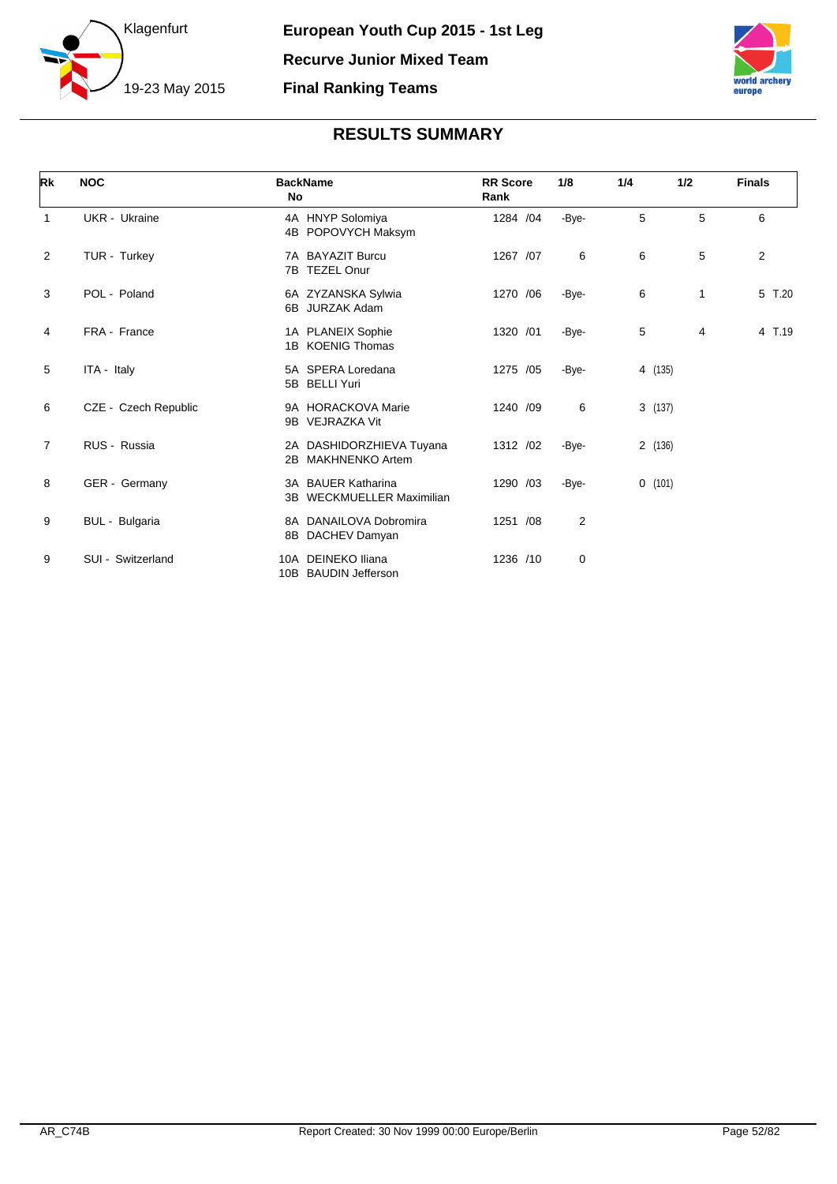Klagenfurt

19-23 May 2015

**European Youth Cup 2015 - 1st Leg**

**Recurve Junior Mixed Team**

**Final Ranking Teams**

## RESULTS SUMMARY

| Rk | NOC | BackName No | RR Score Rank | 1/8 | 1/4 | 1/2 | Finals |
|---|---|---|---|---|---|---|---|
| 1 | UKR - Ukraine | 4A HNYP Solomiya<br>4B POPOVYCH Maksym | 1284 /04 | -Bye- | 5 | 5 | 6 |
| 2 | TUR - Turkey | 7A BAYAZIT Burcu<br>7B TEZEL Onur | 1267 /07 | 6 | 6 | 5 | 2 |
| 3 | POL - Poland | 6A ZYZANSKA Sylwia<br>6B JURZAK Adam | 1270 /06 | -Bye- | 6 | 1 | 5 T.20 |
| 4 | FRA - France | 1A PLANEIX Sophie<br>1B KOENIG Thomas | 1320 /01 | -Bye- | 5 | 4 | 4 T.19 |
| 5 | ITA - Italy | 5A SPERA Loredana<br>5B BELLI Yuri | 1275 /05 | -Bye- | 4 (135) | | |
| 6 | CZE - Czech Republic | 9A HORACKOVA Marie<br>9B VEJRAZKA Vit | 1240 /09 | 6 | 3 (137) | | |
| 7 | RUS - Russia | 2A DASHIDORZHIEVA Tuyana<br>2B MAKHNENKO Artem | 1312 /02 | -Bye- | 2 (136) | | |
| 8 | GER - Germany | 3A BAUER Katharina<br>3B WECKMUELLER Maximilian | 1290 /03 | -Bye- | 0 (101) | | |
| 9 | BUL - Bulgaria | 8A DANAILOVA Dobromira<br>8B DACHEV Damyan | 1251 /08 | 2 | | | |
| 9 | SUI - Switzerland | 10A DEINEKO Iliana<br>10B BAUDIN Jefferson | 1236 /10 | 0 | | | |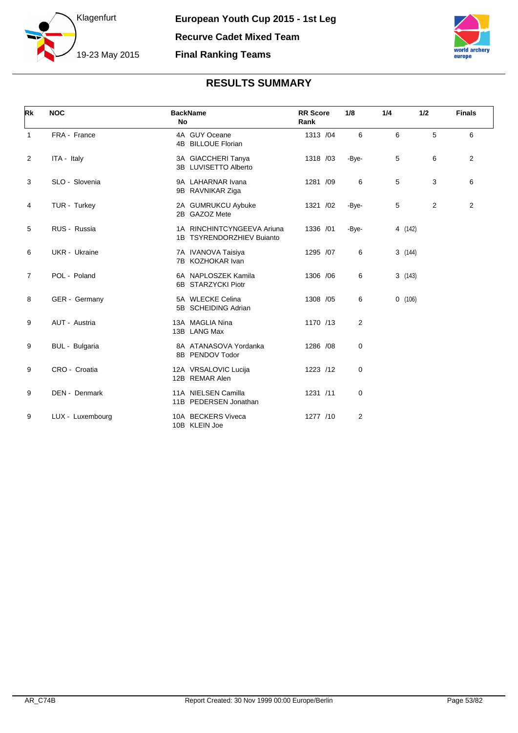Klagenfurt

19-23 May 2015

**European Youth Cup 2015 - 1st Leg**

**Recurve Cadet Mixed Team**

**Final Ranking Teams**

## RESULTS SUMMARY

| Rk | NOC | BackName No | RR Score Rank | 1/8 | 1/4 | 1/2 | Finals |
|---|---|---|---|---|---|---|---|
| 1 | FRA - France | 4A GUY Oceane<br>4B BILLOUE Florian | 1313 /04 | 6 | 6 | 5 | 6 |
| 2 | ITA - Italy | 3A GIACCHERI Tanya<br>3B LUVISETTO Alberto | 1318 /03 | -Bye- | 5 | 6 | 2 |
| 3 | SLO - Slovenia | 9A LAHARNAR Ivana<br>9B RAVNIKAR Ziga | 1281 /09 | 6 | 5 | 3 | 6 |
| 4 | TUR - Turkey | 2A GUMRUKCU Aybuke<br>2B GAZOZ Mete | 1321 /02 | -Bye- | 5 | 2 | 2 |
| 5 | RUS - Russia | 1A RINCHINTCYNGEEVA Ariuna<br>1B TSYRENDORZHIEV Buianto | 1336 /01 | -Bye- | 4 (142) | | |
| 6 | UKR - Ukraine | 7A IVANOVA Taisiya<br>7B KOZHOKAR Ivan | 1295 /07 | 6 | 3 (144) | | |
| 7 | POL - Poland | 6A NAPLOSZEK Kamila<br>6B STARZYCKI Piotr | 1306 /06 | 6 | 3 (143) | | |
| 8 | GER - Germany | 5A WLECKE Celina<br>5B SCHEIDING Adrian | 1308 /05 | 6 | 0 (106) | | |
| 9 | AUT - Austria | 13A MAGLIA Nina<br>13B LANG Max | 1170 /13 | 2 | | | |
| 9 | BUL - Bulgaria | 8A ATANASOVA Yordanka<br>8B PENDOV Todor | 1286 /08 | 0 | | | |
| 9 | CRO - Croatia | 12A VRSALOVIC Lucija<br>12B REMAR Alen | 1223 /12 | 0 | | | |
| 9 | DEN - Denmark | 11A NIELSEN Camilla<br>11B PEDERSEN Jonathan | 1231 /11 | 0 | | | |
| 9 | LUX - Luxembourg | 10A BECKERS Viveca<br>10B KLEIN Joe | 1277 /10 | 2 | | | |

AR_C74B     Report Created: 30 Nov 1999 00:00 Europe/Berlin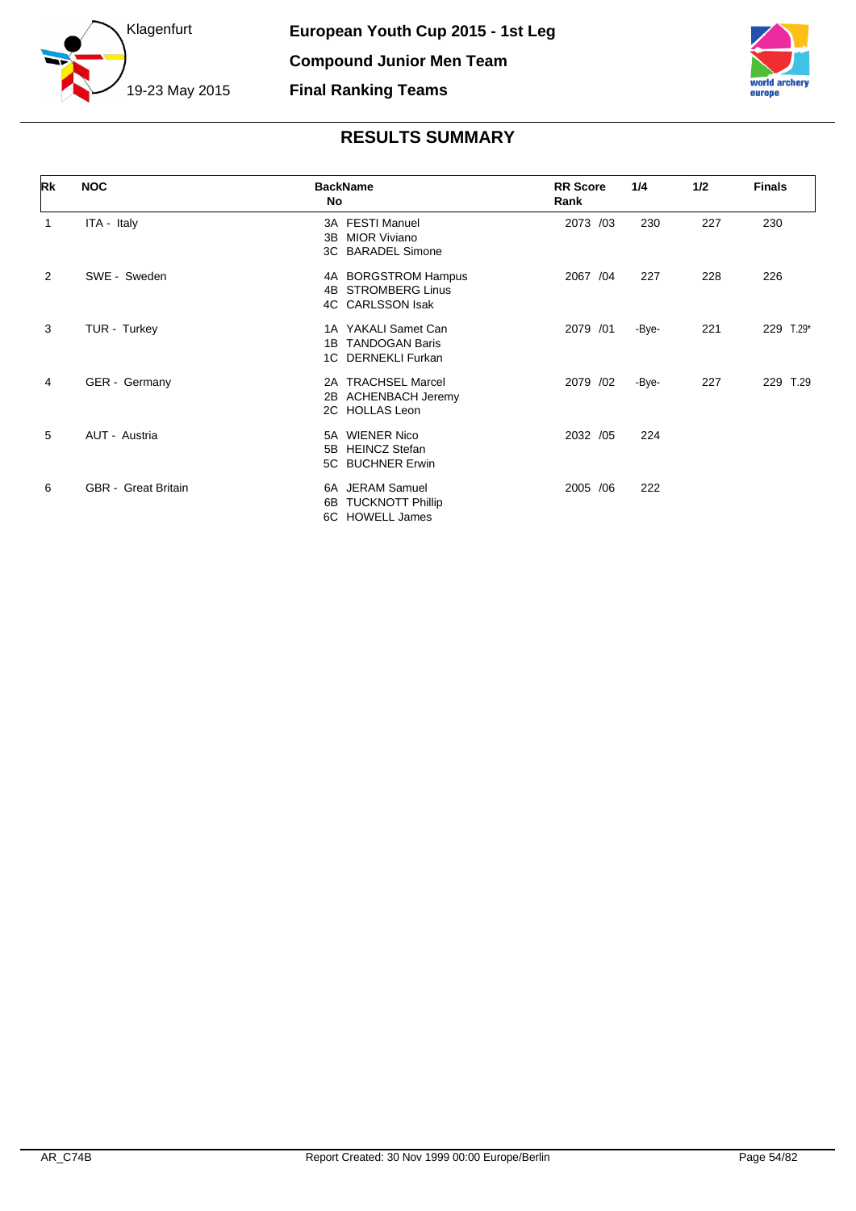# European Youth Cup 2015 - 1st Leg

## Compound Junior Men Team

## Final Ranking Teams

Klagenfurt

19-23 May 2015

### RESULTS SUMMARY

| Rk | NOC | BackName No | RR Score Rank | 1/4 | 1/2 | Finals |
|---|---|---|---|---|---|---|
| 1 | ITA - Italy | 3A FESTI Manuel<br>3B MIOR Viviano<br>3C BARADEL Simone | 2073 /03 | 230 | 227 | 230 |
| 2 | SWE - Sweden | 4A BORGSTROM Hampus<br>4B STROMBERG Linus<br>4C CARLSSON Isak | 2067 /04 | 227 | 228 | 226 |
| 3 | TUR - Turkey | 1A YAKALI Samet Can<br>1B TANDOGAN Baris<br>1C DERNEKLI Furkan | 2079 /01 | -Bye- | 221 | 229 T.29* |
| 4 | GER - Germany | 2A TRACHSEL Marcel<br>2B ACHENBACH Jeremy<br>2C HOLLAS Leon | 2079 /02 | -Bye- | 227 | 229 T.29 |
| 5 | AUT - Austria | 5A WIENER Nico<br>5B HEINCZ Stefan<br>5C BUCHNER Erwin | 2032 /05 | 224 | | |
| 6 | GBR - Great Britain | 6A JERAM Samuel<br>6B TUCKNOTT Phillip<br>6C HOWELL James | 2005 /06 | 222 | | |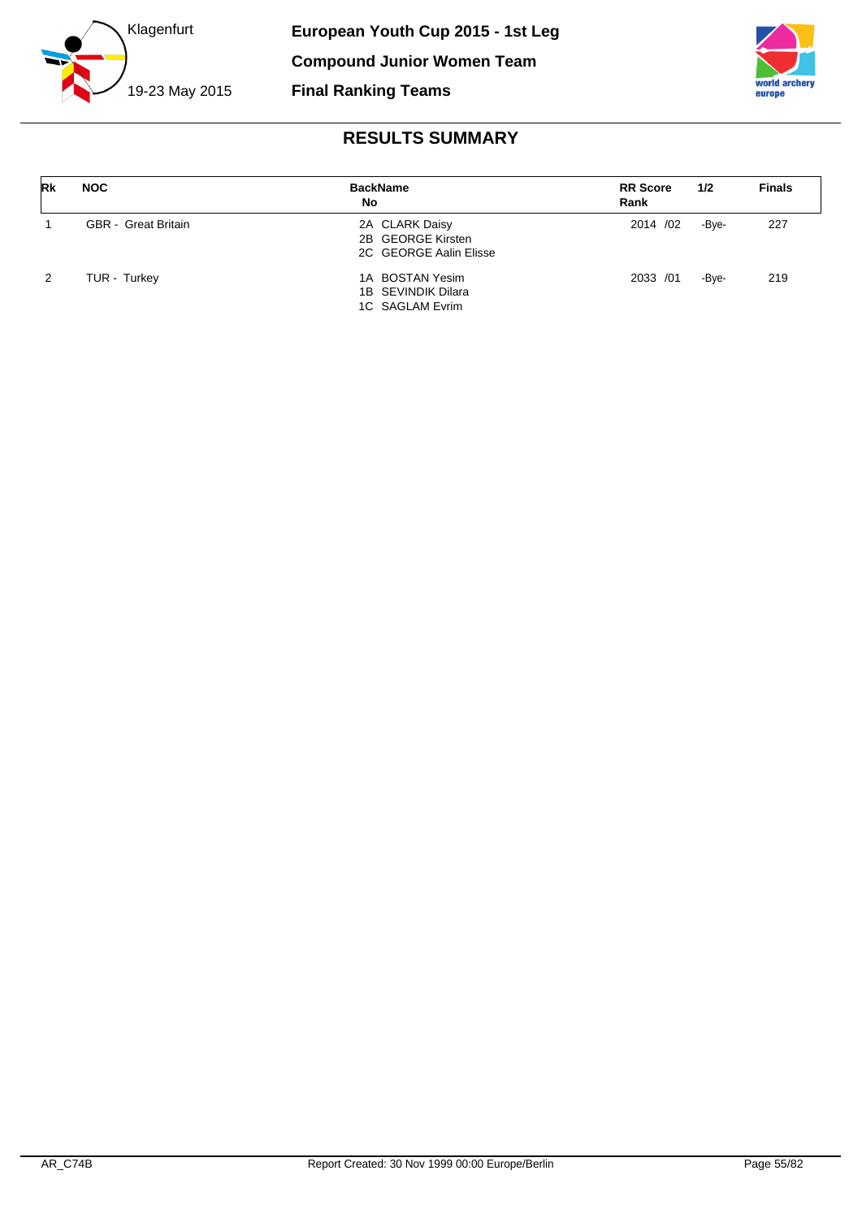Klagenfurt

19-23 May 2015

**European Youth Cup 2015 - 1st Leg**

**Compound Junior Women Team**

**Final Ranking Teams**

## RESULTS SUMMARY

| Rk | NOC | BackName No | RR Score Rank | 1/2 | Finals |
|---|---|---|---|---|---|
| 1 | GBR - Great Britain | 2A CLARK Daisy<br>2B GEORGE Kirsten<br>2C GEORGE Aalin Elisse | 2014 /02 | -Bye- | 227 |
| 2 | TUR - Turkey | 1A BOSTAN Yesim<br>1B SEVINDIK Dilara<br>1C SAGLAM Evrim | 2033 /01 | -Bye- | 219 |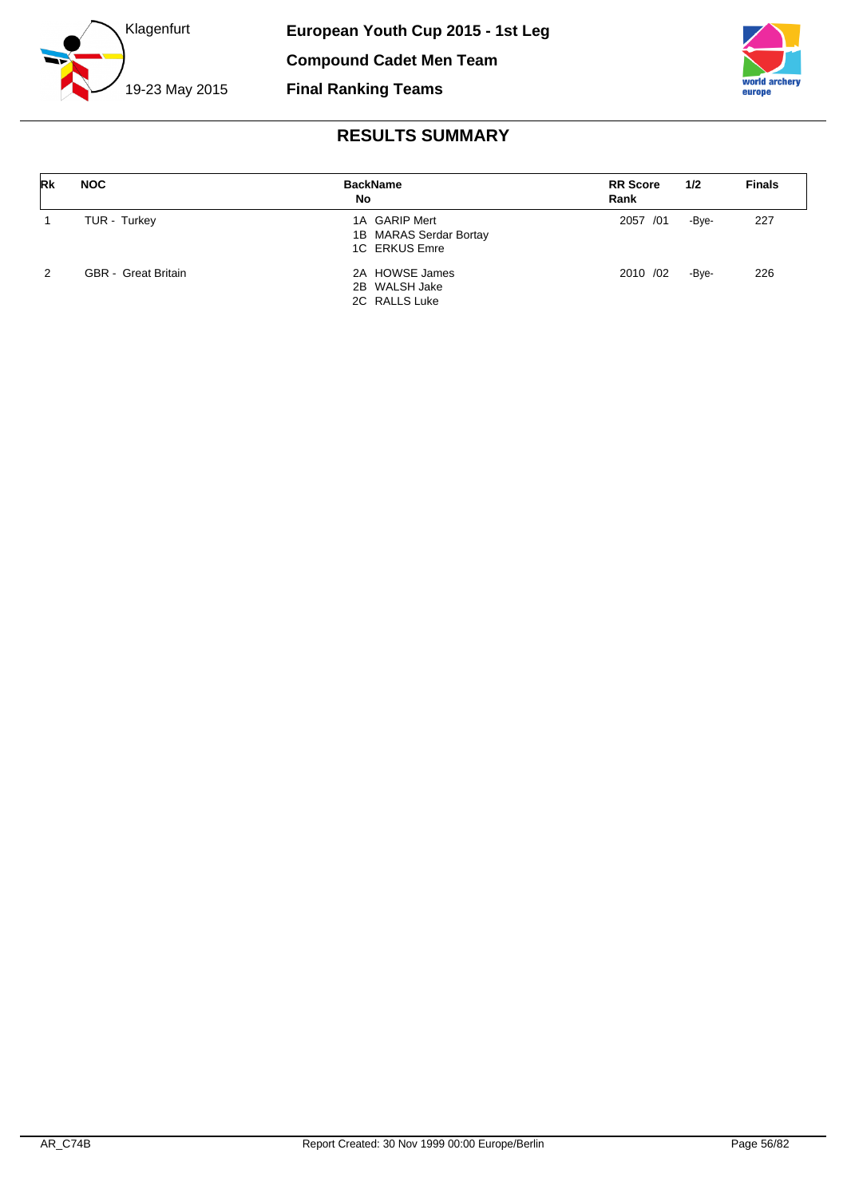Klagenfurt

19-23 May 2015

**European Youth Cup 2015 - 1st Leg**

**Compound Cadet Men Team**

**Final Ranking Teams**

## RESULTS SUMMARY

| Rk | NOC | BackName No | RR Score Rank | 1/2 | Finals |
|---|---|---|---|---|---|
| 1 | TUR - Turkey | 1A GARIP Mert<br>1B MARAS Serdar Bortay<br>1C ERKUS Emre | 2057 /01 | -Bye- | 227 |
| 2 | GBR - Great Britain | 2A HOWSE James<br>2B WALSH Jake<br>2C RALLS Luke | 2010 /02 | -Bye- | 226 |

AR_C74B

Report Created: 30 Nov 1999 00:00 Europe/Berlin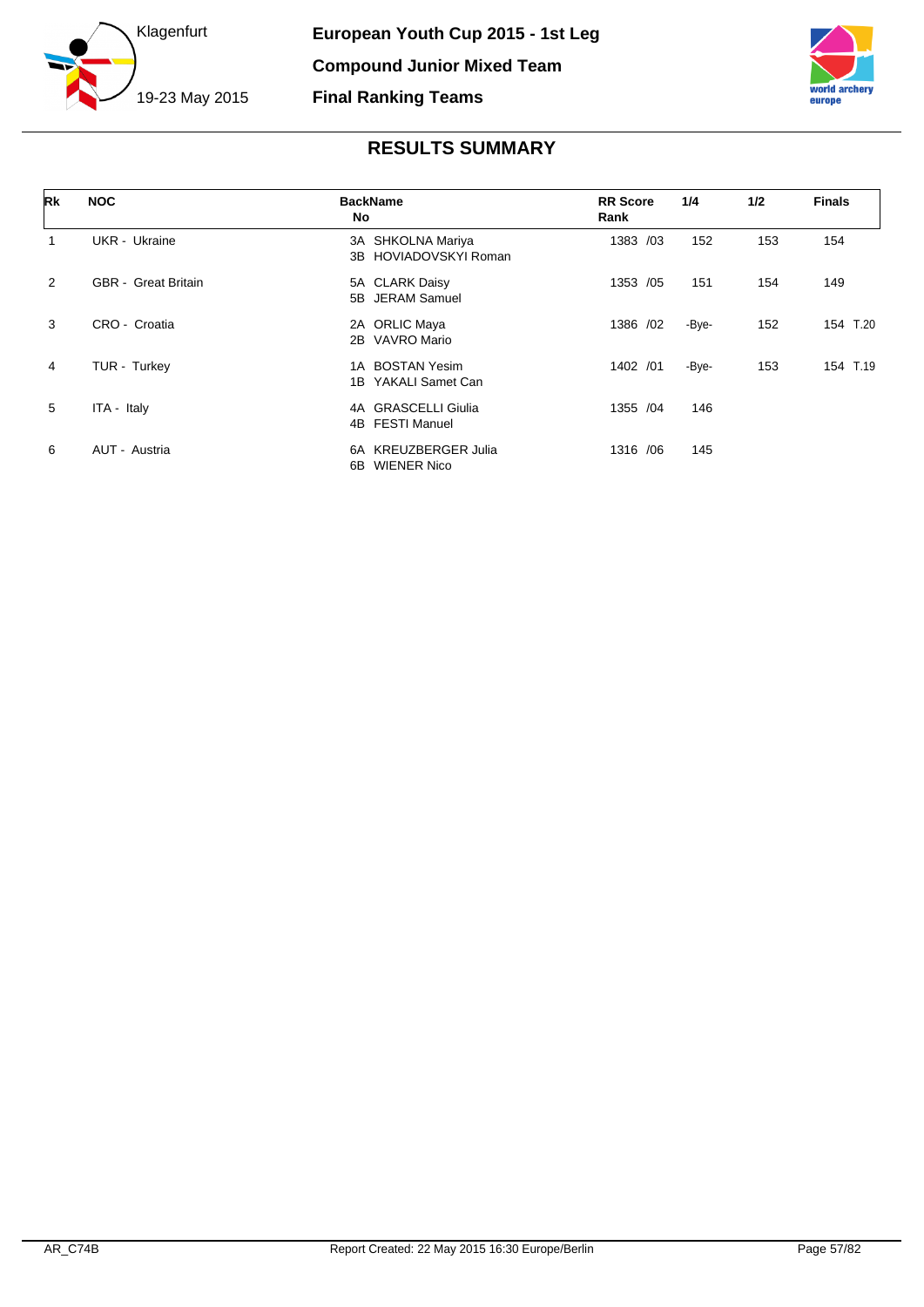Klagenfurt

19-23 May 2015

**European Youth Cup 2015 - 1st Leg**

**Compound Junior Mixed Team**

**Final Ranking Teams**

## RESULTS SUMMARY

| Rk | NOC | BackName No | RR Score Rank | 1/4 | 1/2 | Finals |
|---|---|---|---|---|---|---|
| 1 | UKR - Ukraine | 3A SHKOLNA Mariya<br>3B HOVIADOVSKYI Roman | 1383 /03 | 152 | 153 | 154 |
| 2 | GBR - Great Britain | 5A CLARK Daisy<br>5B JERAM Samuel | 1353 /05 | 151 | 154 | 149 |
| 3 | CRO - Croatia | 2A ORLIC Maya<br>2B VAVRO Mario | 1386 /02 | -Bye- | 152 | 154 T.20 |
| 4 | TUR - Turkey | 1A BOSTAN Yesim<br>1B YAKALI Samet Can | 1402 /01 | -Bye- | 153 | 154 T.19 |
| 5 | ITA - Italy | 4A GRASCELLI Giulia<br>4B FESTI Manuel | 1355 /04 | 146 | | |
| 6 | AUT - Austria | 6A KREUZBERGER Julia<br>6B WIENER Nico | 1316 /06 | 145 | | |

AR_C74B Report Created: 22 May 2015 16:30 Europe/Berlin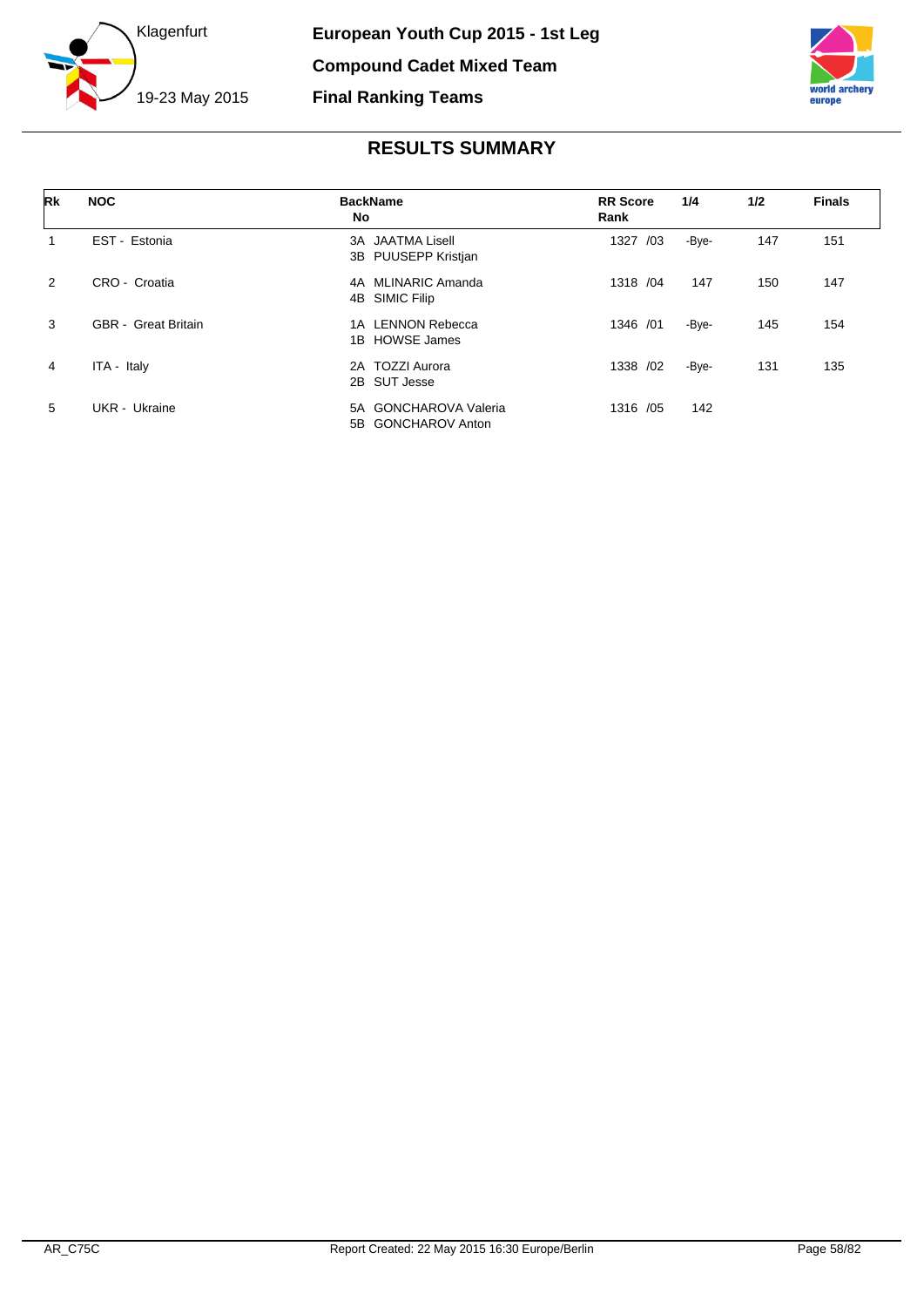Klagenfurt

19-23 May 2015

**European Youth Cup 2015 - 1st Leg**

**Compound Cadet Mixed Team**

**Final Ranking Teams**

## RESULTS SUMMARY

| Rk | NOC | BackName No | RR Score Rank | 1/4 | 1/2 | Finals |
|---|---|---|---|---|---|---|
| 1 | EST - Estonia | 3A JAATMA Lisell<br>3B PUUSEPP Kristjan | 1327 /03 | -Bye- | 147 | 151 |
| 2 | CRO - Croatia | 4A MLINARIC Amanda<br>4B SIMIC Filip | 1318 /04 | 147 | 150 | 147 |
| 3 | GBR - Great Britain | 1A LENNON Rebecca<br>1B HOWSE James | 1346 /01 | -Bye- | 145 | 154 |
| 4 | ITA - Italy | 2A TOZZI Aurora<br>2B SUT Jesse | 1338 /02 | -Bye- | 131 | 135 |
| 5 | UKR - Ukraine | 5A GONCHAROVA Valeria<br>5B GONCHAROV Anton | 1316 /05 | 142 | | |

AR_C75C — Report Created: 22 May 2015 16:30 Europe/Berlin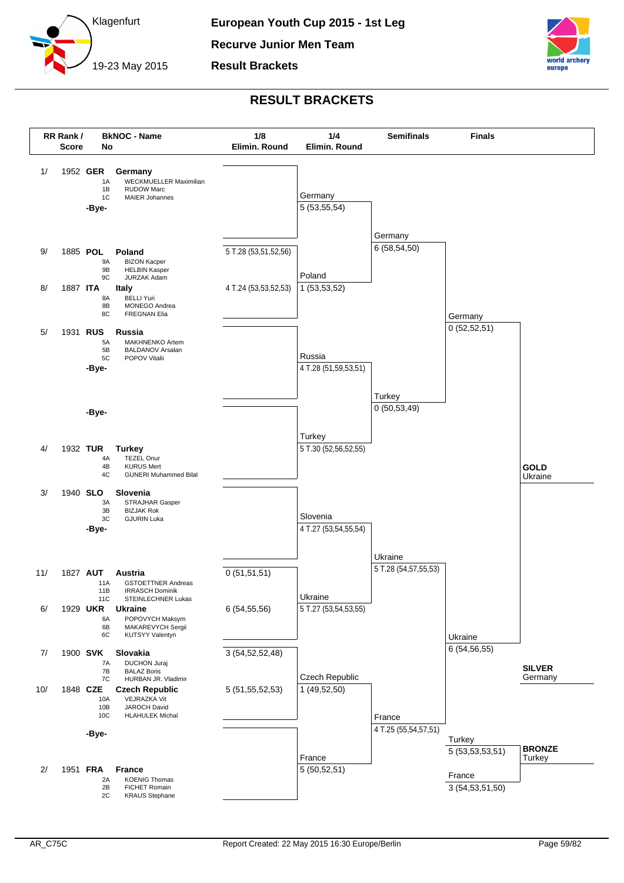# European Youth Cup 2015 - 1st Leg

**Recurve Junior Men Team**

**Result Brackets**

Klagenfurt, 19-23 May 2015

## RESULT BRACKETS

| RR Rank / Score | BkNOC - Name | Bk No / Athletes | 1/8 Elimin. Round |
|---|---|---|---|
| 1/ 1952 | GER Germany | 1A WECKMUELLER Maximilian; 1B RUDOW Marc; 1C MAIER Johannes | |
| | -Bye- | | |
| 9/ 1885 | POL Poland | 9A BIZON Kacper; 9B HELBIN Kasper; 9C JURZAK Adam | 5 T.28 (53,51,52,56) |
| 8/ 1887 | ITA Italy | 8A BELLI Yuri; 8B MONEGO Andrea; 8C FREGNAN Elia | 4 T.24 (53,53,52,53) |
| 5/ 1931 | RUS Russia | 5A MAKHNENKO Artem; 5B BALDANOV Arsalan; 5C POPOV Vitalii | |
| | -Bye- | | |
| | -Bye- | | |
| 4/ 1932 | TUR Turkey | 4A TEZEL Onur; 4B KURUS Mert; 4C GUNERI Muhammed Bilal | |
| 3/ 1940 | SLO Slovenia | 3A STRAJHAR Gasper; 3B BIZJAK Rok; 3C GJURIN Luka | |
| | -Bye- | | |
| 11/ 1827 | AUT Austria | 11A GSTOETTNER Andreas; 11B IRRASCH Dominik; 11C STEINLECHNER Lukas | 0 (51,51,51) |
| 6/ 1929 | UKR Ukraine | 6A POPOVYCH Maksym; 6B MAKAREVYCH Sergii; 6C KUTSYY Valentyn | 6 (54,55,56) |
| 7/ 1900 | SVK Slovakia | 7A DUCHON Juraj; 7B BALAZ Boris; 7C HURBAN JR. Vladimir | 3 (54,52,52,48) |
| 10/ 1848 | CZE Czech Republic | 10A VEJRAZKA Vit; 10B JAROCH David; 10C HLAHULEK Michal | 5 (51,55,52,53) |
| | -Bye- | | |
| 2/ 1951 | FRA France | 2A KOENIG Thomas; 2B FICHET Romain; 2C KRAUS Stephane | |

### 1/4 Elimin. Round

| Match | Team | Score |
|---|---|---|
| 1 | Germany | 5 (53,55,54) |
| | Poland | 1 (53,53,52) |
| 2 | Russia | 4 T.28 (51,59,53,51) |
| | Turkey | 5 T.30 (52,56,52,55) |
| 3 | Slovenia | 4 T.27 (53,54,55,54) |
| | Ukraine | 5 T.27 (53,54,53,55) |
| 4 | Czech Republic | 1 (49,52,50) |
| | France | 5 (50,52,51) |

### Semifinals

| Match | Team | Score |
|---|---|---|
| 1 | Germany | 6 (58,54,50) |
| | Turkey | 0 (50,53,49) |
| 2 | Ukraine | 5 T.28 (54,57,55,53) |
| | France | 4 T.25 (55,54,57,51) |

### Finals

| Match | Team | Score |
|---|---|---|
| Gold | Germany | 0 (52,52,51) |
| | Ukraine | 6 (54,56,55) |
| Bronze | Turkey | 5 (53,53,53,51) |
| | France | 3 (54,53,51,50) |

**GOLD** Ukraine

**SILVER** Germany

**BRONZE** Turkey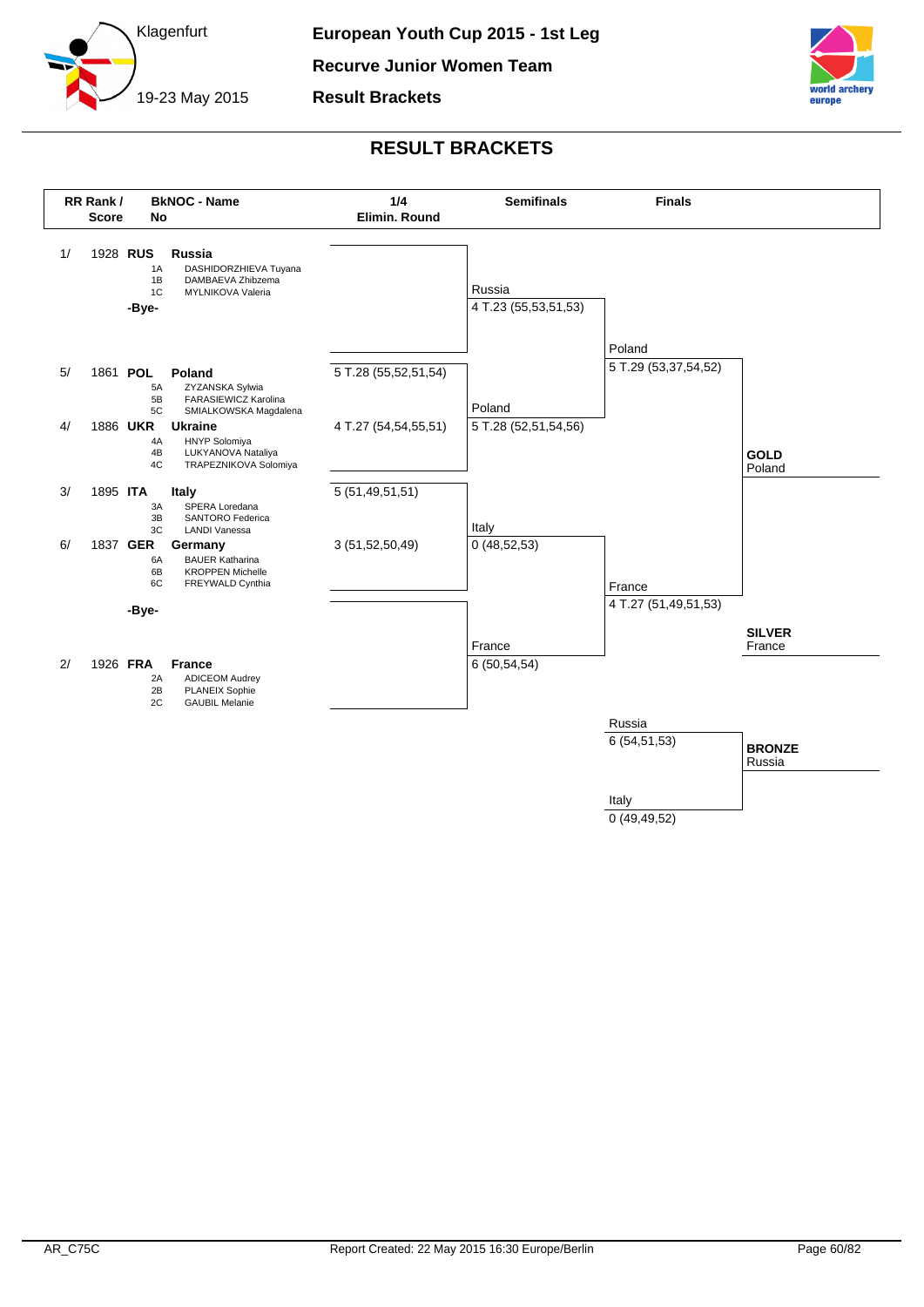# European Youth Cup 2015 - 1st Leg

## Recurve Junior Women Team

## Result Brackets

Klagenfurt

19-23 May 2015

## RESULT BRACKETS

| RR Rank / Score | BkNOC - No | Name | 1/4 Elimin. Round | Semifinals | Finals |
|---|---|---|---|---|---|
| 1/ 1928 | **RUS** | **Russia** | | | |
| | 1A | DASHIDORZHIEVA Tuyana | | | |
| | 1B | DAMBAEVA Zhibzema | | | |
| | 1C | MYLNIKOVA Valeria | | Russia | |
| | -Bye- | | | 4 T.23 (55,53,51,53) | |
| 5/ 1861 | **POL** | **Poland** | 5 T.28 (55,52,51,54) | | Poland |
| | 5A | ZYZANSKA Sylwia | | | 5 T.29 (53,37,54,52) |
| | 5B | FARASIEWICZ Karolina | | | |
| | 5C | SMIALKOWSKA Magdalena | | Poland | |
| 4/ 1886 | **UKR** | **Ukraine** | 4 T.27 (54,54,55,51) | 5 T.28 (52,51,54,56) | |
| | 4A | HNYP Solomiya | | | |
| | 4B | LUKYANOVA Nataliya | | | |
| | 4C | TRAPEZNIKOVA Solomiya | | | |
| 3/ 1895 | **ITA** | **Italy** | 5 (51,49,51,51) | | |
| | 3A | SPERA Loredana | | | |
| | 3B | SANTORO Federica | | | |
| | 3C | LANDI Vanessa | | Italy | |
| 6/ 1837 | **GER** | **Germany** | 3 (51,52,50,49) | 0 (48,52,53) | |
| | 6A | BAUER Katharina | | | |
| | 6B | KROPPEN Michelle | | | |
| | 6C | FREYWALD Cynthia | | | France |
| | -Bye- | | | | 4 T.27 (51,49,51,53) |
| 2/ 1926 | **FRA** | **France** | | France | |
| | 2A | ADICEOM Audrey | | 6 (50,54,54) | |
| | 2B | PLANEIX Sophie | | | |
| | 2C | GAUBIL Melanie | | | |

**GOLD** Poland

**SILVER** France

### Bronze Match

| Team | Score |
|---|---|
| Russia | 6 (54,51,53) |
| Italy | 0 (49,49,52) |

**BRONZE** Russia

AR_C75C

Report Created: 22 May 2015 16:30 Europe/Berlin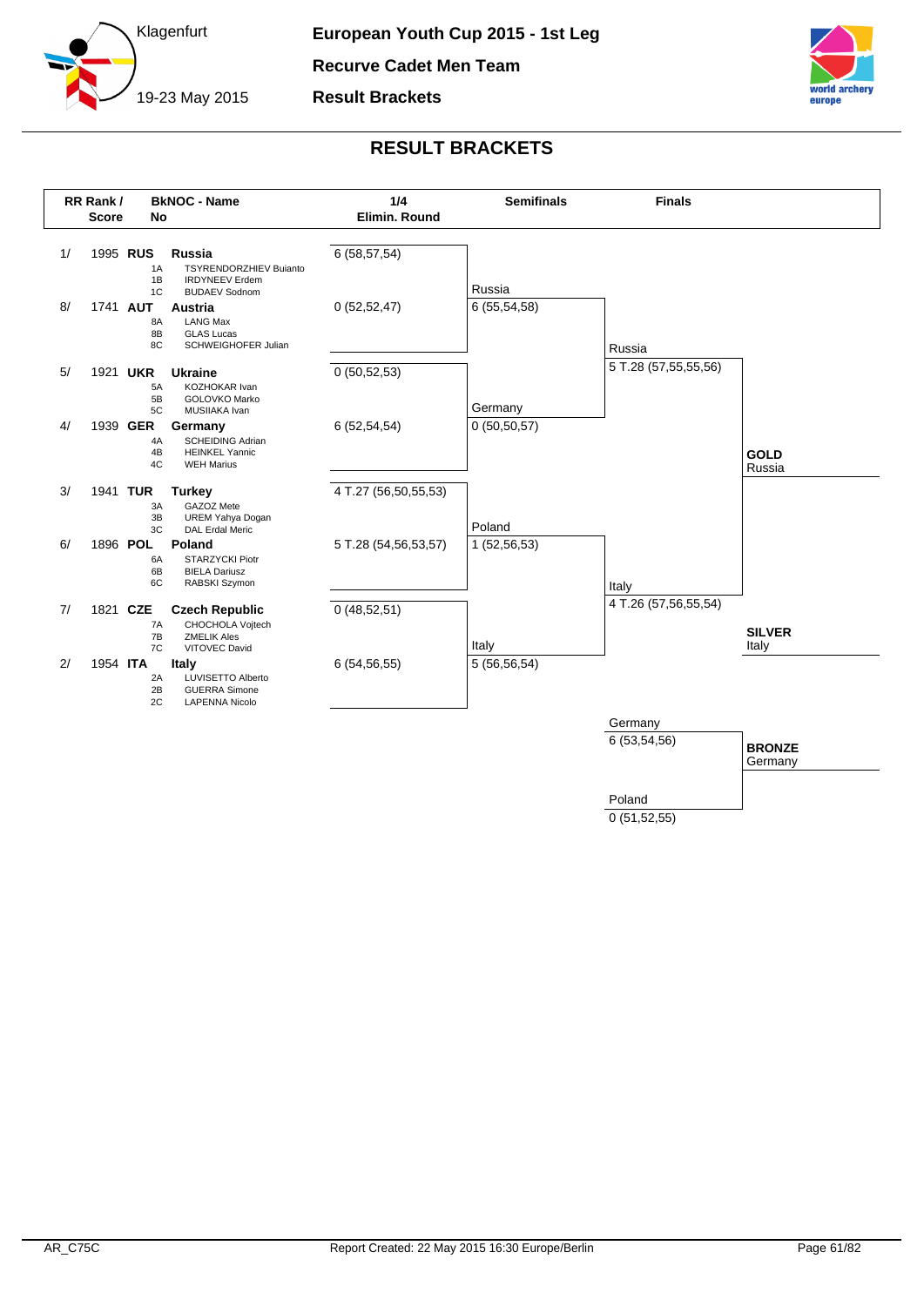European Youth Cup 2015 - 1st Leg

Recurve Cadet Men Team

Result Brackets

Klagenfurt 19-23 May 2015

# RESULT BRACKETS

| RR Rank / Score | BkNOC - No | Name | 1/4 Elimin. Round | Semifinals | Finals |
|---|---|---|---|---|---|
| 1/ 1995 | RUS | **Russia** (1A TSYRENDORZHIEV Buianto, 1B IRDYNEEV Erdem, 1C BUDAEV Sodnom) | 6 (58,57,54) | Russia 6 (55,54,58) | Russia 5 T.28 (57,55,55,56) |
| 8/ 1741 | AUT | **Austria** (8A LANG Max, 8B GLAS Lucas, 8C SCHWEIGHOFER Julian) | 0 (52,52,47) | | |
| 5/ 1921 | UKR | **Ukraine** (5A KOZHOKAR Ivan, 5B GOLOVKO Marko, 5C MUSIIAKA Ivan) | 0 (50,52,53) | Germany 0 (50,50,57) | |
| 4/ 1939 | GER | **Germany** (4A SCHEIDING Adrian, 4B HEINKEL Yannic, 4C WEH Marius) | 6 (52,54,54) | | |
| 3/ 1941 | TUR | **Turkey** (3A GAZOZ Mete, 3B UREM Yahya Dogan, 3C DAL Erdal Meric) | 4 T.27 (56,50,55,53) | Poland 1 (52,56,53) | Italy 4 T.26 (57,56,55,54) |
| 6/ 1896 | POL | **Poland** (6A STARZYCKI Piotr, 6B BIELA Dariusz, 6C RABSKI Szymon) | 5 T.28 (54,56,53,57) | | |
| 7/ 1821 | CZE | **Czech Republic** (7A CHOCHOLA Vojtech, 7B ZMELIK Ales, 7C VITOVEC David) | 0 (48,52,51) | Italy 5 (56,56,54) | |
| 2/ 1954 | ITA | **Italy** (2A LUVISETTO Alberto, 2B GUERRA Simone, 2C LAPENNA Nicolo) | 6 (54,56,55) | | |

**GOLD** Russia

**SILVER** Italy

Bronze match:

- Germany 6 (53,54,56)
- Poland 0 (51,52,55)

**BRONZE** Germany

AR_C75C

Report Created: 22 May 2015 16:30 Europe/Berlin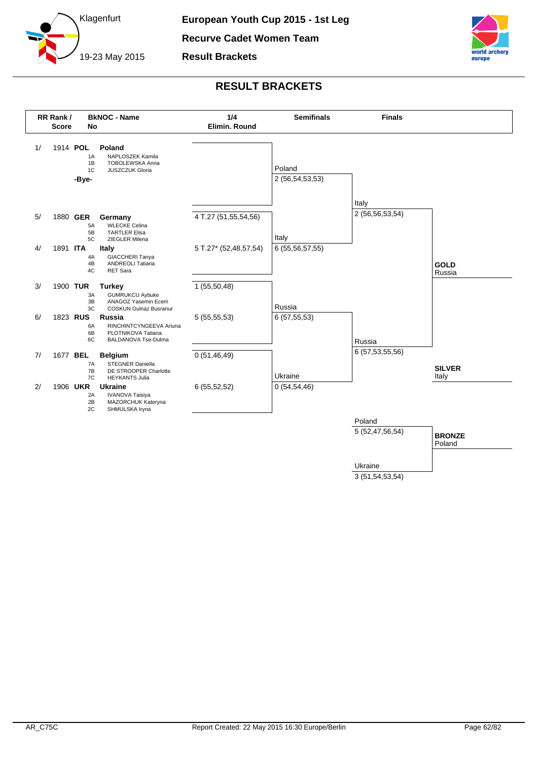# European Youth Cup 2015 - 1st Leg

Klagenfurt, 19-23 May 2015

**Recurve Cadet Women Team**

**Result Brackets**

## RESULT BRACKETS

| RR Rank / Score | BkNOC - No | Name | 1/4 Elimin. Round |
|---|---|---|---|
| 1/ 1914 | **POL** | **Poland** | |
| | 1A | NAPLOSZEK Kamila | |
| | 1B | TOBOLEWSKA Anna | |
| | 1C | JUSZCZUK Gloria | |
| | -Bye- | | |
| 5/ 1880 | **GER** | **Germany** | 4 T.27 (51,55,54,56) |
| | 5A | WLECKE Celina | |
| | 5B | TARTLER Elisa | |
| | 5C | ZIEGLER Milena | |
| 4/ 1891 | **ITA** | **Italy** | 5 T.27* (52,48,57,54) |
| | 4A | GIACCHERI Tanya | |
| | 4B | ANDREOLI Tatiana | |
| | 4C | RET Sara | |
| 3/ 1900 | **TUR** | **Turkey** | 1 (55,50,48) |
| | 3A | GUMRUKCU Aybuke | |
| | 3B | ANAGOZ Yasemin Ecem | |
| | 3C | COSKUN Gulnaz Busranur | |
| 6/ 1823 | **RUS** | **Russia** | 5 (55,55,53) |
| | 6A | RINCHINTCYNGEEVA Ariuna | |
| | 6B | PLOTNIKOVA Tatiana | |
| | 6C | BALDANOVA Tse-Dulma | |
| 7/ 1677 | **BEL** | **Belgium** | 0 (51,46,49) |
| | 7A | STEGNER Daniella | |
| | 7B | DE STROOPER Charlotte | |
| | 7C | HEYKANTS Julia | |
| 2/ 1906 | **UKR** | **Ukraine** | 6 (55,52,52) |
| | 2A | IVANOVA Taisiya | |
| | 2B | MAZORCHUK Kateryna | |
| | 2C | SHMULSKA Iryna | |

### Semifinals

| Match | Team | Score |
|---|---|---|
| 1 | Poland | 2 (56,54,53,53) |
| 1 | Italy | 6 (55,56,57,55) |
| 2 | Russia | 6 (57,55,53) |
| 2 | Ukraine | 0 (54,54,46) |

### Finals

| Match | Team | Score |
|---|---|---|
| Gold | Italy | 2 (56,56,53,54) |
| Gold | Russia | 6 (57,53,55,56) |
| Bronze | Poland | 5 (52,47,56,54) |
| Bronze | Ukraine | 3 (51,54,53,54) |

**GOLD** Russia

**SILVER** Italy

**BRONZE** Poland

AR_C75C

Report Created: 22 May 2015 16:30 Europe/Berlin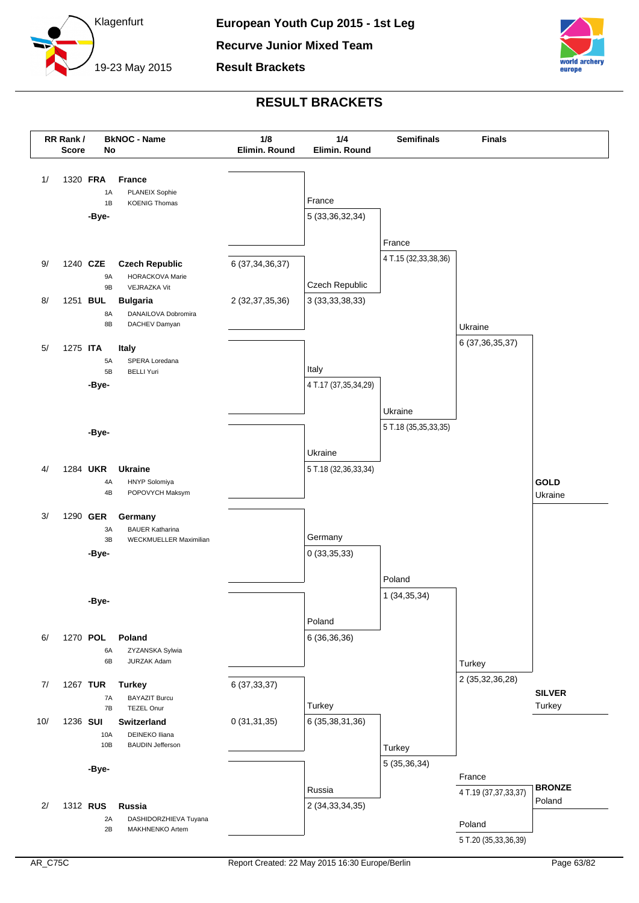European Youth Cup 2015 - 1st Leg

Recurve Junior Mixed Team

Result Brackets

Klagenfurt 19-23 May 2015

# RESULT BRACKETS

| RR Rank / Score | BkNOC - Name | 1/8 Elimin. Round | 1/4 Elimin. Round | Semifinals | Finals |
|---|---|---|---|---|---|
| 1/ 1320 | **FRA** **France** (1A PLANEIX Sophie, 1B KOENIG Thomas) | | France 5 (33,36,32,34) | | |
| | -Bye- | | | France 4 T.15 (32,33,38,36) | |
| 9/ 1240 | **CZE** **Czech Republic** (9A HORACKOVA Marie, 9B VEJRAZKA Vit) | 6 (37,34,36,37) | Czech Republic 3 (33,33,38,33) | | |
| 8/ 1251 | **BUL** **Bulgaria** (8A DANAILOVA Dobromira, 8B DACHEV Damyan) | 2 (32,37,35,36) | | | Ukraine 6 (37,36,35,37) |
| 5/ 1275 | **ITA** **Italy** (5A SPERA Loredana, 5B BELLI Yuri) | | Italy 4 T.17 (37,35,34,29) | | |
| | -Bye- | | | Ukraine 5 T.18 (35,35,33,35) | |
| | -Bye- | | Ukraine 5 T.18 (32,36,33,34) | | |
| 4/ 1284 | **UKR** **Ukraine** (4A HNYP Solomiya, 4B POPOVYCH Maksym) | | | | **GOLD** Ukraine |
| 3/ 1290 | **GER** **Germany** (3A BAUER Katharina, 3B WECKMUELLER Maximilian) | | Germany 0 (33,35,33) | | |
| | -Bye- | | | Poland 1 (34,35,34) | |
| | -Bye- | | Poland 6 (36,36,36) | | |
| 6/ 1270 | **POL** **Poland** (6A ZYZANSKA Sylwia, 6B JURZAK Adam) | | | | Turkey 2 (35,32,36,28) |
| 7/ 1267 | **TUR** **Turkey** (7A BAYAZIT Burcu, 7B TEZEL Onur) | 6 (37,33,37) | Turkey 6 (35,38,31,36) | | **SILVER** Turkey |
| 10/ 1236 | **SUI** **Switzerland** (10A DEINEKO Iliana, 10B BAUDIN Jefferson) | 0 (31,31,35) | | Turkey 5 (35,36,34) | |
| | -Bye- | | Russia 2 (34,33,34,35) | | France 4 T.19 (37,37,33,37) |
| 2/ 1312 | **RUS** **Russia** (2A DASHIDORZHIEVA Tuyana, 2B MAKHNENKO Artem) | | | | Poland 5 T.20 (35,33,36,39) |

**BRONZE** Poland

AR_C75C

Report Created: 22 May 2015 16:30 Europe/Berlin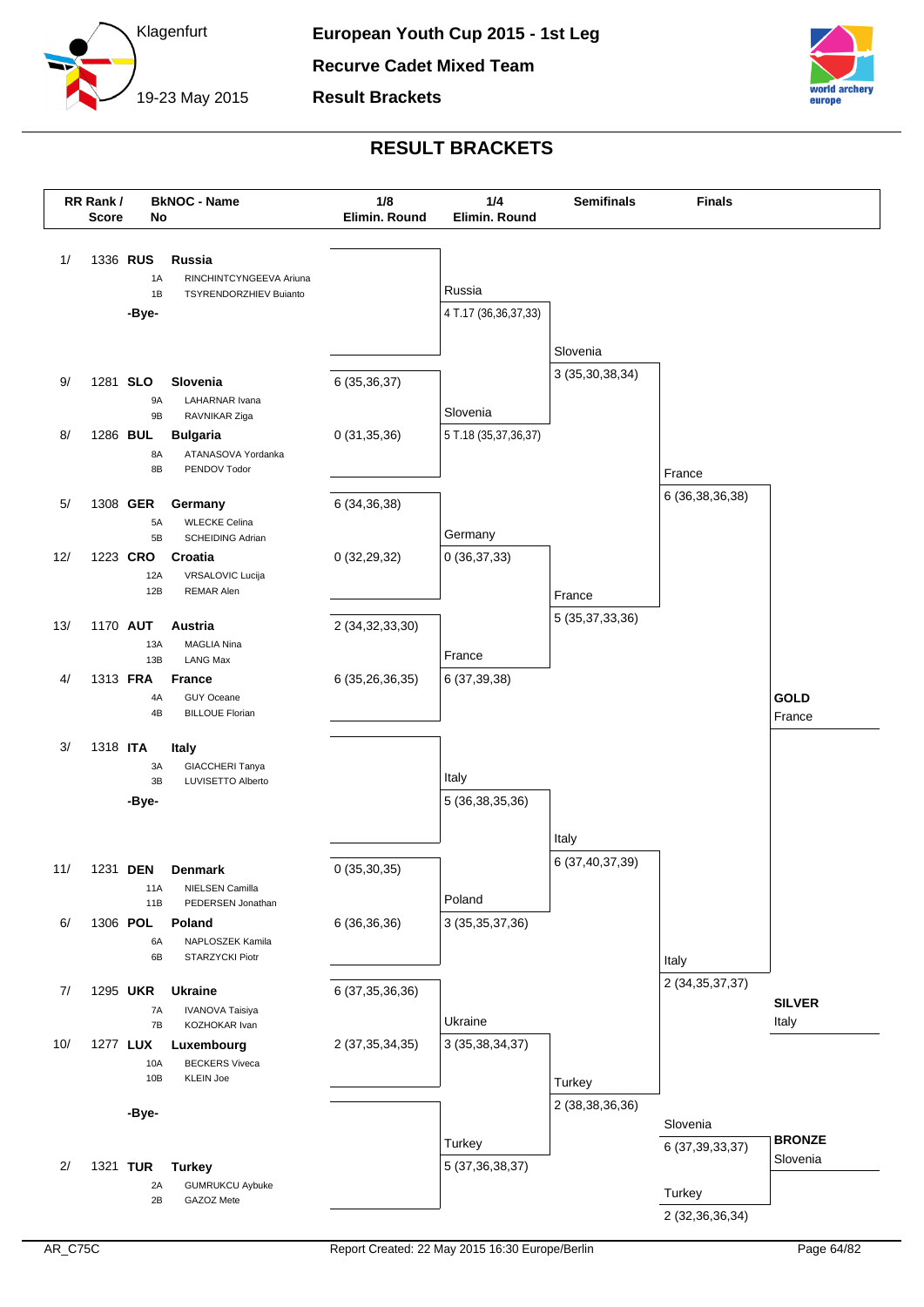# European Youth Cup 2015 - 1st Leg

**Recurve Cadet Mixed Team**

**Result Brackets**

Klagenfurt, 19-23 May 2015

## RESULT BRACKETS

| RR Rank / Score | BkNOC - Name | 1/8 Elimin. Round | 1/4 Elimin. Round | Semifinals | Finals |
|---|---|---|---|---|---|
| 1/ 1336 | **RUS Russia** (1A RINCHINTCYNGEEVA Ariuna, 1B TSYRENDORZHIEV Buianto) | | Russia 4 T.17 (36,36,37,33) | | |
| | -Bye- | | | Slovenia 3 (35,30,38,34) | |
| 9/ 1281 | **SLO Slovenia** (9A LAHARNAR Ivana, 9B RAVNIKAR Ziga) | 6 (35,36,37) | Slovenia 5 T.18 (35,37,36,37) | | |
| 8/ 1286 | **BUL Bulgaria** (8A ATANASOVA Yordanka, 8B PENDOV Todor) | 0 (31,35,36) | | | France 6 (36,38,36,38) |
| 5/ 1308 | **GER Germany** (5A WLECKE Celina, 5B SCHEIDING Adrian) | 6 (34,36,38) | Germany 0 (36,37,33) | | |
| 12/ 1223 | **CRO Croatia** (12A VRSALOVIC Lucija, 12B REMAR Alen) | 0 (32,29,32) | | France 5 (35,37,33,36) | |
| 13/ 1170 | **AUT Austria** (13A MAGLIA Nina, 13B LANG Max) | 2 (34,32,33,30) | France 6 (37,39,38) | | |
| 4/ 1313 | **FRA France** (4A GUY Oceane, 4B BILLOUE Florian) | 6 (35,26,36,35) | | | |
| 3/ 1318 | **ITA Italy** (3A GIACCHERI Tanya, 3B LUVISETTO Alberto) | | Italy 5 (36,38,35,36) | | |
| | -Bye- | | | Italy 6 (37,40,37,39) | |
| 11/ 1231 | **DEN Denmark** (11A NIELSEN Camilla, 11B PEDERSEN Jonathan) | 0 (35,30,35) | Poland 3 (35,35,37,36) | | |
| 6/ 1306 | **POL Poland** (6A NAPLOSZEK Kamila, 6B STARZYCKI Piotr) | 6 (36,36,36) | | | Italy 2 (34,35,37,37) |
| 7/ 1295 | **UKR Ukraine** (7A IVANOVA Taisiya, 7B KOZHOKAR Ivan) | 6 (37,35,36,36) | Ukraine 3 (35,38,34,37) | | |
| 10/ 1277 | **LUX Luxembourg** (10A BECKERS Viveca, 10B KLEIN Joe) | 2 (37,35,34,35) | | Turkey 2 (38,38,36,36) | |
| | -Bye- | | Turkey 5 (37,36,38,37) | | |
| 2/ 1321 | **TUR Turkey** (2A GUMRUKCU Aybuke, 2B GAZOZ Mete) | | | | |

**Bronze match:** Slovenia 6 (37,39,33,37) – Turkey 2 (32,36,36,34)

**GOLD** France

**SILVER** Italy

**BRONZE** Slovenia

AR_C75C — Report Created: 22 May 2015 16:30 Europe/Berlin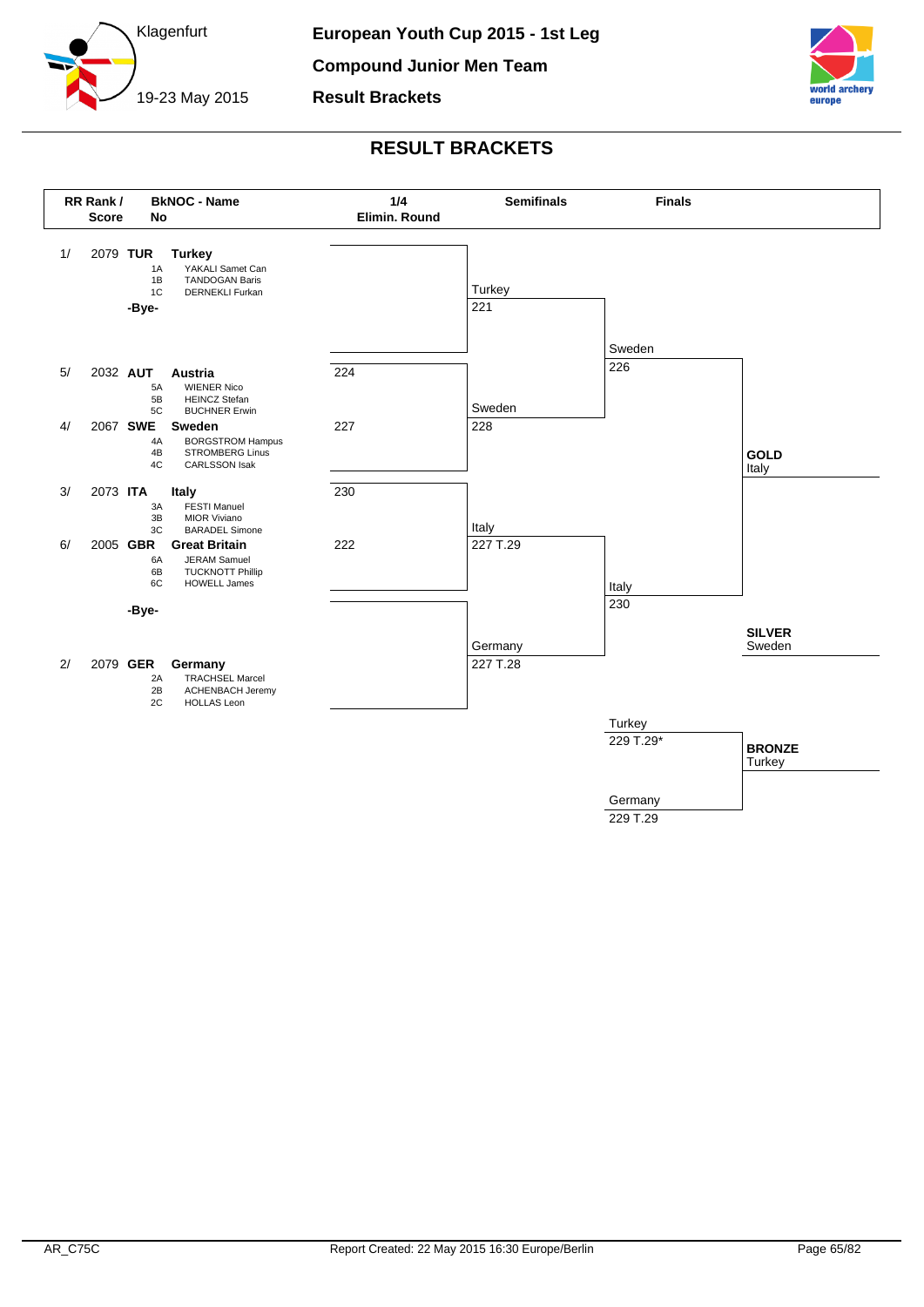# European Youth Cup 2015 - 1st Leg

## Compound Junior Men Team

## Result Brackets

Klagenfurt

19-23 May 2015

## RESULT BRACKETS

| RR Rank / Score | BkNOC - No | Name | 1/4 Elimin. Round | Semifinals | Finals | |
|---|---|---|---|---|---|---|
| 1/ 2079 | TUR | **Turkey** | | | | |
| | 1A | YAKALI Samet Can | | | | |
| | 1B | TANDOGAN Baris | | | | |
| | 1C | DERNEKLI Furkan | | Turkey 221 | | |
| | -Bye- | | | | Sweden 226 | |
| 5/ 2032 | AUT | **Austria** | 224 | | | |
| | 5A | WIENER Nico | | | | |
| | 5B | HEINCZ Stefan | | | | |
| | 5C | BUCHNER Erwin | | Sweden 228 | | |
| 4/ 2067 | SWE | **Sweden** | 227 | | | |
| | 4A | BORGSTROM Hampus | | | | |
| | 4B | STROMBERG Linus | | | | **GOLD** Italy |
| | 4C | CARLSSON Isak | | | | |
| 3/ 2073 | ITA | **Italy** | 230 | | | |
| | 3A | FESTI Manuel | | | | |
| | 3B | MIOR Viviano | | | | |
| | 3C | BARADEL Simone | | Italy 227 T.29 | | |
| 6/ 2005 | GBR | **Great Britain** | 222 | | | |
| | 6A | JERAM Samuel | | | | |
| | 6B | TUCKNOTT Phillip | | | | |
| | 6C | HOWELL James | | | Italy 230 | |
| | -Bye- | | | | | **SILVER** Sweden |
| | | | | Germany 227 T.28 | | |
| 2/ 2079 | GER | **Germany** | | | | |
| | 2A | TRACHSEL Marcel | | | | |
| | 2B | ACHENBACH Jeremy | | | | |
| | 2C | HOLLAS Leon | | | | |

**Bronze Final**

| Team | Score |
|---|---|
| Turkey | 229 T.29* |
| Germany | 229 T.29 |

**BRONZE** Turkey

AR_C75C

Report Created: 22 May 2015 16:30 Europe/Berlin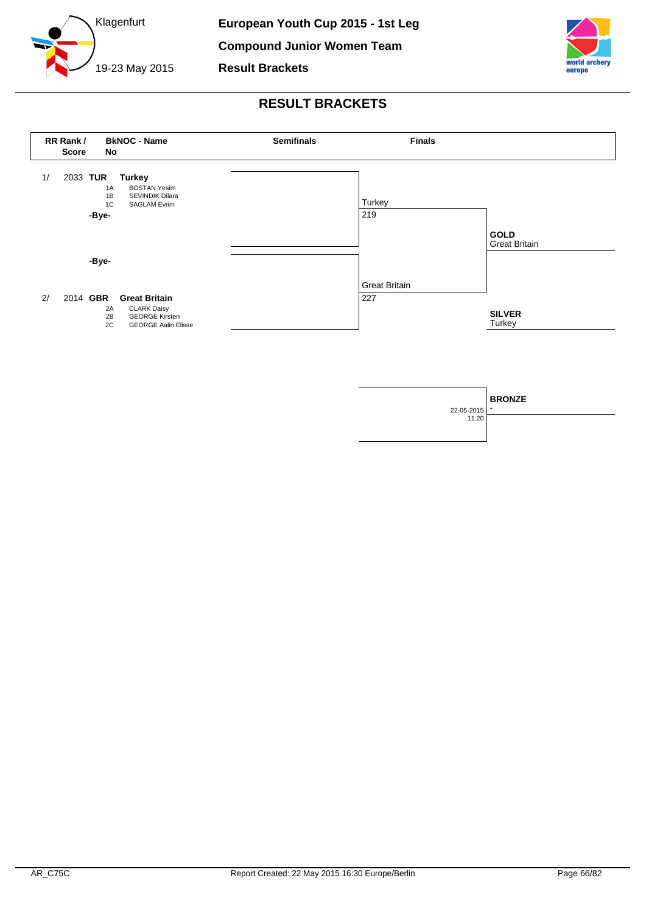Klagenfurt

19-23 May 2015

**European Youth Cup 2015 - 1st Leg**

**Compound Junior Women Team**

**Result Brackets**

## RESULT BRACKETS

| RR Rank / Score | BkNOC - Name | No | Name | Semifinals | Finals | |
|---|---|---|---|---|---|---|
| 1/ 2033 | **TUR** | | **Turkey** | | Turkey 219 | |
| | | 1A | BOSTAN Yesim | | | |
| | | 1B | SEVINDIK Dilara | | | |
| | | 1C | SAGLAM Evrim | | | |
| | **-Bye-** | | | | | **GOLD** Great Britain |
| | **-Bye-** | | | | | |
| 2/ 2014 | **GBR** | | **Great Britain** | | Great Britain 227 | |
| | | 2A | CLARK Daisy | | | |
| | | 2B | GEORGE Kirsten | | | |
| | | 2C | GEORGE Aalin Elisse | | | **SILVER** Turkey |

**BRONZE**
22-05-2015 11:20
-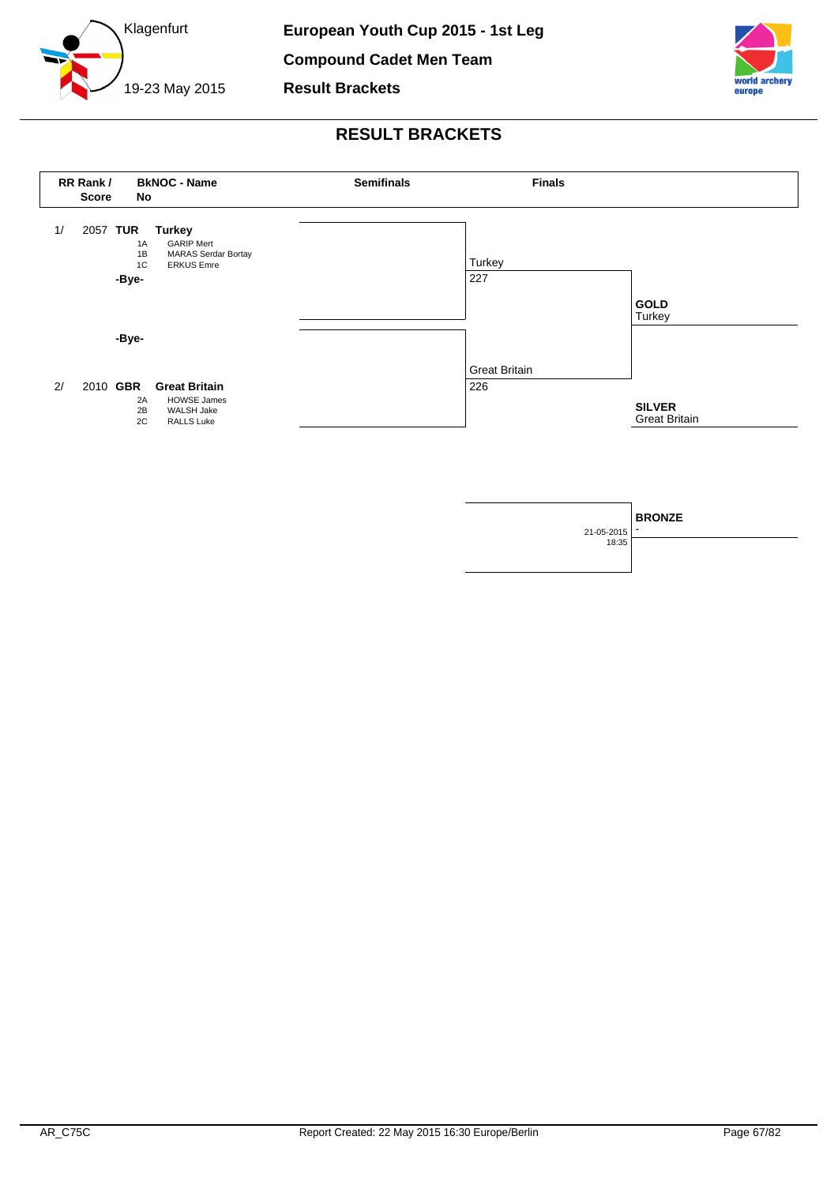European Youth Cup 2015 - 1st Leg

Compound Cadet Men Team

Result Brackets

Klagenfurt

19-23 May 2015

# RESULT BRACKETS

| RR Rank / Score | BkNOC - Name No | Semifinals | Finals | |
|---|---|---|---|---|
| 1/ 2057 | **TUR** **Turkey**<br>1A GARIP Mert<br>1B MARAS Serdar Bortay<br>1C ERKUS Emre | | Turkey 227 | **GOLD** Turkey |
| | **-Bye-** | | | |
| | **-Bye-** | | | |
| 2/ 2010 | **GBR** **Great Britain**<br>2A HOWSE James<br>2B WALSH Jake<br>2C RALLS Luke | | Great Britain 226 | **SILVER** Great Britain |

| | |
|---|---|
| 21-05-2015 18:35 | **BRONZE** - |

AR_C75C

Report Created: 22 May 2015 16:30 Europe/Berlin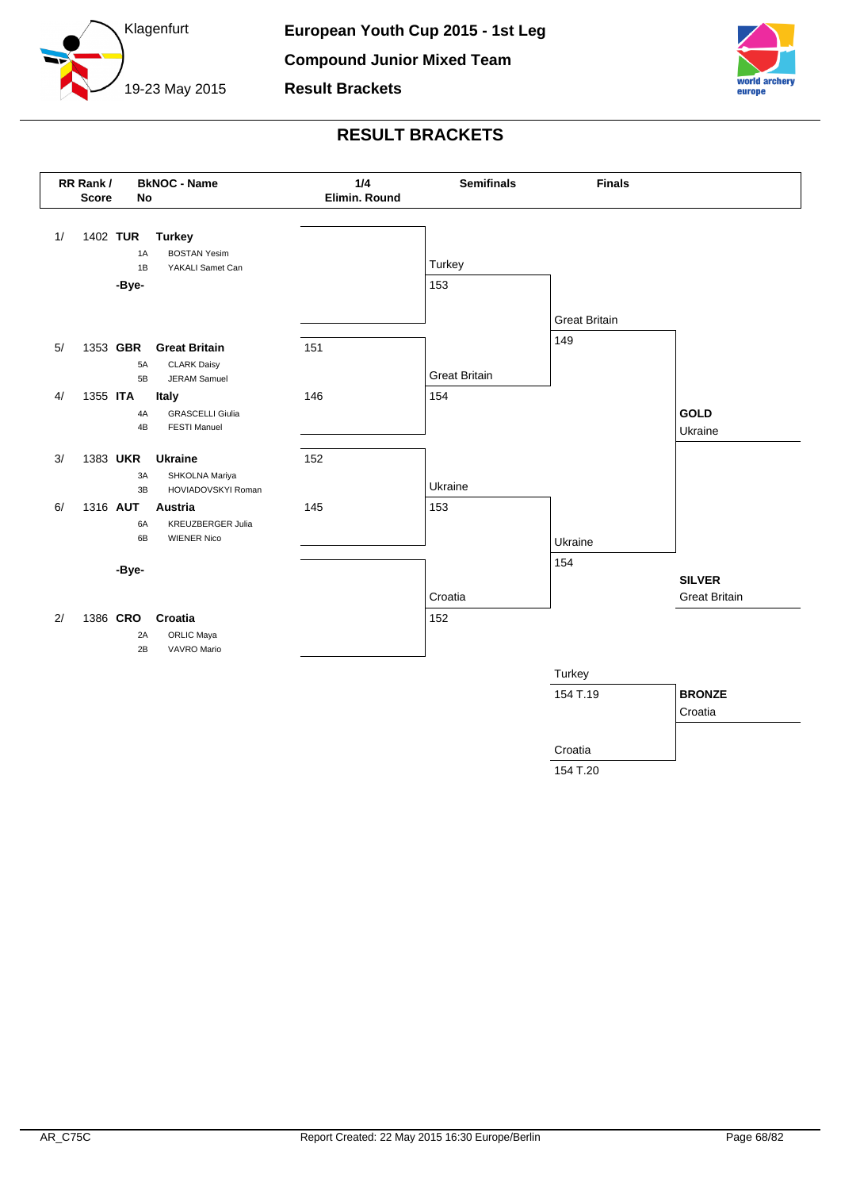# European Youth Cup 2015 - 1st Leg

**Compound Junior Mixed Team**

**Result Brackets**

Klagenfurt

19-23 May 2015

## RESULT BRACKETS

| RR Rank / Score | BkNOC - No | Name | 1/4 Elimin. Round |
|---|---|---|---|
| 1/ 1402 | TUR | **Turkey** | |
| | 1A | BOSTAN Yesim | |
| | 1B | YAKALI Samet Can | |
| | -Bye- | | |
| 5/ 1353 | GBR | **Great Britain** | 151 |
| | 5A | CLARK Daisy | |
| | 5B | JERAM Samuel | |
| 4/ 1355 | ITA | **Italy** | 146 |
| | 4A | GRASCELLI Giulia | |
| | 4B | FESTI Manuel | |
| 3/ 1383 | UKR | **Ukraine** | 152 |
| | 3A | SHKOLNA Mariya | |
| | 3B | HOVIADOVSKYI Roman | |
| 6/ 1316 | AUT | **Austria** | 145 |
| | 6A | KREUZBERGER Julia | |
| | 6B | WIENER Nico | |
| | -Bye- | | |
| 2/ 1386 | CRO | **Croatia** | |
| | 2A | ORLIC Maya | |
| | 2B | VAVRO Mario | |

**Semifinals**

| Team | Score |
|---|---|
| Turkey | 153 |
| Great Britain | 154 |
| Ukraine | 153 |
| Croatia | 152 |

**Finals**

| Team | Score |
|---|---|
| Great Britain | 149 |
| Ukraine | 154 |

**Bronze match**

| Team | Score |
|---|---|
| Turkey | 154 T.19 |
| Croatia | 154 T.20 |

**GOLD** Ukraine

**SILVER** Great Britain

**BRONZE** Croatia

AR_C75C

Report Created: 22 May 2015 16:30 Europe/Berlin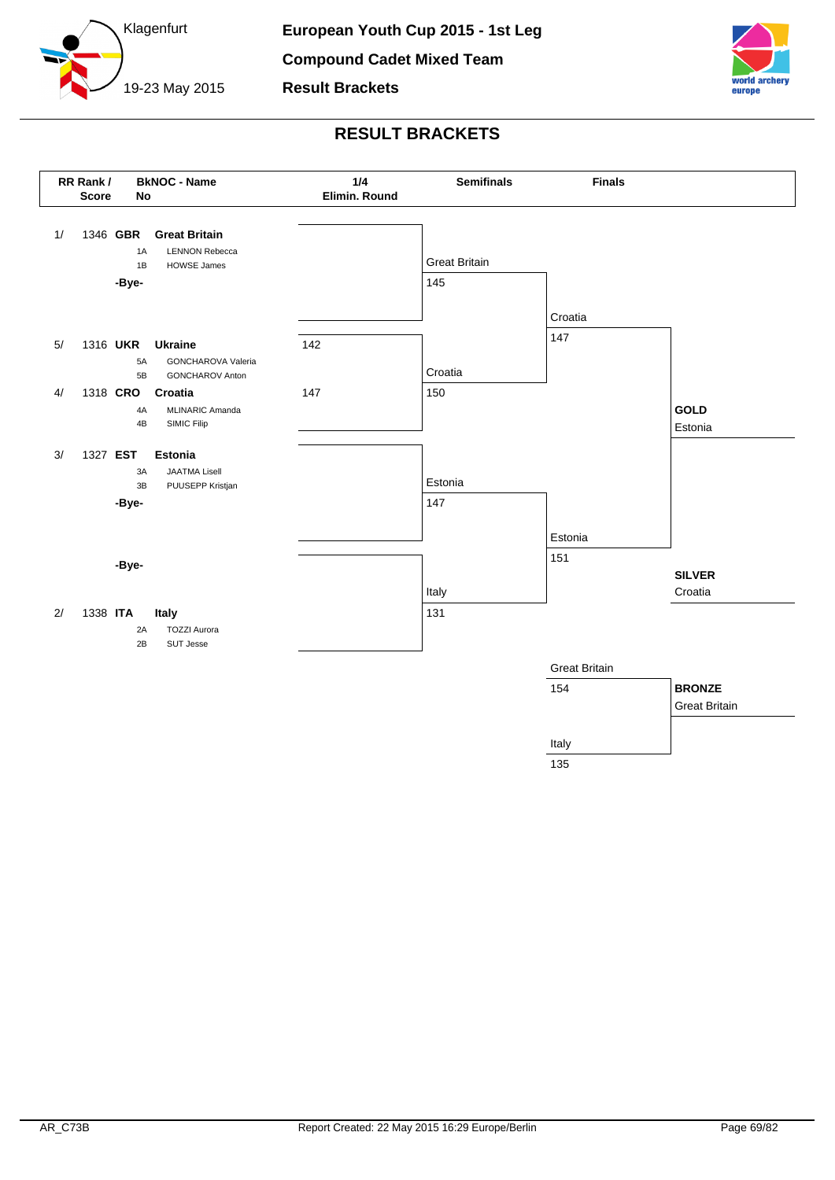# European Youth Cup 2015 - 1st Leg

## Compound Cadet Mixed Team

## Result Brackets

Klagenfurt
19-23 May 2015

## RESULT BRACKETS

| RR Rank / Score | BkNOC - Name No | 1/4 Elimin. Round | Semifinals | Finals | |
|---|---|---|---|---|---|
| 1/ 1346 | **GBR** **Great Britain** 1A LENNON Rebecca 1B HOWSE James | | Great Britain 145 | | |
| | **-Bye-** | | | Croatia 147 | |
| 5/ 1316 | **UKR** **Ukraine** 5A GONCHAROVA Valeria 5B GONCHAROV Anton | 142 | | | |
| 4/ 1318 | **CRO** **Croatia** 4A MLINARIC Amanda 4B SIMIC Filip | 147 | Croatia 150 | | **GOLD** Estonia |
| 3/ 1327 | **EST** **Estonia** 3A JAATMA Lisell 3B PUUSEPP Kristjan | | Estonia 147 | | |
| | **-Bye-** | | | Estonia 151 | **SILVER** Croatia |
| | **-Bye-** | | | | |
| 2/ 1338 | **ITA** **Italy** 2A TOZZI Aurora 2B SUT Jesse | | Italy 131 | | |

**Bronze Medal Match**

| Finals | |
|---|---|
| Great Britain 154 | **BRONZE** Great Britain |
| Italy 135 | |

AR_C73B
Report Created: 22 May 2015 16:29 Europe/Berlin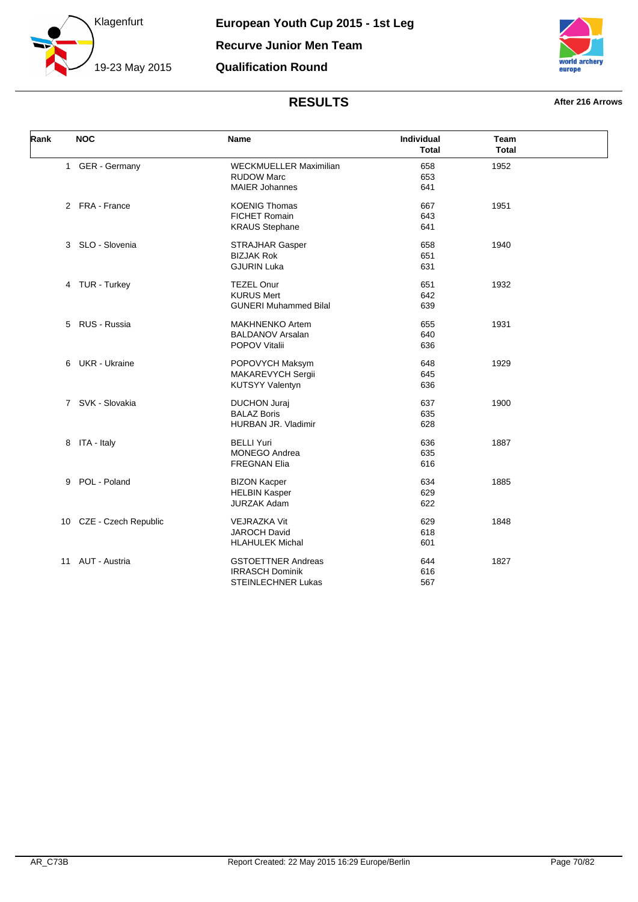Klagenfurt

19-23 May 2015

# European Youth Cup 2015 - 1st Leg

## Recurve Junior Men Team

## Qualification Round

### RESULTS

**After 216 Arrows**

| Rank | NOC | Name | Individual Total | Team Total |
|---|---|---|---|---|
| 1 | GER - Germany | WECKMUELLER Maximilian | 658 | 1952 |
| | | RUDOW Marc | 653 | |
| | | MAIER Johannes | 641 | |
| 2 | FRA - France | KOENIG Thomas | 667 | 1951 |
| | | FICHET Romain | 643 | |
| | | KRAUS Stephane | 641 | |
| 3 | SLO - Slovenia | STRAJHAR Gasper | 658 | 1940 |
| | | BIZJAK Rok | 651 | |
| | | GJURIN Luka | 631 | |
| 4 | TUR - Turkey | TEZEL Onur | 651 | 1932 |
| | | KURUS Mert | 642 | |
| | | GUNERI Muhammed Bilal | 639 | |
| 5 | RUS - Russia | MAKHNENKO Artem | 655 | 1931 |
| | | BALDANOV Arsalan | 640 | |
| | | POPOV Vitalii | 636 | |
| 6 | UKR - Ukraine | POPOVYCH Maksym | 648 | 1929 |
| | | MAKAREVYCH Sergii | 645 | |
| | | KUTSYY Valentyn | 636 | |
| 7 | SVK - Slovakia | DUCHON Juraj | 637 | 1900 |
| | | BALAZ Boris | 635 | |
| | | HURBAN JR. Vladimir | 628 | |
| 8 | ITA - Italy | BELLI Yuri | 636 | 1887 |
| | | MONEGO Andrea | 635 | |
| | | FREGNAN Elia | 616 | |
| 9 | POL - Poland | BIZON Kacper | 634 | 1885 |
| | | HELBIN Kasper | 629 | |
| | | JURZAK Adam | 622 | |
| 10 | CZE - Czech Republic | VEJRAZKA Vit | 629 | 1848 |
| | | JAROCH David | 618 | |
| | | HLAHULEK Michal | 601 | |
| 11 | AUT - Austria | GSTOETTNER Andreas | 644 | 1827 |
| | | IRRASCH Dominik | 616 | |
| | | STEINLECHNER Lukas | 567 | |

AR_C73B    Report Created: 22 May 2015 16:29 Europe/Berlin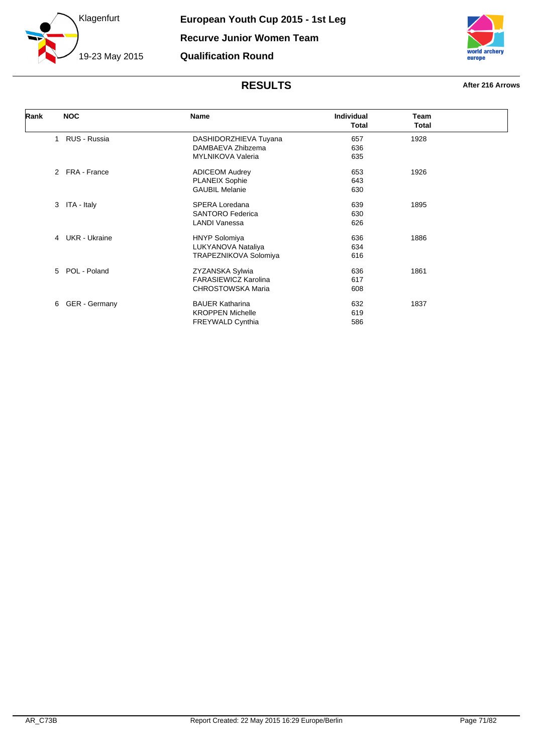# European Youth Cup 2015 - 1st Leg

## Recurve Junior Women Team

## Qualification Round

Klagenfurt

19-23 May 2015

### RESULTS

**After 216 Arrows**

| Rank | NOC | Name | Individual Total | Team Total |
|---|---|---|---|---|
| 1 | RUS - Russia | DASHIDORZHIEVA Tuyana | 657 | 1928 |
| | | DAMBAEVA Zhibzema | 636 | |
| | | MYLNIKOVA Valeria | 635 | |
| 2 | FRA - France | ADICEOM Audrey | 653 | 1926 |
| | | PLANEIX Sophie | 643 | |
| | | GAUBIL Melanie | 630 | |
| 3 | ITA - Italy | SPERA Loredana | 639 | 1895 |
| | | SANTORO Federica | 630 | |
| | | LANDI Vanessa | 626 | |
| 4 | UKR - Ukraine | HNYP Solomiya | 636 | 1886 |
| | | LUKYANOVA Nataliya | 634 | |
| | | TRAPEZNIKOVA Solomiya | 616 | |
| 5 | POL - Poland | ZYZANSKA Sylwia | 636 | 1861 |
| | | FARASIEWICZ Karolina | 617 | |
| | | CHROSTOWSKA Maria | 608 | |
| 6 | GER - Germany | BAUER Katharina | 632 | 1837 |
| | | KROPPEN Michelle | 619 | |
| | | FREYWALD Cynthia | 586 | |

AR_C73B

Report Created: 22 May 2015 16:29 Europe/Berlin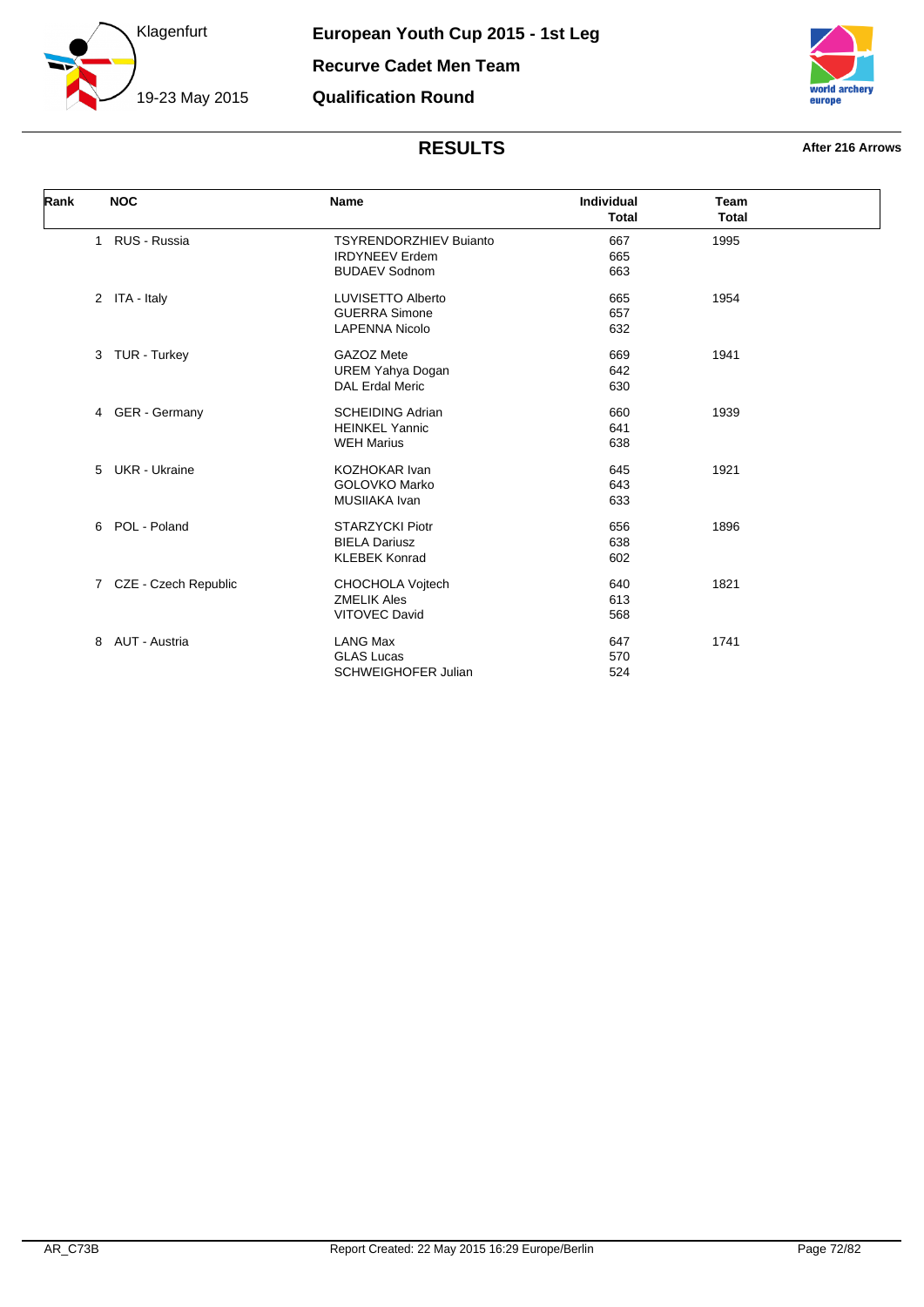# European Youth Cup 2015 - 1st Leg

## Recurve Cadet Men Team

## Qualification Round

Klagenfurt

19-23 May 2015

## RESULTS

**After 216 Arrows**

| Rank | NOC | Name | Individual Total | Team Total |
|---|---|---|---|---|
| 1 | RUS - Russia | TSYRENDORZHIEV Buianto | 667 | 1995 |
| | | IRDYNEEV Erdem | 665 | |
| | | BUDAEV Sodnom | 663 | |
| 2 | ITA - Italy | LUVISETTO Alberto | 665 | 1954 |
| | | GUERRA Simone | 657 | |
| | | LAPENNA Nicolo | 632 | |
| 3 | TUR - Turkey | GAZOZ Mete | 669 | 1941 |
| | | UREM Yahya Dogan | 642 | |
| | | DAL Erdal Meric | 630 | |
| 4 | GER - Germany | SCHEIDING Adrian | 660 | 1939 |
| | | HEINKEL Yannic | 641 | |
| | | WEH Marius | 638 | |
| 5 | UKR - Ukraine | KOZHOKAR Ivan | 645 | 1921 |
| | | GOLOVKO Marko | 643 | |
| | | MUSIIAKA Ivan | 633 | |
| 6 | POL - Poland | STARZYCKI Piotr | 656 | 1896 |
| | | BIELA Dariusz | 638 | |
| | | KLEBEK Konrad | 602 | |
| 7 | CZE - Czech Republic | CHOCHOLA Vojtech | 640 | 1821 |
| | | ZMELIK Ales | 613 | |
| | | VITOVEC David | 568 | |
| 8 | AUT - Austria | LANG Max | 647 | 1741 |
| | | GLAS Lucas | 570 | |
| | | SCHWEIGHOFER Julian | 524 | |

AR_C73B Report Created: 22 May 2015 16:29 Europe/Berlin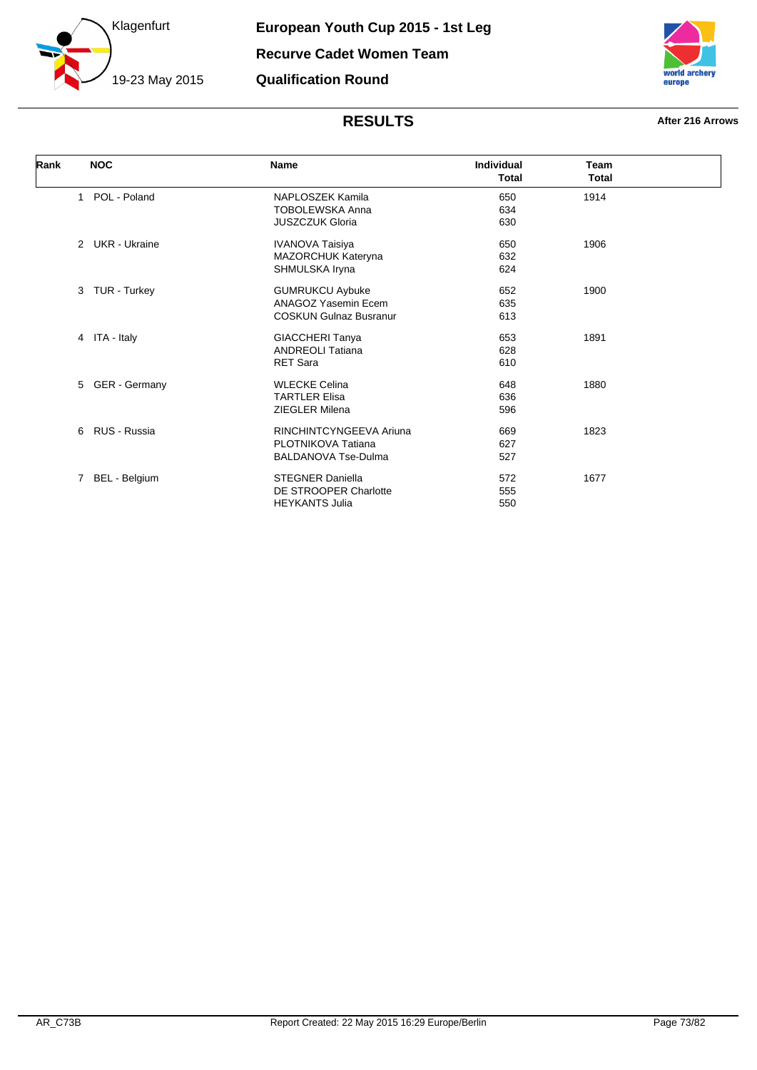Klagenfurt

19-23 May 2015

# European Youth Cup 2015 - 1st Leg

## Recurve Cadet Women Team

## Qualification Round

### RESULTS

**After 216 Arrows**

| Rank | NOC | Name | Individual Total | Team Total |
|---|---|---|---|---|
| 1 | POL - Poland | NAPLOSZEK Kamila | 650 | 1914 |
| | | TOBOLEWSKA Anna | 634 | |
| | | JUSZCZUK Gloria | 630 | |
| 2 | UKR - Ukraine | IVANOVA Taisiya | 650 | 1906 |
| | | MAZORCHUK Kateryna | 632 | |
| | | SHMULSKA Iryna | 624 | |
| 3 | TUR - Turkey | GUMRUKCU Aybuke | 652 | 1900 |
| | | ANAGOZ Yasemin Ecem | 635 | |
| | | COSKUN Gulnaz Busranur | 613 | |
| 4 | ITA - Italy | GIACCHERI Tanya | 653 | 1891 |
| | | ANDREOLI Tatiana | 628 | |
| | | RET Sara | 610 | |
| 5 | GER - Germany | WLECKE Celina | 648 | 1880 |
| | | TARTLER Elisa | 636 | |
| | | ZIEGLER Milena | 596 | |
| 6 | RUS - Russia | RINCHINTCYNGEEVA Ariuna | 669 | 1823 |
| | | PLOTNIKOVA Tatiana | 627 | |
| | | BALDANOVA Tse-Dulma | 527 | |
| 7 | BEL - Belgium | STEGNER Daniella | 572 | 1677 |
| | | DE STROOPER Charlotte | 555 | |
| | | HEYKANTS Julia | 550 | |

AR_C73B

Report Created: 22 May 2015 16:29 Europe/Berlin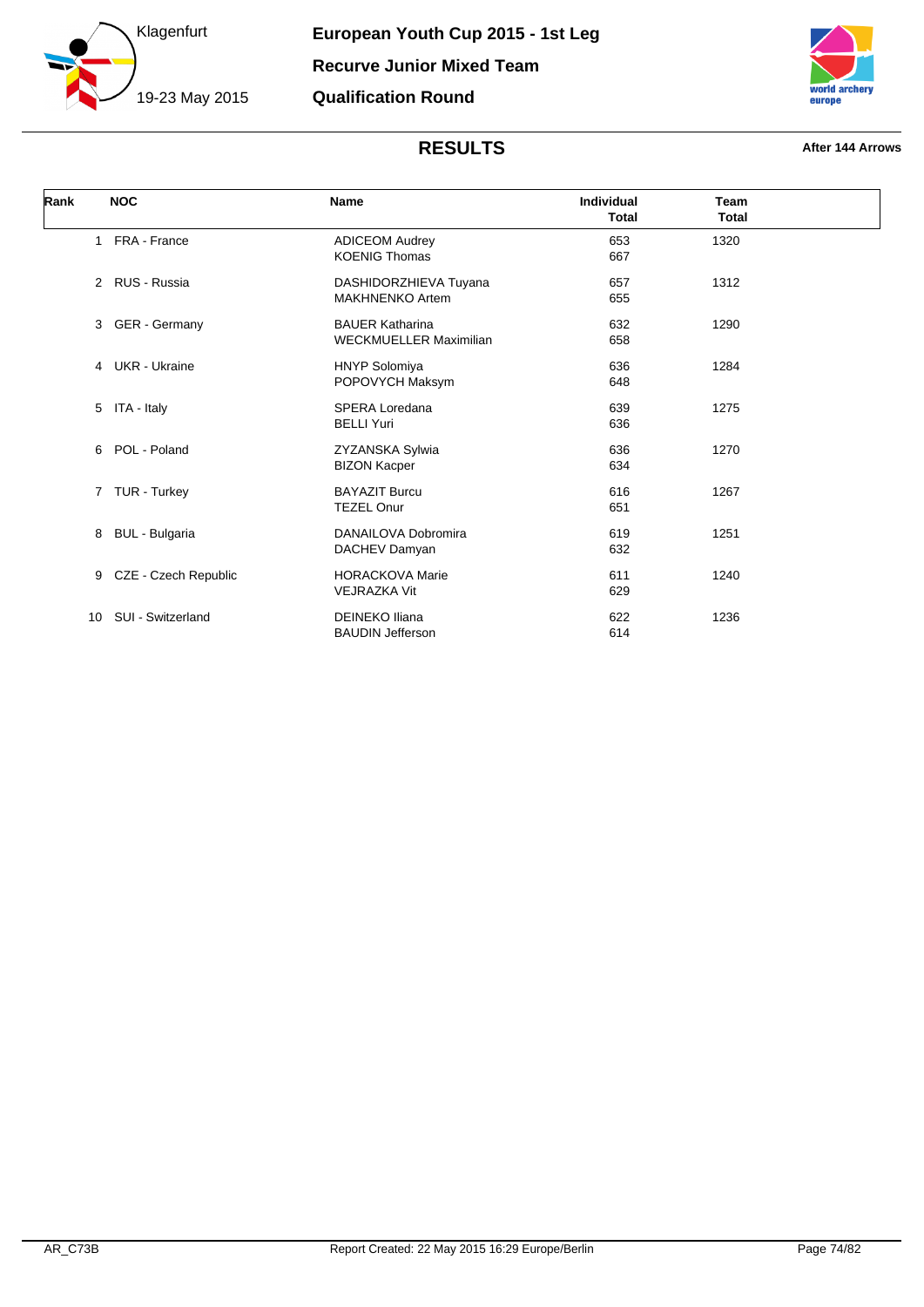Klagenfurt

19-23 May 2015

# European Youth Cup 2015 - 1st Leg

## Recurve Junior Mixed Team

## Qualification Round

## RESULTS

**After 144 Arrows**

| Rank | NOC | Name | Individual Total | Team Total |
|---|---|---|---|---|
| 1 | FRA - France | ADICEOM Audrey<br>KOENIG Thomas | 653<br>667 | 1320 |
| 2 | RUS - Russia | DASHIDORZHIEVA Tuyana<br>MAKHNENKO Artem | 657<br>655 | 1312 |
| 3 | GER - Germany | BAUER Katharina<br>WECKMUELLER Maximilian | 632<br>658 | 1290 |
| 4 | UKR - Ukraine | HNYP Solomiya<br>POPOVYCH Maksym | 636<br>648 | 1284 |
| 5 | ITA - Italy | SPERA Loredana<br>BELLI Yuri | 639<br>636 | 1275 |
| 6 | POL - Poland | ZYZANSKA Sylwia<br>BIZON Kacper | 636<br>634 | 1270 |
| 7 | TUR - Turkey | BAYAZIT Burcu<br>TEZEL Onur | 616<br>651 | 1267 |
| 8 | BUL - Bulgaria | DANAILOVA Dobromira<br>DACHEV Damyan | 619<br>632 | 1251 |
| 9 | CZE - Czech Republic | HORACKOVA Marie<br>VEJRAZKA Vit | 611<br>629 | 1240 |
| 10 | SUI - Switzerland | DEINEKO Iliana<br>BAUDIN Jefferson | 622<br>614 | 1236 |

AR_C73B    Report Created: 22 May 2015 16:29 Europe/Berlin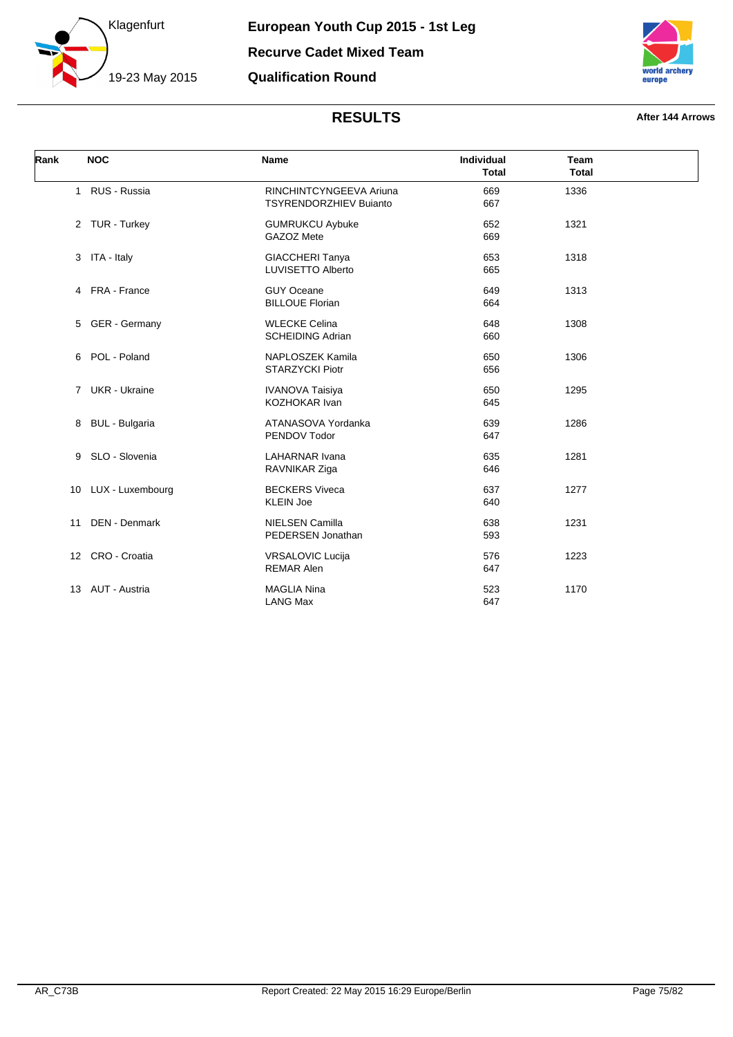# European Youth Cup 2015 - 1st Leg

## Recurve Cadet Mixed Team

## Qualification Round

Klagenfurt

19-23 May 2015

### RESULTS

**After 144 Arrows**

| Rank | NOC | Name | Individual Total | Team Total |
|---|---|---|---|---|
| 1 | RUS - Russia | RINCHINTCYNGEEVA Ariuna<br>TSYRENDORZHIEV Buianto | 669<br>667 | 1336 |
| 2 | TUR - Turkey | GUMRUKCU Aybuke<br>GAZOZ Mete | 652<br>669 | 1321 |
| 3 | ITA - Italy | GIACCHERI Tanya<br>LUVISETTO Alberto | 653<br>665 | 1318 |
| 4 | FRA - France | GUY Oceane<br>BILLOUE Florian | 649<br>664 | 1313 |
| 5 | GER - Germany | WLECKE Celina<br>SCHEIDING Adrian | 648<br>660 | 1308 |
| 6 | POL - Poland | NAPLOSZEK Kamila<br>STARZYCKI Piotr | 650<br>656 | 1306 |
| 7 | UKR - Ukraine | IVANOVA Taisiya<br>KOZHOKAR Ivan | 650<br>645 | 1295 |
| 8 | BUL - Bulgaria | ATANASOVA Yordanka<br>PENDOV Todor | 639<br>647 | 1286 |
| 9 | SLO - Slovenia | LAHARNAR Ivana<br>RAVNIKAR Ziga | 635<br>646 | 1281 |
| 10 | LUX - Luxembourg | BECKERS Viveca<br>KLEIN Joe | 637<br>640 | 1277 |
| 11 | DEN - Denmark | NIELSEN Camilla<br>PEDERSEN Jonathan | 638<br>593 | 1231 |
| 12 | CRO - Croatia | VRSALOVIC Lucija<br>REMAR Alen | 576<br>647 | 1223 |
| 13 | AUT - Austria | MAGLIA Nina<br>LANG Max | 523<br>647 | 1170 |

AR_C73B

Report Created: 22 May 2015 16:29 Europe/Berlin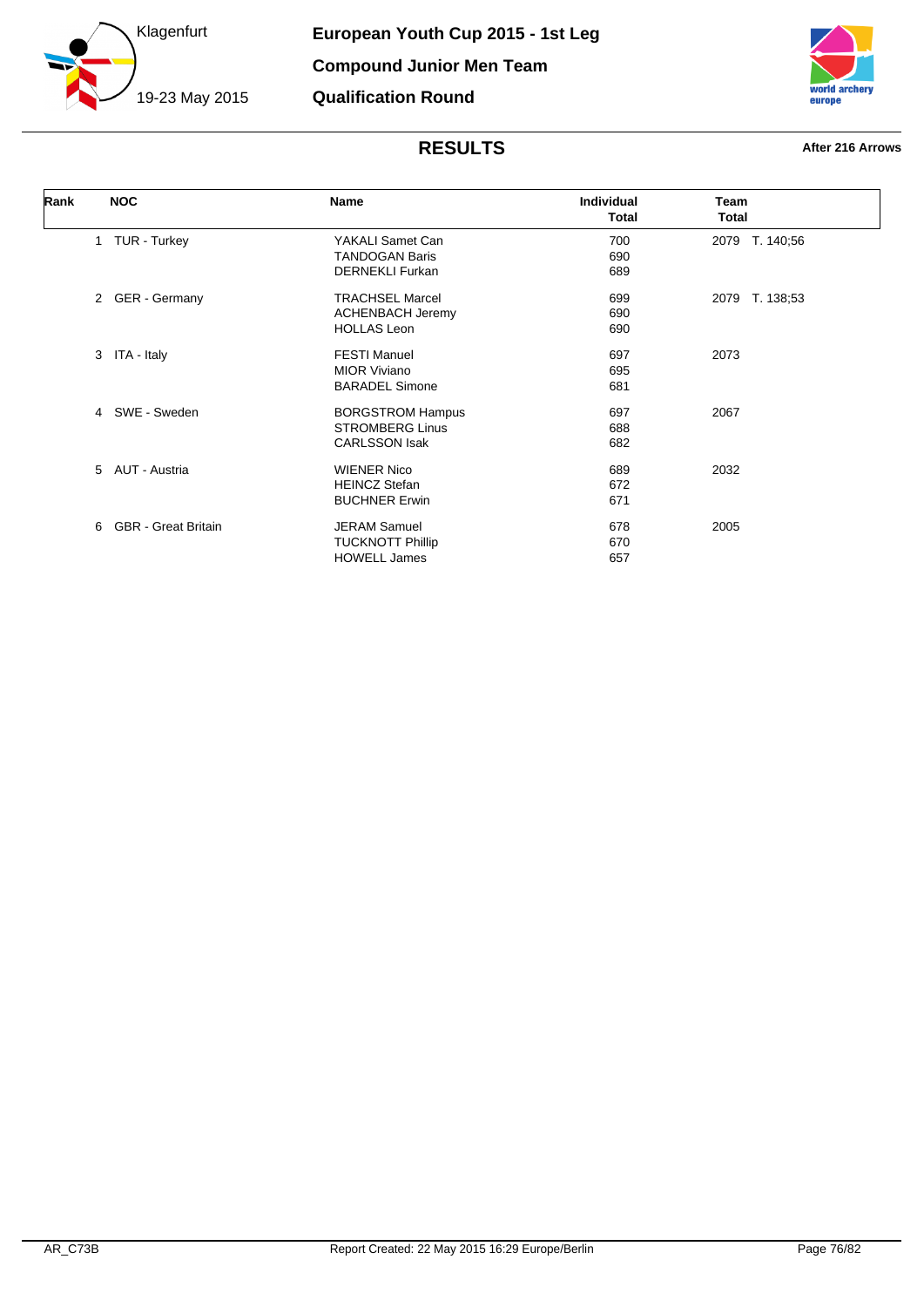Klagenfurt

19-23 May 2015

# European Youth Cup 2015 - 1st Leg

## Compound Junior Men Team

## Qualification Round

### RESULTS

**After 216 Arrows**

| Rank | NOC | Name | Individual Total | Team Total |
|---|---|---|---|---|
| 1 | TUR - Turkey | YAKALI Samet Can | 700 | 2079 T. 140;56 |
| | | TANDOGAN Baris | 690 | |
| | | DERNEKLI Furkan | 689 | |
| 2 | GER - Germany | TRACHSEL Marcel | 699 | 2079 T. 138;53 |
| | | ACHENBACH Jeremy | 690 | |
| | | HOLLAS Leon | 690 | |
| 3 | ITA - Italy | FESTI Manuel | 697 | 2073 |
| | | MIOR Viviano | 695 | |
| | | BARADEL Simone | 681 | |
| 4 | SWE - Sweden | BORGSTROM Hampus | 697 | 2067 |
| | | STROMBERG Linus | 688 | |
| | | CARLSSON Isak | 682 | |
| 5 | AUT - Austria | WIENER Nico | 689 | 2032 |
| | | HEINCZ Stefan | 672 | |
| | | BUCHNER Erwin | 671 | |
| 6 | GBR - Great Britain | JERAM Samuel | 678 | 2005 |
| | | TUCKNOTT Phillip | 670 | |
| | | HOWELL James | 657 | |

AR_C73B

Report Created: 22 May 2015 16:29 Europe/Berlin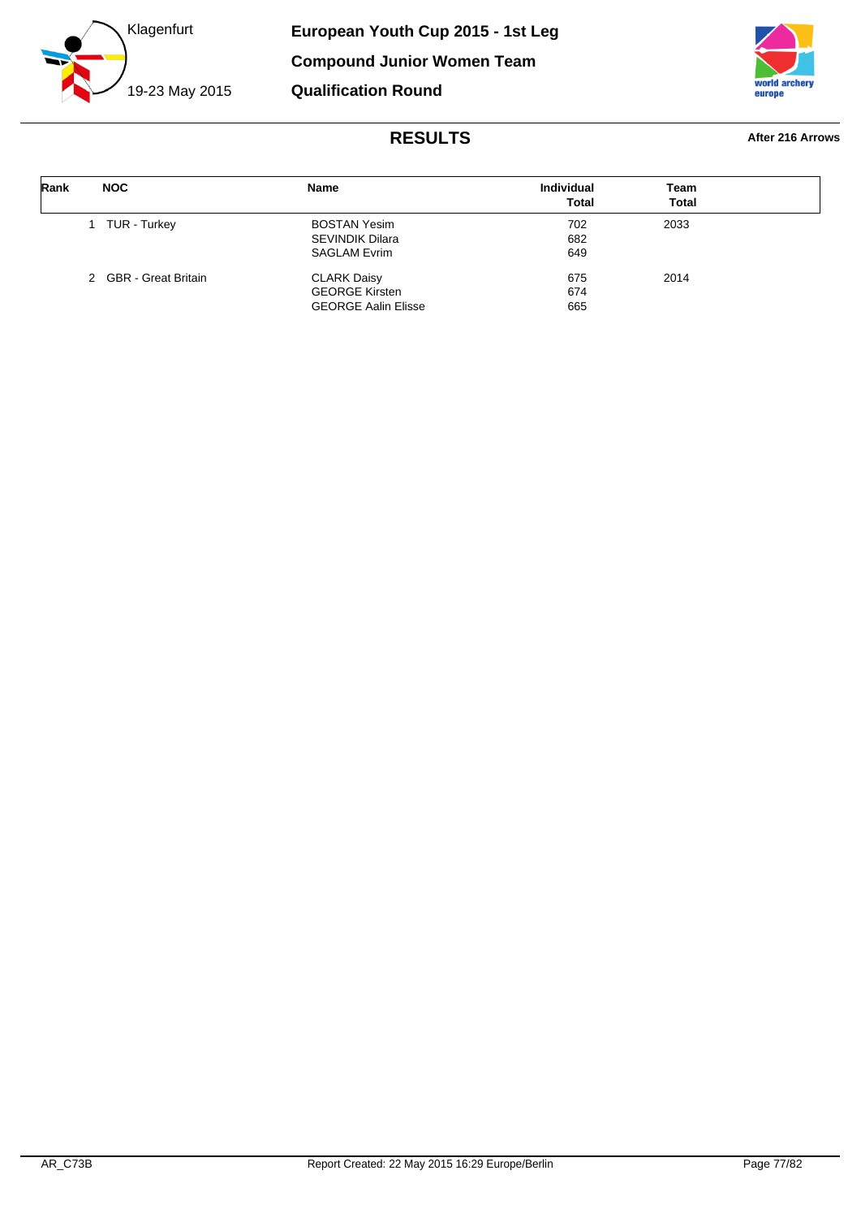Klagenfurt

19-23 May 2015

**European Youth Cup 2015 - 1st Leg**

**Compound Junior Women Team**

**Qualification Round**

## RESULTS

**After 216 Arrows**

| Rank | NOC | Name | Individual Total | Team Total |
|---|---|---|---|---|
| 1 | TUR - Turkey | BOSTAN Yesim | 702 | 2033 |
| | | SEVINDIK Dilara | 682 | |
| | | SAGLAM Evrim | 649 | |
| 2 | GBR - Great Britain | CLARK Daisy | 675 | 2014 |
| | | GEORGE Kirsten | 674 | |
| | | GEORGE Aalin Elisse | 665 | |

AR_C73B

Report Created: 22 May 2015 16:29 Europe/Berlin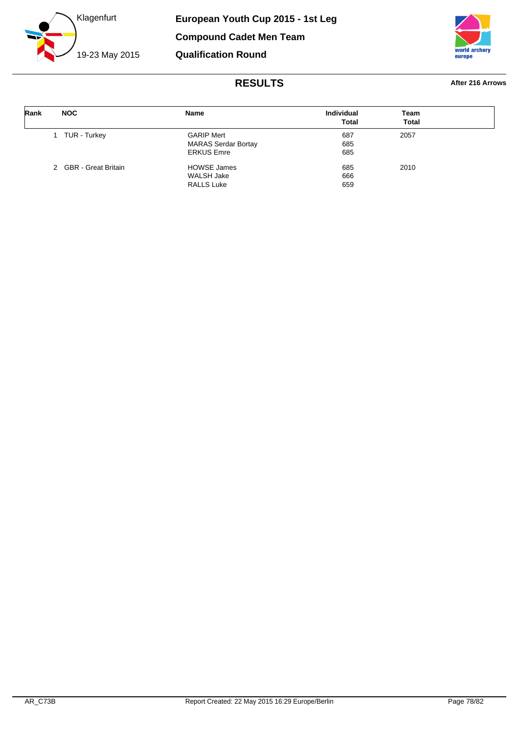# European Youth Cup 2015 - 1st Leg

## Compound Cadet Men Team

## Qualification Round

Klagenfurt

19-23 May 2015

### RESULTS

**After 216 Arrows**

| Rank | NOC | Name | Individual Total | Team Total |
|---|---|---|---|---|
| 1 | TUR - Turkey | GARIP Mert | 687 | 2057 |
| | | MARAS Serdar Bortay | 685 | |
| | | ERKUS Emre | 685 | |
| 2 | GBR - Great Britain | HOWSE James | 685 | 2010 |
| | | WALSH Jake | 666 | |
| | | RALLS Luke | 659 | |

AR_C73B

Report Created: 22 May 2015 16:29 Europe/Berlin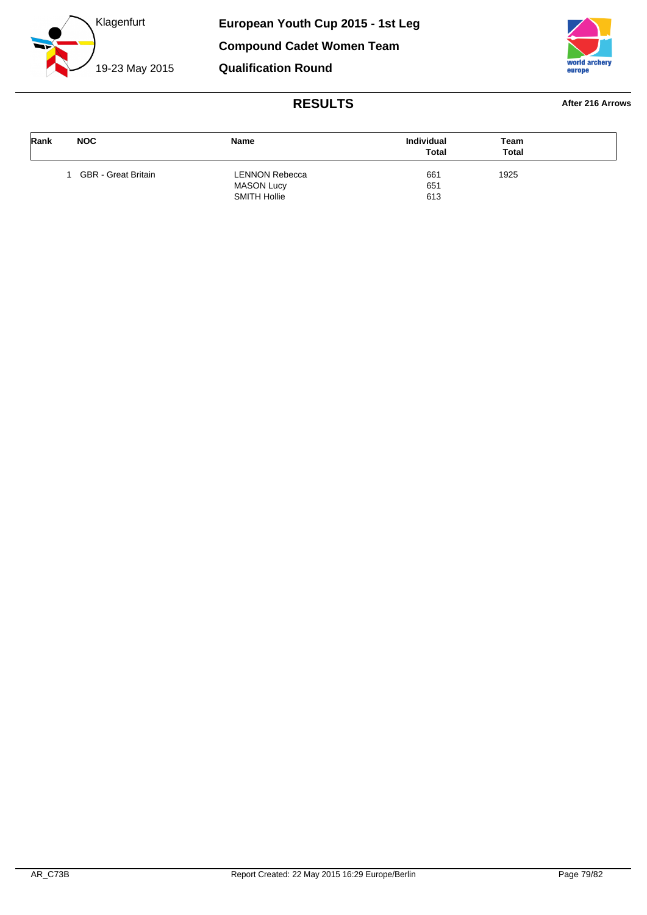Klagenfurt

19-23 May 2015

**European Youth Cup 2015 - 1st Leg**

**Compound Cadet Women Team**

**Qualification Round**

## RESULTS

**After 216 Arrows**

| Rank | NOC | Name | Individual Total | Team Total |
|---|---|---|---|---|
| 1 | GBR - Great Britain | LENNON Rebecca | 661 | 1925 |
| | | MASON Lucy | 651 | |
| | | SMITH Hollie | 613 | |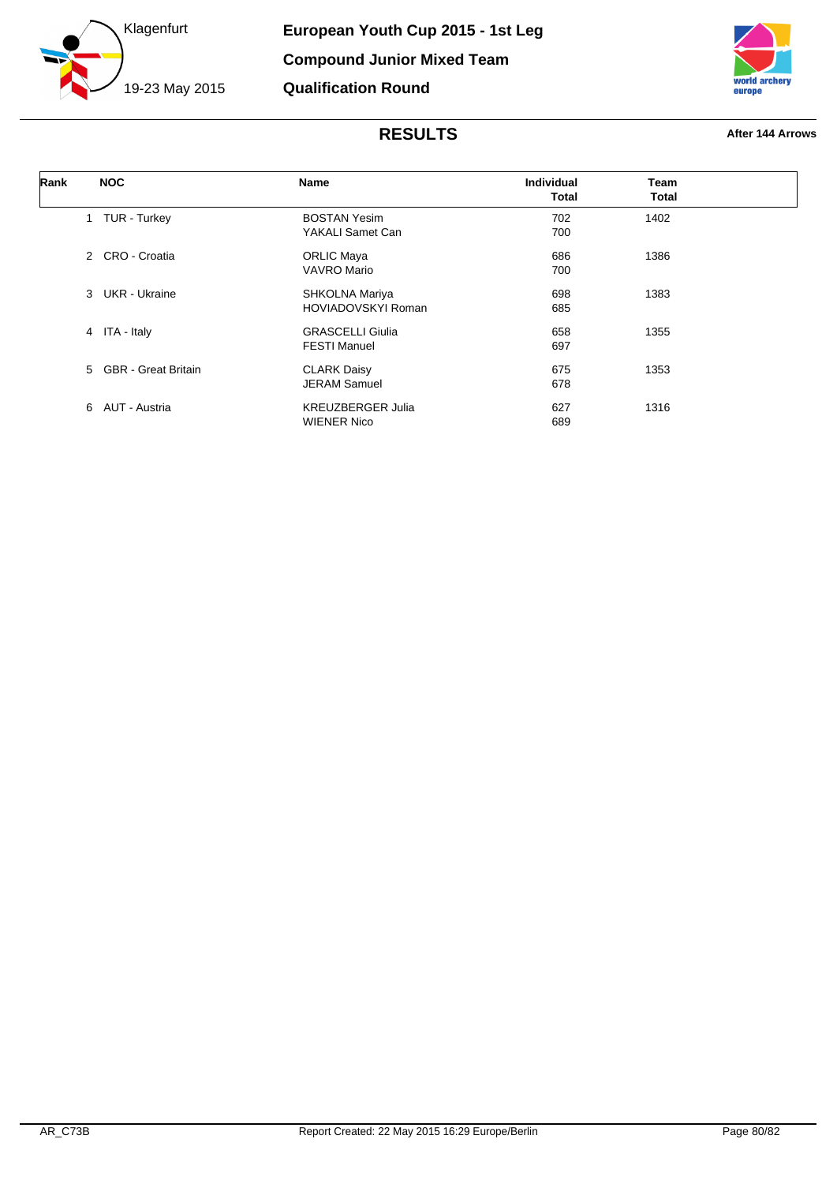# European Youth Cup 2015 - 1st Leg

## Compound Junior Mixed Team

## Qualification Round

Klagenfurt

19-23 May 2015

### RESULTS

**After 144 Arrows**

| Rank | NOC | Name | Individual Total | Team Total |
|---|---|---|---|---|
| 1 | TUR - Turkey | BOSTAN Yesim | 702 | 1402 |
| | | YAKALI Samet Can | 700 | |
| 2 | CRO - Croatia | ORLIC Maya | 686 | 1386 |
| | | VAVRO Mario | 700 | |
| 3 | UKR - Ukraine | SHKOLNA Mariya | 698 | 1383 |
| | | HOVIADOVSKYI Roman | 685 | |
| 4 | ITA - Italy | GRASCELLI Giulia | 658 | 1355 |
| | | FESTI Manuel | 697 | |
| 5 | GBR - Great Britain | CLARK Daisy | 675 | 1353 |
| | | JERAM Samuel | 678 | |
| 6 | AUT - Austria | KREUZBERGER Julia | 627 | 1316 |
| | | WIENER Nico | 689 | |

AR_C73B

Report Created: 22 May 2015 16:29 Europe/Berlin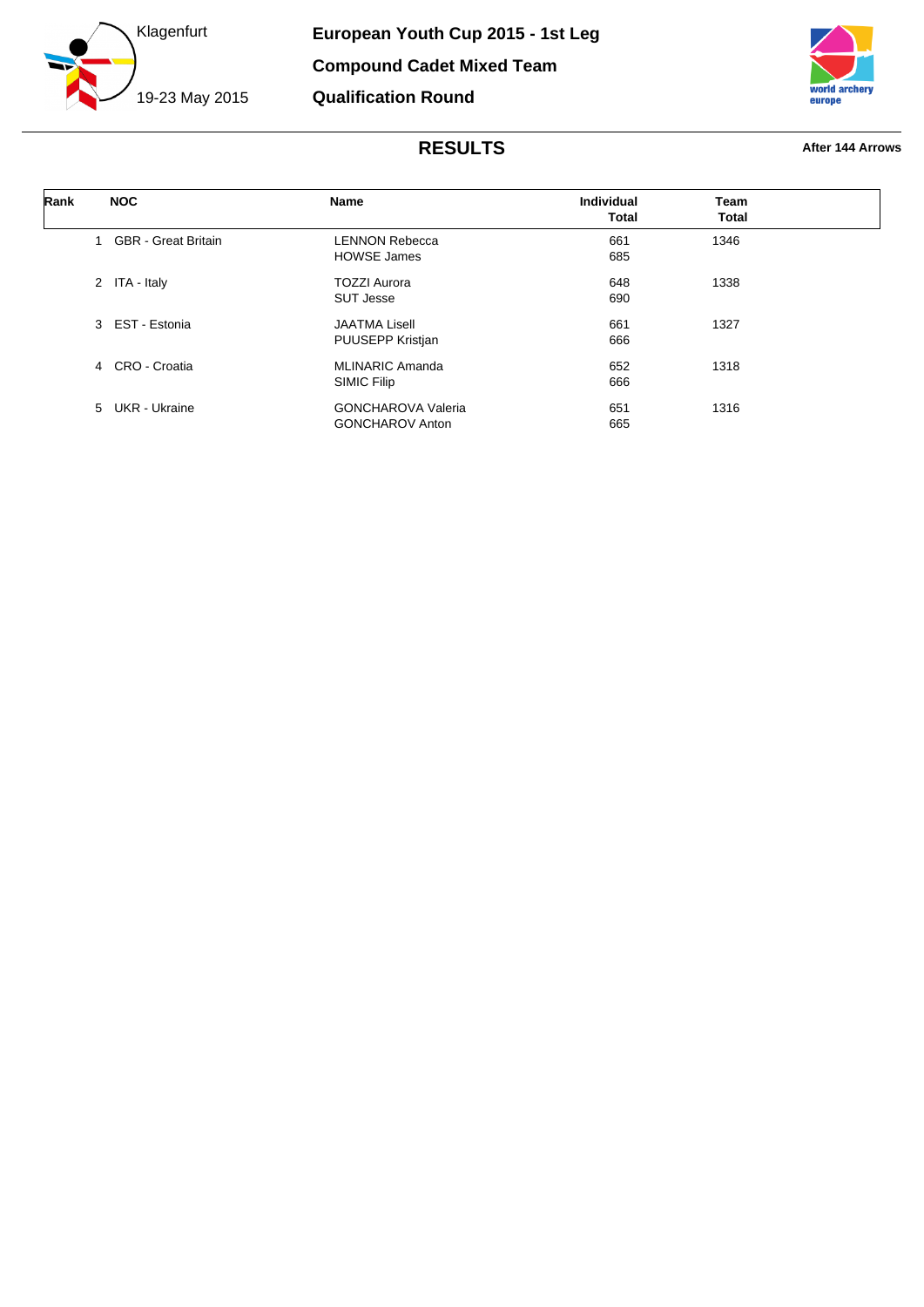Klagenfurt

19-23 May 2015

**European Youth Cup 2015 - 1st Leg**

**Compound Cadet Mixed Team**

**Qualification Round**

## RESULTS

**After 144 Arrows**

| Rank | NOC | Name | Individual Total | Team Total |
|---|---|---|---|---|
| 1 | GBR - Great Britain | LENNON Rebecca<br>HOWSE James | 661<br>685 | 1346 |
| 2 | ITA - Italy | TOZZI Aurora<br>SUT Jesse | 648<br>690 | 1338 |
| 3 | EST - Estonia | JAATMA Lisell<br>PUUSEPP Kristjan | 661<br>666 | 1327 |
| 4 | CRO - Croatia | MLINARIC Amanda<br>SIMIC Filip | 652<br>666 | 1318 |
| 5 | UKR - Ukraine | GONCHAROVA Valeria<br>GONCHAROV Anton | 651<br>665 | 1316 |